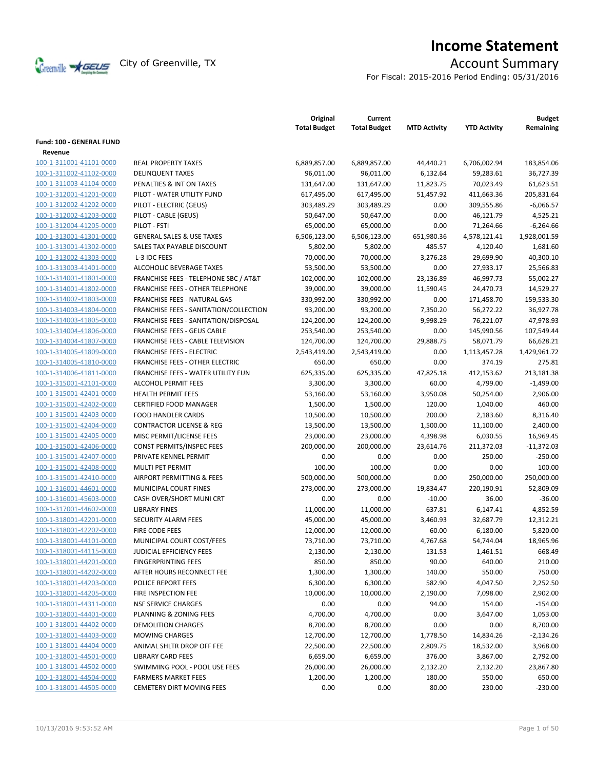# Income Statement

City of Greenville, TX

## Account Summary

For Fiscal: 2015-2016 Period Ending: 05/31/2016

| | | Original Total Budget | Current Total Budget | MTD Activity | YTD Activity | Budget Remaining |
|---|---|---|---|---|---|---|
| **Fund: 100 - GENERAL FUND** | | | | | | |
| **Revenue** | | | | | | |
| 100-1-311001-41101-0000 | REAL PROPERTY TAXES | 6,889,857.00 | 6,889,857.00 | 44,440.21 | 6,706,002.94 | 183,854.06 |
| 100-1-311002-41102-0000 | DELINQUENT TAXES | 96,011.00 | 96,011.00 | 6,132.64 | 59,283.61 | 36,727.39 |
| 100-1-311003-41104-0000 | PENALTIES & INT ON TAXES | 131,647.00 | 131,647.00 | 11,823.75 | 70,023.49 | 61,623.51 |
| 100-1-312001-41201-0000 | PILOT - WATER UTILITY FUND | 617,495.00 | 617,495.00 | 51,457.92 | 411,663.36 | 205,831.64 |
| 100-1-312002-41202-0000 | PILOT - ELECTRIC (GEUS) | 303,489.29 | 303,489.29 | 0.00 | 309,555.86 | -6,066.57 |
| 100-1-312002-41203-0000 | PILOT - CABLE (GEUS) | 50,647.00 | 50,647.00 | 0.00 | 46,121.79 | 4,525.21 |
| 100-1-312004-41205-0000 | PILOT - FSTI | 65,000.00 | 65,000.00 | 0.00 | 71,264.66 | -6,264.66 |
| 100-1-313001-41301-0000 | GENERAL SALES & USE TAXES | 6,506,123.00 | 6,506,123.00 | 651,980.36 | 4,578,121.41 | 1,928,001.59 |
| 100-1-313001-41302-0000 | SALES TAX PAYABLE DISCOUNT | 5,802.00 | 5,802.00 | 485.57 | 4,120.40 | 1,681.60 |
| 100-1-313002-41303-0000 | L-3 IDC FEES | 70,000.00 | 70,000.00 | 3,276.28 | 29,699.90 | 40,300.10 |
| 100-1-313003-41401-0000 | ALCOHOLIC BEVERAGE TAXES | 53,500.00 | 53,500.00 | 0.00 | 27,933.17 | 25,566.83 |
| 100-1-314001-41801-0000 | FRANCHISE FEES - TELEPHONE SBC / AT&T | 102,000.00 | 102,000.00 | 23,136.89 | 46,997.73 | 55,002.27 |
| 100-1-314001-41802-0000 | FRANCHISE FEES - OTHER TELEPHONE | 39,000.00 | 39,000.00 | 11,590.45 | 24,470.73 | 14,529.27 |
| 100-1-314002-41803-0000 | FRANCHISE FEES - NATURAL GAS | 330,992.00 | 330,992.00 | 0.00 | 171,458.70 | 159,533.30 |
| 100-1-314003-41804-0000 | FRANCHISE FEES - SANITATION/COLLECTION | 93,200.00 | 93,200.00 | 7,350.20 | 56,272.22 | 36,927.78 |
| 100-1-314003-41805-0000 | FRANCHISE FEES - SANITATION/DISPOSAL | 124,200.00 | 124,200.00 | 9,998.29 | 76,221.07 | 47,978.93 |
| 100-1-314004-41806-0000 | FRANCHISE FEES - GEUS CABLE | 253,540.00 | 253,540.00 | 0.00 | 145,990.56 | 107,549.44 |
| 100-1-314004-41807-0000 | FRANCHISE FEES - CABLE TELEVISION | 124,700.00 | 124,700.00 | 29,888.75 | 58,071.79 | 66,628.21 |
| 100-1-314005-41809-0000 | FRANCHISE FEES - ELECTRIC | 2,543,419.00 | 2,543,419.00 | 0.00 | 1,113,457.28 | 1,429,961.72 |
| 100-1-314005-41810-0000 | FRANCHISE FEES - OTHER ELECTRIC | 650.00 | 650.00 | 0.00 | 374.19 | 275.81 |
| 100-1-314006-41811-0000 | FRANCHISE FEES - WATER UTILITY FUN | 625,335.00 | 625,335.00 | 47,825.18 | 412,153.62 | 213,181.38 |
| 100-1-315001-42101-0000 | ALCOHOL PERMIT FEES | 3,300.00 | 3,300.00 | 60.00 | 4,799.00 | -1,499.00 |
| 100-1-315001-42401-0000 | HEALTH PERMIT FEES | 53,160.00 | 53,160.00 | 3,950.08 | 50,254.00 | 2,906.00 |
| 100-1-315001-42402-0000 | CERTIFIED FOOD MANAGER | 1,500.00 | 1,500.00 | 120.00 | 1,040.00 | 460.00 |
| 100-1-315001-42403-0000 | FOOD HANDLER CARDS | 10,500.00 | 10,500.00 | 200.00 | 2,183.60 | 8,316.40 |
| 100-1-315001-42404-0000 | CONTRACTOR LICENSE & REG | 13,500.00 | 13,500.00 | 1,500.00 | 11,100.00 | 2,400.00 |
| 100-1-315001-42405-0000 | MISC PERMIT/LICENSE FEES | 23,000.00 | 23,000.00 | 4,398.98 | 6,030.55 | 16,969.45 |
| 100-1-315001-42406-0000 | CONST PERMITS/INSPEC FEES | 200,000.00 | 200,000.00 | 23,614.76 | 211,372.03 | -11,372.03 |
| 100-1-315001-42407-0000 | PRIVATE KENNEL PERMIT | 0.00 | 0.00 | 0.00 | 250.00 | -250.00 |
| 100-1-315001-42408-0000 | MULTI PET PERMIT | 100.00 | 100.00 | 0.00 | 0.00 | 100.00 |
| 100-1-315001-42410-0000 | AIRPORT PERMITTING & FEES | 500,000.00 | 500,000.00 | 0.00 | 250,000.00 | 250,000.00 |
| 100-1-316001-44601-0000 | MUNICIPAL COURT FINES | 273,000.00 | 273,000.00 | 19,834.47 | 220,190.91 | 52,809.09 |
| 100-1-316001-45603-0000 | CASH OVER/SHORT MUNI CRT | 0.00 | 0.00 | -10.00 | 36.00 | -36.00 |
| 100-1-317001-44602-0000 | LIBRARY FINES | 11,000.00 | 11,000.00 | 637.81 | 6,147.41 | 4,852.59 |
| 100-1-318001-42201-0000 | SECURITY ALARM FEES | 45,000.00 | 45,000.00 | 3,460.93 | 32,687.79 | 12,312.21 |
| 100-1-318001-42202-0000 | FIRE CODE FEES | 12,000.00 | 12,000.00 | 60.00 | 6,180.00 | 5,820.00 |
| 100-1-318001-44101-0000 | MUNICIPAL COURT COST/FEES | 73,710.00 | 73,710.00 | 4,767.68 | 54,744.04 | 18,965.96 |
| 100-1-318001-44115-0000 | JUDICIAL EFFICIENCY FEES | 2,130.00 | 2,130.00 | 131.53 | 1,461.51 | 668.49 |
| 100-1-318001-44201-0000 | FINGERPRINTING FEES | 850.00 | 850.00 | 90.00 | 640.00 | 210.00 |
| 100-1-318001-44202-0000 | AFTER HOURS RECONNECT FEE | 1,300.00 | 1,300.00 | 140.00 | 550.00 | 750.00 |
| 100-1-318001-44203-0000 | POLICE REPORT FEES | 6,300.00 | 6,300.00 | 582.90 | 4,047.50 | 2,252.50 |
| 100-1-318001-44205-0000 | FIRE INSPECTION FEE | 10,000.00 | 10,000.00 | 2,190.00 | 7,098.00 | 2,902.00 |
| 100-1-318001-44311-0000 | NSF SERVICE CHARGES | 0.00 | 0.00 | 94.00 | 154.00 | -154.00 |
| 100-1-318001-44401-0000 | PLANNING & ZONING FEES | 4,700.00 | 4,700.00 | 0.00 | 3,647.00 | 1,053.00 |
| 100-1-318001-44402-0000 | DEMOLITION CHARGES | 8,700.00 | 8,700.00 | 0.00 | 0.00 | 8,700.00 |
| 100-1-318001-44403-0000 | MOWING CHARGES | 12,700.00 | 12,700.00 | 1,778.50 | 14,834.26 | -2,134.26 |
| 100-1-318001-44404-0000 | ANIMAL SHLTR DROP OFF FEE | 22,500.00 | 22,500.00 | 2,809.75 | 18,532.00 | 3,968.00 |
| 100-1-318001-44501-0000 | LIBRARY CARD FEES | 6,659.00 | 6,659.00 | 376.00 | 3,867.00 | 2,792.00 |
| 100-1-318001-44502-0000 | SWIMMING POOL - POOL USE FEES | 26,000.00 | 26,000.00 | 2,132.20 | 2,132.20 | 23,867.80 |
| 100-1-318001-44504-0000 | FARMERS MARKET FEES | 1,200.00 | 1,200.00 | 180.00 | 550.00 | 650.00 |
| 100-1-318001-44505-0000 | CEMETERY DIRT MOVING FEES | 0.00 | 0.00 | 80.00 | 230.00 | -230.00 |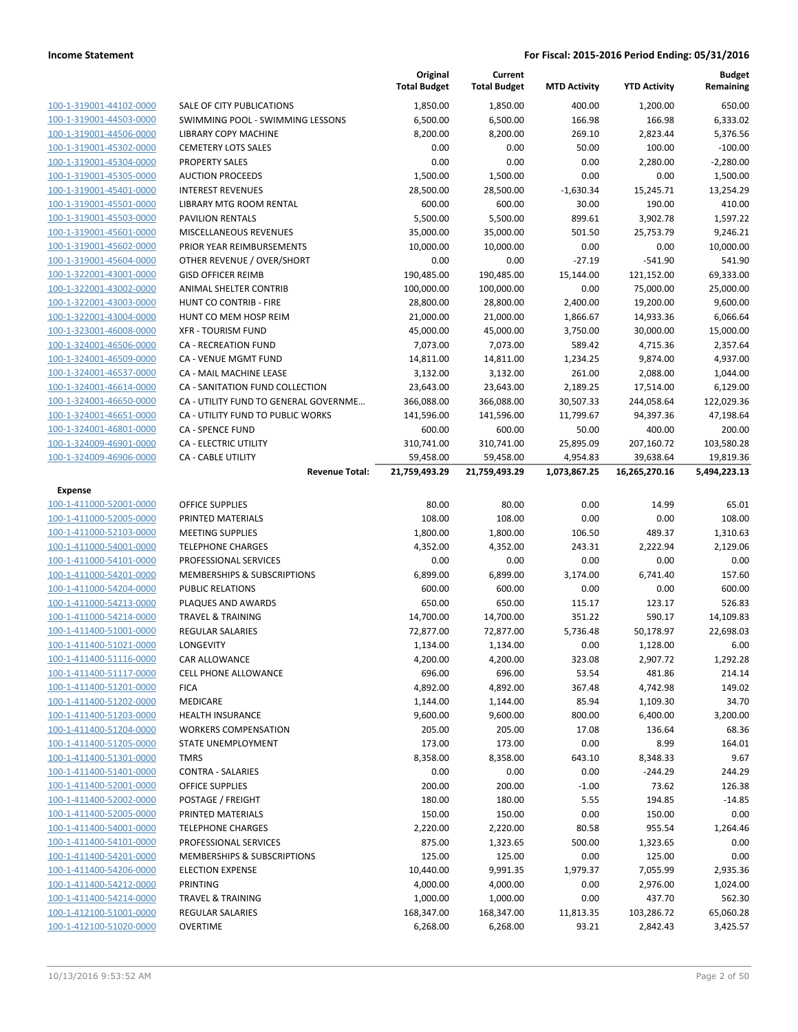**Income Statement** — For Fiscal: 2015-2016 Period Ending: 05/31/2016

| | | Original Total Budget | Current Total Budget | MTD Activity | YTD Activity | Budget Remaining |
|---|---|---|---|---|---|---|
| 100-1-319001-44102-0000 | SALE OF CITY PUBLICATIONS | 1,850.00 | 1,850.00 | 400.00 | 1,200.00 | 650.00 |
| 100-1-319001-44503-0000 | SWIMMING POOL - SWIMMING LESSONS | 6,500.00 | 6,500.00 | 166.98 | 166.98 | 6,333.02 |
| 100-1-319001-44506-0000 | LIBRARY COPY MACHINE | 8,200.00 | 8,200.00 | 269.10 | 2,823.44 | 5,376.56 |
| 100-1-319001-45302-0000 | CEMETERY LOTS SALES | 0.00 | 0.00 | 50.00 | 100.00 | -100.00 |
| 100-1-319001-45304-0000 | PROPERTY SALES | 0.00 | 0.00 | 0.00 | 2,280.00 | -2,280.00 |
| 100-1-319001-45305-0000 | AUCTION PROCEEDS | 1,500.00 | 1,500.00 | 0.00 | 0.00 | 1,500.00 |
| 100-1-319001-45401-0000 | INTEREST REVENUES | 28,500.00 | 28,500.00 | -1,630.34 | 15,245.71 | 13,254.29 |
| 100-1-319001-45501-0000 | LIBRARY MTG ROOM RENTAL | 600.00 | 600.00 | 30.00 | 190.00 | 410.00 |
| 100-1-319001-45503-0000 | PAVILION RENTALS | 5,500.00 | 5,500.00 | 899.61 | 3,902.78 | 1,597.22 |
| 100-1-319001-45601-0000 | MISCELLANEOUS REVENUES | 35,000.00 | 35,000.00 | 501.50 | 25,753.79 | 9,246.21 |
| 100-1-319001-45602-0000 | PRIOR YEAR REIMBURSEMENTS | 10,000.00 | 10,000.00 | 0.00 | 0.00 | 10,000.00 |
| 100-1-319001-45604-0000 | OTHER REVENUE / OVER/SHORT | 0.00 | 0.00 | -27.19 | -541.90 | 541.90 |
| 100-1-322001-43001-0000 | GISD OFFICER REIMB | 190,485.00 | 190,485.00 | 15,144.00 | 121,152.00 | 69,333.00 |
| 100-1-322001-43002-0000 | ANIMAL SHELTER CONTRIB | 100,000.00 | 100,000.00 | 0.00 | 75,000.00 | 25,000.00 |
| 100-1-322001-43003-0000 | HUNT CO CONTRIB - FIRE | 28,800.00 | 28,800.00 | 2,400.00 | 19,200.00 | 9,600.00 |
| 100-1-322001-43004-0000 | HUNT CO MEM HOSP REIM | 21,000.00 | 21,000.00 | 1,866.67 | 14,933.36 | 6,066.64 |
| 100-1-323001-46008-0000 | XFR - TOURISM FUND | 45,000.00 | 45,000.00 | 3,750.00 | 30,000.00 | 15,000.00 |
| 100-1-324001-46506-0000 | CA - RECREATION FUND | 7,073.00 | 7,073.00 | 589.42 | 4,715.36 | 2,357.64 |
| 100-1-324001-46509-0000 | CA - VENUE MGMT FUND | 14,811.00 | 14,811.00 | 1,234.25 | 9,874.00 | 4,937.00 |
| 100-1-324001-46537-0000 | CA - MAIL MACHINE LEASE | 3,132.00 | 3,132.00 | 261.00 | 2,088.00 | 1,044.00 |
| 100-1-324001-46614-0000 | CA - SANITATION FUND COLLECTION | 23,643.00 | 23,643.00 | 2,189.25 | 17,514.00 | 6,129.00 |
| 100-1-324001-46650-0000 | CA - UTILITY FUND TO GENERAL GOVERNME… | 366,088.00 | 366,088.00 | 30,507.33 | 244,058.64 | 122,029.36 |
| 100-1-324001-46651-0000 | CA - UTILITY FUND TO PUBLIC WORKS | 141,596.00 | 141,596.00 | 11,799.67 | 94,397.36 | 47,198.64 |
| 100-1-324001-46801-0000 | CA - SPENCE FUND | 600.00 | 600.00 | 50.00 | 400.00 | 200.00 |
| 100-1-324009-46901-0000 | CA - ELECTRIC UTILITY | 310,741.00 | 310,741.00 | 25,895.09 | 207,160.72 | 103,580.28 |
| 100-1-324009-46906-0000 | CA - CABLE UTILITY | 59,458.00 | 59,458.00 | 4,954.83 | 39,638.64 | 19,819.36 |
| | **Revenue Total:** | **21,759,493.29** | **21,759,493.29** | **1,073,867.25** | **16,265,270.16** | **5,494,223.13** |
| **Expense** | | | | | | |
| 100-1-411000-52001-0000 | OFFICE SUPPLIES | 80.00 | 80.00 | 0.00 | 14.99 | 65.01 |
| 100-1-411000-52005-0000 | PRINTED MATERIALS | 108.00 | 108.00 | 0.00 | 0.00 | 108.00 |
| 100-1-411000-52103-0000 | MEETING SUPPLIES | 1,800.00 | 1,800.00 | 106.50 | 489.37 | 1,310.63 |
| 100-1-411000-54001-0000 | TELEPHONE CHARGES | 4,352.00 | 4,352.00 | 243.31 | 2,222.94 | 2,129.06 |
| 100-1-411000-54101-0000 | PROFESSIONAL SERVICES | 0.00 | 0.00 | 0.00 | 0.00 | 0.00 |
| 100-1-411000-54201-0000 | MEMBERSHIPS & SUBSCRIPTIONS | 6,899.00 | 6,899.00 | 3,174.00 | 6,741.40 | 157.60 |
| 100-1-411000-54204-0000 | PUBLIC RELATIONS | 600.00 | 600.00 | 0.00 | 0.00 | 600.00 |
| 100-1-411000-54213-0000 | PLAQUES AND AWARDS | 650.00 | 650.00 | 115.17 | 123.17 | 526.83 |
| 100-1-411000-54214-0000 | TRAVEL & TRAINING | 14,700.00 | 14,700.00 | 351.22 | 590.17 | 14,109.83 |
| 100-1-411400-51001-0000 | REGULAR SALARIES | 72,877.00 | 72,877.00 | 5,736.48 | 50,178.97 | 22,698.03 |
| 100-1-411400-51021-0000 | LONGEVITY | 1,134.00 | 1,134.00 | 0.00 | 1,128.00 | 6.00 |
| 100-1-411400-51116-0000 | CAR ALLOWANCE | 4,200.00 | 4,200.00 | 323.08 | 2,907.72 | 1,292.28 |
| 100-1-411400-51117-0000 | CELL PHONE ALLOWANCE | 696.00 | 696.00 | 53.54 | 481.86 | 214.14 |
| 100-1-411400-51201-0000 | FICA | 4,892.00 | 4,892.00 | 367.48 | 4,742.98 | 149.02 |
| 100-1-411400-51202-0000 | MEDICARE | 1,144.00 | 1,144.00 | 85.94 | 1,109.30 | 34.70 |
| 100-1-411400-51203-0000 | HEALTH INSURANCE | 9,600.00 | 9,600.00 | 800.00 | 6,400.00 | 3,200.00 |
| 100-1-411400-51204-0000 | WORKERS COMPENSATION | 205.00 | 205.00 | 17.08 | 136.64 | 68.36 |
| 100-1-411400-51205-0000 | STATE UNEMPLOYMENT | 173.00 | 173.00 | 0.00 | 8.99 | 164.01 |
| 100-1-411400-51301-0000 | TMRS | 8,358.00 | 8,358.00 | 643.10 | 8,348.33 | 9.67 |
| 100-1-411400-51401-0000 | CONTRA - SALARIES | 0.00 | 0.00 | 0.00 | -244.29 | 244.29 |
| 100-1-411400-52001-0000 | OFFICE SUPPLIES | 200.00 | 200.00 | -1.00 | 73.62 | 126.38 |
| 100-1-411400-52002-0000 | POSTAGE / FREIGHT | 180.00 | 180.00 | 5.55 | 194.85 | -14.85 |
| 100-1-411400-52005-0000 | PRINTED MATERIALS | 150.00 | 150.00 | 0.00 | 150.00 | 0.00 |
| 100-1-411400-54001-0000 | TELEPHONE CHARGES | 2,220.00 | 2,220.00 | 80.58 | 955.54 | 1,264.46 |
| 100-1-411400-54101-0000 | PROFESSIONAL SERVICES | 875.00 | 1,323.65 | 500.00 | 1,323.65 | 0.00 |
| 100-1-411400-54201-0000 | MEMBERSHIPS & SUBSCRIPTIONS | 125.00 | 125.00 | 0.00 | 125.00 | 0.00 |
| 100-1-411400-54206-0000 | ELECTION EXPENSE | 10,440.00 | 9,991.35 | 1,979.37 | 7,055.99 | 2,935.36 |
| 100-1-411400-54212-0000 | PRINTING | 4,000.00 | 4,000.00 | 0.00 | 2,976.00 | 1,024.00 |
| 100-1-411400-54214-0000 | TRAVEL & TRAINING | 1,000.00 | 1,000.00 | 0.00 | 437.70 | 562.30 |
| 100-1-412100-51001-0000 | REGULAR SALARIES | 168,347.00 | 168,347.00 | 11,813.35 | 103,286.72 | 65,060.28 |
| 100-1-412100-51020-0000 | OVERTIME | 6,268.00 | 6,268.00 | 93.21 | 2,842.43 | 3,425.57 |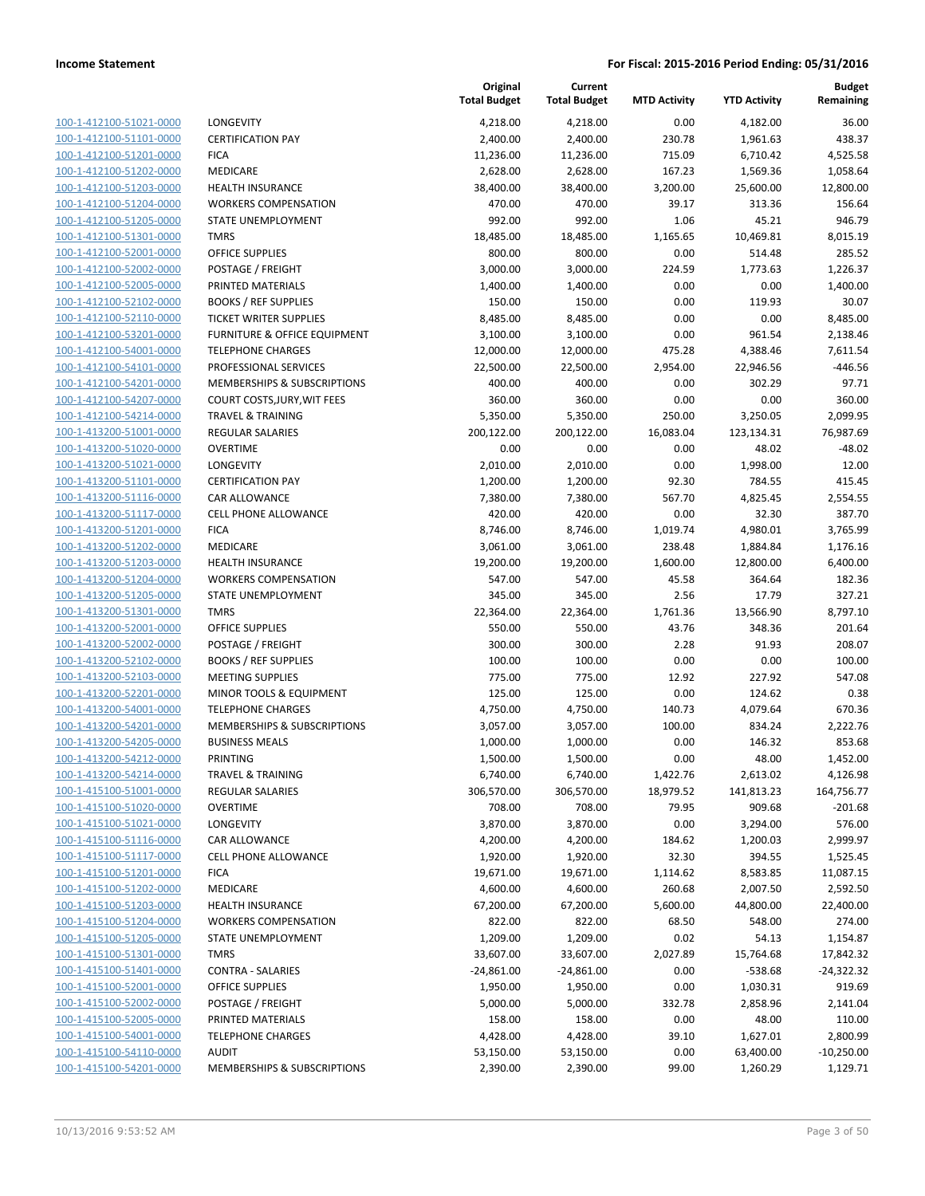| | | Original Total Budget | Current Total Budget | MTD Activity | YTD Activity | Budget Remaining |
|---|---|---|---|---|---|---|
| 100-1-412100-51021-0000 | LONGEVITY | 4,218.00 | 4,218.00 | 0.00 | 4,182.00 | 36.00 |
| 100-1-412100-51101-0000 | CERTIFICATION PAY | 2,400.00 | 2,400.00 | 230.78 | 1,961.63 | 438.37 |
| 100-1-412100-51201-0000 | FICA | 11,236.00 | 11,236.00 | 715.09 | 6,710.42 | 4,525.58 |
| 100-1-412100-51202-0000 | MEDICARE | 2,628.00 | 2,628.00 | 167.23 | 1,569.36 | 1,058.64 |
| 100-1-412100-51203-0000 | HEALTH INSURANCE | 38,400.00 | 38,400.00 | 3,200.00 | 25,600.00 | 12,800.00 |
| 100-1-412100-51204-0000 | WORKERS COMPENSATION | 470.00 | 470.00 | 39.17 | 313.36 | 156.64 |
| 100-1-412100-51205-0000 | STATE UNEMPLOYMENT | 992.00 | 992.00 | 1.06 | 45.21 | 946.79 |
| 100-1-412100-51301-0000 | TMRS | 18,485.00 | 18,485.00 | 1,165.65 | 10,469.81 | 8,015.19 |
| 100-1-412100-52001-0000 | OFFICE SUPPLIES | 800.00 | 800.00 | 0.00 | 514.48 | 285.52 |
| 100-1-412100-52002-0000 | POSTAGE / FREIGHT | 3,000.00 | 3,000.00 | 224.59 | 1,773.63 | 1,226.37 |
| 100-1-412100-52005-0000 | PRINTED MATERIALS | 1,400.00 | 1,400.00 | 0.00 | 0.00 | 1,400.00 |
| 100-1-412100-52102-0000 | BOOKS / REF SUPPLIES | 150.00 | 150.00 | 0.00 | 119.93 | 30.07 |
| 100-1-412100-52110-0000 | TICKET WRITER SUPPLIES | 8,485.00 | 8,485.00 | 0.00 | 0.00 | 8,485.00 |
| 100-1-412100-53201-0000 | FURNITURE & OFFICE EQUIPMENT | 3,100.00 | 3,100.00 | 0.00 | 961.54 | 2,138.46 |
| 100-1-412100-54001-0000 | TELEPHONE CHARGES | 12,000.00 | 12,000.00 | 475.28 | 4,388.46 | 7,611.54 |
| 100-1-412100-54101-0000 | PROFESSIONAL SERVICES | 22,500.00 | 22,500.00 | 2,954.00 | 22,946.56 | -446.56 |
| 100-1-412100-54201-0000 | MEMBERSHIPS & SUBSCRIPTIONS | 400.00 | 400.00 | 0.00 | 302.29 | 97.71 |
| 100-1-412100-54207-0000 | COURT COSTS,JURY,WIT FEES | 360.00 | 360.00 | 0.00 | 0.00 | 360.00 |
| 100-1-412100-54214-0000 | TRAVEL & TRAINING | 5,350.00 | 5,350.00 | 250.00 | 3,250.05 | 2,099.95 |
| 100-1-413200-51001-0000 | REGULAR SALARIES | 200,122.00 | 200,122.00 | 16,083.04 | 123,134.31 | 76,987.69 |
| 100-1-413200-51020-0000 | OVERTIME | 0.00 | 0.00 | 0.00 | 48.02 | -48.02 |
| 100-1-413200-51021-0000 | LONGEVITY | 2,010.00 | 2,010.00 | 0.00 | 1,998.00 | 12.00 |
| 100-1-413200-51101-0000 | CERTIFICATION PAY | 1,200.00 | 1,200.00 | 92.30 | 784.55 | 415.45 |
| 100-1-413200-51116-0000 | CAR ALLOWANCE | 7,380.00 | 7,380.00 | 567.70 | 4,825.45 | 2,554.55 |
| 100-1-413200-51117-0000 | CELL PHONE ALLOWANCE | 420.00 | 420.00 | 0.00 | 32.30 | 387.70 |
| 100-1-413200-51201-0000 | FICA | 8,746.00 | 8,746.00 | 1,019.74 | 4,980.01 | 3,765.99 |
| 100-1-413200-51202-0000 | MEDICARE | 3,061.00 | 3,061.00 | 238.48 | 1,884.84 | 1,176.16 |
| 100-1-413200-51203-0000 | HEALTH INSURANCE | 19,200.00 | 19,200.00 | 1,600.00 | 12,800.00 | 6,400.00 |
| 100-1-413200-51204-0000 | WORKERS COMPENSATION | 547.00 | 547.00 | 45.58 | 364.64 | 182.36 |
| 100-1-413200-51205-0000 | STATE UNEMPLOYMENT | 345.00 | 345.00 | 2.56 | 17.79 | 327.21 |
| 100-1-413200-51301-0000 | TMRS | 22,364.00 | 22,364.00 | 1,761.36 | 13,566.90 | 8,797.10 |
| 100-1-413200-52001-0000 | OFFICE SUPPLIES | 550.00 | 550.00 | 43.76 | 348.36 | 201.64 |
| 100-1-413200-52002-0000 | POSTAGE / FREIGHT | 300.00 | 300.00 | 2.28 | 91.93 | 208.07 |
| 100-1-413200-52102-0000 | BOOKS / REF SUPPLIES | 100.00 | 100.00 | 0.00 | 0.00 | 100.00 |
| 100-1-413200-52103-0000 | MEETING SUPPLIES | 775.00 | 775.00 | 12.92 | 227.92 | 547.08 |
| 100-1-413200-52201-0000 | MINOR TOOLS & EQUIPMENT | 125.00 | 125.00 | 0.00 | 124.62 | 0.38 |
| 100-1-413200-54001-0000 | TELEPHONE CHARGES | 4,750.00 | 4,750.00 | 140.73 | 4,079.64 | 670.36 |
| 100-1-413200-54201-0000 | MEMBERSHIPS & SUBSCRIPTIONS | 3,057.00 | 3,057.00 | 100.00 | 834.24 | 2,222.76 |
| 100-1-413200-54205-0000 | BUSINESS MEALS | 1,000.00 | 1,000.00 | 0.00 | 146.32 | 853.68 |
| 100-1-413200-54212-0000 | PRINTING | 1,500.00 | 1,500.00 | 0.00 | 48.00 | 1,452.00 |
| 100-1-413200-54214-0000 | TRAVEL & TRAINING | 6,740.00 | 6,740.00 | 1,422.76 | 2,613.02 | 4,126.98 |
| 100-1-415100-51001-0000 | REGULAR SALARIES | 306,570.00 | 306,570.00 | 18,979.52 | 141,813.23 | 164,756.77 |
| 100-1-415100-51020-0000 | OVERTIME | 708.00 | 708.00 | 79.95 | 909.68 | -201.68 |
| 100-1-415100-51021-0000 | LONGEVITY | 3,870.00 | 3,870.00 | 0.00 | 3,294.00 | 576.00 |
| 100-1-415100-51116-0000 | CAR ALLOWANCE | 4,200.00 | 4,200.00 | 184.62 | 1,200.03 | 2,999.97 |
| 100-1-415100-51117-0000 | CELL PHONE ALLOWANCE | 1,920.00 | 1,920.00 | 32.30 | 394.55 | 1,525.45 |
| 100-1-415100-51201-0000 | FICA | 19,671.00 | 19,671.00 | 1,114.62 | 8,583.85 | 11,087.15 |
| 100-1-415100-51202-0000 | MEDICARE | 4,600.00 | 4,600.00 | 260.68 | 2,007.50 | 2,592.50 |
| 100-1-415100-51203-0000 | HEALTH INSURANCE | 67,200.00 | 67,200.00 | 5,600.00 | 44,800.00 | 22,400.00 |
| 100-1-415100-51204-0000 | WORKERS COMPENSATION | 822.00 | 822.00 | 68.50 | 548.00 | 274.00 |
| 100-1-415100-51205-0000 | STATE UNEMPLOYMENT | 1,209.00 | 1,209.00 | 0.02 | 54.13 | 1,154.87 |
| 100-1-415100-51301-0000 | TMRS | 33,607.00 | 33,607.00 | 2,027.89 | 15,764.68 | 17,842.32 |
| 100-1-415100-51401-0000 | CONTRA - SALARIES | -24,861.00 | -24,861.00 | 0.00 | -538.68 | -24,322.32 |
| 100-1-415100-52001-0000 | OFFICE SUPPLIES | 1,950.00 | 1,950.00 | 0.00 | 1,030.31 | 919.69 |
| 100-1-415100-52002-0000 | POSTAGE / FREIGHT | 5,000.00 | 5,000.00 | 332.78 | 2,858.96 | 2,141.04 |
| 100-1-415100-52005-0000 | PRINTED MATERIALS | 158.00 | 158.00 | 0.00 | 48.00 | 110.00 |
| 100-1-415100-54001-0000 | TELEPHONE CHARGES | 4,428.00 | 4,428.00 | 39.10 | 1,627.01 | 2,800.99 |
| 100-1-415100-54110-0000 | AUDIT | 53,150.00 | 53,150.00 | 0.00 | 63,400.00 | -10,250.00 |
| 100-1-415100-54201-0000 | MEMBERSHIPS & SUBSCRIPTIONS | 2,390.00 | 2,390.00 | 99.00 | 1,260.29 | 1,129.71 |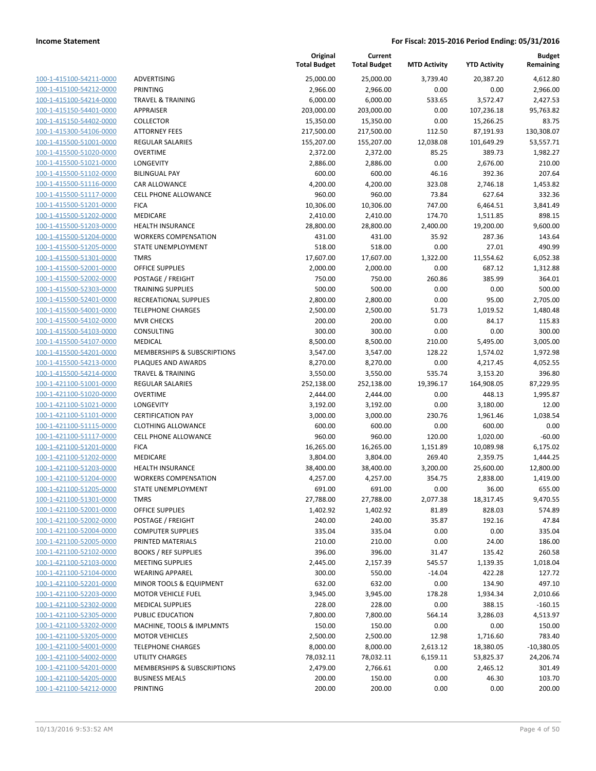| | | Original Total Budget | Current Total Budget | MTD Activity | YTD Activity | Budget Remaining |
|---|---|---|---|---|---|---|
| 100-1-415100-54211-0000 | ADVERTISING | 25,000.00 | 25,000.00 | 3,739.40 | 20,387.20 | 4,612.80 |
| 100-1-415100-54212-0000 | PRINTING | 2,966.00 | 2,966.00 | 0.00 | 0.00 | 2,966.00 |
| 100-1-415100-54214-0000 | TRAVEL & TRAINING | 6,000.00 | 6,000.00 | 533.65 | 3,572.47 | 2,427.53 |
| 100-1-415150-54401-0000 | APPRAISER | 203,000.00 | 203,000.00 | 0.00 | 107,236.18 | 95,763.82 |
| 100-1-415150-54402-0000 | COLLECTOR | 15,350.00 | 15,350.00 | 0.00 | 15,266.25 | 83.75 |
| 100-1-415300-54106-0000 | ATTORNEY FEES | 217,500.00 | 217,500.00 | 112.50 | 87,191.93 | 130,308.07 |
| 100-1-415500-51001-0000 | REGULAR SALARIES | 155,207.00 | 155,207.00 | 12,038.08 | 101,649.29 | 53,557.71 |
| 100-1-415500-51020-0000 | OVERTIME | 2,372.00 | 2,372.00 | 85.25 | 389.73 | 1,982.27 |
| 100-1-415500-51021-0000 | LONGEVITY | 2,886.00 | 2,886.00 | 0.00 | 2,676.00 | 210.00 |
| 100-1-415500-51102-0000 | BILINGUAL PAY | 600.00 | 600.00 | 46.16 | 392.36 | 207.64 |
| 100-1-415500-51116-0000 | CAR ALLOWANCE | 4,200.00 | 4,200.00 | 323.08 | 2,746.18 | 1,453.82 |
| 100-1-415500-51117-0000 | CELL PHONE ALLOWANCE | 960.00 | 960.00 | 73.84 | 627.64 | 332.36 |
| 100-1-415500-51201-0000 | FICA | 10,306.00 | 10,306.00 | 747.00 | 6,464.51 | 3,841.49 |
| 100-1-415500-51202-0000 | MEDICARE | 2,410.00 | 2,410.00 | 174.70 | 1,511.85 | 898.15 |
| 100-1-415500-51203-0000 | HEALTH INSURANCE | 28,800.00 | 28,800.00 | 2,400.00 | 19,200.00 | 9,600.00 |
| 100-1-415500-51204-0000 | WORKERS COMPENSATION | 431.00 | 431.00 | 35.92 | 287.36 | 143.64 |
| 100-1-415500-51205-0000 | STATE UNEMPLOYMENT | 518.00 | 518.00 | 0.00 | 27.01 | 490.99 |
| 100-1-415500-51301-0000 | TMRS | 17,607.00 | 17,607.00 | 1,322.00 | 11,554.62 | 6,052.38 |
| 100-1-415500-52001-0000 | OFFICE SUPPLIES | 2,000.00 | 2,000.00 | 0.00 | 687.12 | 1,312.88 |
| 100-1-415500-52002-0000 | POSTAGE / FREIGHT | 750.00 | 750.00 | 260.86 | 385.99 | 364.01 |
| 100-1-415500-52303-0000 | TRAINING SUPPLIES | 500.00 | 500.00 | 0.00 | 0.00 | 500.00 |
| 100-1-415500-52401-0000 | RECREATIONAL SUPPLIES | 2,800.00 | 2,800.00 | 0.00 | 95.00 | 2,705.00 |
| 100-1-415500-54001-0000 | TELEPHONE CHARGES | 2,500.00 | 2,500.00 | 51.73 | 1,019.52 | 1,480.48 |
| 100-1-415500-54102-0000 | MVR CHECKS | 200.00 | 200.00 | 0.00 | 84.17 | 115.83 |
| 100-1-415500-54103-0000 | CONSULTING | 300.00 | 300.00 | 0.00 | 0.00 | 300.00 |
| 100-1-415500-54107-0000 | MEDICAL | 8,500.00 | 8,500.00 | 210.00 | 5,495.00 | 3,005.00 |
| 100-1-415500-54201-0000 | MEMBERSHIPS & SUBSCRIPTIONS | 3,547.00 | 3,547.00 | 128.22 | 1,574.02 | 1,972.98 |
| 100-1-415500-54213-0000 | PLAQUES AND AWARDS | 8,270.00 | 8,270.00 | 0.00 | 4,217.45 | 4,052.55 |
| 100-1-415500-54214-0000 | TRAVEL & TRAINING | 3,550.00 | 3,550.00 | 535.74 | 3,153.20 | 396.80 |
| 100-1-421100-51001-0000 | REGULAR SALARIES | 252,138.00 | 252,138.00 | 19,396.17 | 164,908.05 | 87,229.95 |
| 100-1-421100-51020-0000 | OVERTIME | 2,444.00 | 2,444.00 | 0.00 | 448.13 | 1,995.87 |
| 100-1-421100-51021-0000 | LONGEVITY | 3,192.00 | 3,192.00 | 0.00 | 3,180.00 | 12.00 |
| 100-1-421100-51101-0000 | CERTIFICATION PAY | 3,000.00 | 3,000.00 | 230.76 | 1,961.46 | 1,038.54 |
| 100-1-421100-51115-0000 | CLOTHING ALLOWANCE | 600.00 | 600.00 | 0.00 | 600.00 | 0.00 |
| 100-1-421100-51117-0000 | CELL PHONE ALLOWANCE | 960.00 | 960.00 | 120.00 | 1,020.00 | -60.00 |
| 100-1-421100-51201-0000 | FICA | 16,265.00 | 16,265.00 | 1,151.89 | 10,089.98 | 6,175.02 |
| 100-1-421100-51202-0000 | MEDICARE | 3,804.00 | 3,804.00 | 269.40 | 2,359.75 | 1,444.25 |
| 100-1-421100-51203-0000 | HEALTH INSURANCE | 38,400.00 | 38,400.00 | 3,200.00 | 25,600.00 | 12,800.00 |
| 100-1-421100-51204-0000 | WORKERS COMPENSATION | 4,257.00 | 4,257.00 | 354.75 | 2,838.00 | 1,419.00 |
| 100-1-421100-51205-0000 | STATE UNEMPLOYMENT | 691.00 | 691.00 | 0.00 | 36.00 | 655.00 |
| 100-1-421100-51301-0000 | TMRS | 27,788.00 | 27,788.00 | 2,077.38 | 18,317.45 | 9,470.55 |
| 100-1-421100-52001-0000 | OFFICE SUPPLIES | 1,402.92 | 1,402.92 | 81.89 | 828.03 | 574.89 |
| 100-1-421100-52002-0000 | POSTAGE / FREIGHT | 240.00 | 240.00 | 35.87 | 192.16 | 47.84 |
| 100-1-421100-52004-0000 | COMPUTER SUPPLIES | 335.04 | 335.04 | 0.00 | 0.00 | 335.04 |
| 100-1-421100-52005-0000 | PRINTED MATERIALS | 210.00 | 210.00 | 0.00 | 24.00 | 186.00 |
| 100-1-421100-52102-0000 | BOOKS / REF SUPPLIES | 396.00 | 396.00 | 31.47 | 135.42 | 260.58 |
| 100-1-421100-52103-0000 | MEETING SUPPLIES | 2,445.00 | 2,157.39 | 545.57 | 1,139.35 | 1,018.04 |
| 100-1-421100-52104-0000 | WEARING APPAREL | 300.00 | 550.00 | -14.04 | 422.28 | 127.72 |
| 100-1-421100-52201-0000 | MINOR TOOLS & EQUIPMENT | 632.00 | 632.00 | 0.00 | 134.90 | 497.10 |
| 100-1-421100-52203-0000 | MOTOR VEHICLE FUEL | 3,945.00 | 3,945.00 | 178.28 | 1,934.34 | 2,010.66 |
| 100-1-421100-52302-0000 | MEDICAL SUPPLIES | 228.00 | 228.00 | 0.00 | 388.15 | -160.15 |
| 100-1-421100-52305-0000 | PUBLIC EDUCATION | 7,800.00 | 7,800.00 | 564.14 | 3,286.03 | 4,513.97 |
| 100-1-421100-53202-0000 | MACHINE, TOOLS & IMPLMNTS | 150.00 | 150.00 | 0.00 | 0.00 | 150.00 |
| 100-1-421100-53205-0000 | MOTOR VEHICLES | 2,500.00 | 2,500.00 | 12.98 | 1,716.60 | 783.40 |
| 100-1-421100-54001-0000 | TELEPHONE CHARGES | 8,000.00 | 8,000.00 | 2,613.12 | 18,380.05 | -10,380.05 |
| 100-1-421100-54002-0000 | UTILITY CHARGES | 78,032.11 | 78,032.11 | 6,159.11 | 53,825.37 | 24,206.74 |
| 100-1-421100-54201-0000 | MEMBERSHIPS & SUBSCRIPTIONS | 2,479.00 | 2,766.61 | 0.00 | 2,465.12 | 301.49 |
| 100-1-421100-54205-0000 | BUSINESS MEALS | 200.00 | 150.00 | 0.00 | 46.30 | 103.70 |
| 100-1-421100-54212-0000 | PRINTING | 200.00 | 200.00 | 0.00 | 0.00 | 200.00 |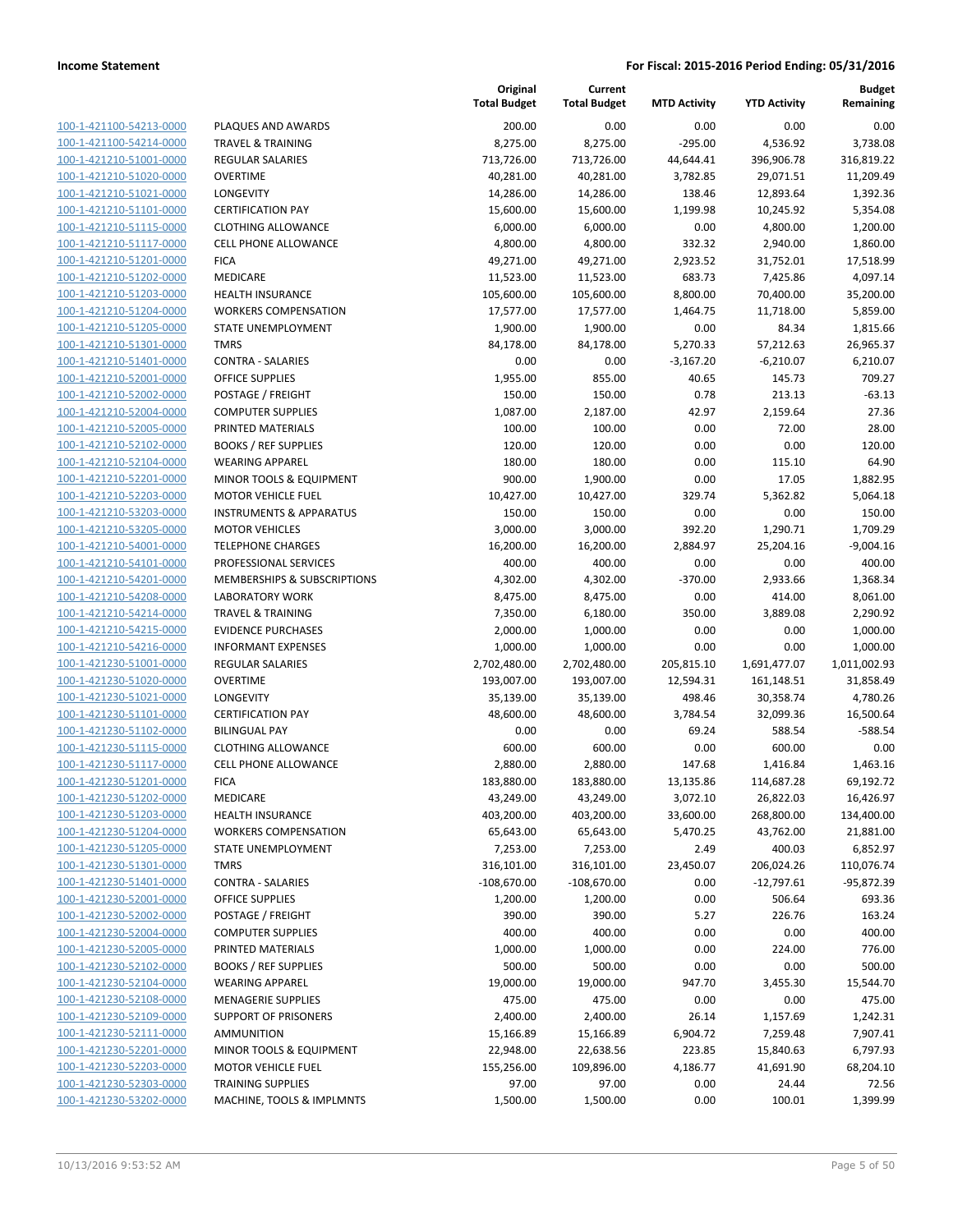| | | Original Total Budget | Current Total Budget | MTD Activity | YTD Activity | Budget Remaining |
|---|---|---|---|---|---|---|
| 100-1-421100-54213-0000 | PLAQUES AND AWARDS | 200.00 | 0.00 | 0.00 | 0.00 | 0.00 |
| 100-1-421100-54214-0000 | TRAVEL & TRAINING | 8,275.00 | 8,275.00 | -295.00 | 4,536.92 | 3,738.08 |
| 100-1-421210-51001-0000 | REGULAR SALARIES | 713,726.00 | 713,726.00 | 44,644.41 | 396,906.78 | 316,819.22 |
| 100-1-421210-51020-0000 | OVERTIME | 40,281.00 | 40,281.00 | 3,782.85 | 29,071.51 | 11,209.49 |
| 100-1-421210-51021-0000 | LONGEVITY | 14,286.00 | 14,286.00 | 138.46 | 12,893.64 | 1,392.36 |
| 100-1-421210-51101-0000 | CERTIFICATION PAY | 15,600.00 | 15,600.00 | 1,199.98 | 10,245.92 | 5,354.08 |
| 100-1-421210-51115-0000 | CLOTHING ALLOWANCE | 6,000.00 | 6,000.00 | 0.00 | 4,800.00 | 1,200.00 |
| 100-1-421210-51117-0000 | CELL PHONE ALLOWANCE | 4,800.00 | 4,800.00 | 332.32 | 2,940.00 | 1,860.00 |
| 100-1-421210-51201-0000 | FICA | 49,271.00 | 49,271.00 | 2,923.52 | 31,752.01 | 17,518.99 |
| 100-1-421210-51202-0000 | MEDICARE | 11,523.00 | 11,523.00 | 683.73 | 7,425.86 | 4,097.14 |
| 100-1-421210-51203-0000 | HEALTH INSURANCE | 105,600.00 | 105,600.00 | 8,800.00 | 70,400.00 | 35,200.00 |
| 100-1-421210-51204-0000 | WORKERS COMPENSATION | 17,577.00 | 17,577.00 | 1,464.75 | 11,718.00 | 5,859.00 |
| 100-1-421210-51205-0000 | STATE UNEMPLOYMENT | 1,900.00 | 1,900.00 | 0.00 | 84.34 | 1,815.66 |
| 100-1-421210-51301-0000 | TMRS | 84,178.00 | 84,178.00 | 5,270.33 | 57,212.63 | 26,965.37 |
| 100-1-421210-51401-0000 | CONTRA - SALARIES | 0.00 | 0.00 | -3,167.20 | -6,210.07 | 6,210.07 |
| 100-1-421210-52001-0000 | OFFICE SUPPLIES | 1,955.00 | 855.00 | 40.65 | 145.73 | 709.27 |
| 100-1-421210-52002-0000 | POSTAGE / FREIGHT | 150.00 | 150.00 | 0.78 | 213.13 | -63.13 |
| 100-1-421210-52004-0000 | COMPUTER SUPPLIES | 1,087.00 | 2,187.00 | 42.97 | 2,159.64 | 27.36 |
| 100-1-421210-52005-0000 | PRINTED MATERIALS | 100.00 | 100.00 | 0.00 | 72.00 | 28.00 |
| 100-1-421210-52102-0000 | BOOKS / REF SUPPLIES | 120.00 | 120.00 | 0.00 | 0.00 | 120.00 |
| 100-1-421210-52104-0000 | WEARING APPAREL | 180.00 | 180.00 | 0.00 | 115.10 | 64.90 |
| 100-1-421210-52201-0000 | MINOR TOOLS & EQUIPMENT | 900.00 | 1,900.00 | 0.00 | 17.05 | 1,882.95 |
| 100-1-421210-52203-0000 | MOTOR VEHICLE FUEL | 10,427.00 | 10,427.00 | 329.74 | 5,362.82 | 5,064.18 |
| 100-1-421210-53203-0000 | INSTRUMENTS & APPARATUS | 150.00 | 150.00 | 0.00 | 0.00 | 150.00 |
| 100-1-421210-53205-0000 | MOTOR VEHICLES | 3,000.00 | 3,000.00 | 392.20 | 1,290.71 | 1,709.29 |
| 100-1-421210-54001-0000 | TELEPHONE CHARGES | 16,200.00 | 16,200.00 | 2,884.97 | 25,204.16 | -9,004.16 |
| 100-1-421210-54101-0000 | PROFESSIONAL SERVICES | 400.00 | 400.00 | 0.00 | 0.00 | 400.00 |
| 100-1-421210-54201-0000 | MEMBERSHIPS & SUBSCRIPTIONS | 4,302.00 | 4,302.00 | -370.00 | 2,933.66 | 1,368.34 |
| 100-1-421210-54208-0000 | LABORATORY WORK | 8,475.00 | 8,475.00 | 0.00 | 414.00 | 8,061.00 |
| 100-1-421210-54214-0000 | TRAVEL & TRAINING | 7,350.00 | 6,180.00 | 350.00 | 3,889.08 | 2,290.92 |
| 100-1-421210-54215-0000 | EVIDENCE PURCHASES | 2,000.00 | 1,000.00 | 0.00 | 0.00 | 1,000.00 |
| 100-1-421210-54216-0000 | INFORMANT EXPENSES | 1,000.00 | 1,000.00 | 0.00 | 0.00 | 1,000.00 |
| 100-1-421230-51001-0000 | REGULAR SALARIES | 2,702,480.00 | 2,702,480.00 | 205,815.10 | 1,691,477.07 | 1,011,002.93 |
| 100-1-421230-51020-0000 | OVERTIME | 193,007.00 | 193,007.00 | 12,594.31 | 161,148.51 | 31,858.49 |
| 100-1-421230-51021-0000 | LONGEVITY | 35,139.00 | 35,139.00 | 498.46 | 30,358.74 | 4,780.26 |
| 100-1-421230-51101-0000 | CERTIFICATION PAY | 48,600.00 | 48,600.00 | 3,784.54 | 32,099.36 | 16,500.64 |
| 100-1-421230-51102-0000 | BILINGUAL PAY | 0.00 | 0.00 | 69.24 | 588.54 | -588.54 |
| 100-1-421230-51115-0000 | CLOTHING ALLOWANCE | 600.00 | 600.00 | 0.00 | 600.00 | 0.00 |
| 100-1-421230-51117-0000 | CELL PHONE ALLOWANCE | 2,880.00 | 2,880.00 | 147.68 | 1,416.84 | 1,463.16 |
| 100-1-421230-51201-0000 | FICA | 183,880.00 | 183,880.00 | 13,135.86 | 114,687.28 | 69,192.72 |
| 100-1-421230-51202-0000 | MEDICARE | 43,249.00 | 43,249.00 | 3,072.10 | 26,822.03 | 16,426.97 |
| 100-1-421230-51203-0000 | HEALTH INSURANCE | 403,200.00 | 403,200.00 | 33,600.00 | 268,800.00 | 134,400.00 |
| 100-1-421230-51204-0000 | WORKERS COMPENSATION | 65,643.00 | 65,643.00 | 5,470.25 | 43,762.00 | 21,881.00 |
| 100-1-421230-51205-0000 | STATE UNEMPLOYMENT | 7,253.00 | 7,253.00 | 2.49 | 400.03 | 6,852.97 |
| 100-1-421230-51301-0000 | TMRS | 316,101.00 | 316,101.00 | 23,450.07 | 206,024.26 | 110,076.74 |
| 100-1-421230-51401-0000 | CONTRA - SALARIES | -108,670.00 | -108,670.00 | 0.00 | -12,797.61 | -95,872.39 |
| 100-1-421230-52001-0000 | OFFICE SUPPLIES | 1,200.00 | 1,200.00 | 0.00 | 506.64 | 693.36 |
| 100-1-421230-52002-0000 | POSTAGE / FREIGHT | 390.00 | 390.00 | 5.27 | 226.76 | 163.24 |
| 100-1-421230-52004-0000 | COMPUTER SUPPLIES | 400.00 | 400.00 | 0.00 | 0.00 | 400.00 |
| 100-1-421230-52005-0000 | PRINTED MATERIALS | 1,000.00 | 1,000.00 | 0.00 | 224.00 | 776.00 |
| 100-1-421230-52102-0000 | BOOKS / REF SUPPLIES | 500.00 | 500.00 | 0.00 | 0.00 | 500.00 |
| 100-1-421230-52104-0000 | WEARING APPAREL | 19,000.00 | 19,000.00 | 947.70 | 3,455.30 | 15,544.70 |
| 100-1-421230-52108-0000 | MENAGERIE SUPPLIES | 475.00 | 475.00 | 0.00 | 0.00 | 475.00 |
| 100-1-421230-52109-0000 | SUPPORT OF PRISONERS | 2,400.00 | 2,400.00 | 26.14 | 1,157.69 | 1,242.31 |
| 100-1-421230-52111-0000 | AMMUNITION | 15,166.89 | 15,166.89 | 6,904.72 | 7,259.48 | 7,907.41 |
| 100-1-421230-52201-0000 | MINOR TOOLS & EQUIPMENT | 22,948.00 | 22,638.56 | 223.85 | 15,840.63 | 6,797.93 |
| 100-1-421230-52203-0000 | MOTOR VEHICLE FUEL | 155,256.00 | 109,896.00 | 4,186.77 | 41,691.90 | 68,204.10 |
| 100-1-421230-52303-0000 | TRAINING SUPPLIES | 97.00 | 97.00 | 0.00 | 24.44 | 72.56 |
| 100-1-421230-53202-0000 | MACHINE, TOOLS & IMPLMNTS | 1,500.00 | 1,500.00 | 0.00 | 100.01 | 1,399.99 |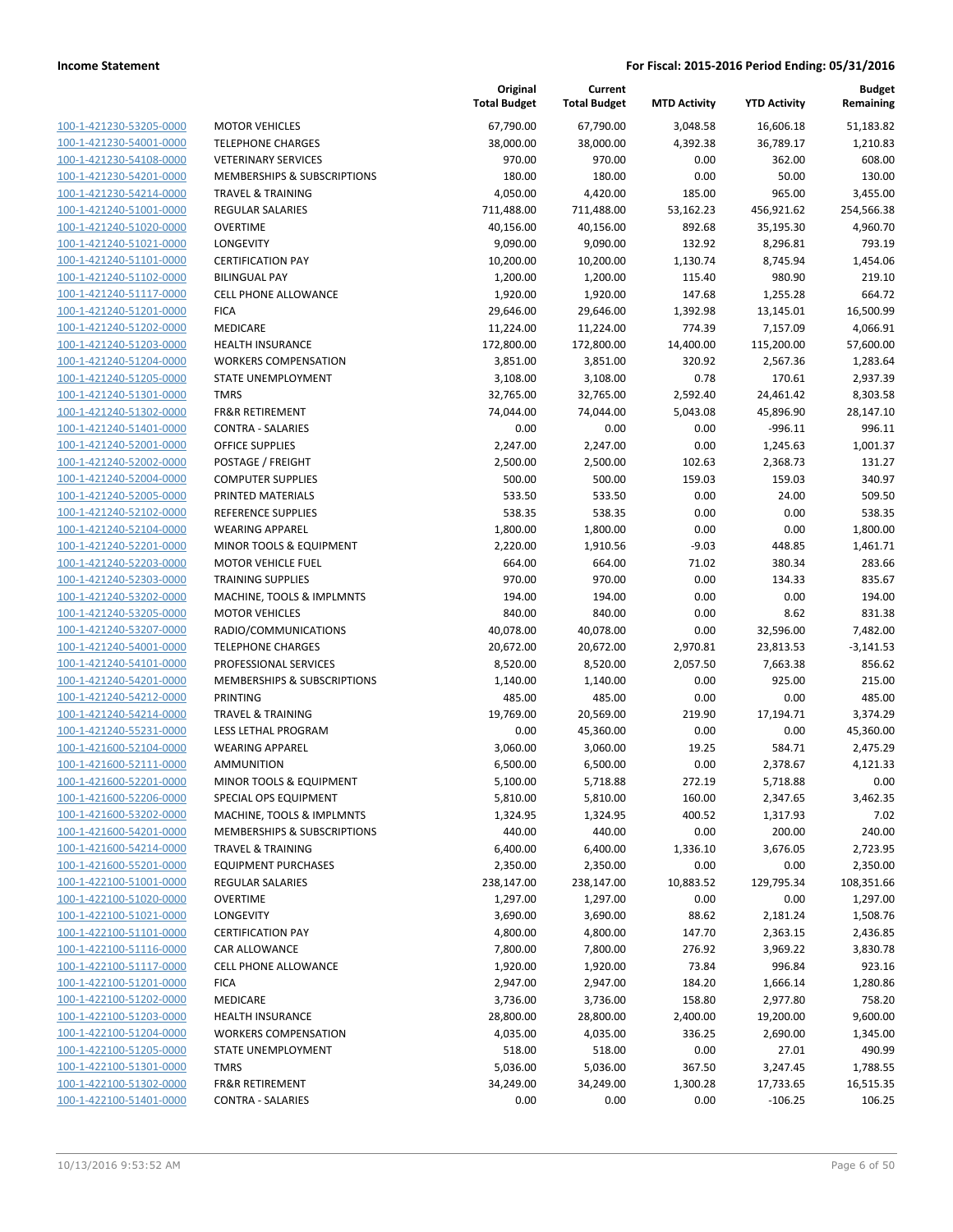| | | Original Total Budget | Current Total Budget | MTD Activity | YTD Activity | Budget Remaining |
|---|---|---|---|---|---|---|
| 100-1-421230-53205-0000 | MOTOR VEHICLES | 67,790.00 | 67,790.00 | 3,048.58 | 16,606.18 | 51,183.82 |
| 100-1-421230-54001-0000 | TELEPHONE CHARGES | 38,000.00 | 38,000.00 | 4,392.38 | 36,789.17 | 1,210.83 |
| 100-1-421230-54108-0000 | VETERINARY SERVICES | 970.00 | 970.00 | 0.00 | 362.00 | 608.00 |
| 100-1-421230-54201-0000 | MEMBERSHIPS & SUBSCRIPTIONS | 180.00 | 180.00 | 0.00 | 50.00 | 130.00 |
| 100-1-421230-54214-0000 | TRAVEL & TRAINING | 4,050.00 | 4,420.00 | 185.00 | 965.00 | 3,455.00 |
| 100-1-421240-51001-0000 | REGULAR SALARIES | 711,488.00 | 711,488.00 | 53,162.23 | 456,921.62 | 254,566.38 |
| 100-1-421240-51020-0000 | OVERTIME | 40,156.00 | 40,156.00 | 892.68 | 35,195.30 | 4,960.70 |
| 100-1-421240-51021-0000 | LONGEVITY | 9,090.00 | 9,090.00 | 132.92 | 8,296.81 | 793.19 |
| 100-1-421240-51101-0000 | CERTIFICATION PAY | 10,200.00 | 10,200.00 | 1,130.74 | 8,745.94 | 1,454.06 |
| 100-1-421240-51102-0000 | BILINGUAL PAY | 1,200.00 | 1,200.00 | 115.40 | 980.90 | 219.10 |
| 100-1-421240-51117-0000 | CELL PHONE ALLOWANCE | 1,920.00 | 1,920.00 | 147.68 | 1,255.28 | 664.72 |
| 100-1-421240-51201-0000 | FICA | 29,646.00 | 29,646.00 | 1,392.98 | 13,145.01 | 16,500.99 |
| 100-1-421240-51202-0000 | MEDICARE | 11,224.00 | 11,224.00 | 774.39 | 7,157.09 | 4,066.91 |
| 100-1-421240-51203-0000 | HEALTH INSURANCE | 172,800.00 | 172,800.00 | 14,400.00 | 115,200.00 | 57,600.00 |
| 100-1-421240-51204-0000 | WORKERS COMPENSATION | 3,851.00 | 3,851.00 | 320.92 | 2,567.36 | 1,283.64 |
| 100-1-421240-51205-0000 | STATE UNEMPLOYMENT | 3,108.00 | 3,108.00 | 0.78 | 170.61 | 2,937.39 |
| 100-1-421240-51301-0000 | TMRS | 32,765.00 | 32,765.00 | 2,592.40 | 24,461.42 | 8,303.58 |
| 100-1-421240-51302-0000 | FR&R RETIREMENT | 74,044.00 | 74,044.00 | 5,043.08 | 45,896.90 | 28,147.10 |
| 100-1-421240-51401-0000 | CONTRA - SALARIES | 0.00 | 0.00 | 0.00 | -996.11 | 996.11 |
| 100-1-421240-52001-0000 | OFFICE SUPPLIES | 2,247.00 | 2,247.00 | 0.00 | 1,245.63 | 1,001.37 |
| 100-1-421240-52002-0000 | POSTAGE / FREIGHT | 2,500.00 | 2,500.00 | 102.63 | 2,368.73 | 131.27 |
| 100-1-421240-52004-0000 | COMPUTER SUPPLIES | 500.00 | 500.00 | 159.03 | 159.03 | 340.97 |
| 100-1-421240-52005-0000 | PRINTED MATERIALS | 533.50 | 533.50 | 0.00 | 24.00 | 509.50 |
| 100-1-421240-52102-0000 | REFERENCE SUPPLIES | 538.35 | 538.35 | 0.00 | 0.00 | 538.35 |
| 100-1-421240-52104-0000 | WEARING APPAREL | 1,800.00 | 1,800.00 | 0.00 | 0.00 | 1,800.00 |
| 100-1-421240-52201-0000 | MINOR TOOLS & EQUIPMENT | 2,220.00 | 1,910.56 | -9.03 | 448.85 | 1,461.71 |
| 100-1-421240-52203-0000 | MOTOR VEHICLE FUEL | 664.00 | 664.00 | 71.02 | 380.34 | 283.66 |
| 100-1-421240-52303-0000 | TRAINING SUPPLIES | 970.00 | 970.00 | 0.00 | 134.33 | 835.67 |
| 100-1-421240-53202-0000 | MACHINE, TOOLS & IMPLMNTS | 194.00 | 194.00 | 0.00 | 0.00 | 194.00 |
| 100-1-421240-53205-0000 | MOTOR VEHICLES | 840.00 | 840.00 | 0.00 | 8.62 | 831.38 |
| 100-1-421240-53207-0000 | RADIO/COMMUNICATIONS | 40,078.00 | 40,078.00 | 0.00 | 32,596.00 | 7,482.00 |
| 100-1-421240-54001-0000 | TELEPHONE CHARGES | 20,672.00 | 20,672.00 | 2,970.81 | 23,813.53 | -3,141.53 |
| 100-1-421240-54101-0000 | PROFESSIONAL SERVICES | 8,520.00 | 8,520.00 | 2,057.50 | 7,663.38 | 856.62 |
| 100-1-421240-54201-0000 | MEMBERSHIPS & SUBSCRIPTIONS | 1,140.00 | 1,140.00 | 0.00 | 925.00 | 215.00 |
| 100-1-421240-54212-0000 | PRINTING | 485.00 | 485.00 | 0.00 | 0.00 | 485.00 |
| 100-1-421240-54214-0000 | TRAVEL & TRAINING | 19,769.00 | 20,569.00 | 219.90 | 17,194.71 | 3,374.29 |
| 100-1-421240-55231-0000 | LESS LETHAL PROGRAM | 0.00 | 45,360.00 | 0.00 | 0.00 | 45,360.00 |
| 100-1-421600-52104-0000 | WEARING APPAREL | 3,060.00 | 3,060.00 | 19.25 | 584.71 | 2,475.29 |
| 100-1-421600-52111-0000 | AMMUNITION | 6,500.00 | 6,500.00 | 0.00 | 2,378.67 | 4,121.33 |
| 100-1-421600-52201-0000 | MINOR TOOLS & EQUIPMENT | 5,100.00 | 5,718.88 | 272.19 | 5,718.88 | 0.00 |
| 100-1-421600-52206-0000 | SPECIAL OPS EQUIPMENT | 5,810.00 | 5,810.00 | 160.00 | 2,347.65 | 3,462.35 |
| 100-1-421600-53202-0000 | MACHINE, TOOLS & IMPLMNTS | 1,324.95 | 1,324.95 | 400.52 | 1,317.93 | 7.02 |
| 100-1-421600-54201-0000 | MEMBERSHIPS & SUBSCRIPTIONS | 440.00 | 440.00 | 0.00 | 200.00 | 240.00 |
| 100-1-421600-54214-0000 | TRAVEL & TRAINING | 6,400.00 | 6,400.00 | 1,336.10 | 3,676.05 | 2,723.95 |
| 100-1-421600-55201-0000 | EQUIPMENT PURCHASES | 2,350.00 | 2,350.00 | 0.00 | 0.00 | 2,350.00 |
| 100-1-422100-51001-0000 | REGULAR SALARIES | 238,147.00 | 238,147.00 | 10,883.52 | 129,795.34 | 108,351.66 |
| 100-1-422100-51020-0000 | OVERTIME | 1,297.00 | 1,297.00 | 0.00 | 0.00 | 1,297.00 |
| 100-1-422100-51021-0000 | LONGEVITY | 3,690.00 | 3,690.00 | 88.62 | 2,181.24 | 1,508.76 |
| 100-1-422100-51101-0000 | CERTIFICATION PAY | 4,800.00 | 4,800.00 | 147.70 | 2,363.15 | 2,436.85 |
| 100-1-422100-51116-0000 | CAR ALLOWANCE | 7,800.00 | 7,800.00 | 276.92 | 3,969.22 | 3,830.78 |
| 100-1-422100-51117-0000 | CELL PHONE ALLOWANCE | 1,920.00 | 1,920.00 | 73.84 | 996.84 | 923.16 |
| 100-1-422100-51201-0000 | FICA | 2,947.00 | 2,947.00 | 184.20 | 1,666.14 | 1,280.86 |
| 100-1-422100-51202-0000 | MEDICARE | 3,736.00 | 3,736.00 | 158.80 | 2,977.80 | 758.20 |
| 100-1-422100-51203-0000 | HEALTH INSURANCE | 28,800.00 | 28,800.00 | 2,400.00 | 19,200.00 | 9,600.00 |
| 100-1-422100-51204-0000 | WORKERS COMPENSATION | 4,035.00 | 4,035.00 | 336.25 | 2,690.00 | 1,345.00 |
| 100-1-422100-51205-0000 | STATE UNEMPLOYMENT | 518.00 | 518.00 | 0.00 | 27.01 | 490.99 |
| 100-1-422100-51301-0000 | TMRS | 5,036.00 | 5,036.00 | 367.50 | 3,247.45 | 1,788.55 |
| 100-1-422100-51302-0000 | FR&R RETIREMENT | 34,249.00 | 34,249.00 | 1,300.28 | 17,733.65 | 16,515.35 |
| 100-1-422100-51401-0000 | CONTRA - SALARIES | 0.00 | 0.00 | 0.00 | -106.25 | 106.25 |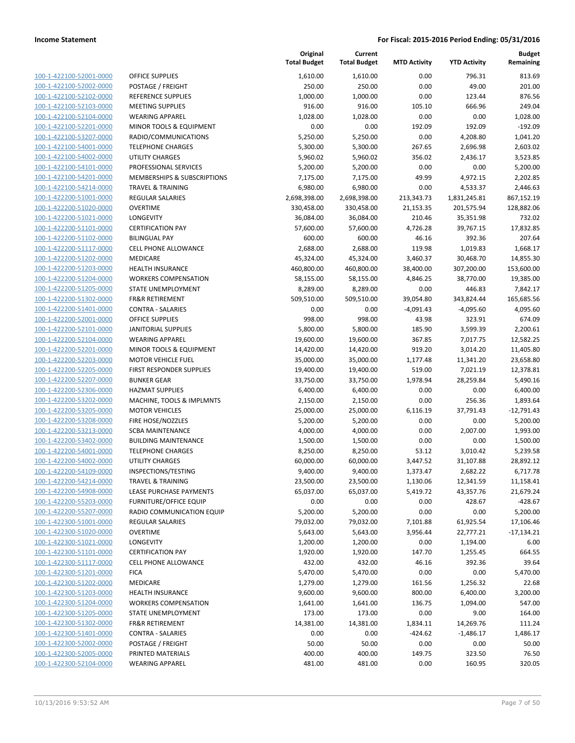| | | Original Total Budget | Current Total Budget | MTD Activity | YTD Activity | Budget Remaining |
|---|---|---|---|---|---|---|
| 100-1-422100-52001-0000 | OFFICE SUPPLIES | 1,610.00 | 1,610.00 | 0.00 | 796.31 | 813.69 |
| 100-1-422100-52002-0000 | POSTAGE / FREIGHT | 250.00 | 250.00 | 0.00 | 49.00 | 201.00 |
| 100-1-422100-52102-0000 | REFERENCE SUPPLIES | 1,000.00 | 1,000.00 | 0.00 | 123.44 | 876.56 |
| 100-1-422100-52103-0000 | MEETING SUPPLIES | 916.00 | 916.00 | 105.10 | 666.96 | 249.04 |
| 100-1-422100-52104-0000 | WEARING APPAREL | 1,028.00 | 1,028.00 | 0.00 | 0.00 | 1,028.00 |
| 100-1-422100-52201-0000 | MINOR TOOLS & EQUIPMENT | 0.00 | 0.00 | 192.09 | 192.09 | -192.09 |
| 100-1-422100-53207-0000 | RADIO/COMMUNICATIONS | 5,250.00 | 5,250.00 | 0.00 | 4,208.80 | 1,041.20 |
| 100-1-422100-54001-0000 | TELEPHONE CHARGES | 5,300.00 | 5,300.00 | 267.65 | 2,696.98 | 2,603.02 |
| 100-1-422100-54002-0000 | UTILITY CHARGES | 5,960.02 | 5,960.02 | 356.02 | 2,436.17 | 3,523.85 |
| 100-1-422100-54101-0000 | PROFESSIONAL SERVICES | 5,200.00 | 5,200.00 | 0.00 | 0.00 | 5,200.00 |
| 100-1-422100-54201-0000 | MEMBERSHIPS & SUBSCRIPTIONS | 7,175.00 | 7,175.00 | 49.99 | 4,972.15 | 2,202.85 |
| 100-1-422100-54214-0000 | TRAVEL & TRAINING | 6,980.00 | 6,980.00 | 0.00 | 4,533.37 | 2,446.63 |
| 100-1-422200-51001-0000 | REGULAR SALARIES | 2,698,398.00 | 2,698,398.00 | 213,343.73 | 1,831,245.81 | 867,152.19 |
| 100-1-422200-51020-0000 | OVERTIME | 330,458.00 | 330,458.00 | 21,153.35 | 201,575.94 | 128,882.06 |
| 100-1-422200-51021-0000 | LONGEVITY | 36,084.00 | 36,084.00 | 210.46 | 35,351.98 | 732.02 |
| 100-1-422200-51101-0000 | CERTIFICATION PAY | 57,600.00 | 57,600.00 | 4,726.28 | 39,767.15 | 17,832.85 |
| 100-1-422200-51102-0000 | BILINGUAL PAY | 600.00 | 600.00 | 46.16 | 392.36 | 207.64 |
| 100-1-422200-51117-0000 | CELL PHONE ALLOWANCE | 2,688.00 | 2,688.00 | 119.98 | 1,019.83 | 1,668.17 |
| 100-1-422200-51202-0000 | MEDICARE | 45,324.00 | 45,324.00 | 3,460.37 | 30,468.70 | 14,855.30 |
| 100-1-422200-51203-0000 | HEALTH INSURANCE | 460,800.00 | 460,800.00 | 38,400.00 | 307,200.00 | 153,600.00 |
| 100-1-422200-51204-0000 | WORKERS COMPENSATION | 58,155.00 | 58,155.00 | 4,846.25 | 38,770.00 | 19,385.00 |
| 100-1-422200-51205-0000 | STATE UNEMPLOYMENT | 8,289.00 | 8,289.00 | 0.00 | 446.83 | 7,842.17 |
| 100-1-422200-51302-0000 | FR&R RETIREMENT | 509,510.00 | 509,510.00 | 39,054.80 | 343,824.44 | 165,685.56 |
| 100-1-422200-51401-0000 | CONTRA - SALARIES | 0.00 | 0.00 | -4,091.43 | -4,095.60 | 4,095.60 |
| 100-1-422200-52001-0000 | OFFICE SUPPLIES | 998.00 | 998.00 | 43.98 | 323.91 | 674.09 |
| 100-1-422200-52101-0000 | JANITORIAL SUPPLIES | 5,800.00 | 5,800.00 | 185.90 | 3,599.39 | 2,200.61 |
| 100-1-422200-52104-0000 | WEARING APPAREL | 19,600.00 | 19,600.00 | 367.85 | 7,017.75 | 12,582.25 |
| 100-1-422200-52201-0000 | MINOR TOOLS & EQUIPMENT | 14,420.00 | 14,420.00 | 919.20 | 3,014.20 | 11,405.80 |
| 100-1-422200-52203-0000 | MOTOR VEHICLE FUEL | 35,000.00 | 35,000.00 | 1,177.48 | 11,341.20 | 23,658.80 |
| 100-1-422200-52205-0000 | FIRST RESPONDER SUPPLIES | 19,400.00 | 19,400.00 | 519.00 | 7,021.19 | 12,378.81 |
| 100-1-422200-52207-0000 | BUNKER GEAR | 33,750.00 | 33,750.00 | 1,978.94 | 28,259.84 | 5,490.16 |
| 100-1-422200-52306-0000 | HAZMAT SUPPLIES | 6,400.00 | 6,400.00 | 0.00 | 0.00 | 6,400.00 |
| 100-1-422200-53202-0000 | MACHINE, TOOLS & IMPLMNTS | 2,150.00 | 2,150.00 | 0.00 | 256.36 | 1,893.64 |
| 100-1-422200-53205-0000 | MOTOR VEHICLES | 25,000.00 | 25,000.00 | 6,116.19 | 37,791.43 | -12,791.43 |
| 100-1-422200-53208-0000 | FIRE HOSE/NOZZLES | 5,200.00 | 5,200.00 | 0.00 | 0.00 | 5,200.00 |
| 100-1-422200-53213-0000 | SCBA MAINTENANCE | 4,000.00 | 4,000.00 | 0.00 | 2,007.00 | 1,993.00 |
| 100-1-422200-53402-0000 | BUILDING MAINTENANCE | 1,500.00 | 1,500.00 | 0.00 | 0.00 | 1,500.00 |
| 100-1-422200-54001-0000 | TELEPHONE CHARGES | 8,250.00 | 8,250.00 | 53.12 | 3,010.42 | 5,239.58 |
| 100-1-422200-54002-0000 | UTILITY CHARGES | 60,000.00 | 60,000.00 | 3,447.52 | 31,107.88 | 28,892.12 |
| 100-1-422200-54109-0000 | INSPECTIONS/TESTING | 9,400.00 | 9,400.00 | 1,373.47 | 2,682.22 | 6,717.78 |
| 100-1-422200-54214-0000 | TRAVEL & TRAINING | 23,500.00 | 23,500.00 | 1,130.06 | 12,341.59 | 11,158.41 |
| 100-1-422200-54908-0000 | LEASE PURCHASE PAYMENTS | 65,037.00 | 65,037.00 | 5,419.72 | 43,357.76 | 21,679.24 |
| 100-1-422200-55203-0000 | FURNITURE/OFFICE EQUIP | 0.00 | 0.00 | 0.00 | 428.67 | -428.67 |
| 100-1-422200-55207-0000 | RADIO COMMUNICATION EQUIP | 5,200.00 | 5,200.00 | 0.00 | 0.00 | 5,200.00 |
| 100-1-422300-51001-0000 | REGULAR SALARIES | 79,032.00 | 79,032.00 | 7,101.88 | 61,925.54 | 17,106.46 |
| 100-1-422300-51020-0000 | OVERTIME | 5,643.00 | 5,643.00 | 3,956.44 | 22,777.21 | -17,134.21 |
| 100-1-422300-51021-0000 | LONGEVITY | 1,200.00 | 1,200.00 | 0.00 | 1,194.00 | 6.00 |
| 100-1-422300-51101-0000 | CERTIFICATION PAY | 1,920.00 | 1,920.00 | 147.70 | 1,255.45 | 664.55 |
| 100-1-422300-51117-0000 | CELL PHONE ALLOWANCE | 432.00 | 432.00 | 46.16 | 392.36 | 39.64 |
| 100-1-422300-51201-0000 | FICA | 5,470.00 | 5,470.00 | 0.00 | 0.00 | 5,470.00 |
| 100-1-422300-51202-0000 | MEDICARE | 1,279.00 | 1,279.00 | 161.56 | 1,256.32 | 22.68 |
| 100-1-422300-51203-0000 | HEALTH INSURANCE | 9,600.00 | 9,600.00 | 800.00 | 6,400.00 | 3,200.00 |
| 100-1-422300-51204-0000 | WORKERS COMPENSATION | 1,641.00 | 1,641.00 | 136.75 | 1,094.00 | 547.00 |
| 100-1-422300-51205-0000 | STATE UNEMPLOYMENT | 173.00 | 173.00 | 0.00 | 9.00 | 164.00 |
| 100-1-422300-51302-0000 | FR&R RETIREMENT | 14,381.00 | 14,381.00 | 1,834.11 | 14,269.76 | 111.24 |
| 100-1-422300-51401-0000 | CONTRA - SALARIES | 0.00 | 0.00 | -424.62 | -1,486.17 | 1,486.17 |
| 100-1-422300-52002-0000 | POSTAGE / FREIGHT | 50.00 | 50.00 | 0.00 | 0.00 | 50.00 |
| 100-1-422300-52005-0000 | PRINTED MATERIALS | 400.00 | 400.00 | 149.75 | 323.50 | 76.50 |
| 100-1-422300-52104-0000 | WEARING APPAREL | 481.00 | 481.00 | 0.00 | 160.95 | 320.05 |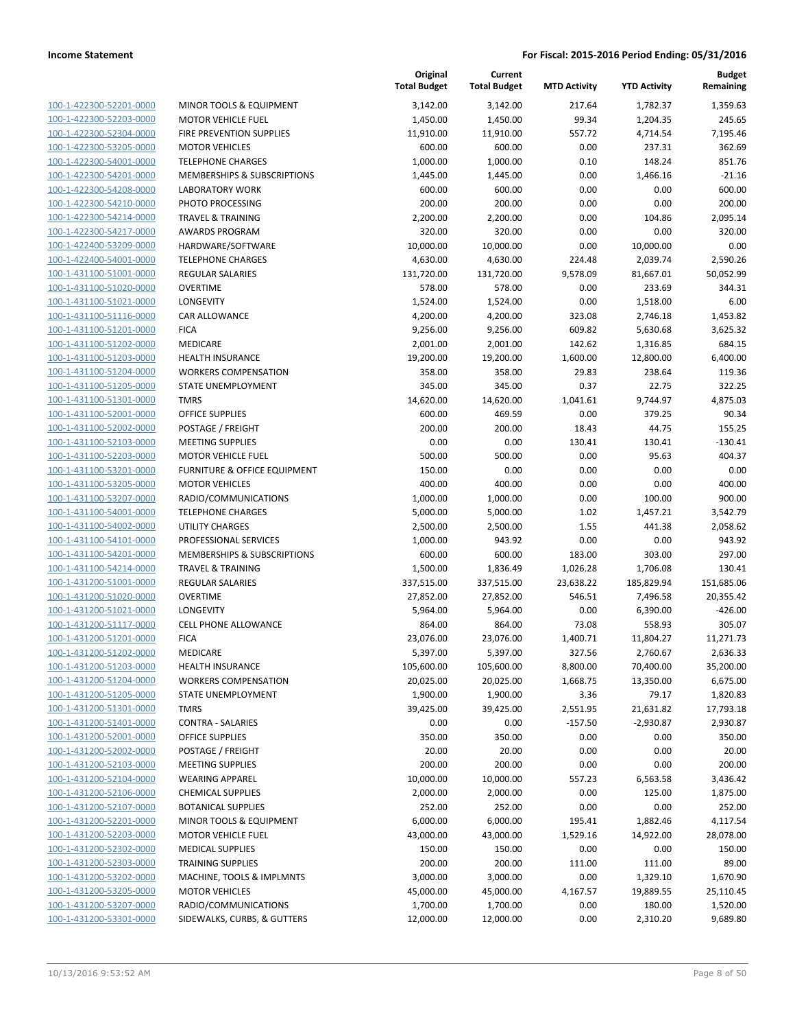| | | Original Total Budget | Current Total Budget | MTD Activity | YTD Activity | Budget Remaining |
|---|---|---|---|---|---|---|
| 100-1-422300-52201-0000 | MINOR TOOLS & EQUIPMENT | 3,142.00 | 3,142.00 | 217.64 | 1,782.37 | 1,359.63 |
| 100-1-422300-52203-0000 | MOTOR VEHICLE FUEL | 1,450.00 | 1,450.00 | 99.34 | 1,204.35 | 245.65 |
| 100-1-422300-52304-0000 | FIRE PREVENTION SUPPLIES | 11,910.00 | 11,910.00 | 557.72 | 4,714.54 | 7,195.46 |
| 100-1-422300-53205-0000 | MOTOR VEHICLES | 600.00 | 600.00 | 0.00 | 237.31 | 362.69 |
| 100-1-422300-54001-0000 | TELEPHONE CHARGES | 1,000.00 | 1,000.00 | 0.10 | 148.24 | 851.76 |
| 100-1-422300-54201-0000 | MEMBERSHIPS & SUBSCRIPTIONS | 1,445.00 | 1,445.00 | 0.00 | 1,466.16 | -21.16 |
| 100-1-422300-54208-0000 | LABORATORY WORK | 600.00 | 600.00 | 0.00 | 0.00 | 600.00 |
| 100-1-422300-54210-0000 | PHOTO PROCESSING | 200.00 | 200.00 | 0.00 | 0.00 | 200.00 |
| 100-1-422300-54214-0000 | TRAVEL & TRAINING | 2,200.00 | 2,200.00 | 0.00 | 104.86 | 2,095.14 |
| 100-1-422300-54217-0000 | AWARDS PROGRAM | 320.00 | 320.00 | 0.00 | 0.00 | 320.00 |
| 100-1-422400-53209-0000 | HARDWARE/SOFTWARE | 10,000.00 | 10,000.00 | 0.00 | 10,000.00 | 0.00 |
| 100-1-422400-54001-0000 | TELEPHONE CHARGES | 4,630.00 | 4,630.00 | 224.48 | 2,039.74 | 2,590.26 |
| 100-1-431100-51001-0000 | REGULAR SALARIES | 131,720.00 | 131,720.00 | 9,578.09 | 81,667.01 | 50,052.99 |
| 100-1-431100-51020-0000 | OVERTIME | 578.00 | 578.00 | 0.00 | 233.69 | 344.31 |
| 100-1-431100-51021-0000 | LONGEVITY | 1,524.00 | 1,524.00 | 0.00 | 1,518.00 | 6.00 |
| 100-1-431100-51116-0000 | CAR ALLOWANCE | 4,200.00 | 4,200.00 | 323.08 | 2,746.18 | 1,453.82 |
| 100-1-431100-51201-0000 | FICA | 9,256.00 | 9,256.00 | 609.82 | 5,630.68 | 3,625.32 |
| 100-1-431100-51202-0000 | MEDICARE | 2,001.00 | 2,001.00 | 142.62 | 1,316.85 | 684.15 |
| 100-1-431100-51203-0000 | HEALTH INSURANCE | 19,200.00 | 19,200.00 | 1,600.00 | 12,800.00 | 6,400.00 |
| 100-1-431100-51204-0000 | WORKERS COMPENSATION | 358.00 | 358.00 | 29.83 | 238.64 | 119.36 |
| 100-1-431100-51205-0000 | STATE UNEMPLOYMENT | 345.00 | 345.00 | 0.37 | 22.75 | 322.25 |
| 100-1-431100-51301-0000 | TMRS | 14,620.00 | 14,620.00 | 1,041.61 | 9,744.97 | 4,875.03 |
| 100-1-431100-52001-0000 | OFFICE SUPPLIES | 600.00 | 469.59 | 0.00 | 379.25 | 90.34 |
| 100-1-431100-52002-0000 | POSTAGE / FREIGHT | 200.00 | 200.00 | 18.43 | 44.75 | 155.25 |
| 100-1-431100-52103-0000 | MEETING SUPPLIES | 0.00 | 0.00 | 130.41 | 130.41 | -130.41 |
| 100-1-431100-52203-0000 | MOTOR VEHICLE FUEL | 500.00 | 500.00 | 0.00 | 95.63 | 404.37 |
| 100-1-431100-53201-0000 | FURNITURE & OFFICE EQUIPMENT | 150.00 | 0.00 | 0.00 | 0.00 | 0.00 |
| 100-1-431100-53205-0000 | MOTOR VEHICLES | 400.00 | 400.00 | 0.00 | 0.00 | 400.00 |
| 100-1-431100-53207-0000 | RADIO/COMMUNICATIONS | 1,000.00 | 1,000.00 | 0.00 | 100.00 | 900.00 |
| 100-1-431100-54001-0000 | TELEPHONE CHARGES | 5,000.00 | 5,000.00 | 1.02 | 1,457.21 | 3,542.79 |
| 100-1-431100-54002-0000 | UTILITY CHARGES | 2,500.00 | 2,500.00 | 1.55 | 441.38 | 2,058.62 |
| 100-1-431100-54101-0000 | PROFESSIONAL SERVICES | 1,000.00 | 943.92 | 0.00 | 0.00 | 943.92 |
| 100-1-431100-54201-0000 | MEMBERSHIPS & SUBSCRIPTIONS | 600.00 | 600.00 | 183.00 | 303.00 | 297.00 |
| 100-1-431100-54214-0000 | TRAVEL & TRAINING | 1,500.00 | 1,836.49 | 1,026.28 | 1,706.08 | 130.41 |
| 100-1-431200-51001-0000 | REGULAR SALARIES | 337,515.00 | 337,515.00 | 23,638.22 | 185,829.94 | 151,685.06 |
| 100-1-431200-51020-0000 | OVERTIME | 27,852.00 | 27,852.00 | 546.51 | 7,496.58 | 20,355.42 |
| 100-1-431200-51021-0000 | LONGEVITY | 5,964.00 | 5,964.00 | 0.00 | 6,390.00 | -426.00 |
| 100-1-431200-51117-0000 | CELL PHONE ALLOWANCE | 864.00 | 864.00 | 73.08 | 558.93 | 305.07 |
| 100-1-431200-51201-0000 | FICA | 23,076.00 | 23,076.00 | 1,400.71 | 11,804.27 | 11,271.73 |
| 100-1-431200-51202-0000 | MEDICARE | 5,397.00 | 5,397.00 | 327.56 | 2,760.67 | 2,636.33 |
| 100-1-431200-51203-0000 | HEALTH INSURANCE | 105,600.00 | 105,600.00 | 8,800.00 | 70,400.00 | 35,200.00 |
| 100-1-431200-51204-0000 | WORKERS COMPENSATION | 20,025.00 | 20,025.00 | 1,668.75 | 13,350.00 | 6,675.00 |
| 100-1-431200-51205-0000 | STATE UNEMPLOYMENT | 1,900.00 | 1,900.00 | 3.36 | 79.17 | 1,820.83 |
| 100-1-431200-51301-0000 | TMRS | 39,425.00 | 39,425.00 | 2,551.95 | 21,631.82 | 17,793.18 |
| 100-1-431200-51401-0000 | CONTRA - SALARIES | 0.00 | 0.00 | -157.50 | -2,930.87 | 2,930.87 |
| 100-1-431200-52001-0000 | OFFICE SUPPLIES | 350.00 | 350.00 | 0.00 | 0.00 | 350.00 |
| 100-1-431200-52002-0000 | POSTAGE / FREIGHT | 20.00 | 20.00 | 0.00 | 0.00 | 20.00 |
| 100-1-431200-52103-0000 | MEETING SUPPLIES | 200.00 | 200.00 | 0.00 | 0.00 | 200.00 |
| 100-1-431200-52104-0000 | WEARING APPAREL | 10,000.00 | 10,000.00 | 557.23 | 6,563.58 | 3,436.42 |
| 100-1-431200-52106-0000 | CHEMICAL SUPPLIES | 2,000.00 | 2,000.00 | 0.00 | 125.00 | 1,875.00 |
| 100-1-431200-52107-0000 | BOTANICAL SUPPLIES | 252.00 | 252.00 | 0.00 | 0.00 | 252.00 |
| 100-1-431200-52201-0000 | MINOR TOOLS & EQUIPMENT | 6,000.00 | 6,000.00 | 195.41 | 1,882.46 | 4,117.54 |
| 100-1-431200-52203-0000 | MOTOR VEHICLE FUEL | 43,000.00 | 43,000.00 | 1,529.16 | 14,922.00 | 28,078.00 |
| 100-1-431200-52302-0000 | MEDICAL SUPPLIES | 150.00 | 150.00 | 0.00 | 0.00 | 150.00 |
| 100-1-431200-52303-0000 | TRAINING SUPPLIES | 200.00 | 200.00 | 111.00 | 111.00 | 89.00 |
| 100-1-431200-53202-0000 | MACHINE, TOOLS & IMPLMNTS | 3,000.00 | 3,000.00 | 0.00 | 1,329.10 | 1,670.90 |
| 100-1-431200-53205-0000 | MOTOR VEHICLES | 45,000.00 | 45,000.00 | 4,167.57 | 19,889.55 | 25,110.45 |
| 100-1-431200-53207-0000 | RADIO/COMMUNICATIONS | 1,700.00 | 1,700.00 | 0.00 | 180.00 | 1,520.00 |
| 100-1-431200-53301-0000 | SIDEWALKS, CURBS, & GUTTERS | 12,000.00 | 12,000.00 | 0.00 | 2,310.20 | 9,689.80 |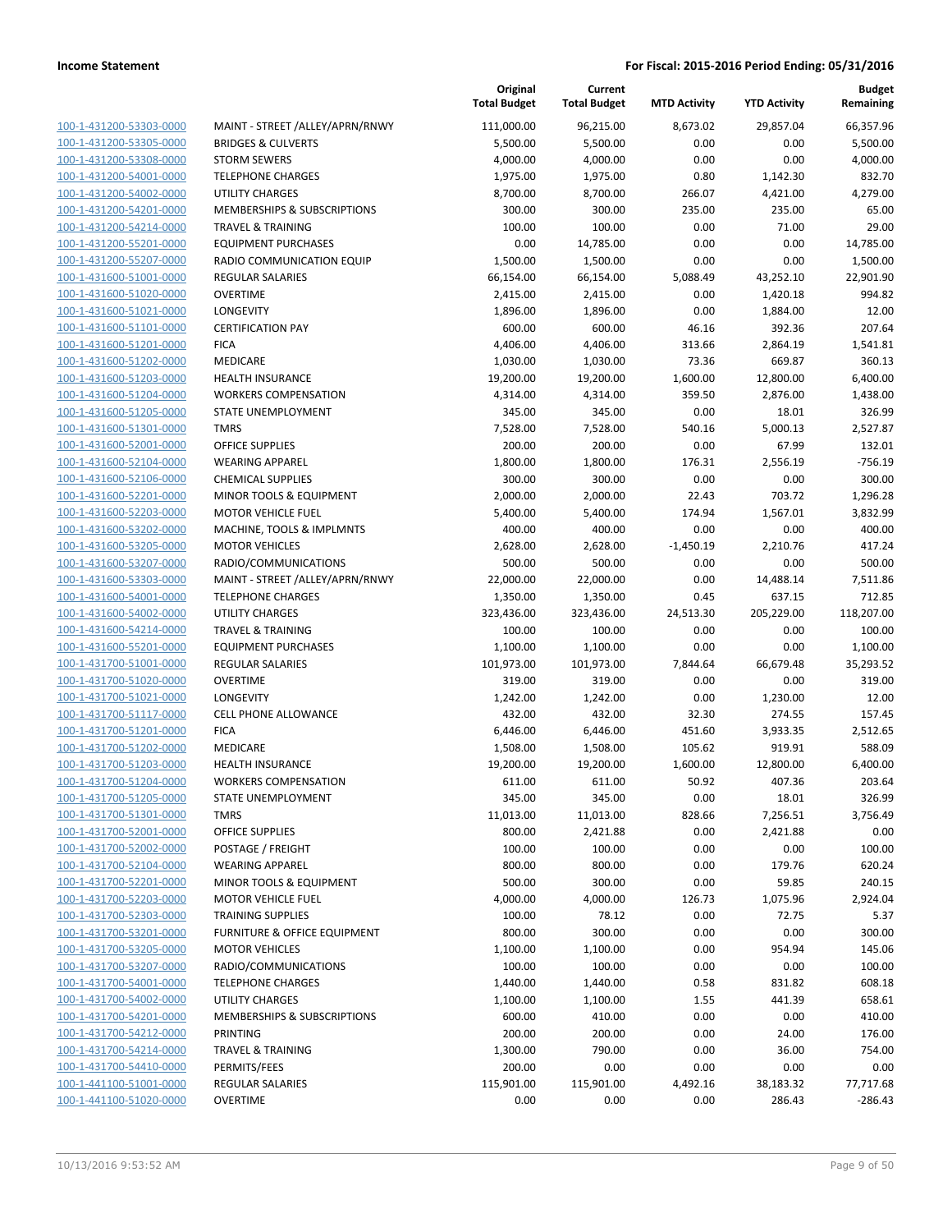**Income Statement** | **For Fiscal: 2015-2016 Period Ending: 05/31/2016**

| | | Original Total Budget | Current Total Budget | MTD Activity | YTD Activity | Budget Remaining |
|---|---|---|---|---|---|---|
| 100-1-431200-53303-0000 | MAINT - STREET /ALLEY/APRN/RNWY | 111,000.00 | 96,215.00 | 8,673.02 | 29,857.04 | 66,357.96 |
| 100-1-431200-53305-0000 | BRIDGES & CULVERTS | 5,500.00 | 5,500.00 | 0.00 | 0.00 | 5,500.00 |
| 100-1-431200-53308-0000 | STORM SEWERS | 4,000.00 | 4,000.00 | 0.00 | 0.00 | 4,000.00 |
| 100-1-431200-54001-0000 | TELEPHONE CHARGES | 1,975.00 | 1,975.00 | 0.80 | 1,142.30 | 832.70 |
| 100-1-431200-54002-0000 | UTILITY CHARGES | 8,700.00 | 8,700.00 | 266.07 | 4,421.00 | 4,279.00 |
| 100-1-431200-54201-0000 | MEMBERSHIPS & SUBSCRIPTIONS | 300.00 | 300.00 | 235.00 | 235.00 | 65.00 |
| 100-1-431200-54214-0000 | TRAVEL & TRAINING | 100.00 | 100.00 | 0.00 | 71.00 | 29.00 |
| 100-1-431200-55201-0000 | EQUIPMENT PURCHASES | 0.00 | 14,785.00 | 0.00 | 0.00 | 14,785.00 |
| 100-1-431200-55207-0000 | RADIO COMMUNICATION EQUIP | 1,500.00 | 1,500.00 | 0.00 | 0.00 | 1,500.00 |
| 100-1-431600-51001-0000 | REGULAR SALARIES | 66,154.00 | 66,154.00 | 5,088.49 | 43,252.10 | 22,901.90 |
| 100-1-431600-51020-0000 | OVERTIME | 2,415.00 | 2,415.00 | 0.00 | 1,420.18 | 994.82 |
| 100-1-431600-51021-0000 | LONGEVITY | 1,896.00 | 1,896.00 | 0.00 | 1,884.00 | 12.00 |
| 100-1-431600-51101-0000 | CERTIFICATION PAY | 600.00 | 600.00 | 46.16 | 392.36 | 207.64 |
| 100-1-431600-51201-0000 | FICA | 4,406.00 | 4,406.00 | 313.66 | 2,864.19 | 1,541.81 |
| 100-1-431600-51202-0000 | MEDICARE | 1,030.00 | 1,030.00 | 73.36 | 669.87 | 360.13 |
| 100-1-431600-51203-0000 | HEALTH INSURANCE | 19,200.00 | 19,200.00 | 1,600.00 | 12,800.00 | 6,400.00 |
| 100-1-431600-51204-0000 | WORKERS COMPENSATION | 4,314.00 | 4,314.00 | 359.50 | 2,876.00 | 1,438.00 |
| 100-1-431600-51205-0000 | STATE UNEMPLOYMENT | 345.00 | 345.00 | 0.00 | 18.01 | 326.99 |
| 100-1-431600-51301-0000 | TMRS | 7,528.00 | 7,528.00 | 540.16 | 5,000.13 | 2,527.87 |
| 100-1-431600-52001-0000 | OFFICE SUPPLIES | 200.00 | 200.00 | 0.00 | 67.99 | 132.01 |
| 100-1-431600-52104-0000 | WEARING APPAREL | 1,800.00 | 1,800.00 | 176.31 | 2,556.19 | -756.19 |
| 100-1-431600-52106-0000 | CHEMICAL SUPPLIES | 300.00 | 300.00 | 0.00 | 0.00 | 300.00 |
| 100-1-431600-52201-0000 | MINOR TOOLS & EQUIPMENT | 2,000.00 | 2,000.00 | 22.43 | 703.72 | 1,296.28 |
| 100-1-431600-52203-0000 | MOTOR VEHICLE FUEL | 5,400.00 | 5,400.00 | 174.94 | 1,567.01 | 3,832.99 |
| 100-1-431600-53202-0000 | MACHINE, TOOLS & IMPLMNTS | 400.00 | 400.00 | 0.00 | 0.00 | 400.00 |
| 100-1-431600-53205-0000 | MOTOR VEHICLES | 2,628.00 | 2,628.00 | -1,450.19 | 2,210.76 | 417.24 |
| 100-1-431600-53207-0000 | RADIO/COMMUNICATIONS | 500.00 | 500.00 | 0.00 | 0.00 | 500.00 |
| 100-1-431600-53303-0000 | MAINT - STREET /ALLEY/APRN/RNWY | 22,000.00 | 22,000.00 | 0.00 | 14,488.14 | 7,511.86 |
| 100-1-431600-54001-0000 | TELEPHONE CHARGES | 1,350.00 | 1,350.00 | 0.45 | 637.15 | 712.85 |
| 100-1-431600-54002-0000 | UTILITY CHARGES | 323,436.00 | 323,436.00 | 24,513.30 | 205,229.00 | 118,207.00 |
| 100-1-431600-54214-0000 | TRAVEL & TRAINING | 100.00 | 100.00 | 0.00 | 0.00 | 100.00 |
| 100-1-431600-55201-0000 | EQUIPMENT PURCHASES | 1,100.00 | 1,100.00 | 0.00 | 0.00 | 1,100.00 |
| 100-1-431700-51001-0000 | REGULAR SALARIES | 101,973.00 | 101,973.00 | 7,844.64 | 66,679.48 | 35,293.52 |
| 100-1-431700-51020-0000 | OVERTIME | 319.00 | 319.00 | 0.00 | 0.00 | 319.00 |
| 100-1-431700-51021-0000 | LONGEVITY | 1,242.00 | 1,242.00 | 0.00 | 1,230.00 | 12.00 |
| 100-1-431700-51117-0000 | CELL PHONE ALLOWANCE | 432.00 | 432.00 | 32.30 | 274.55 | 157.45 |
| 100-1-431700-51201-0000 | FICA | 6,446.00 | 6,446.00 | 451.60 | 3,933.35 | 2,512.65 |
| 100-1-431700-51202-0000 | MEDICARE | 1,508.00 | 1,508.00 | 105.62 | 919.91 | 588.09 |
| 100-1-431700-51203-0000 | HEALTH INSURANCE | 19,200.00 | 19,200.00 | 1,600.00 | 12,800.00 | 6,400.00 |
| 100-1-431700-51204-0000 | WORKERS COMPENSATION | 611.00 | 611.00 | 50.92 | 407.36 | 203.64 |
| 100-1-431700-51205-0000 | STATE UNEMPLOYMENT | 345.00 | 345.00 | 0.00 | 18.01 | 326.99 |
| 100-1-431700-51301-0000 | TMRS | 11,013.00 | 11,013.00 | 828.66 | 7,256.51 | 3,756.49 |
| 100-1-431700-52001-0000 | OFFICE SUPPLIES | 800.00 | 2,421.88 | 0.00 | 2,421.88 | 0.00 |
| 100-1-431700-52002-0000 | POSTAGE / FREIGHT | 100.00 | 100.00 | 0.00 | 0.00 | 100.00 |
| 100-1-431700-52104-0000 | WEARING APPAREL | 800.00 | 800.00 | 0.00 | 179.76 | 620.24 |
| 100-1-431700-52201-0000 | MINOR TOOLS & EQUIPMENT | 500.00 | 300.00 | 0.00 | 59.85 | 240.15 |
| 100-1-431700-52203-0000 | MOTOR VEHICLE FUEL | 4,000.00 | 4,000.00 | 126.73 | 1,075.96 | 2,924.04 |
| 100-1-431700-52303-0000 | TRAINING SUPPLIES | 100.00 | 78.12 | 0.00 | 72.75 | 5.37 |
| 100-1-431700-53201-0000 | FURNITURE & OFFICE EQUIPMENT | 800.00 | 300.00 | 0.00 | 0.00 | 300.00 |
| 100-1-431700-53205-0000 | MOTOR VEHICLES | 1,100.00 | 1,100.00 | 0.00 | 954.94 | 145.06 |
| 100-1-431700-53207-0000 | RADIO/COMMUNICATIONS | 100.00 | 100.00 | 0.00 | 0.00 | 100.00 |
| 100-1-431700-54001-0000 | TELEPHONE CHARGES | 1,440.00 | 1,440.00 | 0.58 | 831.82 | 608.18 |
| 100-1-431700-54002-0000 | UTILITY CHARGES | 1,100.00 | 1,100.00 | 1.55 | 441.39 | 658.61 |
| 100-1-431700-54201-0000 | MEMBERSHIPS & SUBSCRIPTIONS | 600.00 | 410.00 | 0.00 | 0.00 | 410.00 |
| 100-1-431700-54212-0000 | PRINTING | 200.00 | 200.00 | 0.00 | 24.00 | 176.00 |
| 100-1-431700-54214-0000 | TRAVEL & TRAINING | 1,300.00 | 790.00 | 0.00 | 36.00 | 754.00 |
| 100-1-431700-54410-0000 | PERMITS/FEES | 200.00 | 0.00 | 0.00 | 0.00 | 0.00 |
| 100-1-441100-51001-0000 | REGULAR SALARIES | 115,901.00 | 115,901.00 | 4,492.16 | 38,183.32 | 77,717.68 |
| 100-1-441100-51020-0000 | OVERTIME | 0.00 | 0.00 | 0.00 | 286.43 | -286.43 |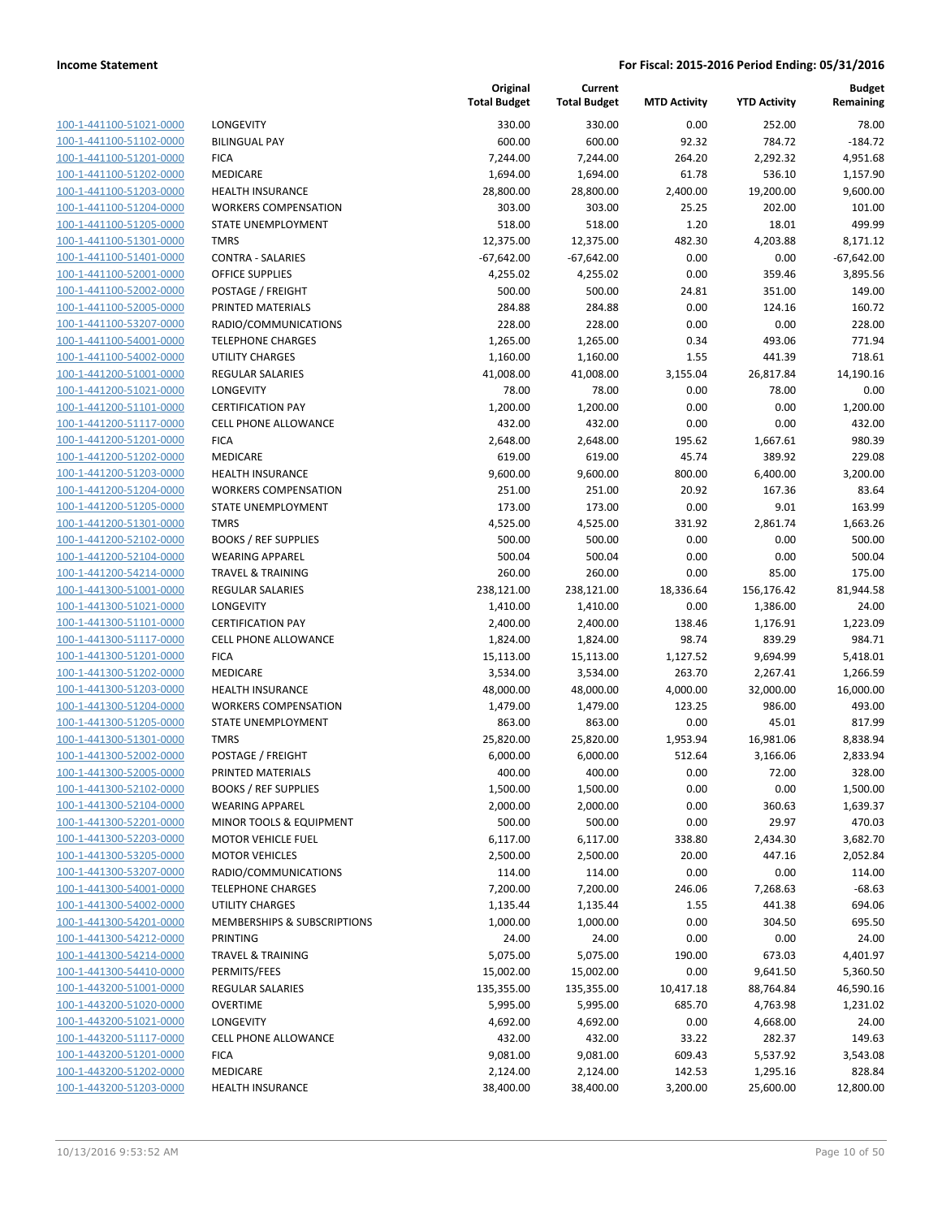| | | Original Total Budget | Current Total Budget | MTD Activity | YTD Activity | Budget Remaining |
|---|---|---|---|---|---|---|
| 100-1-441100-51021-0000 | LONGEVITY | 330.00 | 330.00 | 0.00 | 252.00 | 78.00 |
| 100-1-441100-51102-0000 | BILINGUAL PAY | 600.00 | 600.00 | 92.32 | 784.72 | -184.72 |
| 100-1-441100-51201-0000 | FICA | 7,244.00 | 7,244.00 | 264.20 | 2,292.32 | 4,951.68 |
| 100-1-441100-51202-0000 | MEDICARE | 1,694.00 | 1,694.00 | 61.78 | 536.10 | 1,157.90 |
| 100-1-441100-51203-0000 | HEALTH INSURANCE | 28,800.00 | 28,800.00 | 2,400.00 | 19,200.00 | 9,600.00 |
| 100-1-441100-51204-0000 | WORKERS COMPENSATION | 303.00 | 303.00 | 25.25 | 202.00 | 101.00 |
| 100-1-441100-51205-0000 | STATE UNEMPLOYMENT | 518.00 | 518.00 | 1.20 | 18.01 | 499.99 |
| 100-1-441100-51301-0000 | TMRS | 12,375.00 | 12,375.00 | 482.30 | 4,203.88 | 8,171.12 |
| 100-1-441100-51401-0000 | CONTRA - SALARIES | -67,642.00 | -67,642.00 | 0.00 | 0.00 | -67,642.00 |
| 100-1-441100-52001-0000 | OFFICE SUPPLIES | 4,255.02 | 4,255.02 | 0.00 | 359.46 | 3,895.56 |
| 100-1-441100-52002-0000 | POSTAGE / FREIGHT | 500.00 | 500.00 | 24.81 | 351.00 | 149.00 |
| 100-1-441100-52005-0000 | PRINTED MATERIALS | 284.88 | 284.88 | 0.00 | 124.16 | 160.72 |
| 100-1-441100-53207-0000 | RADIO/COMMUNICATIONS | 228.00 | 228.00 | 0.00 | 0.00 | 228.00 |
| 100-1-441100-54001-0000 | TELEPHONE CHARGES | 1,265.00 | 1,265.00 | 0.34 | 493.06 | 771.94 |
| 100-1-441100-54002-0000 | UTILITY CHARGES | 1,160.00 | 1,160.00 | 1.55 | 441.39 | 718.61 |
| 100-1-441200-51001-0000 | REGULAR SALARIES | 41,008.00 | 41,008.00 | 3,155.04 | 26,817.84 | 14,190.16 |
| 100-1-441200-51021-0000 | LONGEVITY | 78.00 | 78.00 | 0.00 | 78.00 | 0.00 |
| 100-1-441200-51101-0000 | CERTIFICATION PAY | 1,200.00 | 1,200.00 | 0.00 | 0.00 | 1,200.00 |
| 100-1-441200-51117-0000 | CELL PHONE ALLOWANCE | 432.00 | 432.00 | 0.00 | 0.00 | 432.00 |
| 100-1-441200-51201-0000 | FICA | 2,648.00 | 2,648.00 | 195.62 | 1,667.61 | 980.39 |
| 100-1-441200-51202-0000 | MEDICARE | 619.00 | 619.00 | 45.74 | 389.92 | 229.08 |
| 100-1-441200-51203-0000 | HEALTH INSURANCE | 9,600.00 | 9,600.00 | 800.00 | 6,400.00 | 3,200.00 |
| 100-1-441200-51204-0000 | WORKERS COMPENSATION | 251.00 | 251.00 | 20.92 | 167.36 | 83.64 |
| 100-1-441200-51205-0000 | STATE UNEMPLOYMENT | 173.00 | 173.00 | 0.00 | 9.01 | 163.99 |
| 100-1-441200-51301-0000 | TMRS | 4,525.00 | 4,525.00 | 331.92 | 2,861.74 | 1,663.26 |
| 100-1-441200-52102-0000 | BOOKS / REF SUPPLIES | 500.00 | 500.00 | 0.00 | 0.00 | 500.00 |
| 100-1-441200-52104-0000 | WEARING APPAREL | 500.04 | 500.04 | 0.00 | 0.00 | 500.04 |
| 100-1-441200-54214-0000 | TRAVEL & TRAINING | 260.00 | 260.00 | 0.00 | 85.00 | 175.00 |
| 100-1-441300-51001-0000 | REGULAR SALARIES | 238,121.00 | 238,121.00 | 18,336.64 | 156,176.42 | 81,944.58 |
| 100-1-441300-51021-0000 | LONGEVITY | 1,410.00 | 1,410.00 | 0.00 | 1,386.00 | 24.00 |
| 100-1-441300-51101-0000 | CERTIFICATION PAY | 2,400.00 | 2,400.00 | 138.46 | 1,176.91 | 1,223.09 |
| 100-1-441300-51117-0000 | CELL PHONE ALLOWANCE | 1,824.00 | 1,824.00 | 98.74 | 839.29 | 984.71 |
| 100-1-441300-51201-0000 | FICA | 15,113.00 | 15,113.00 | 1,127.52 | 9,694.99 | 5,418.01 |
| 100-1-441300-51202-0000 | MEDICARE | 3,534.00 | 3,534.00 | 263.70 | 2,267.41 | 1,266.59 |
| 100-1-441300-51203-0000 | HEALTH INSURANCE | 48,000.00 | 48,000.00 | 4,000.00 | 32,000.00 | 16,000.00 |
| 100-1-441300-51204-0000 | WORKERS COMPENSATION | 1,479.00 | 1,479.00 | 123.25 | 986.00 | 493.00 |
| 100-1-441300-51205-0000 | STATE UNEMPLOYMENT | 863.00 | 863.00 | 0.00 | 45.01 | 817.99 |
| 100-1-441300-51301-0000 | TMRS | 25,820.00 | 25,820.00 | 1,953.94 | 16,981.06 | 8,838.94 |
| 100-1-441300-52002-0000 | POSTAGE / FREIGHT | 6,000.00 | 6,000.00 | 512.64 | 3,166.06 | 2,833.94 |
| 100-1-441300-52005-0000 | PRINTED MATERIALS | 400.00 | 400.00 | 0.00 | 72.00 | 328.00 |
| 100-1-441300-52102-0000 | BOOKS / REF SUPPLIES | 1,500.00 | 1,500.00 | 0.00 | 0.00 | 1,500.00 |
| 100-1-441300-52104-0000 | WEARING APPAREL | 2,000.00 | 2,000.00 | 0.00 | 360.63 | 1,639.37 |
| 100-1-441300-52201-0000 | MINOR TOOLS & EQUIPMENT | 500.00 | 500.00 | 0.00 | 29.97 | 470.03 |
| 100-1-441300-52203-0000 | MOTOR VEHICLE FUEL | 6,117.00 | 6,117.00 | 338.80 | 2,434.30 | 3,682.70 |
| 100-1-441300-53205-0000 | MOTOR VEHICLES | 2,500.00 | 2,500.00 | 20.00 | 447.16 | 2,052.84 |
| 100-1-441300-53207-0000 | RADIO/COMMUNICATIONS | 114.00 | 114.00 | 0.00 | 0.00 | 114.00 |
| 100-1-441300-54001-0000 | TELEPHONE CHARGES | 7,200.00 | 7,200.00 | 246.06 | 7,268.63 | -68.63 |
| 100-1-441300-54002-0000 | UTILITY CHARGES | 1,135.44 | 1,135.44 | 1.55 | 441.38 | 694.06 |
| 100-1-441300-54201-0000 | MEMBERSHIPS & SUBSCRIPTIONS | 1,000.00 | 1,000.00 | 0.00 | 304.50 | 695.50 |
| 100-1-441300-54212-0000 | PRINTING | 24.00 | 24.00 | 0.00 | 0.00 | 24.00 |
| 100-1-441300-54214-0000 | TRAVEL & TRAINING | 5,075.00 | 5,075.00 | 190.00 | 673.03 | 4,401.97 |
| 100-1-441300-54410-0000 | PERMITS/FEES | 15,002.00 | 15,002.00 | 0.00 | 9,641.50 | 5,360.50 |
| 100-1-443200-51001-0000 | REGULAR SALARIES | 135,355.00 | 135,355.00 | 10,417.18 | 88,764.84 | 46,590.16 |
| 100-1-443200-51020-0000 | OVERTIME | 5,995.00 | 5,995.00 | 685.70 | 4,763.98 | 1,231.02 |
| 100-1-443200-51021-0000 | LONGEVITY | 4,692.00 | 4,692.00 | 0.00 | 4,668.00 | 24.00 |
| 100-1-443200-51117-0000 | CELL PHONE ALLOWANCE | 432.00 | 432.00 | 33.22 | 282.37 | 149.63 |
| 100-1-443200-51201-0000 | FICA | 9,081.00 | 9,081.00 | 609.43 | 5,537.92 | 3,543.08 |
| 100-1-443200-51202-0000 | MEDICARE | 2,124.00 | 2,124.00 | 142.53 | 1,295.16 | 828.84 |
| 100-1-443200-51203-0000 | HEALTH INSURANCE | 38,400.00 | 38,400.00 | 3,200.00 | 25,600.00 | 12,800.00 |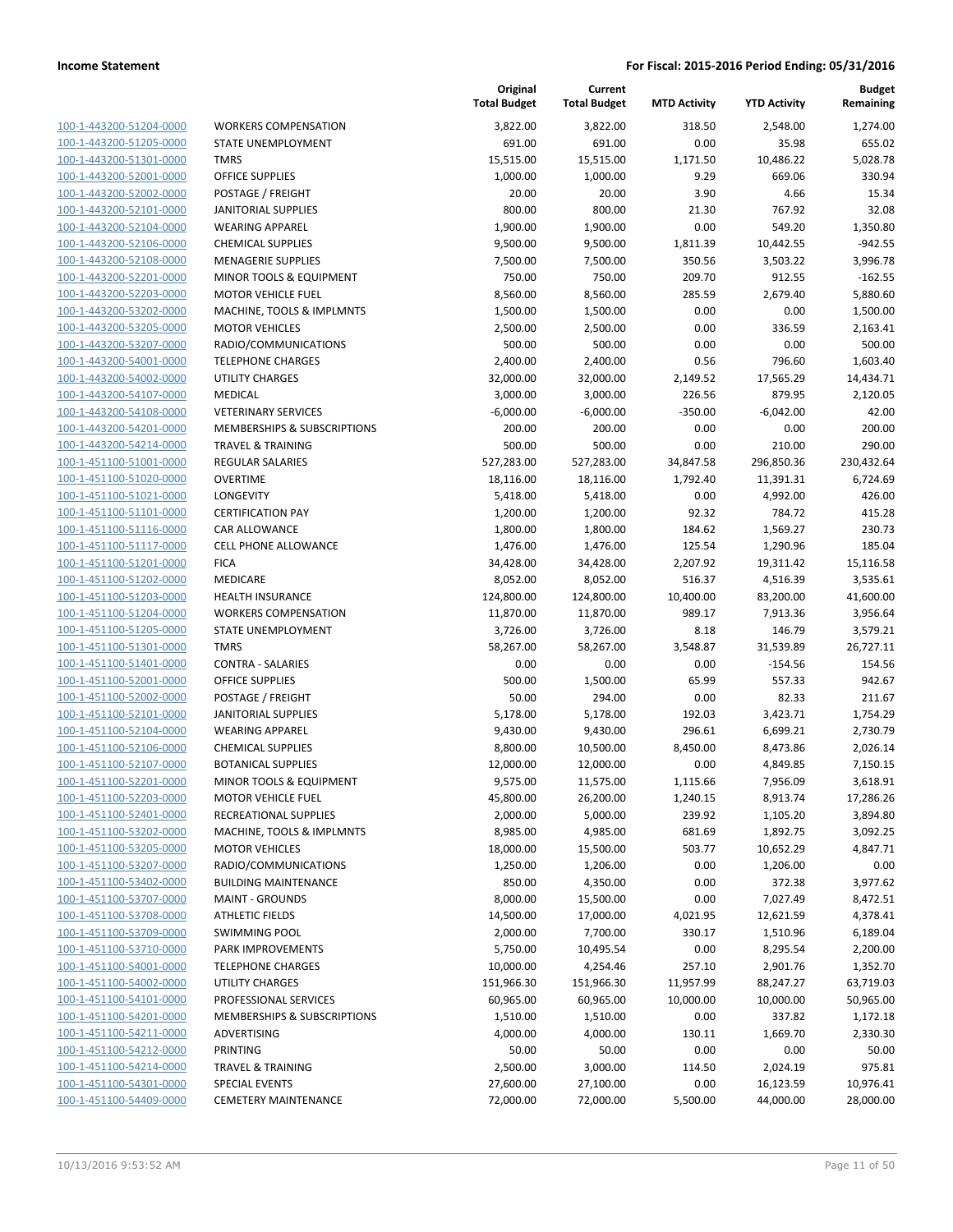**Income Statement** — **For Fiscal: 2015-2016 Period Ending: 05/31/2016**

| | | Original Total Budget | Current Total Budget | MTD Activity | YTD Activity | Budget Remaining |
|---|---|---|---|---|---|---|
| 100-1-443200-51204-0000 | WORKERS COMPENSATION | 3,822.00 | 3,822.00 | 318.50 | 2,548.00 | 1,274.00 |
| 100-1-443200-51205-0000 | STATE UNEMPLOYMENT | 691.00 | 691.00 | 0.00 | 35.98 | 655.02 |
| 100-1-443200-51301-0000 | TMRS | 15,515.00 | 15,515.00 | 1,171.50 | 10,486.22 | 5,028.78 |
| 100-1-443200-52001-0000 | OFFICE SUPPLIES | 1,000.00 | 1,000.00 | 9.29 | 669.06 | 330.94 |
| 100-1-443200-52002-0000 | POSTAGE / FREIGHT | 20.00 | 20.00 | 3.90 | 4.66 | 15.34 |
| 100-1-443200-52101-0000 | JANITORIAL SUPPLIES | 800.00 | 800.00 | 21.30 | 767.92 | 32.08 |
| 100-1-443200-52104-0000 | WEARING APPAREL | 1,900.00 | 1,900.00 | 0.00 | 549.20 | 1,350.80 |
| 100-1-443200-52106-0000 | CHEMICAL SUPPLIES | 9,500.00 | 9,500.00 | 1,811.39 | 10,442.55 | -942.55 |
| 100-1-443200-52108-0000 | MENAGERIE SUPPLIES | 7,500.00 | 7,500.00 | 350.56 | 3,503.22 | 3,996.78 |
| 100-1-443200-52201-0000 | MINOR TOOLS & EQUIPMENT | 750.00 | 750.00 | 209.70 | 912.55 | -162.55 |
| 100-1-443200-52203-0000 | MOTOR VEHICLE FUEL | 8,560.00 | 8,560.00 | 285.59 | 2,679.40 | 5,880.60 |
| 100-1-443200-53202-0000 | MACHINE, TOOLS & IMPLMNTS | 1,500.00 | 1,500.00 | 0.00 | 0.00 | 1,500.00 |
| 100-1-443200-53205-0000 | MOTOR VEHICLES | 2,500.00 | 2,500.00 | 0.00 | 336.59 | 2,163.41 |
| 100-1-443200-53207-0000 | RADIO/COMMUNICATIONS | 500.00 | 500.00 | 0.00 | 0.00 | 500.00 |
| 100-1-443200-54001-0000 | TELEPHONE CHARGES | 2,400.00 | 2,400.00 | 0.56 | 796.60 | 1,603.40 |
| 100-1-443200-54002-0000 | UTILITY CHARGES | 32,000.00 | 32,000.00 | 2,149.52 | 17,565.29 | 14,434.71 |
| 100-1-443200-54107-0000 | MEDICAL | 3,000.00 | 3,000.00 | 226.56 | 879.95 | 2,120.05 |
| 100-1-443200-54108-0000 | VETERINARY SERVICES | -6,000.00 | -6,000.00 | -350.00 | -6,042.00 | 42.00 |
| 100-1-443200-54201-0000 | MEMBERSHIPS & SUBSCRIPTIONS | 200.00 | 200.00 | 0.00 | 0.00 | 200.00 |
| 100-1-443200-54214-0000 | TRAVEL & TRAINING | 500.00 | 500.00 | 0.00 | 210.00 | 290.00 |
| 100-1-451100-51001-0000 | REGULAR SALARIES | 527,283.00 | 527,283.00 | 34,847.58 | 296,850.36 | 230,432.64 |
| 100-1-451100-51020-0000 | OVERTIME | 18,116.00 | 18,116.00 | 1,792.40 | 11,391.31 | 6,724.69 |
| 100-1-451100-51021-0000 | LONGEVITY | 5,418.00 | 5,418.00 | 0.00 | 4,992.00 | 426.00 |
| 100-1-451100-51101-0000 | CERTIFICATION PAY | 1,200.00 | 1,200.00 | 92.32 | 784.72 | 415.28 |
| 100-1-451100-51116-0000 | CAR ALLOWANCE | 1,800.00 | 1,800.00 | 184.62 | 1,569.27 | 230.73 |
| 100-1-451100-51117-0000 | CELL PHONE ALLOWANCE | 1,476.00 | 1,476.00 | 125.54 | 1,290.96 | 185.04 |
| 100-1-451100-51201-0000 | FICA | 34,428.00 | 34,428.00 | 2,207.92 | 19,311.42 | 15,116.58 |
| 100-1-451100-51202-0000 | MEDICARE | 8,052.00 | 8,052.00 | 516.37 | 4,516.39 | 3,535.61 |
| 100-1-451100-51203-0000 | HEALTH INSURANCE | 124,800.00 | 124,800.00 | 10,400.00 | 83,200.00 | 41,600.00 |
| 100-1-451100-51204-0000 | WORKERS COMPENSATION | 11,870.00 | 11,870.00 | 989.17 | 7,913.36 | 3,956.64 |
| 100-1-451100-51205-0000 | STATE UNEMPLOYMENT | 3,726.00 | 3,726.00 | 8.18 | 146.79 | 3,579.21 |
| 100-1-451100-51301-0000 | TMRS | 58,267.00 | 58,267.00 | 3,548.87 | 31,539.89 | 26,727.11 |
| 100-1-451100-51401-0000 | CONTRA - SALARIES | 0.00 | 0.00 | 0.00 | -154.56 | 154.56 |
| 100-1-451100-52001-0000 | OFFICE SUPPLIES | 500.00 | 1,500.00 | 65.99 | 557.33 | 942.67 |
| 100-1-451100-52002-0000 | POSTAGE / FREIGHT | 50.00 | 294.00 | 0.00 | 82.33 | 211.67 |
| 100-1-451100-52101-0000 | JANITORIAL SUPPLIES | 5,178.00 | 5,178.00 | 192.03 | 3,423.71 | 1,754.29 |
| 100-1-451100-52104-0000 | WEARING APPAREL | 9,430.00 | 9,430.00 | 296.61 | 6,699.21 | 2,730.79 |
| 100-1-451100-52106-0000 | CHEMICAL SUPPLIES | 8,800.00 | 10,500.00 | 8,450.00 | 8,473.86 | 2,026.14 |
| 100-1-451100-52107-0000 | BOTANICAL SUPPLIES | 12,000.00 | 12,000.00 | 0.00 | 4,849.85 | 7,150.15 |
| 100-1-451100-52201-0000 | MINOR TOOLS & EQUIPMENT | 9,575.00 | 11,575.00 | 1,115.66 | 7,956.09 | 3,618.91 |
| 100-1-451100-52203-0000 | MOTOR VEHICLE FUEL | 45,800.00 | 26,200.00 | 1,240.15 | 8,913.74 | 17,286.26 |
| 100-1-451100-52401-0000 | RECREATIONAL SUPPLIES | 2,000.00 | 5,000.00 | 239.92 | 1,105.20 | 3,894.80 |
| 100-1-451100-53202-0000 | MACHINE, TOOLS & IMPLMNTS | 8,985.00 | 4,985.00 | 681.69 | 1,892.75 | 3,092.25 |
| 100-1-451100-53205-0000 | MOTOR VEHICLES | 18,000.00 | 15,500.00 | 503.77 | 10,652.29 | 4,847.71 |
| 100-1-451100-53207-0000 | RADIO/COMMUNICATIONS | 1,250.00 | 1,206.00 | 0.00 | 1,206.00 | 0.00 |
| 100-1-451100-53402-0000 | BUILDING MAINTENANCE | 850.00 | 4,350.00 | 0.00 | 372.38 | 3,977.62 |
| 100-1-451100-53707-0000 | MAINT - GROUNDS | 8,000.00 | 15,500.00 | 0.00 | 7,027.49 | 8,472.51 |
| 100-1-451100-53708-0000 | ATHLETIC FIELDS | 14,500.00 | 17,000.00 | 4,021.95 | 12,621.59 | 4,378.41 |
| 100-1-451100-53709-0000 | SWIMMING POOL | 2,000.00 | 7,700.00 | 330.17 | 1,510.96 | 6,189.04 |
| 100-1-451100-53710-0000 | PARK IMPROVEMENTS | 5,750.00 | 10,495.54 | 0.00 | 8,295.54 | 2,200.00 |
| 100-1-451100-54001-0000 | TELEPHONE CHARGES | 10,000.00 | 4,254.46 | 257.10 | 2,901.76 | 1,352.70 |
| 100-1-451100-54002-0000 | UTILITY CHARGES | 151,966.30 | 151,966.30 | 11,957.99 | 88,247.27 | 63,719.03 |
| 100-1-451100-54101-0000 | PROFESSIONAL SERVICES | 60,965.00 | 60,965.00 | 10,000.00 | 10,000.00 | 50,965.00 |
| 100-1-451100-54201-0000 | MEMBERSHIPS & SUBSCRIPTIONS | 1,510.00 | 1,510.00 | 0.00 | 337.82 | 1,172.18 |
| 100-1-451100-54211-0000 | ADVERTISING | 4,000.00 | 4,000.00 | 130.11 | 1,669.70 | 2,330.30 |
| 100-1-451100-54212-0000 | PRINTING | 50.00 | 50.00 | 0.00 | 0.00 | 50.00 |
| 100-1-451100-54214-0000 | TRAVEL & TRAINING | 2,500.00 | 3,000.00 | 114.50 | 2,024.19 | 975.81 |
| 100-1-451100-54301-0000 | SPECIAL EVENTS | 27,600.00 | 27,100.00 | 0.00 | 16,123.59 | 10,976.41 |
| 100-1-451100-54409-0000 | CEMETERY MAINTENANCE | 72,000.00 | 72,000.00 | 5,500.00 | 44,000.00 | 28,000.00 |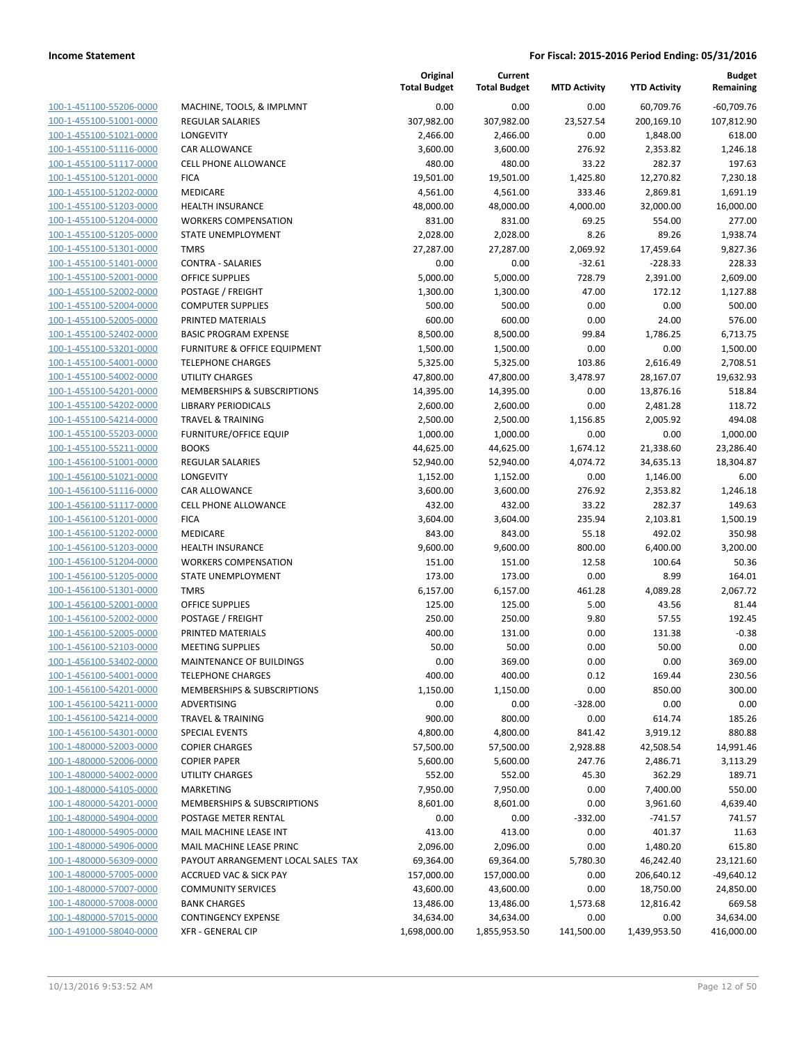| | | Original Total Budget | Current Total Budget | MTD Activity | YTD Activity | Budget Remaining |
|---|---|---|---|---|---|---|
| 100-1-451100-55206-0000 | MACHINE, TOOLS, & IMPLMNT | 0.00 | 0.00 | 0.00 | 60,709.76 | -60,709.76 |
| 100-1-455100-51001-0000 | REGULAR SALARIES | 307,982.00 | 307,982.00 | 23,527.54 | 200,169.10 | 107,812.90 |
| 100-1-455100-51021-0000 | LONGEVITY | 2,466.00 | 2,466.00 | 0.00 | 1,848.00 | 618.00 |
| 100-1-455100-51116-0000 | CAR ALLOWANCE | 3,600.00 | 3,600.00 | 276.92 | 2,353.82 | 1,246.18 |
| 100-1-455100-51117-0000 | CELL PHONE ALLOWANCE | 480.00 | 480.00 | 33.22 | 282.37 | 197.63 |
| 100-1-455100-51201-0000 | FICA | 19,501.00 | 19,501.00 | 1,425.80 | 12,270.82 | 7,230.18 |
| 100-1-455100-51202-0000 | MEDICARE | 4,561.00 | 4,561.00 | 333.46 | 2,869.81 | 1,691.19 |
| 100-1-455100-51203-0000 | HEALTH INSURANCE | 48,000.00 | 48,000.00 | 4,000.00 | 32,000.00 | 16,000.00 |
| 100-1-455100-51204-0000 | WORKERS COMPENSATION | 831.00 | 831.00 | 69.25 | 554.00 | 277.00 |
| 100-1-455100-51205-0000 | STATE UNEMPLOYMENT | 2,028.00 | 2,028.00 | 8.26 | 89.26 | 1,938.74 |
| 100-1-455100-51301-0000 | TMRS | 27,287.00 | 27,287.00 | 2,069.92 | 17,459.64 | 9,827.36 |
| 100-1-455100-51401-0000 | CONTRA - SALARIES | 0.00 | 0.00 | -32.61 | -228.33 | 228.33 |
| 100-1-455100-52001-0000 | OFFICE SUPPLIES | 5,000.00 | 5,000.00 | 728.79 | 2,391.00 | 2,609.00 |
| 100-1-455100-52002-0000 | POSTAGE / FREIGHT | 1,300.00 | 1,300.00 | 47.00 | 172.12 | 1,127.88 |
| 100-1-455100-52004-0000 | COMPUTER SUPPLIES | 500.00 | 500.00 | 0.00 | 0.00 | 500.00 |
| 100-1-455100-52005-0000 | PRINTED MATERIALS | 600.00 | 600.00 | 0.00 | 24.00 | 576.00 |
| 100-1-455100-52402-0000 | BASIC PROGRAM EXPENSE | 8,500.00 | 8,500.00 | 99.84 | 1,786.25 | 6,713.75 |
| 100-1-455100-53201-0000 | FURNITURE & OFFICE EQUIPMENT | 1,500.00 | 1,500.00 | 0.00 | 0.00 | 1,500.00 |
| 100-1-455100-54001-0000 | TELEPHONE CHARGES | 5,325.00 | 5,325.00 | 103.86 | 2,616.49 | 2,708.51 |
| 100-1-455100-54002-0000 | UTILITY CHARGES | 47,800.00 | 47,800.00 | 3,478.97 | 28,167.07 | 19,632.93 |
| 100-1-455100-54201-0000 | MEMBERSHIPS & SUBSCRIPTIONS | 14,395.00 | 14,395.00 | 0.00 | 13,876.16 | 518.84 |
| 100-1-455100-54202-0000 | LIBRARY PERIODICALS | 2,600.00 | 2,600.00 | 0.00 | 2,481.28 | 118.72 |
| 100-1-455100-54214-0000 | TRAVEL & TRAINING | 2,500.00 | 2,500.00 | 1,156.85 | 2,005.92 | 494.08 |
| 100-1-455100-55203-0000 | FURNITURE/OFFICE EQUIP | 1,000.00 | 1,000.00 | 0.00 | 0.00 | 1,000.00 |
| 100-1-455100-55211-0000 | BOOKS | 44,625.00 | 44,625.00 | 1,674.12 | 21,338.60 | 23,286.40 |
| 100-1-456100-51001-0000 | REGULAR SALARIES | 52,940.00 | 52,940.00 | 4,074.72 | 34,635.13 | 18,304.87 |
| 100-1-456100-51021-0000 | LONGEVITY | 1,152.00 | 1,152.00 | 0.00 | 1,146.00 | 6.00 |
| 100-1-456100-51116-0000 | CAR ALLOWANCE | 3,600.00 | 3,600.00 | 276.92 | 2,353.82 | 1,246.18 |
| 100-1-456100-51117-0000 | CELL PHONE ALLOWANCE | 432.00 | 432.00 | 33.22 | 282.37 | 149.63 |
| 100-1-456100-51201-0000 | FICA | 3,604.00 | 3,604.00 | 235.94 | 2,103.81 | 1,500.19 |
| 100-1-456100-51202-0000 | MEDICARE | 843.00 | 843.00 | 55.18 | 492.02 | 350.98 |
| 100-1-456100-51203-0000 | HEALTH INSURANCE | 9,600.00 | 9,600.00 | 800.00 | 6,400.00 | 3,200.00 |
| 100-1-456100-51204-0000 | WORKERS COMPENSATION | 151.00 | 151.00 | 12.58 | 100.64 | 50.36 |
| 100-1-456100-51205-0000 | STATE UNEMPLOYMENT | 173.00 | 173.00 | 0.00 | 8.99 | 164.01 |
| 100-1-456100-51301-0000 | TMRS | 6,157.00 | 6,157.00 | 461.28 | 4,089.28 | 2,067.72 |
| 100-1-456100-52001-0000 | OFFICE SUPPLIES | 125.00 | 125.00 | 5.00 | 43.56 | 81.44 |
| 100-1-456100-52002-0000 | POSTAGE / FREIGHT | 250.00 | 250.00 | 9.80 | 57.55 | 192.45 |
| 100-1-456100-52005-0000 | PRINTED MATERIALS | 400.00 | 131.00 | 0.00 | 131.38 | -0.38 |
| 100-1-456100-52103-0000 | MEETING SUPPLIES | 50.00 | 50.00 | 0.00 | 50.00 | 0.00 |
| 100-1-456100-53402-0000 | MAINTENANCE OF BUILDINGS | 0.00 | 369.00 | 0.00 | 0.00 | 369.00 |
| 100-1-456100-54001-0000 | TELEPHONE CHARGES | 400.00 | 400.00 | 0.12 | 169.44 | 230.56 |
| 100-1-456100-54201-0000 | MEMBERSHIPS & SUBSCRIPTIONS | 1,150.00 | 1,150.00 | 0.00 | 850.00 | 300.00 |
| 100-1-456100-54211-0000 | ADVERTISING | 0.00 | 0.00 | -328.00 | 0.00 | 0.00 |
| 100-1-456100-54214-0000 | TRAVEL & TRAINING | 900.00 | 800.00 | 0.00 | 614.74 | 185.26 |
| 100-1-456100-54301-0000 | SPECIAL EVENTS | 4,800.00 | 4,800.00 | 841.42 | 3,919.12 | 880.88 |
| 100-1-480000-52003-0000 | COPIER CHARGES | 57,500.00 | 57,500.00 | 2,928.88 | 42,508.54 | 14,991.46 |
| 100-1-480000-52006-0000 | COPIER PAPER | 5,600.00 | 5,600.00 | 247.76 | 2,486.71 | 3,113.29 |
| 100-1-480000-54002-0000 | UTILITY CHARGES | 552.00 | 552.00 | 45.30 | 362.29 | 189.71 |
| 100-1-480000-54105-0000 | MARKETING | 7,950.00 | 7,950.00 | 0.00 | 7,400.00 | 550.00 |
| 100-1-480000-54201-0000 | MEMBERSHIPS & SUBSCRIPTIONS | 8,601.00 | 8,601.00 | 0.00 | 3,961.60 | 4,639.40 |
| 100-1-480000-54904-0000 | POSTAGE METER RENTAL | 0.00 | 0.00 | -332.00 | -741.57 | 741.57 |
| 100-1-480000-54905-0000 | MAIL MACHINE LEASE INT | 413.00 | 413.00 | 0.00 | 401.37 | 11.63 |
| 100-1-480000-54906-0000 | MAIL MACHINE LEASE PRINC | 2,096.00 | 2,096.00 | 0.00 | 1,480.20 | 615.80 |
| 100-1-480000-56309-0000 | PAYOUT ARRANGEMENT LOCAL SALES TAX | 69,364.00 | 69,364.00 | 5,780.30 | 46,242.40 | 23,121.60 |
| 100-1-480000-57005-0000 | ACCRUED VAC & SICK PAY | 157,000.00 | 157,000.00 | 0.00 | 206,640.12 | -49,640.12 |
| 100-1-480000-57007-0000 | COMMUNITY SERVICES | 43,600.00 | 43,600.00 | 0.00 | 18,750.00 | 24,850.00 |
| 100-1-480000-57008-0000 | BANK CHARGES | 13,486.00 | 13,486.00 | 1,573.68 | 12,816.42 | 669.58 |
| 100-1-480000-57015-0000 | CONTINGENCY EXPENSE | 34,634.00 | 34,634.00 | 0.00 | 0.00 | 34,634.00 |
| 100-1-491000-58040-0000 | XFR - GENERAL CIP | 1,698,000.00 | 1,855,953.50 | 141,500.00 | 1,439,953.50 | 416,000.00 |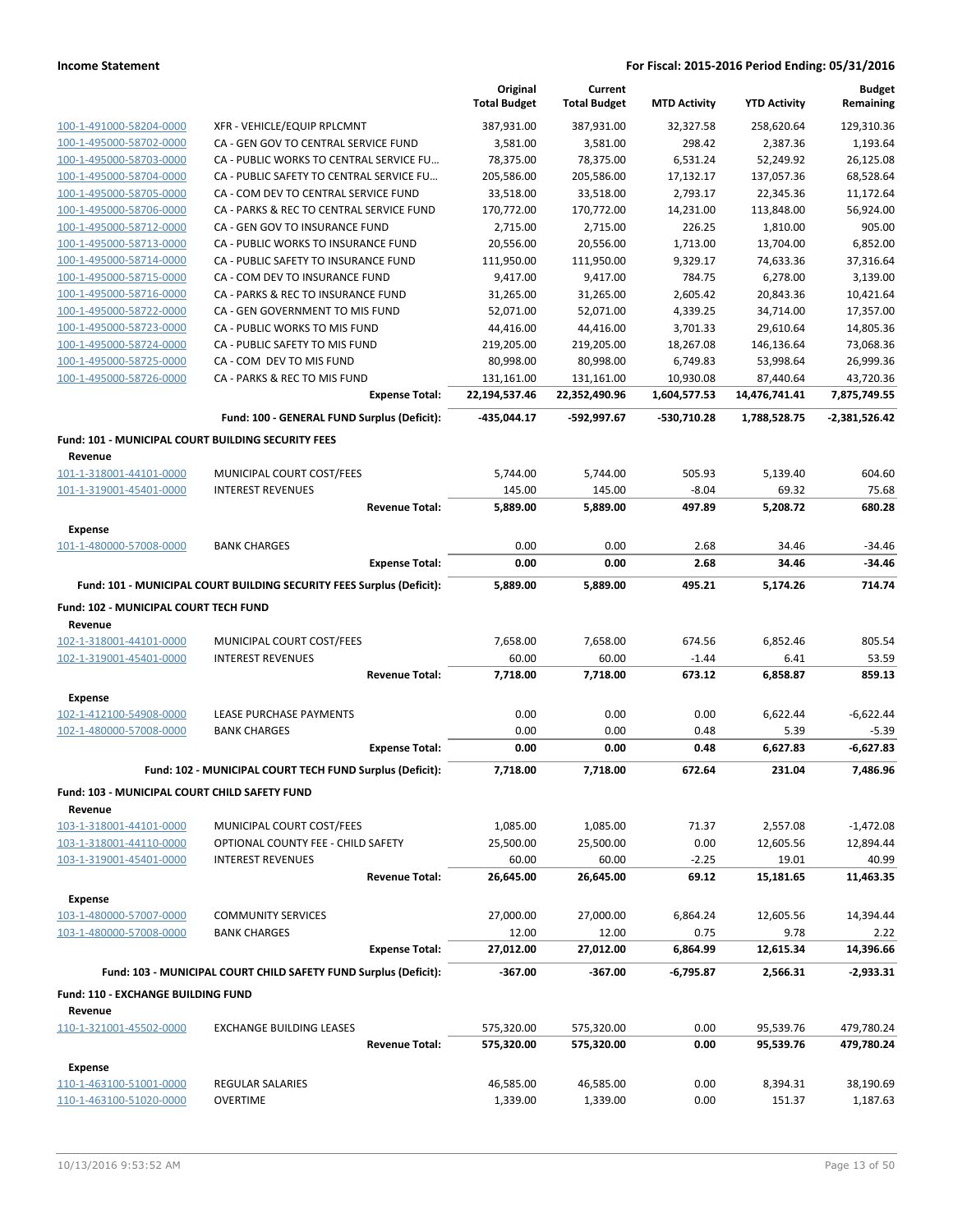| | | Original Total Budget | Current Total Budget | MTD Activity | YTD Activity | Budget Remaining |
|---|---|---|---|---|---|---|
| 100-1-491000-58204-0000 | XFR - VEHICLE/EQUIP RPLCMNT | 387,931.00 | 387,931.00 | 32,327.58 | 258,620.64 | 129,310.36 |
| 100-1-495000-58702-0000 | CA - GEN GOV TO CENTRAL SERVICE FUND | 3,581.00 | 3,581.00 | 298.42 | 2,387.36 | 1,193.64 |
| 100-1-495000-58703-0000 | CA - PUBLIC WORKS TO CENTRAL SERVICE FU… | 78,375.00 | 78,375.00 | 6,531.24 | 52,249.92 | 26,125.08 |
| 100-1-495000-58704-0000 | CA - PUBLIC SAFETY TO CENTRAL SERVICE FU… | 205,586.00 | 205,586.00 | 17,132.17 | 137,057.36 | 68,528.64 |
| 100-1-495000-58705-0000 | CA - COM DEV TO CENTRAL SERVICE FUND | 33,518.00 | 33,518.00 | 2,793.17 | 22,345.36 | 11,172.64 |
| 100-1-495000-58706-0000 | CA - PARKS & REC TO CENTRAL SERVICE FUND | 170,772.00 | 170,772.00 | 14,231.00 | 113,848.00 | 56,924.00 |
| 100-1-495000-58712-0000 | CA - GEN GOV TO INSURANCE FUND | 2,715.00 | 2,715.00 | 226.25 | 1,810.00 | 905.00 |
| 100-1-495000-58713-0000 | CA - PUBLIC WORKS TO INSURANCE FUND | 20,556.00 | 20,556.00 | 1,713.00 | 13,704.00 | 6,852.00 |
| 100-1-495000-58714-0000 | CA - PUBLIC SAFETY TO INSURANCE FUND | 111,950.00 | 111,950.00 | 9,329.17 | 74,633.36 | 37,316.64 |
| 100-1-495000-58715-0000 | CA - COM DEV TO INSURANCE FUND | 9,417.00 | 9,417.00 | 784.75 | 6,278.00 | 3,139.00 |
| 100-1-495000-58716-0000 | CA - PARKS & REC TO INSURANCE FUND | 31,265.00 | 31,265.00 | 2,605.42 | 20,843.36 | 10,421.64 |
| 100-1-495000-58722-0000 | CA - GEN GOVERNMENT TO MIS FUND | 52,071.00 | 52,071.00 | 4,339.25 | 34,714.00 | 17,357.00 |
| 100-1-495000-58723-0000 | CA - PUBLIC WORKS TO MIS FUND | 44,416.00 | 44,416.00 | 3,701.33 | 29,610.64 | 14,805.36 |
| 100-1-495000-58724-0000 | CA - PUBLIC SAFETY TO MIS FUND | 219,205.00 | 219,205.00 | 18,267.08 | 146,136.64 | 73,068.36 |
| 100-1-495000-58725-0000 | CA - COM DEV TO MIS FUND | 80,998.00 | 80,998.00 | 6,749.83 | 53,998.64 | 26,999.36 |
| 100-1-495000-58726-0000 | CA - PARKS & REC TO MIS FUND | 131,161.00 | 131,161.00 | 10,930.08 | 87,440.64 | 43,720.36 |
| | **Expense Total:** | **22,194,537.46** | **22,352,490.96** | **1,604,577.53** | **14,476,741.41** | **7,875,749.55** |
| | **Fund: 100 - GENERAL FUND Surplus (Deficit):** | **-435,044.17** | **-592,997.67** | **-530,710.28** | **1,788,528.75** | **-2,381,526.42** |
| **Fund: 101 - MUNICIPAL COURT BUILDING SECURITY FEES** | | | | | | |
| **Revenue** | | | | | | |
| 101-1-318001-44101-0000 | MUNICIPAL COURT COST/FEES | 5,744.00 | 5,744.00 | 505.93 | 5,139.40 | 604.60 |
| 101-1-319001-45401-0000 | INTEREST REVENUES | 145.00 | 145.00 | -8.04 | 69.32 | 75.68 |
| | **Revenue Total:** | **5,889.00** | **5,889.00** | **497.89** | **5,208.72** | **680.28** |
| **Expense** | | | | | | |
| 101-1-480000-57008-0000 | BANK CHARGES | 0.00 | 0.00 | 2.68 | 34.46 | -34.46 |
| | **Expense Total:** | **0.00** | **0.00** | **2.68** | **34.46** | **-34.46** |
| | **Fund: 101 - MUNICIPAL COURT BUILDING SECURITY FEES Surplus (Deficit):** | **5,889.00** | **5,889.00** | **495.21** | **5,174.26** | **714.74** |
| **Fund: 102 - MUNICIPAL COURT TECH FUND** | | | | | | |
| **Revenue** | | | | | | |
| 102-1-318001-44101-0000 | MUNICIPAL COURT COST/FEES | 7,658.00 | 7,658.00 | 674.56 | 6,852.46 | 805.54 |
| 102-1-319001-45401-0000 | INTEREST REVENUES | 60.00 | 60.00 | -1.44 | 6.41 | 53.59 |
| | **Revenue Total:** | **7,718.00** | **7,718.00** | **673.12** | **6,858.87** | **859.13** |
| **Expense** | | | | | | |
| 102-1-412100-54908-0000 | LEASE PURCHASE PAYMENTS | 0.00 | 0.00 | 0.00 | 6,622.44 | -6,622.44 |
| 102-1-480000-57008-0000 | BANK CHARGES | 0.00 | 0.00 | 0.48 | 5.39 | -5.39 |
| | **Expense Total:** | **0.00** | **0.00** | **0.48** | **6,627.83** | **-6,627.83** |
| | **Fund: 102 - MUNICIPAL COURT TECH FUND Surplus (Deficit):** | **7,718.00** | **7,718.00** | **672.64** | **231.04** | **7,486.96** |
| **Fund: 103 - MUNICIPAL COURT CHILD SAFETY FUND** | | | | | | |
| **Revenue** | | | | | | |
| 103-1-318001-44101-0000 | MUNICIPAL COURT COST/FEES | 1,085.00 | 1,085.00 | 71.37 | 2,557.08 | -1,472.08 |
| 103-1-318001-44110-0000 | OPTIONAL COUNTY FEE - CHILD SAFETY | 25,500.00 | 25,500.00 | 0.00 | 12,605.56 | 12,894.44 |
| 103-1-319001-45401-0000 | INTEREST REVENUES | 60.00 | 60.00 | -2.25 | 19.01 | 40.99 |
| | **Revenue Total:** | **26,645.00** | **26,645.00** | **69.12** | **15,181.65** | **11,463.35** |
| **Expense** | | | | | | |
| 103-1-480000-57007-0000 | COMMUNITY SERVICES | 27,000.00 | 27,000.00 | 6,864.24 | 12,605.56 | 14,394.44 |
| 103-1-480000-57008-0000 | BANK CHARGES | 12.00 | 12.00 | 0.75 | 9.78 | 2.22 |
| | **Expense Total:** | **27,012.00** | **27,012.00** | **6,864.99** | **12,615.34** | **14,396.66** |
| | **Fund: 103 - MUNICIPAL COURT CHILD SAFETY FUND Surplus (Deficit):** | **-367.00** | **-367.00** | **-6,795.87** | **2,566.31** | **-2,933.31** |
| **Fund: 110 - EXCHANGE BUILDING FUND** | | | | | | |
| **Revenue** | | | | | | |
| 110-1-321001-45502-0000 | EXCHANGE BUILDING LEASES | 575,320.00 | 575,320.00 | 0.00 | 95,539.76 | 479,780.24 |
| | **Revenue Total:** | **575,320.00** | **575,320.00** | **0.00** | **95,539.76** | **479,780.24** |
| **Expense** | | | | | | |
| 110-1-463100-51001-0000 | REGULAR SALARIES | 46,585.00 | 46,585.00 | 0.00 | 8,394.31 | 38,190.69 |
| 110-1-463100-51020-0000 | OVERTIME | 1,339.00 | 1,339.00 | 0.00 | 151.37 | 1,187.63 |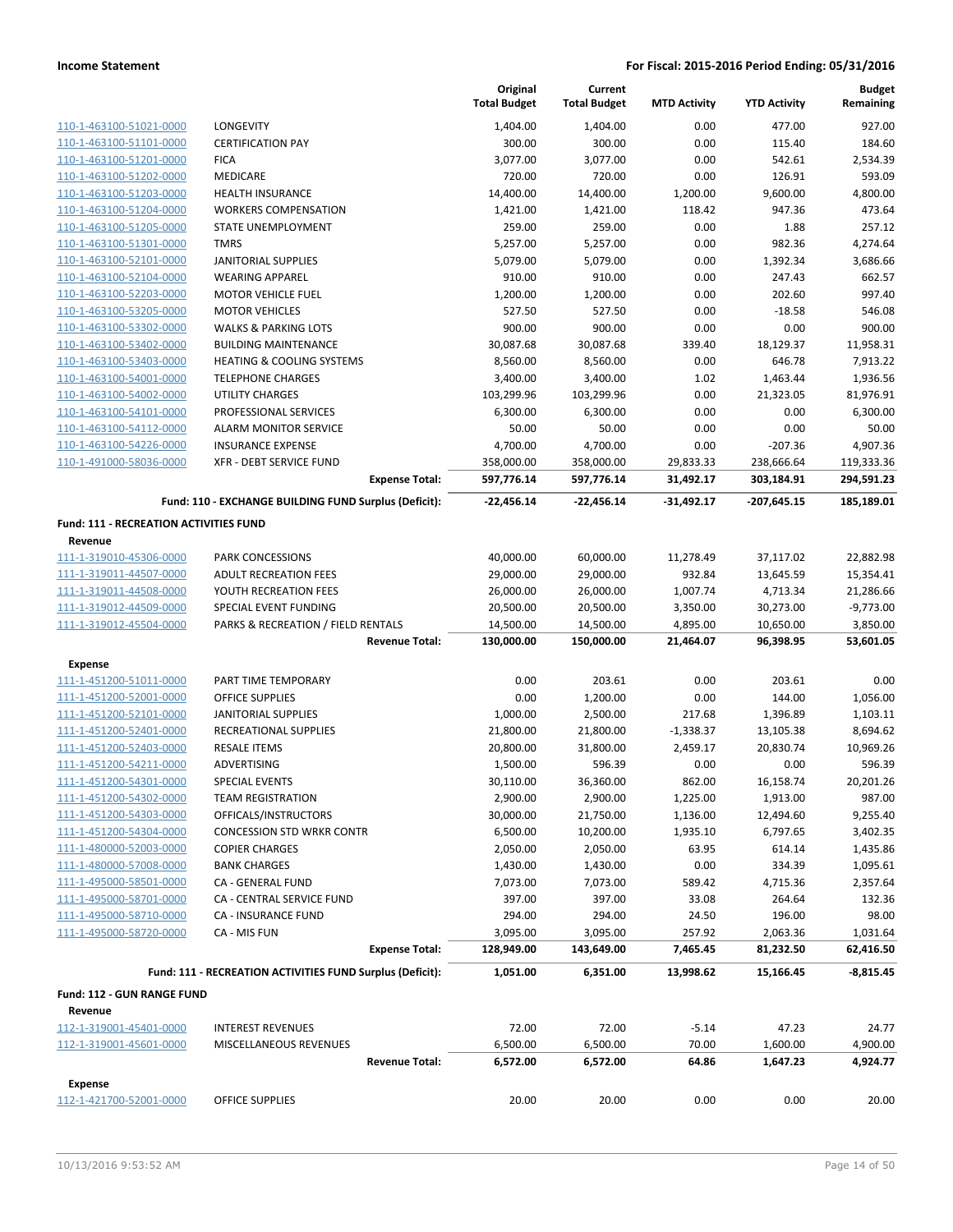| | | Original Total Budget | Current Total Budget | MTD Activity | YTD Activity | Budget Remaining |
|---|---|---|---|---|---|---|
| 110-1-463100-51021-0000 | LONGEVITY | 1,404.00 | 1,404.00 | 0.00 | 477.00 | 927.00 |
| 110-1-463100-51101-0000 | CERTIFICATION PAY | 300.00 | 300.00 | 0.00 | 115.40 | 184.60 |
| 110-1-463100-51201-0000 | FICA | 3,077.00 | 3,077.00 | 0.00 | 542.61 | 2,534.39 |
| 110-1-463100-51202-0000 | MEDICARE | 720.00 | 720.00 | 0.00 | 126.91 | 593.09 |
| 110-1-463100-51203-0000 | HEALTH INSURANCE | 14,400.00 | 14,400.00 | 1,200.00 | 9,600.00 | 4,800.00 |
| 110-1-463100-51204-0000 | WORKERS COMPENSATION | 1,421.00 | 1,421.00 | 118.42 | 947.36 | 473.64 |
| 110-1-463100-51205-0000 | STATE UNEMPLOYMENT | 259.00 | 259.00 | 0.00 | 1.88 | 257.12 |
| 110-1-463100-51301-0000 | TMRS | 5,257.00 | 5,257.00 | 0.00 | 982.36 | 4,274.64 |
| 110-1-463100-52101-0000 | JANITORIAL SUPPLIES | 5,079.00 | 5,079.00 | 0.00 | 1,392.34 | 3,686.66 |
| 110-1-463100-52104-0000 | WEARING APPAREL | 910.00 | 910.00 | 0.00 | 247.43 | 662.57 |
| 110-1-463100-52203-0000 | MOTOR VEHICLE FUEL | 1,200.00 | 1,200.00 | 0.00 | 202.60 | 997.40 |
| 110-1-463100-53205-0000 | MOTOR VEHICLES | 527.50 | 527.50 | 0.00 | -18.58 | 546.08 |
| 110-1-463100-53302-0000 | WALKS & PARKING LOTS | 900.00 | 900.00 | 0.00 | 0.00 | 900.00 |
| 110-1-463100-53402-0000 | BUILDING MAINTENANCE | 30,087.68 | 30,087.68 | 339.40 | 18,129.37 | 11,958.31 |
| 110-1-463100-53403-0000 | HEATING & COOLING SYSTEMS | 8,560.00 | 8,560.00 | 0.00 | 646.78 | 7,913.22 |
| 110-1-463100-54001-0000 | TELEPHONE CHARGES | 3,400.00 | 3,400.00 | 1.02 | 1,463.44 | 1,936.56 |
| 110-1-463100-54002-0000 | UTILITY CHARGES | 103,299.96 | 103,299.96 | 0.00 | 21,323.05 | 81,976.91 |
| 110-1-463100-54101-0000 | PROFESSIONAL SERVICES | 6,300.00 | 6,300.00 | 0.00 | 0.00 | 6,300.00 |
| 110-1-463100-54112-0000 | ALARM MONITOR SERVICE | 50.00 | 50.00 | 0.00 | 0.00 | 50.00 |
| 110-1-463100-54226-0000 | INSURANCE EXPENSE | 4,700.00 | 4,700.00 | 0.00 | -207.36 | 4,907.36 |
| 110-1-491000-58036-0000 | XFR - DEBT SERVICE FUND | 358,000.00 | 358,000.00 | 29,833.33 | 238,666.64 | 119,333.36 |
| | **Expense Total:** | **597,776.14** | **597,776.14** | **31,492.17** | **303,184.91** | **294,591.23** |
| | **Fund: 110 - EXCHANGE BUILDING FUND Surplus (Deficit):** | **-22,456.14** | **-22,456.14** | **-31,492.17** | **-207,645.15** | **185,189.01** |
| **Fund: 111 - RECREATION ACTIVITIES FUND** | | | | | | |
| **Revenue** | | | | | | |
| 111-1-319010-45306-0000 | PARK CONCESSIONS | 40,000.00 | 60,000.00 | 11,278.49 | 37,117.02 | 22,882.98 |
| 111-1-319011-44507-0000 | ADULT RECREATION FEES | 29,000.00 | 29,000.00 | 932.84 | 13,645.59 | 15,354.41 |
| 111-1-319011-44508-0000 | YOUTH RECREATION FEES | 26,000.00 | 26,000.00 | 1,007.74 | 4,713.34 | 21,286.66 |
| 111-1-319012-44509-0000 | SPECIAL EVENT FUNDING | 20,500.00 | 20,500.00 | 3,350.00 | 30,273.00 | -9,773.00 |
| 111-1-319012-45504-0000 | PARKS & RECREATION / FIELD RENTALS | 14,500.00 | 14,500.00 | 4,895.00 | 10,650.00 | 3,850.00 |
| | **Revenue Total:** | **130,000.00** | **150,000.00** | **21,464.07** | **96,398.95** | **53,601.05** |
| **Expense** | | | | | | |
| 111-1-451200-51011-0000 | PART TIME TEMPORARY | 0.00 | 203.61 | 0.00 | 203.61 | 0.00 |
| 111-1-451200-52001-0000 | OFFICE SUPPLIES | 0.00 | 1,200.00 | 0.00 | 144.00 | 1,056.00 |
| 111-1-451200-52101-0000 | JANITORIAL SUPPLIES | 1,000.00 | 2,500.00 | 217.68 | 1,396.89 | 1,103.11 |
| 111-1-451200-52401-0000 | RECREATIONAL SUPPLIES | 21,800.00 | 21,800.00 | -1,338.37 | 13,105.38 | 8,694.62 |
| 111-1-451200-52403-0000 | RESALE ITEMS | 20,800.00 | 31,800.00 | 2,459.17 | 20,830.74 | 10,969.26 |
| 111-1-451200-54211-0000 | ADVERTISING | 1,500.00 | 596.39 | 0.00 | 0.00 | 596.39 |
| 111-1-451200-54301-0000 | SPECIAL EVENTS | 30,110.00 | 36,360.00 | 862.00 | 16,158.74 | 20,201.26 |
| 111-1-451200-54302-0000 | TEAM REGISTRATION | 2,900.00 | 2,900.00 | 1,225.00 | 1,913.00 | 987.00 |
| 111-1-451200-54303-0000 | OFFICALS/INSTRUCTORS | 30,000.00 | 21,750.00 | 1,136.00 | 12,494.60 | 9,255.40 |
| 111-1-451200-54304-0000 | CONCESSION STD WRKR CONTR | 6,500.00 | 10,200.00 | 1,935.10 | 6,797.65 | 3,402.35 |
| 111-1-480000-52003-0000 | COPIER CHARGES | 2,050.00 | 2,050.00 | 63.95 | 614.14 | 1,435.86 |
| 111-1-480000-57008-0000 | BANK CHARGES | 1,430.00 | 1,430.00 | 0.00 | 334.39 | 1,095.61 |
| 111-1-495000-58501-0000 | CA - GENERAL FUND | 7,073.00 | 7,073.00 | 589.42 | 4,715.36 | 2,357.64 |
| 111-1-495000-58701-0000 | CA - CENTRAL SERVICE FUND | 397.00 | 397.00 | 33.08 | 264.64 | 132.36 |
| 111-1-495000-58710-0000 | CA - INSURANCE FUND | 294.00 | 294.00 | 24.50 | 196.00 | 98.00 |
| 111-1-495000-58720-0000 | CA - MIS FUN | 3,095.00 | 3,095.00 | 257.92 | 2,063.36 | 1,031.64 |
| | **Expense Total:** | **128,949.00** | **143,649.00** | **7,465.45** | **81,232.50** | **62,416.50** |
| | **Fund: 111 - RECREATION ACTIVITIES FUND Surplus (Deficit):** | **1,051.00** | **6,351.00** | **13,998.62** | **15,166.45** | **-8,815.45** |
| **Fund: 112 - GUN RANGE FUND** | | | | | | |
| **Revenue** | | | | | | |
| 112-1-319001-45401-0000 | INTEREST REVENUES | 72.00 | 72.00 | -5.14 | 47.23 | 24.77 |
| 112-1-319001-45601-0000 | MISCELLANEOUS REVENUES | 6,500.00 | 6,500.00 | 70.00 | 1,600.00 | 4,900.00 |
| | **Revenue Total:** | **6,572.00** | **6,572.00** | **64.86** | **1,647.23** | **4,924.77** |
| **Expense** | | | | | | |
| 112-1-421700-52001-0000 | OFFICE SUPPLIES | 20.00 | 20.00 | 0.00 | 0.00 | 20.00 |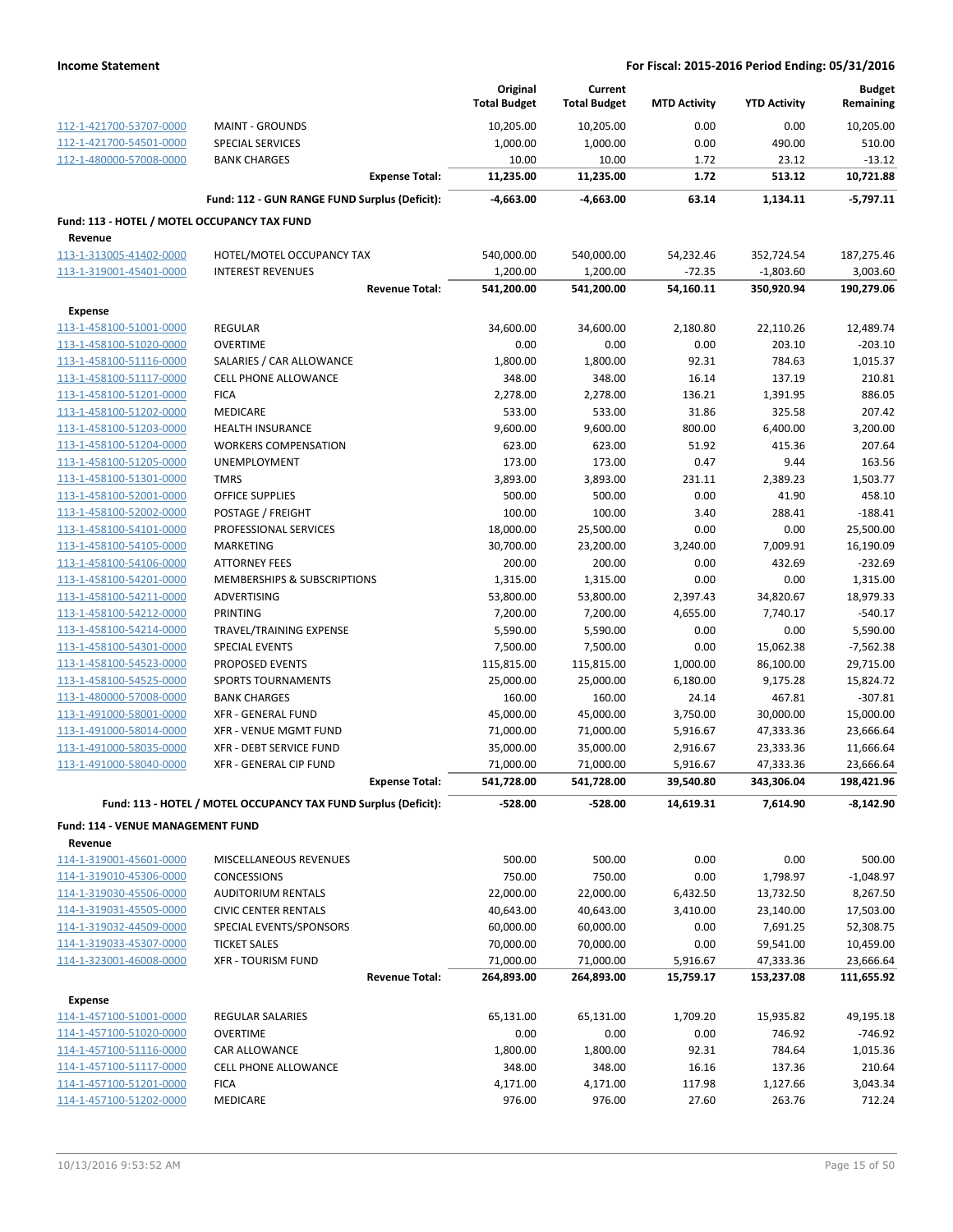| | | Original Total Budget | Current Total Budget | MTD Activity | YTD Activity | Budget Remaining |
|---|---|---|---|---|---|---|
| 112-1-421700-53707-0000 | MAINT - GROUNDS | 10,205.00 | 10,205.00 | 0.00 | 0.00 | 10,205.00 |
| 112-1-421700-54501-0000 | SPECIAL SERVICES | 1,000.00 | 1,000.00 | 0.00 | 490.00 | 510.00 |
| 112-1-480000-57008-0000 | BANK CHARGES | 10.00 | 10.00 | 1.72 | 23.12 | -13.12 |
| | **Expense Total:** | **11,235.00** | **11,235.00** | **1.72** | **513.12** | **10,721.88** |
| | **Fund: 112 - GUN RANGE FUND Surplus (Deficit):** | **-4,663.00** | **-4,663.00** | **63.14** | **1,134.11** | **-5,797.11** |
| **Fund: 113 - HOTEL / MOTEL OCCUPANCY TAX FUND** | | | | | | |
| **Revenue** | | | | | | |
| 113-1-313005-41402-0000 | HOTEL/MOTEL OCCUPANCY TAX | 540,000.00 | 540,000.00 | 54,232.46 | 352,724.54 | 187,275.46 |
| 113-1-319001-45401-0000 | INTEREST REVENUES | 1,200.00 | 1,200.00 | -72.35 | -1,803.60 | 3,003.60 |
| | **Revenue Total:** | **541,200.00** | **541,200.00** | **54,160.11** | **350,920.94** | **190,279.06** |
| **Expense** | | | | | | |
| 113-1-458100-51001-0000 | REGULAR | 34,600.00 | 34,600.00 | 2,180.80 | 22,110.26 | 12,489.74 |
| 113-1-458100-51020-0000 | OVERTIME | 0.00 | 0.00 | 0.00 | 203.10 | -203.10 |
| 113-1-458100-51116-0000 | SALARIES / CAR ALLOWANCE | 1,800.00 | 1,800.00 | 92.31 | 784.63 | 1,015.37 |
| 113-1-458100-51117-0000 | CELL PHONE ALLOWANCE | 348.00 | 348.00 | 16.14 | 137.19 | 210.81 |
| 113-1-458100-51201-0000 | FICA | 2,278.00 | 2,278.00 | 136.21 | 1,391.95 | 886.05 |
| 113-1-458100-51202-0000 | MEDICARE | 533.00 | 533.00 | 31.86 | 325.58 | 207.42 |
| 113-1-458100-51203-0000 | HEALTH INSURANCE | 9,600.00 | 9,600.00 | 800.00 | 6,400.00 | 3,200.00 |
| 113-1-458100-51204-0000 | WORKERS COMPENSATION | 623.00 | 623.00 | 51.92 | 415.36 | 207.64 |
| 113-1-458100-51205-0000 | UNEMPLOYMENT | 173.00 | 173.00 | 0.47 | 9.44 | 163.56 |
| 113-1-458100-51301-0000 | TMRS | 3,893.00 | 3,893.00 | 231.11 | 2,389.23 | 1,503.77 |
| 113-1-458100-52001-0000 | OFFICE SUPPLIES | 500.00 | 500.00 | 0.00 | 41.90 | 458.10 |
| 113-1-458100-52002-0000 | POSTAGE / FREIGHT | 100.00 | 100.00 | 3.40 | 288.41 | -188.41 |
| 113-1-458100-54101-0000 | PROFESSIONAL SERVICES | 18,000.00 | 25,500.00 | 0.00 | 0.00 | 25,500.00 |
| 113-1-458100-54105-0000 | MARKETING | 30,700.00 | 23,200.00 | 3,240.00 | 7,009.91 | 16,190.09 |
| 113-1-458100-54106-0000 | ATTORNEY FEES | 200.00 | 200.00 | 0.00 | 432.69 | -232.69 |
| 113-1-458100-54201-0000 | MEMBERSHIPS & SUBSCRIPTIONS | 1,315.00 | 1,315.00 | 0.00 | 0.00 | 1,315.00 |
| 113-1-458100-54211-0000 | ADVERTISING | 53,800.00 | 53,800.00 | 2,397.43 | 34,820.67 | 18,979.33 |
| 113-1-458100-54212-0000 | PRINTING | 7,200.00 | 7,200.00 | 4,655.00 | 7,740.17 | -540.17 |
| 113-1-458100-54214-0000 | TRAVEL/TRAINING EXPENSE | 5,590.00 | 5,590.00 | 0.00 | 0.00 | 5,590.00 |
| 113-1-458100-54301-0000 | SPECIAL EVENTS | 7,500.00 | 7,500.00 | 0.00 | 15,062.38 | -7,562.38 |
| 113-1-458100-54523-0000 | PROPOSED EVENTS | 115,815.00 | 115,815.00 | 1,000.00 | 86,100.00 | 29,715.00 |
| 113-1-458100-54525-0000 | SPORTS TOURNAMENTS | 25,000.00 | 25,000.00 | 6,180.00 | 9,175.28 | 15,824.72 |
| 113-1-480000-57008-0000 | BANK CHARGES | 160.00 | 160.00 | 24.14 | 467.81 | -307.81 |
| 113-1-491000-58001-0000 | XFR - GENERAL FUND | 45,000.00 | 45,000.00 | 3,750.00 | 30,000.00 | 15,000.00 |
| 113-1-491000-58014-0000 | XFR - VENUE MGMT FUND | 71,000.00 | 71,000.00 | 5,916.67 | 47,333.36 | 23,666.64 |
| 113-1-491000-58035-0000 | XFR - DEBT SERVICE FUND | 35,000.00 | 35,000.00 | 2,916.67 | 23,333.36 | 11,666.64 |
| 113-1-491000-58040-0000 | XFR - GENERAL CIP FUND | 71,000.00 | 71,000.00 | 5,916.67 | 47,333.36 | 23,666.64 |
| | **Expense Total:** | **541,728.00** | **541,728.00** | **39,540.80** | **343,306.04** | **198,421.96** |
| | **Fund: 113 - HOTEL / MOTEL OCCUPANCY TAX FUND Surplus (Deficit):** | **-528.00** | **-528.00** | **14,619.31** | **7,614.90** | **-8,142.90** |
| **Fund: 114 - VENUE MANAGEMENT FUND** | | | | | | |
| **Revenue** | | | | | | |
| 114-1-319001-45601-0000 | MISCELLANEOUS REVENUES | 500.00 | 500.00 | 0.00 | 0.00 | 500.00 |
| 114-1-319010-45306-0000 | CONCESSIONS | 750.00 | 750.00 | 0.00 | 1,798.97 | -1,048.97 |
| 114-1-319030-45506-0000 | AUDITORIUM RENTALS | 22,000.00 | 22,000.00 | 6,432.50 | 13,732.50 | 8,267.50 |
| 114-1-319031-45505-0000 | CIVIC CENTER RENTALS | 40,643.00 | 40,643.00 | 3,410.00 | 23,140.00 | 17,503.00 |
| 114-1-319032-44509-0000 | SPECIAL EVENTS/SPONSORS | 60,000.00 | 60,000.00 | 0.00 | 7,691.25 | 52,308.75 |
| 114-1-319033-45307-0000 | TICKET SALES | 70,000.00 | 70,000.00 | 0.00 | 59,541.00 | 10,459.00 |
| 114-1-323001-46008-0000 | XFR - TOURISM FUND | 71,000.00 | 71,000.00 | 5,916.67 | 47,333.36 | 23,666.64 |
| | **Revenue Total:** | **264,893.00** | **264,893.00** | **15,759.17** | **153,237.08** | **111,655.92** |
| **Expense** | | | | | | |
| 114-1-457100-51001-0000 | REGULAR SALARIES | 65,131.00 | 65,131.00 | 1,709.20 | 15,935.82 | 49,195.18 |
| 114-1-457100-51020-0000 | OVERTIME | 0.00 | 0.00 | 0.00 | 746.92 | -746.92 |
| 114-1-457100-51116-0000 | CAR ALLOWANCE | 1,800.00 | 1,800.00 | 92.31 | 784.64 | 1,015.36 |
| 114-1-457100-51117-0000 | CELL PHONE ALLOWANCE | 348.00 | 348.00 | 16.16 | 137.36 | 210.64 |
| 114-1-457100-51201-0000 | FICA | 4,171.00 | 4,171.00 | 117.98 | 1,127.66 | 3,043.34 |
| 114-1-457100-51202-0000 | MEDICARE | 976.00 | 976.00 | 27.60 | 263.76 | 712.24 |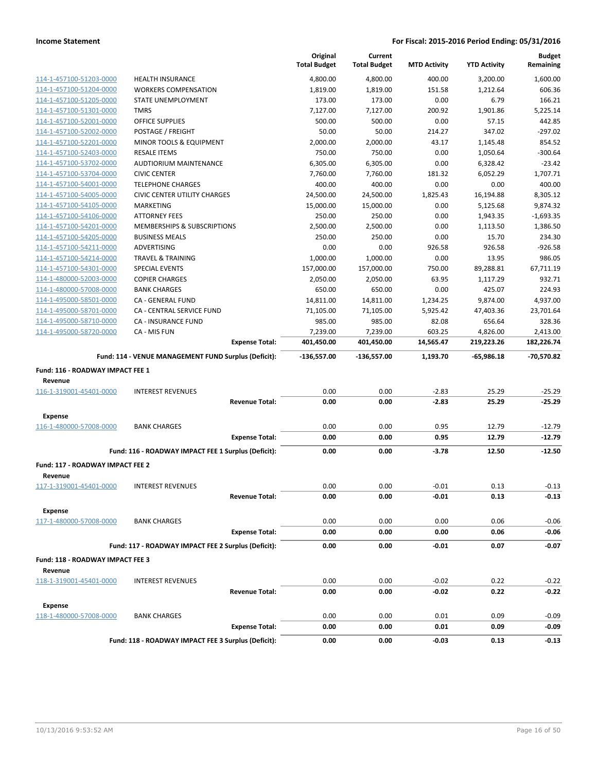| | | Original Total Budget | Current Total Budget | MTD Activity | YTD Activity | Budget Remaining |
|---|---|---|---|---|---|---|
| 114-1-457100-51203-0000 | HEALTH INSURANCE | 4,800.00 | 4,800.00 | 400.00 | 3,200.00 | 1,600.00 |
| 114-1-457100-51204-0000 | WORKERS COMPENSATION | 1,819.00 | 1,819.00 | 151.58 | 1,212.64 | 606.36 |
| 114-1-457100-51205-0000 | STATE UNEMPLOYMENT | 173.00 | 173.00 | 0.00 | 6.79 | 166.21 |
| 114-1-457100-51301-0000 | TMRS | 7,127.00 | 7,127.00 | 200.92 | 1,901.86 | 5,225.14 |
| 114-1-457100-52001-0000 | OFFICE SUPPLIES | 500.00 | 500.00 | 0.00 | 57.15 | 442.85 |
| 114-1-457100-52002-0000 | POSTAGE / FREIGHT | 50.00 | 50.00 | 214.27 | 347.02 | -297.02 |
| 114-1-457100-52201-0000 | MINOR TOOLS & EQUIPMENT | 2,000.00 | 2,000.00 | 43.17 | 1,145.48 | 854.52 |
| 114-1-457100-52403-0000 | RESALE ITEMS | 750.00 | 750.00 | 0.00 | 1,050.64 | -300.64 |
| 114-1-457100-53702-0000 | AUDTIORIUM MAINTENANCE | 6,305.00 | 6,305.00 | 0.00 | 6,328.42 | -23.42 |
| 114-1-457100-53704-0000 | CIVIC CENTER | 7,760.00 | 7,760.00 | 181.32 | 6,052.29 | 1,707.71 |
| 114-1-457100-54001-0000 | TELEPHONE CHARGES | 400.00 | 400.00 | 0.00 | 0.00 | 400.00 |
| 114-1-457100-54005-0000 | CIVIC CENTER UTILITY CHARGES | 24,500.00 | 24,500.00 | 1,825.43 | 16,194.88 | 8,305.12 |
| 114-1-457100-54105-0000 | MARKETING | 15,000.00 | 15,000.00 | 0.00 | 5,125.68 | 9,874.32 |
| 114-1-457100-54106-0000 | ATTORNEY FEES | 250.00 | 250.00 | 0.00 | 1,943.35 | -1,693.35 |
| 114-1-457100-54201-0000 | MEMBERSHIPS & SUBSCRIPTIONS | 2,500.00 | 2,500.00 | 0.00 | 1,113.50 | 1,386.50 |
| 114-1-457100-54205-0000 | BUSINESS MEALS | 250.00 | 250.00 | 0.00 | 15.70 | 234.30 |
| 114-1-457100-54211-0000 | ADVERTISING | 0.00 | 0.00 | 926.58 | 926.58 | -926.58 |
| 114-1-457100-54214-0000 | TRAVEL & TRAINING | 1,000.00 | 1,000.00 | 0.00 | 13.95 | 986.05 |
| 114-1-457100-54301-0000 | SPECIAL EVENTS | 157,000.00 | 157,000.00 | 750.00 | 89,288.81 | 67,711.19 |
| 114-1-480000-52003-0000 | COPIER CHARGES | 2,050.00 | 2,050.00 | 63.95 | 1,117.29 | 932.71 |
| 114-1-480000-57008-0000 | BANK CHARGES | 650.00 | 650.00 | 0.00 | 425.07 | 224.93 |
| 114-1-495000-58501-0000 | CA - GENERAL FUND | 14,811.00 | 14,811.00 | 1,234.25 | 9,874.00 | 4,937.00 |
| 114-1-495000-58701-0000 | CA - CENTRAL SERVICE FUND | 71,105.00 | 71,105.00 | 5,925.42 | 47,403.36 | 23,701.64 |
| 114-1-495000-58710-0000 | CA - INSURANCE FUND | 985.00 | 985.00 | 82.08 | 656.64 | 328.36 |
| 114-1-495000-58720-0000 | CA - MIS FUN | 7,239.00 | 7,239.00 | 603.25 | 4,826.00 | 2,413.00 |
| | **Expense Total:** | **401,450.00** | **401,450.00** | **14,565.47** | **219,223.26** | **182,226.74** |
| | **Fund: 114 - VENUE MANAGEMENT FUND Surplus (Deficit):** | **-136,557.00** | **-136,557.00** | **1,193.70** | **-65,986.18** | **-70,570.82** |
| **Fund: 116 - ROADWAY IMPACT FEE 1** | | | | | | |
| **Revenue** | | | | | | |
| 116-1-319001-45401-0000 | INTEREST REVENUES | 0.00 | 0.00 | -2.83 | 25.29 | -25.29 |
| | **Revenue Total:** | **0.00** | **0.00** | **-2.83** | **25.29** | **-25.29** |
| **Expense** | | | | | | |
| 116-1-480000-57008-0000 | BANK CHARGES | 0.00 | 0.00 | 0.95 | 12.79 | -12.79 |
| | **Expense Total:** | **0.00** | **0.00** | **0.95** | **12.79** | **-12.79** |
| | **Fund: 116 - ROADWAY IMPACT FEE 1 Surplus (Deficit):** | **0.00** | **0.00** | **-3.78** | **12.50** | **-12.50** |
| **Fund: 117 - ROADWAY IMPACT FEE 2** | | | | | | |
| **Revenue** | | | | | | |
| 117-1-319001-45401-0000 | INTEREST REVENUES | 0.00 | 0.00 | -0.01 | 0.13 | -0.13 |
| | **Revenue Total:** | **0.00** | **0.00** | **-0.01** | **0.13** | **-0.13** |
| **Expense** | | | | | | |
| 117-1-480000-57008-0000 | BANK CHARGES | 0.00 | 0.00 | 0.00 | 0.06 | -0.06 |
| | **Expense Total:** | **0.00** | **0.00** | **0.00** | **0.06** | **-0.06** |
| | **Fund: 117 - ROADWAY IMPACT FEE 2 Surplus (Deficit):** | **0.00** | **0.00** | **-0.01** | **0.07** | **-0.07** |
| **Fund: 118 - ROADWAY IMPACT FEE 3** | | | | | | |
| **Revenue** | | | | | | |
| 118-1-319001-45401-0000 | INTEREST REVENUES | 0.00 | 0.00 | -0.02 | 0.22 | -0.22 |
| | **Revenue Total:** | **0.00** | **0.00** | **-0.02** | **0.22** | **-0.22** |
| **Expense** | | | | | | |
| 118-1-480000-57008-0000 | BANK CHARGES | 0.00 | 0.00 | 0.01 | 0.09 | -0.09 |
| | **Expense Total:** | **0.00** | **0.00** | **0.01** | **0.09** | **-0.09** |
| | **Fund: 118 - ROADWAY IMPACT FEE 3 Surplus (Deficit):** | **0.00** | **0.00** | **-0.03** | **0.13** | **-0.13** |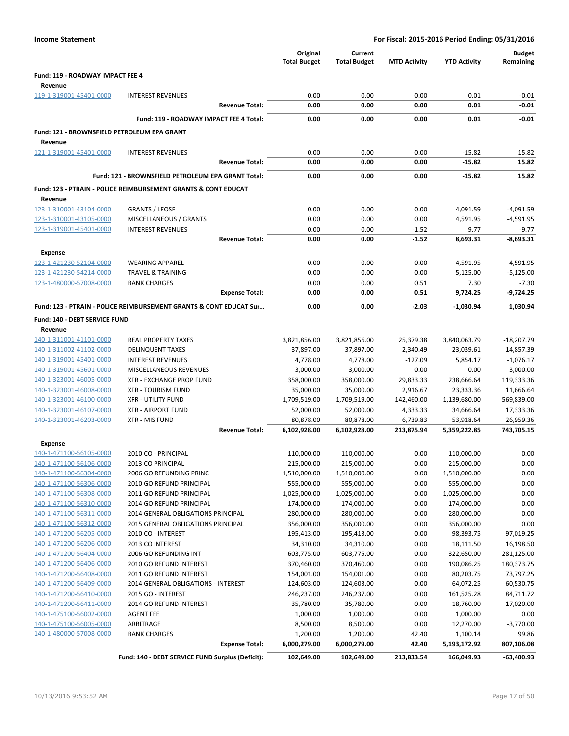**Income Statement** — **For Fiscal: 2015-2016 Period Ending: 05/31/2016**

| | | Original Total Budget | Current Total Budget | MTD Activity | YTD Activity | Budget Remaining |
|---|---|---|---|---|---|---|
| **Fund: 119 - ROADWAY IMPACT FEE 4** | | | | | | |
| **Revenue** | | | | | | |
| 119-1-319001-45401-0000 | INTEREST REVENUES | 0.00 | 0.00 | 0.00 | 0.01 | -0.01 |
| | **Revenue Total:** | **0.00** | **0.00** | **0.00** | **0.01** | **-0.01** |
| | **Fund: 119 - ROADWAY IMPACT FEE 4 Total:** | **0.00** | **0.00** | **0.00** | **0.01** | **-0.01** |
| **Fund: 121 - BROWNSFIELD PETROLEUM EPA GRANT** | | | | | | |
| **Revenue** | | | | | | |
| 121-1-319001-45401-0000 | INTEREST REVENUES | 0.00 | 0.00 | 0.00 | -15.82 | 15.82 |
| | **Revenue Total:** | **0.00** | **0.00** | **0.00** | **-15.82** | **15.82** |
| | **Fund: 121 - BROWNSFIELD PETROLEUM EPA GRANT Total:** | **0.00** | **0.00** | **0.00** | **-15.82** | **15.82** |
| **Fund: 123 - PTRAIN - POLICE REIMBURSEMENT GRANTS & CONT EDUCAT** | | | | | | |
| **Revenue** | | | | | | |
| 123-1-310001-43104-0000 | GRANTS / LEOSE | 0.00 | 0.00 | 0.00 | 4,091.59 | -4,091.59 |
| 123-1-310001-43105-0000 | MISCELLANEOUS / GRANTS | 0.00 | 0.00 | 0.00 | 4,591.95 | -4,591.95 |
| 123-1-319001-45401-0000 | INTEREST REVENUES | 0.00 | 0.00 | -1.52 | 9.77 | -9.77 |
| | **Revenue Total:** | **0.00** | **0.00** | **-1.52** | **8,693.31** | **-8,693.31** |
| **Expense** | | | | | | |
| 123-1-421230-52104-0000 | WEARING APPAREL | 0.00 | 0.00 | 0.00 | 4,591.95 | -4,591.95 |
| 123-1-421230-54214-0000 | TRAVEL & TRAINING | 0.00 | 0.00 | 0.00 | 5,125.00 | -5,125.00 |
| 123-1-480000-57008-0000 | BANK CHARGES | 0.00 | 0.00 | 0.51 | 7.30 | -7.30 |
| | **Expense Total:** | **0.00** | **0.00** | **0.51** | **9,724.25** | **-9,724.25** |
| **Fund: 123 - PTRAIN - POLICE REIMBURSEMENT GRANTS & CONT EDUCAT Sur...** | | **0.00** | **0.00** | **-2.03** | **-1,030.94** | **1,030.94** |
| **Fund: 140 - DEBT SERVICE FUND** | | | | | | |
| **Revenue** | | | | | | |
| 140-1-311001-41101-0000 | REAL PROPERTY TAXES | 3,821,856.00 | 3,821,856.00 | 25,379.38 | 3,840,063.79 | -18,207.79 |
| 140-1-311002-41102-0000 | DELINQUENT TAXES | 37,897.00 | 37,897.00 | 2,340.49 | 23,039.61 | 14,857.39 |
| 140-1-319001-45401-0000 | INTEREST REVENUES | 4,778.00 | 4,778.00 | -127.09 | 5,854.17 | -1,076.17 |
| 140-1-319001-45601-0000 | MISCELLANEOUS REVENUES | 3,000.00 | 3,000.00 | 0.00 | 0.00 | 3,000.00 |
| 140-1-323001-46005-0000 | XFR - EXCHANGE PROP FUND | 358,000.00 | 358,000.00 | 29,833.33 | 238,666.64 | 119,333.36 |
| 140-1-323001-46008-0000 | XFR - TOURISM FUND | 35,000.00 | 35,000.00 | 2,916.67 | 23,333.36 | 11,666.64 |
| 140-1-323001-46100-0000 | XFR - UTILITY FUND | 1,709,519.00 | 1,709,519.00 | 142,460.00 | 1,139,680.00 | 569,839.00 |
| 140-1-323001-46107-0000 | XFR - AIRPORT FUND | 52,000.00 | 52,000.00 | 4,333.33 | 34,666.64 | 17,333.36 |
| 140-1-323001-46203-0000 | XFR - MIS FUND | 80,878.00 | 80,878.00 | 6,739.83 | 53,918.64 | 26,959.36 |
| | **Revenue Total:** | **6,102,928.00** | **6,102,928.00** | **213,875.94** | **5,359,222.85** | **743,705.15** |
| **Expense** | | | | | | |
| 140-1-471100-56105-0000 | 2010 CO - PRINCIPAL | 110,000.00 | 110,000.00 | 0.00 | 110,000.00 | 0.00 |
| 140-1-471100-56106-0000 | 2013 CO PRINCIPAL | 215,000.00 | 215,000.00 | 0.00 | 215,000.00 | 0.00 |
| 140-1-471100-56304-0000 | 2006 GO REFUNDING PRINC | 1,510,000.00 | 1,510,000.00 | 0.00 | 1,510,000.00 | 0.00 |
| 140-1-471100-56306-0000 | 2010 GO REFUND PRINCIPAL | 555,000.00 | 555,000.00 | 0.00 | 555,000.00 | 0.00 |
| 140-1-471100-56308-0000 | 2011 GO REFUND PRINCIPAL | 1,025,000.00 | 1,025,000.00 | 0.00 | 1,025,000.00 | 0.00 |
| 140-1-471100-56310-0000 | 2014 GO REFUND PRINCIPAL | 174,000.00 | 174,000.00 | 0.00 | 174,000.00 | 0.00 |
| 140-1-471100-56311-0000 | 2014 GENERAL OBLIGATIONS PRINCIPAL | 280,000.00 | 280,000.00 | 0.00 | 280,000.00 | 0.00 |
| 140-1-471100-56312-0000 | 2015 GENERAL OBLIGATIONS PRINCIPAL | 356,000.00 | 356,000.00 | 0.00 | 356,000.00 | 0.00 |
| 140-1-471200-56205-0000 | 2010 CO - INTEREST | 195,413.00 | 195,413.00 | 0.00 | 98,393.75 | 97,019.25 |
| 140-1-471200-56206-0000 | 2013 CO INTEREST | 34,310.00 | 34,310.00 | 0.00 | 18,111.50 | 16,198.50 |
| 140-1-471200-56404-0000 | 2006 GO REFUNDING INT | 603,775.00 | 603,775.00 | 0.00 | 322,650.00 | 281,125.00 |
| 140-1-471200-56406-0000 | 2010 GO REFUND INTEREST | 370,460.00 | 370,460.00 | 0.00 | 190,086.25 | 180,373.75 |
| 140-1-471200-56408-0000 | 2011 GO REFUND INTEREST | 154,001.00 | 154,001.00 | 0.00 | 80,203.75 | 73,797.25 |
| 140-1-471200-56409-0000 | 2014 GENERAL OBLIGATIONS - INTEREST | 124,603.00 | 124,603.00 | 0.00 | 64,072.25 | 60,530.75 |
| 140-1-471200-56410-0000 | 2015 GO - INTEREST | 246,237.00 | 246,237.00 | 0.00 | 161,525.28 | 84,711.72 |
| 140-1-471200-56411-0000 | 2014 GO REFUND INTEREST | 35,780.00 | 35,780.00 | 0.00 | 18,760.00 | 17,020.00 |
| 140-1-475100-56002-0000 | AGENT FEE | 1,000.00 | 1,000.00 | 0.00 | 1,000.00 | 0.00 |
| 140-1-475100-56005-0000 | ARBITRAGE | 8,500.00 | 8,500.00 | 0.00 | 12,270.00 | -3,770.00 |
| 140-1-480000-57008-0000 | BANK CHARGES | 1,200.00 | 1,200.00 | 42.40 | 1,100.14 | 99.86 |
| | **Expense Total:** | **6,000,279.00** | **6,000,279.00** | **42.40** | **5,193,172.92** | **807,106.08** |
| | **Fund: 140 - DEBT SERVICE FUND Surplus (Deficit):** | **102,649.00** | **102,649.00** | **213,833.54** | **166,049.93** | **-63,400.93** |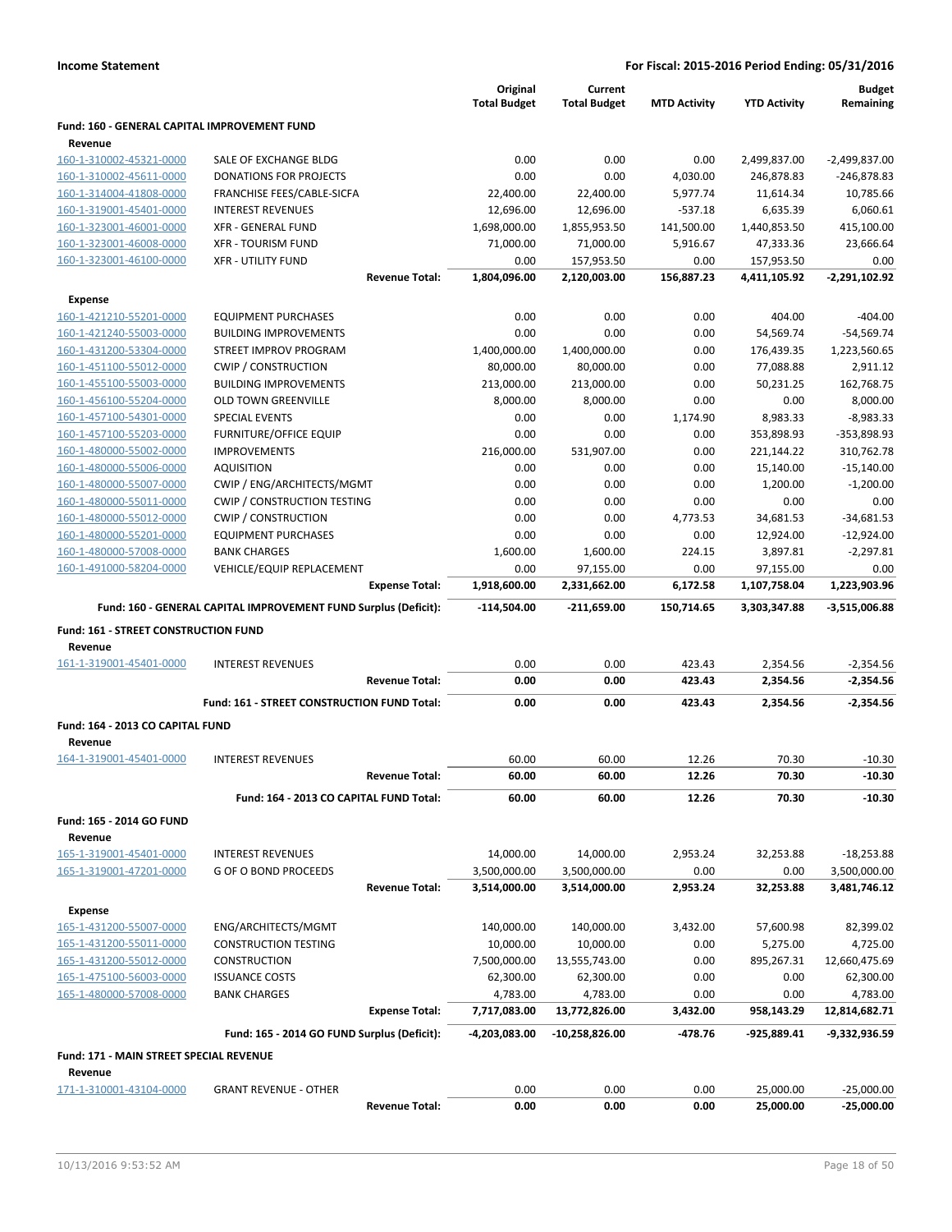**Income Statement** — **For Fiscal: 2015-2016 Period Ending: 05/31/2016**

| | | Original Total Budget | Current Total Budget | MTD Activity | YTD Activity | Budget Remaining |
|---|---|---|---|---|---|---|
| **Fund: 160 - GENERAL CAPITAL IMPROVEMENT FUND** | | | | | | |
| **Revenue** | | | | | | |
| 160-1-310002-45321-0000 | SALE OF EXCHANGE BLDG | 0.00 | 0.00 | 0.00 | 2,499,837.00 | -2,499,837.00 |
| 160-1-310002-45611-0000 | DONATIONS FOR PROJECTS | 0.00 | 0.00 | 4,030.00 | 246,878.83 | -246,878.83 |
| 160-1-314004-41808-0000 | FRANCHISE FEES/CABLE-SICFA | 22,400.00 | 22,400.00 | 5,977.74 | 11,614.34 | 10,785.66 |
| 160-1-319001-45401-0000 | INTEREST REVENUES | 12,696.00 | 12,696.00 | -537.18 | 6,635.39 | 6,060.61 |
| 160-1-323001-46001-0000 | XFR - GENERAL FUND | 1,698,000.00 | 1,855,953.50 | 141,500.00 | 1,440,853.50 | 415,100.00 |
| 160-1-323001-46008-0000 | XFR - TOURISM FUND | 71,000.00 | 71,000.00 | 5,916.67 | 47,333.36 | 23,666.64 |
| 160-1-323001-46100-0000 | XFR - UTILITY FUND | 0.00 | 157,953.50 | 0.00 | 157,953.50 | 0.00 |
| | **Revenue Total:** | **1,804,096.00** | **2,120,003.00** | **156,887.23** | **4,411,105.92** | **-2,291,102.92** |
| **Expense** | | | | | | |
| 160-1-421210-55201-0000 | EQUIPMENT PURCHASES | 0.00 | 0.00 | 0.00 | 404.00 | -404.00 |
| 160-1-421240-55003-0000 | BUILDING IMPROVEMENTS | 0.00 | 0.00 | 0.00 | 54,569.74 | -54,569.74 |
| 160-1-431200-53304-0000 | STREET IMPROV PROGRAM | 1,400,000.00 | 1,400,000.00 | 0.00 | 176,439.35 | 1,223,560.65 |
| 160-1-451100-55012-0000 | CWIP / CONSTRUCTION | 80,000.00 | 80,000.00 | 0.00 | 77,088.88 | 2,911.12 |
| 160-1-455100-55003-0000 | BUILDING IMPROVEMENTS | 213,000.00 | 213,000.00 | 0.00 | 50,231.25 | 162,768.75 |
| 160-1-456100-55204-0000 | OLD TOWN GREENVILLE | 8,000.00 | 8,000.00 | 0.00 | 0.00 | 8,000.00 |
| 160-1-457100-54301-0000 | SPECIAL EVENTS | 0.00 | 0.00 | 1,174.90 | 8,983.33 | -8,983.33 |
| 160-1-457100-55203-0000 | FURNITURE/OFFICE EQUIP | 0.00 | 0.00 | 0.00 | 353,898.93 | -353,898.93 |
| 160-1-480000-55002-0000 | IMPROVEMENTS | 216,000.00 | 531,907.00 | 0.00 | 221,144.22 | 310,762.78 |
| 160-1-480000-55006-0000 | AQUISITION | 0.00 | 0.00 | 0.00 | 15,140.00 | -15,140.00 |
| 160-1-480000-55007-0000 | CWIP / ENG/ARCHITECTS/MGMT | 0.00 | 0.00 | 0.00 | 1,200.00 | -1,200.00 |
| 160-1-480000-55011-0000 | CWIP / CONSTRUCTION TESTING | 0.00 | 0.00 | 0.00 | 0.00 | 0.00 |
| 160-1-480000-55012-0000 | CWIP / CONSTRUCTION | 0.00 | 0.00 | 4,773.53 | 34,681.53 | -34,681.53 |
| 160-1-480000-55201-0000 | EQUIPMENT PURCHASES | 0.00 | 0.00 | 0.00 | 12,924.00 | -12,924.00 |
| 160-1-480000-57008-0000 | BANK CHARGES | 1,600.00 | 1,600.00 | 224.15 | 3,897.81 | -2,297.81 |
| 160-1-491000-58204-0000 | VEHICLE/EQUIP REPLACEMENT | 0.00 | 97,155.00 | 0.00 | 97,155.00 | 0.00 |
| | **Expense Total:** | **1,918,600.00** | **2,331,662.00** | **6,172.58** | **1,107,758.04** | **1,223,903.96** |
| | **Fund: 160 - GENERAL CAPITAL IMPROVEMENT FUND Surplus (Deficit):** | **-114,504.00** | **-211,659.00** | **150,714.65** | **3,303,347.88** | **-3,515,006.88** |
| **Fund: 161 - STREET CONSTRUCTION FUND** | | | | | | |
| **Revenue** | | | | | | |
| 161-1-319001-45401-0000 | INTEREST REVENUES | 0.00 | 0.00 | 423.43 | 2,354.56 | -2,354.56 |
| | **Revenue Total:** | **0.00** | **0.00** | **423.43** | **2,354.56** | **-2,354.56** |
| | **Fund: 161 - STREET CONSTRUCTION FUND Total:** | **0.00** | **0.00** | **423.43** | **2,354.56** | **-2,354.56** |
| **Fund: 164 - 2013 CO CAPITAL FUND** | | | | | | |
| **Revenue** | | | | | | |
| 164-1-319001-45401-0000 | INTEREST REVENUES | 60.00 | 60.00 | 12.26 | 70.30 | -10.30 |
| | **Revenue Total:** | **60.00** | **60.00** | **12.26** | **70.30** | **-10.30** |
| | **Fund: 164 - 2013 CO CAPITAL FUND Total:** | **60.00** | **60.00** | **12.26** | **70.30** | **-10.30** |
| **Fund: 165 - 2014 GO FUND** | | | | | | |
| **Revenue** | | | | | | |
| 165-1-319001-45401-0000 | INTEREST REVENUES | 14,000.00 | 14,000.00 | 2,953.24 | 32,253.88 | -18,253.88 |
| 165-1-319001-47201-0000 | G OF O BOND PROCEEDS | 3,500,000.00 | 3,500,000.00 | 0.00 | 0.00 | 3,500,000.00 |
| | **Revenue Total:** | **3,514,000.00** | **3,514,000.00** | **2,953.24** | **32,253.88** | **3,481,746.12** |
| **Expense** | | | | | | |
| 165-1-431200-55007-0000 | ENG/ARCHITECTS/MGMT | 140,000.00 | 140,000.00 | 3,432.00 | 57,600.98 | 82,399.02 |
| 165-1-431200-55011-0000 | CONSTRUCTION TESTING | 10,000.00 | 10,000.00 | 0.00 | 5,275.00 | 4,725.00 |
| 165-1-431200-55012-0000 | CONSTRUCTION | 7,500,000.00 | 13,555,743.00 | 0.00 | 895,267.31 | 12,660,475.69 |
| 165-1-475100-56003-0000 | ISSUANCE COSTS | 62,300.00 | 62,300.00 | 0.00 | 0.00 | 62,300.00 |
| 165-1-480000-57008-0000 | BANK CHARGES | 4,783.00 | 4,783.00 | 0.00 | 0.00 | 4,783.00 |
| | **Expense Total:** | **7,717,083.00** | **13,772,826.00** | **3,432.00** | **958,143.29** | **12,814,682.71** |
| | **Fund: 165 - 2014 GO FUND Surplus (Deficit):** | **-4,203,083.00** | **-10,258,826.00** | **-478.76** | **-925,889.41** | **-9,332,936.59** |
| **Fund: 171 - MAIN STREET SPECIAL REVENUE** | | | | | | |
| **Revenue** | | | | | | |
| 171-1-310001-43104-0000 | GRANT REVENUE - OTHER | 0.00 | 0.00 | 0.00 | 25,000.00 | -25,000.00 |
| | **Revenue Total:** | **0.00** | **0.00** | **0.00** | **25,000.00** | **-25,000.00** |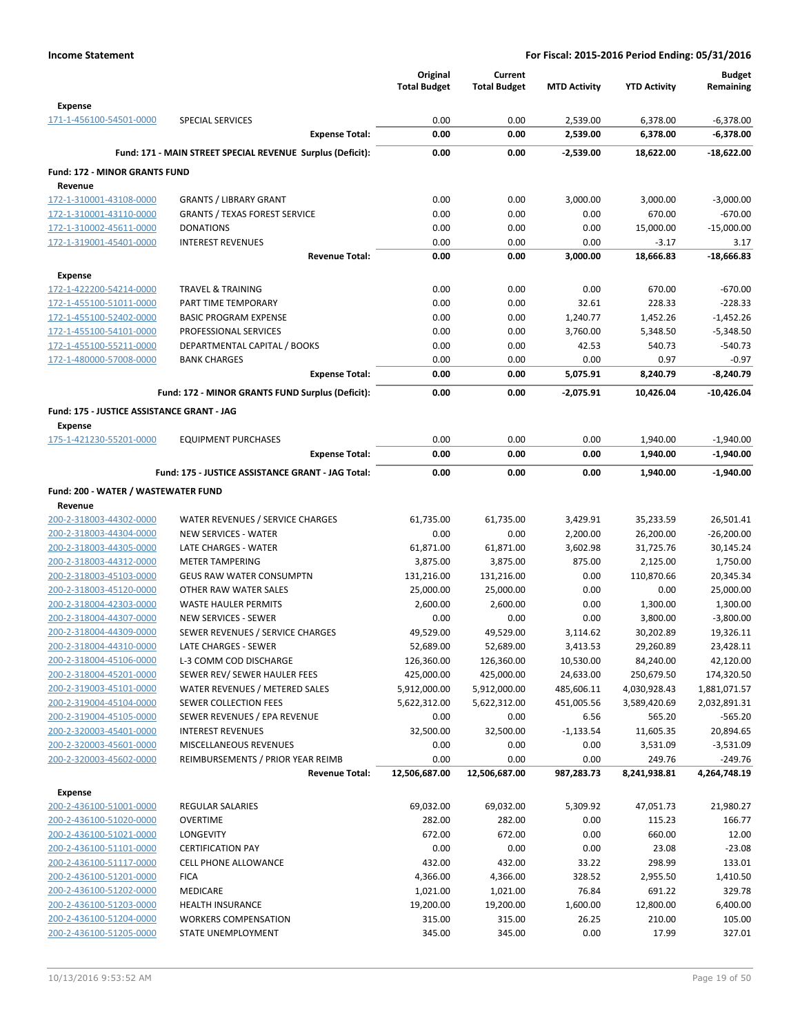**Income Statement** — For Fiscal: 2015-2016 Period Ending: 05/31/2016

| | | Original Total Budget | Current Total Budget | MTD Activity | YTD Activity | Budget Remaining |
|---|---|---|---|---|---|---|
| **Expense** | | | | | | |
| 171-1-456100-54501-0000 | SPECIAL SERVICES | 0.00 | 0.00 | 2,539.00 | 6,378.00 | -6,378.00 |
| | **Expense Total:** | **0.00** | **0.00** | **2,539.00** | **6,378.00** | **-6,378.00** |
| | **Fund: 171 - MAIN STREET SPECIAL REVENUE Surplus (Deficit):** | **0.00** | **0.00** | **-2,539.00** | **18,622.00** | **-18,622.00** |
| **Fund: 172 - MINOR GRANTS FUND** | | | | | | |
| **Revenue** | | | | | | |
| 172-1-310001-43108-0000 | GRANTS / LIBRARY GRANT | 0.00 | 0.00 | 3,000.00 | 3,000.00 | -3,000.00 |
| 172-1-310001-43110-0000 | GRANTS / TEXAS FOREST SERVICE | 0.00 | 0.00 | 0.00 | 670.00 | -670.00 |
| 172-1-310002-45611-0000 | DONATIONS | 0.00 | 0.00 | 0.00 | 15,000.00 | -15,000.00 |
| 172-1-319001-45401-0000 | INTEREST REVENUES | 0.00 | 0.00 | 0.00 | -3.17 | 3.17 |
| | **Revenue Total:** | **0.00** | **0.00** | **3,000.00** | **18,666.83** | **-18,666.83** |
| **Expense** | | | | | | |
| 172-1-422200-54214-0000 | TRAVEL & TRAINING | 0.00 | 0.00 | 0.00 | 670.00 | -670.00 |
| 172-1-455100-51011-0000 | PART TIME TEMPORARY | 0.00 | 0.00 | 32.61 | 228.33 | -228.33 |
| 172-1-455100-52402-0000 | BASIC PROGRAM EXPENSE | 0.00 | 0.00 | 1,240.77 | 1,452.26 | -1,452.26 |
| 172-1-455100-54101-0000 | PROFESSIONAL SERVICES | 0.00 | 0.00 | 3,760.00 | 5,348.50 | -5,348.50 |
| 172-1-455100-55211-0000 | DEPARTMENTAL CAPITAL / BOOKS | 0.00 | 0.00 | 42.53 | 540.73 | -540.73 |
| 172-1-480000-57008-0000 | BANK CHARGES | 0.00 | 0.00 | 0.00 | 0.97 | -0.97 |
| | **Expense Total:** | **0.00** | **0.00** | **5,075.91** | **8,240.79** | **-8,240.79** |
| | **Fund: 172 - MINOR GRANTS FUND Surplus (Deficit):** | **0.00** | **0.00** | **-2,075.91** | **10,426.04** | **-10,426.04** |
| **Fund: 175 - JUSTICE ASSISTANCE GRANT - JAG** | | | | | | |
| **Expense** | | | | | | |
| 175-1-421230-55201-0000 | EQUIPMENT PURCHASES | 0.00 | 0.00 | 0.00 | 1,940.00 | -1,940.00 |
| | **Expense Total:** | **0.00** | **0.00** | **0.00** | **1,940.00** | **-1,940.00** |
| | **Fund: 175 - JUSTICE ASSISTANCE GRANT - JAG Total:** | **0.00** | **0.00** | **0.00** | **1,940.00** | **-1,940.00** |
| **Fund: 200 - WATER / WASTEWATER FUND** | | | | | | |
| **Revenue** | | | | | | |
| 200-2-318003-44302-0000 | WATER REVENUES / SERVICE CHARGES | 61,735.00 | 61,735.00 | 3,429.91 | 35,233.59 | 26,501.41 |
| 200-2-318003-44304-0000 | NEW SERVICES - WATER | 0.00 | 0.00 | 2,200.00 | 26,200.00 | -26,200.00 |
| 200-2-318003-44305-0000 | LATE CHARGES - WATER | 61,871.00 | 61,871.00 | 3,602.98 | 31,725.76 | 30,145.24 |
| 200-2-318003-44312-0000 | METER TAMPERING | 3,875.00 | 3,875.00 | 875.00 | 2,125.00 | 1,750.00 |
| 200-2-318003-45103-0000 | GEUS RAW WATER CONSUMPTN | 131,216.00 | 131,216.00 | 0.00 | 110,870.66 | 20,345.34 |
| 200-2-318003-45120-0000 | OTHER RAW WATER SALES | 25,000.00 | 25,000.00 | 0.00 | 0.00 | 25,000.00 |
| 200-2-318004-42303-0000 | WASTE HAULER PERMITS | 2,600.00 | 2,600.00 | 0.00 | 1,300.00 | 1,300.00 |
| 200-2-318004-44307-0000 | NEW SERVICES - SEWER | 0.00 | 0.00 | 0.00 | 3,800.00 | -3,800.00 |
| 200-2-318004-44309-0000 | SEWER REVENUES / SERVICE CHARGES | 49,529.00 | 49,529.00 | 3,114.62 | 30,202.89 | 19,326.11 |
| 200-2-318004-44310-0000 | LATE CHARGES - SEWER | 52,689.00 | 52,689.00 | 3,413.53 | 29,260.89 | 23,428.11 |
| 200-2-318004-45106-0000 | L-3 COMM COD DISCHARGE | 126,360.00 | 126,360.00 | 10,530.00 | 84,240.00 | 42,120.00 |
| 200-2-318004-45201-0000 | SEWER REV/ SEWER HAULER FEES | 425,000.00 | 425,000.00 | 24,633.00 | 250,679.50 | 174,320.50 |
| 200-2-319003-45101-0000 | WATER REVENUES / METERED SALES | 5,912,000.00 | 5,912,000.00 | 485,606.11 | 4,030,928.43 | 1,881,071.57 |
| 200-2-319004-45104-0000 | SEWER COLLECTION FEES | 5,622,312.00 | 5,622,312.00 | 451,005.56 | 3,589,420.69 | 2,032,891.31 |
| 200-2-319004-45105-0000 | SEWER REVENUES / EPA REVENUE | 0.00 | 0.00 | 6.56 | 565.20 | -565.20 |
| 200-2-320003-45401-0000 | INTEREST REVENUES | 32,500.00 | 32,500.00 | -1,133.54 | 11,605.35 | 20,894.65 |
| 200-2-320003-45601-0000 | MISCELLANEOUS REVENUES | 0.00 | 0.00 | 0.00 | 3,531.09 | -3,531.09 |
| 200-2-320003-45602-0000 | REIMBURSEMENTS / PRIOR YEAR REIMB | 0.00 | 0.00 | 0.00 | 249.76 | -249.76 |
| | **Revenue Total:** | **12,506,687.00** | **12,506,687.00** | **987,283.73** | **8,241,938.81** | **4,264,748.19** |
| **Expense** | | | | | | |
| 200-2-436100-51001-0000 | REGULAR SALARIES | 69,032.00 | 69,032.00 | 5,309.92 | 47,051.73 | 21,980.27 |
| 200-2-436100-51020-0000 | OVERTIME | 282.00 | 282.00 | 0.00 | 115.23 | 166.77 |
| 200-2-436100-51021-0000 | LONGEVITY | 672.00 | 672.00 | 0.00 | 660.00 | 12.00 |
| 200-2-436100-51101-0000 | CERTIFICATION PAY | 0.00 | 0.00 | 0.00 | 23.08 | -23.08 |
| 200-2-436100-51117-0000 | CELL PHONE ALLOWANCE | 432.00 | 432.00 | 33.22 | 298.99 | 133.01 |
| 200-2-436100-51201-0000 | FICA | 4,366.00 | 4,366.00 | 328.52 | 2,955.50 | 1,410.50 |
| 200-2-436100-51202-0000 | MEDICARE | 1,021.00 | 1,021.00 | 76.84 | 691.22 | 329.78 |
| 200-2-436100-51203-0000 | HEALTH INSURANCE | 19,200.00 | 19,200.00 | 1,600.00 | 12,800.00 | 6,400.00 |
| 200-2-436100-51204-0000 | WORKERS COMPENSATION | 315.00 | 315.00 | 26.25 | 210.00 | 105.00 |
| 200-2-436100-51205-0000 | STATE UNEMPLOYMENT | 345.00 | 345.00 | 0.00 | 17.99 | 327.01 |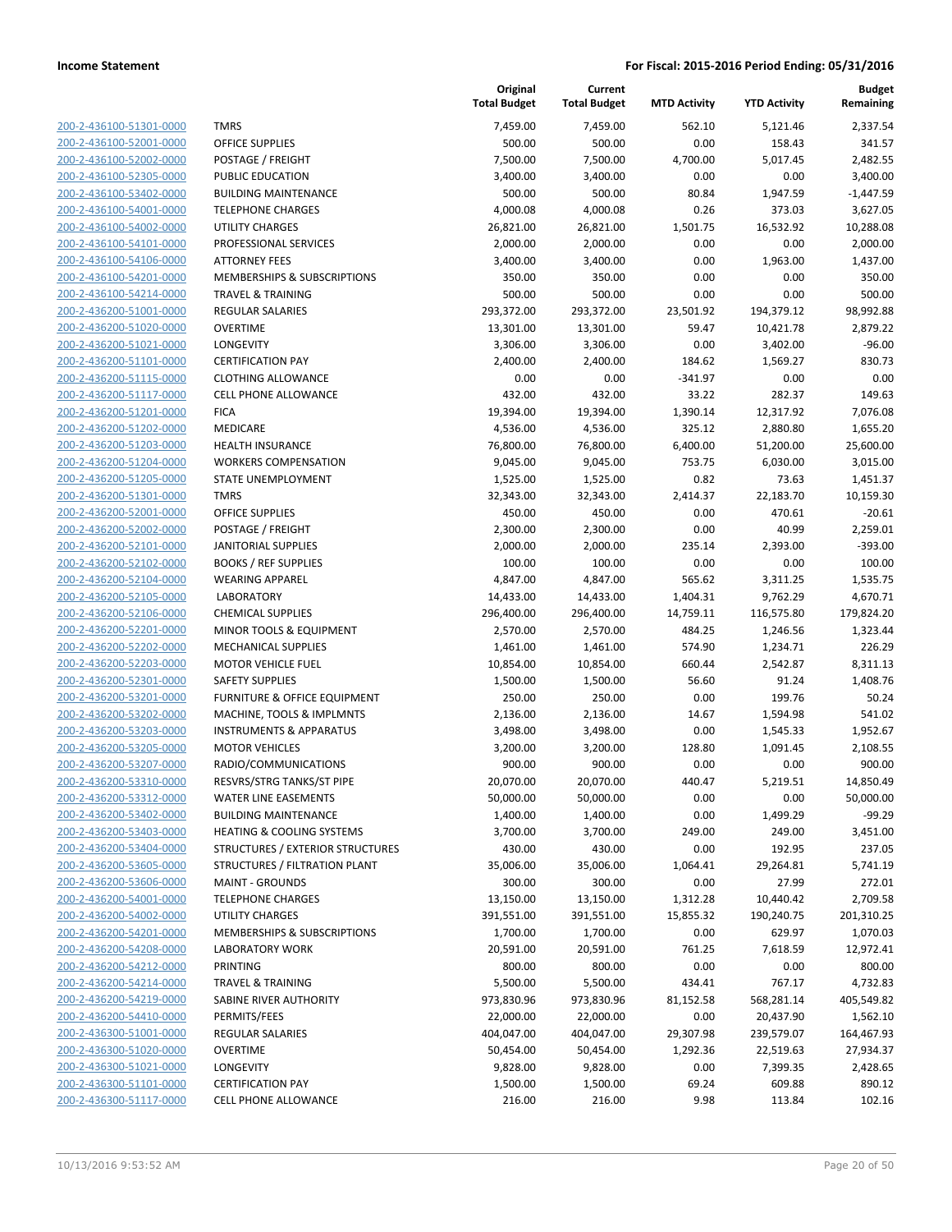**Income Statement** — **For Fiscal: 2015-2016 Period Ending: 05/31/2016**

| | | Original Total Budget | Current Total Budget | MTD Activity | YTD Activity | Budget Remaining |
|---|---|---|---|---|---|---|
| 200-2-436100-51301-0000 | TMRS | 7,459.00 | 7,459.00 | 562.10 | 5,121.46 | 2,337.54 |
| 200-2-436100-52001-0000 | OFFICE SUPPLIES | 500.00 | 500.00 | 0.00 | 158.43 | 341.57 |
| 200-2-436100-52002-0000 | POSTAGE / FREIGHT | 7,500.00 | 7,500.00 | 4,700.00 | 5,017.45 | 2,482.55 |
| 200-2-436100-52305-0000 | PUBLIC EDUCATION | 3,400.00 | 3,400.00 | 0.00 | 0.00 | 3,400.00 |
| 200-2-436100-53402-0000 | BUILDING MAINTENANCE | 500.00 | 500.00 | 80.84 | 1,947.59 | -1,447.59 |
| 200-2-436100-54001-0000 | TELEPHONE CHARGES | 4,000.08 | 4,000.08 | 0.26 | 373.03 | 3,627.05 |
| 200-2-436100-54002-0000 | UTILITY CHARGES | 26,821.00 | 26,821.00 | 1,501.75 | 16,532.92 | 10,288.08 |
| 200-2-436100-54101-0000 | PROFESSIONAL SERVICES | 2,000.00 | 2,000.00 | 0.00 | 0.00 | 2,000.00 |
| 200-2-436100-54106-0000 | ATTORNEY FEES | 3,400.00 | 3,400.00 | 0.00 | 1,963.00 | 1,437.00 |
| 200-2-436100-54201-0000 | MEMBERSHIPS & SUBSCRIPTIONS | 350.00 | 350.00 | 0.00 | 0.00 | 350.00 |
| 200-2-436100-54214-0000 | TRAVEL & TRAINING | 500.00 | 500.00 | 0.00 | 0.00 | 500.00 |
| 200-2-436200-51001-0000 | REGULAR SALARIES | 293,372.00 | 293,372.00 | 23,501.92 | 194,379.12 | 98,992.88 |
| 200-2-436200-51020-0000 | OVERTIME | 13,301.00 | 13,301.00 | 59.47 | 10,421.78 | 2,879.22 |
| 200-2-436200-51021-0000 | LONGEVITY | 3,306.00 | 3,306.00 | 0.00 | 3,402.00 | -96.00 |
| 200-2-436200-51101-0000 | CERTIFICATION PAY | 2,400.00 | 2,400.00 | 184.62 | 1,569.27 | 830.73 |
| 200-2-436200-51115-0000 | CLOTHING ALLOWANCE | 0.00 | 0.00 | -341.97 | 0.00 | 0.00 |
| 200-2-436200-51117-0000 | CELL PHONE ALLOWANCE | 432.00 | 432.00 | 33.22 | 282.37 | 149.63 |
| 200-2-436200-51201-0000 | FICA | 19,394.00 | 19,394.00 | 1,390.14 | 12,317.92 | 7,076.08 |
| 200-2-436200-51202-0000 | MEDICARE | 4,536.00 | 4,536.00 | 325.12 | 2,880.80 | 1,655.20 |
| 200-2-436200-51203-0000 | HEALTH INSURANCE | 76,800.00 | 76,800.00 | 6,400.00 | 51,200.00 | 25,600.00 |
| 200-2-436200-51204-0000 | WORKERS COMPENSATION | 9,045.00 | 9,045.00 | 753.75 | 6,030.00 | 3,015.00 |
| 200-2-436200-51205-0000 | STATE UNEMPLOYMENT | 1,525.00 | 1,525.00 | 0.82 | 73.63 | 1,451.37 |
| 200-2-436200-51301-0000 | TMRS | 32,343.00 | 32,343.00 | 2,414.37 | 22,183.70 | 10,159.30 |
| 200-2-436200-52001-0000 | OFFICE SUPPLIES | 450.00 | 450.00 | 0.00 | 470.61 | -20.61 |
| 200-2-436200-52002-0000 | POSTAGE / FREIGHT | 2,300.00 | 2,300.00 | 0.00 | 40.99 | 2,259.01 |
| 200-2-436200-52101-0000 | JANITORIAL SUPPLIES | 2,000.00 | 2,000.00 | 235.14 | 2,393.00 | -393.00 |
| 200-2-436200-52102-0000 | BOOKS / REF SUPPLIES | 100.00 | 100.00 | 0.00 | 0.00 | 100.00 |
| 200-2-436200-52104-0000 | WEARING APPAREL | 4,847.00 | 4,847.00 | 565.62 | 3,311.25 | 1,535.75 |
| 200-2-436200-52105-0000 | LABORATORY | 14,433.00 | 14,433.00 | 1,404.31 | 9,762.29 | 4,670.71 |
| 200-2-436200-52106-0000 | CHEMICAL SUPPLIES | 296,400.00 | 296,400.00 | 14,759.11 | 116,575.80 | 179,824.20 |
| 200-2-436200-52201-0000 | MINOR TOOLS & EQUIPMENT | 2,570.00 | 2,570.00 | 484.25 | 1,246.56 | 1,323.44 |
| 200-2-436200-52202-0000 | MECHANICAL SUPPLIES | 1,461.00 | 1,461.00 | 574.90 | 1,234.71 | 226.29 |
| 200-2-436200-52203-0000 | MOTOR VEHICLE FUEL | 10,854.00 | 10,854.00 | 660.44 | 2,542.87 | 8,311.13 |
| 200-2-436200-52301-0000 | SAFETY SUPPLIES | 1,500.00 | 1,500.00 | 56.60 | 91.24 | 1,408.76 |
| 200-2-436200-53201-0000 | FURNITURE & OFFICE EQUIPMENT | 250.00 | 250.00 | 0.00 | 199.76 | 50.24 |
| 200-2-436200-53202-0000 | MACHINE, TOOLS & IMPLMNTS | 2,136.00 | 2,136.00 | 14.67 | 1,594.98 | 541.02 |
| 200-2-436200-53203-0000 | INSTRUMENTS & APPARATUS | 3,498.00 | 3,498.00 | 0.00 | 1,545.33 | 1,952.67 |
| 200-2-436200-53205-0000 | MOTOR VEHICLES | 3,200.00 | 3,200.00 | 128.80 | 1,091.45 | 2,108.55 |
| 200-2-436200-53207-0000 | RADIO/COMMUNICATIONS | 900.00 | 900.00 | 0.00 | 0.00 | 900.00 |
| 200-2-436200-53310-0000 | RESVRS/STRG TANKS/ST PIPE | 20,070.00 | 20,070.00 | 440.47 | 5,219.51 | 14,850.49 |
| 200-2-436200-53312-0000 | WATER LINE EASEMENTS | 50,000.00 | 50,000.00 | 0.00 | 0.00 | 50,000.00 |
| 200-2-436200-53402-0000 | BUILDING MAINTENANCE | 1,400.00 | 1,400.00 | 0.00 | 1,499.29 | -99.29 |
| 200-2-436200-53403-0000 | HEATING & COOLING SYSTEMS | 3,700.00 | 3,700.00 | 249.00 | 249.00 | 3,451.00 |
| 200-2-436200-53404-0000 | STRUCTURES / EXTERIOR STRUCTURES | 430.00 | 430.00 | 0.00 | 192.95 | 237.05 |
| 200-2-436200-53605-0000 | STRUCTURES / FILTRATION PLANT | 35,006.00 | 35,006.00 | 1,064.41 | 29,264.81 | 5,741.19 |
| 200-2-436200-53606-0000 | MAINT - GROUNDS | 300.00 | 300.00 | 0.00 | 27.99 | 272.01 |
| 200-2-436200-54001-0000 | TELEPHONE CHARGES | 13,150.00 | 13,150.00 | 1,312.28 | 10,440.42 | 2,709.58 |
| 200-2-436200-54002-0000 | UTILITY CHARGES | 391,551.00 | 391,551.00 | 15,855.32 | 190,240.75 | 201,310.25 |
| 200-2-436200-54201-0000 | MEMBERSHIPS & SUBSCRIPTIONS | 1,700.00 | 1,700.00 | 0.00 | 629.97 | 1,070.03 |
| 200-2-436200-54208-0000 | LABORATORY WORK | 20,591.00 | 20,591.00 | 761.25 | 7,618.59 | 12,972.41 |
| 200-2-436200-54212-0000 | PRINTING | 800.00 | 800.00 | 0.00 | 0.00 | 800.00 |
| 200-2-436200-54214-0000 | TRAVEL & TRAINING | 5,500.00 | 5,500.00 | 434.41 | 767.17 | 4,732.83 |
| 200-2-436200-54219-0000 | SABINE RIVER AUTHORITY | 973,830.96 | 973,830.96 | 81,152.58 | 568,281.14 | 405,549.82 |
| 200-2-436200-54410-0000 | PERMITS/FEES | 22,000.00 | 22,000.00 | 0.00 | 20,437.90 | 1,562.10 |
| 200-2-436300-51001-0000 | REGULAR SALARIES | 404,047.00 | 404,047.00 | 29,307.98 | 239,579.07 | 164,467.93 |
| 200-2-436300-51020-0000 | OVERTIME | 50,454.00 | 50,454.00 | 1,292.36 | 22,519.63 | 27,934.37 |
| 200-2-436300-51021-0000 | LONGEVITY | 9,828.00 | 9,828.00 | 0.00 | 7,399.35 | 2,428.65 |
| 200-2-436300-51101-0000 | CERTIFICATION PAY | 1,500.00 | 1,500.00 | 69.24 | 609.88 | 890.12 |
| 200-2-436300-51117-0000 | CELL PHONE ALLOWANCE | 216.00 | 216.00 | 9.98 | 113.84 | 102.16 |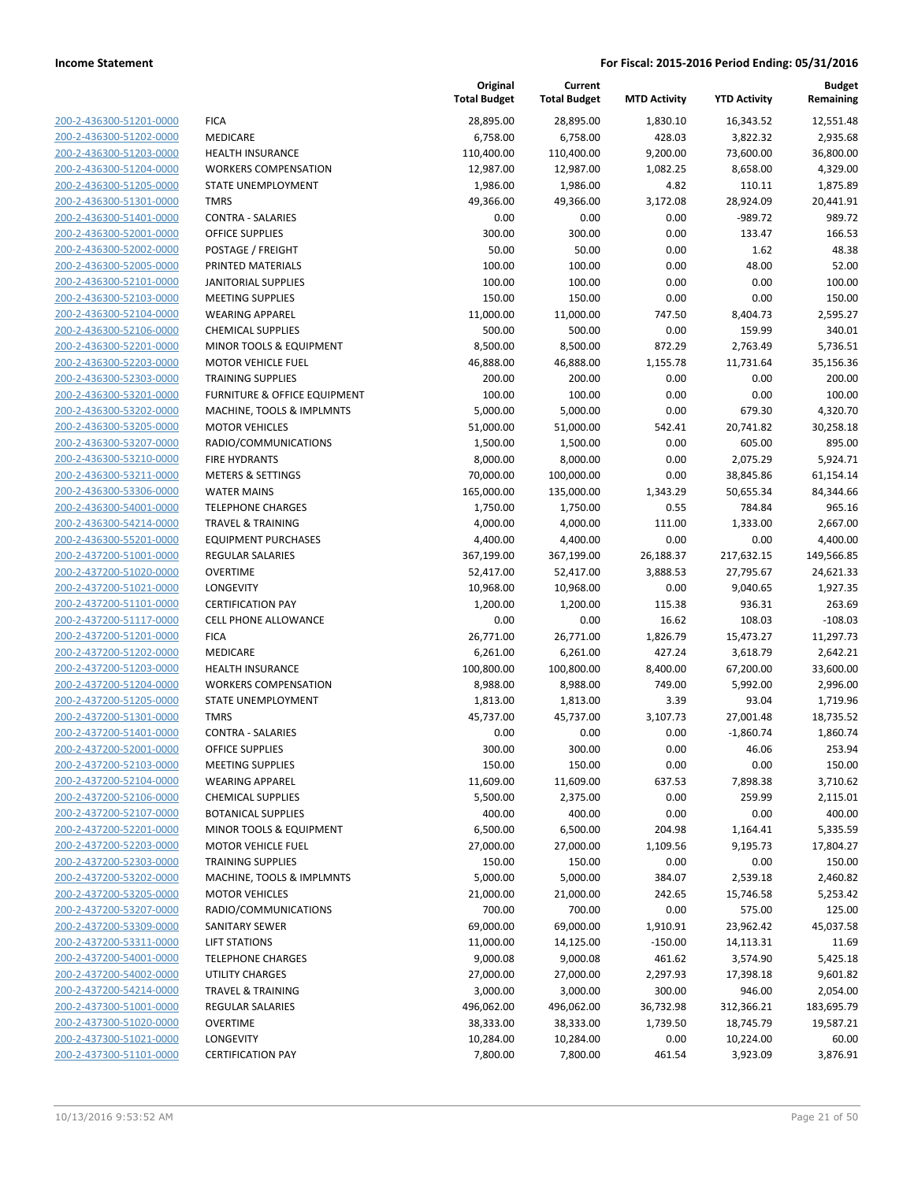| | | Original Total Budget | Current Total Budget | MTD Activity | YTD Activity | Budget Remaining |
|---|---|---|---|---|---|---|
| 200-2-436300-51201-0000 | FICA | 28,895.00 | 28,895.00 | 1,830.10 | 16,343.52 | 12,551.48 |
| 200-2-436300-51202-0000 | MEDICARE | 6,758.00 | 6,758.00 | 428.03 | 3,822.32 | 2,935.68 |
| 200-2-436300-51203-0000 | HEALTH INSURANCE | 110,400.00 | 110,400.00 | 9,200.00 | 73,600.00 | 36,800.00 |
| 200-2-436300-51204-0000 | WORKERS COMPENSATION | 12,987.00 | 12,987.00 | 1,082.25 | 8,658.00 | 4,329.00 |
| 200-2-436300-51205-0000 | STATE UNEMPLOYMENT | 1,986.00 | 1,986.00 | 4.82 | 110.11 | 1,875.89 |
| 200-2-436300-51301-0000 | TMRS | 49,366.00 | 49,366.00 | 3,172.08 | 28,924.09 | 20,441.91 |
| 200-2-436300-51401-0000 | CONTRA - SALARIES | 0.00 | 0.00 | 0.00 | -989.72 | 989.72 |
| 200-2-436300-52001-0000 | OFFICE SUPPLIES | 300.00 | 300.00 | 0.00 | 133.47 | 166.53 |
| 200-2-436300-52002-0000 | POSTAGE / FREIGHT | 50.00 | 50.00 | 0.00 | 1.62 | 48.38 |
| 200-2-436300-52005-0000 | PRINTED MATERIALS | 100.00 | 100.00 | 0.00 | 48.00 | 52.00 |
| 200-2-436300-52101-0000 | JANITORIAL SUPPLIES | 100.00 | 100.00 | 0.00 | 0.00 | 100.00 |
| 200-2-436300-52103-0000 | MEETING SUPPLIES | 150.00 | 150.00 | 0.00 | 0.00 | 150.00 |
| 200-2-436300-52104-0000 | WEARING APPAREL | 11,000.00 | 11,000.00 | 747.50 | 8,404.73 | 2,595.27 |
| 200-2-436300-52106-0000 | CHEMICAL SUPPLIES | 500.00 | 500.00 | 0.00 | 159.99 | 340.01 |
| 200-2-436300-52201-0000 | MINOR TOOLS & EQUIPMENT | 8,500.00 | 8,500.00 | 872.29 | 2,763.49 | 5,736.51 |
| 200-2-436300-52203-0000 | MOTOR VEHICLE FUEL | 46,888.00 | 46,888.00 | 1,155.78 | 11,731.64 | 35,156.36 |
| 200-2-436300-52303-0000 | TRAINING SUPPLIES | 200.00 | 200.00 | 0.00 | 0.00 | 200.00 |
| 200-2-436300-53201-0000 | FURNITURE & OFFICE EQUIPMENT | 100.00 | 100.00 | 0.00 | 0.00 | 100.00 |
| 200-2-436300-53202-0000 | MACHINE, TOOLS & IMPLMNTS | 5,000.00 | 5,000.00 | 0.00 | 679.30 | 4,320.70 |
| 200-2-436300-53205-0000 | MOTOR VEHICLES | 51,000.00 | 51,000.00 | 542.41 | 20,741.82 | 30,258.18 |
| 200-2-436300-53207-0000 | RADIO/COMMUNICATIONS | 1,500.00 | 1,500.00 | 0.00 | 605.00 | 895.00 |
| 200-2-436300-53210-0000 | FIRE HYDRANTS | 8,000.00 | 8,000.00 | 0.00 | 2,075.29 | 5,924.71 |
| 200-2-436300-53211-0000 | METERS & SETTINGS | 70,000.00 | 100,000.00 | 0.00 | 38,845.86 | 61,154.14 |
| 200-2-436300-53306-0000 | WATER MAINS | 165,000.00 | 135,000.00 | 1,343.29 | 50,655.34 | 84,344.66 |
| 200-2-436300-54001-0000 | TELEPHONE CHARGES | 1,750.00 | 1,750.00 | 0.55 | 784.84 | 965.16 |
| 200-2-436300-54214-0000 | TRAVEL & TRAINING | 4,000.00 | 4,000.00 | 111.00 | 1,333.00 | 2,667.00 |
| 200-2-436300-55201-0000 | EQUIPMENT PURCHASES | 4,400.00 | 4,400.00 | 0.00 | 0.00 | 4,400.00 |
| 200-2-437200-51001-0000 | REGULAR SALARIES | 367,199.00 | 367,199.00 | 26,188.37 | 217,632.15 | 149,566.85 |
| 200-2-437200-51020-0000 | OVERTIME | 52,417.00 | 52,417.00 | 3,888.53 | 27,795.67 | 24,621.33 |
| 200-2-437200-51021-0000 | LONGEVITY | 10,968.00 | 10,968.00 | 0.00 | 9,040.65 | 1,927.35 |
| 200-2-437200-51101-0000 | CERTIFICATION PAY | 1,200.00 | 1,200.00 | 115.38 | 936.31 | 263.69 |
| 200-2-437200-51117-0000 | CELL PHONE ALLOWANCE | 0.00 | 0.00 | 16.62 | 108.03 | -108.03 |
| 200-2-437200-51201-0000 | FICA | 26,771.00 | 26,771.00 | 1,826.79 | 15,473.27 | 11,297.73 |
| 200-2-437200-51202-0000 | MEDICARE | 6,261.00 | 6,261.00 | 427.24 | 3,618.79 | 2,642.21 |
| 200-2-437200-51203-0000 | HEALTH INSURANCE | 100,800.00 | 100,800.00 | 8,400.00 | 67,200.00 | 33,600.00 |
| 200-2-437200-51204-0000 | WORKERS COMPENSATION | 8,988.00 | 8,988.00 | 749.00 | 5,992.00 | 2,996.00 |
| 200-2-437200-51205-0000 | STATE UNEMPLOYMENT | 1,813.00 | 1,813.00 | 3.39 | 93.04 | 1,719.96 |
| 200-2-437200-51301-0000 | TMRS | 45,737.00 | 45,737.00 | 3,107.73 | 27,001.48 | 18,735.52 |
| 200-2-437200-51401-0000 | CONTRA - SALARIES | 0.00 | 0.00 | 0.00 | -1,860.74 | 1,860.74 |
| 200-2-437200-52001-0000 | OFFICE SUPPLIES | 300.00 | 300.00 | 0.00 | 46.06 | 253.94 |
| 200-2-437200-52103-0000 | MEETING SUPPLIES | 150.00 | 150.00 | 0.00 | 0.00 | 150.00 |
| 200-2-437200-52104-0000 | WEARING APPAREL | 11,609.00 | 11,609.00 | 637.53 | 7,898.38 | 3,710.62 |
| 200-2-437200-52106-0000 | CHEMICAL SUPPLIES | 5,500.00 | 2,375.00 | 0.00 | 259.99 | 2,115.01 |
| 200-2-437200-52107-0000 | BOTANICAL SUPPLIES | 400.00 | 400.00 | 0.00 | 0.00 | 400.00 |
| 200-2-437200-52201-0000 | MINOR TOOLS & EQUIPMENT | 6,500.00 | 6,500.00 | 204.98 | 1,164.41 | 5,335.59 |
| 200-2-437200-52203-0000 | MOTOR VEHICLE FUEL | 27,000.00 | 27,000.00 | 1,109.56 | 9,195.73 | 17,804.27 |
| 200-2-437200-52303-0000 | TRAINING SUPPLIES | 150.00 | 150.00 | 0.00 | 0.00 | 150.00 |
| 200-2-437200-53202-0000 | MACHINE, TOOLS & IMPLMNTS | 5,000.00 | 5,000.00 | 384.07 | 2,539.18 | 2,460.82 |
| 200-2-437200-53205-0000 | MOTOR VEHICLES | 21,000.00 | 21,000.00 | 242.65 | 15,746.58 | 5,253.42 |
| 200-2-437200-53207-0000 | RADIO/COMMUNICATIONS | 700.00 | 700.00 | 0.00 | 575.00 | 125.00 |
| 200-2-437200-53309-0000 | SANITARY SEWER | 69,000.00 | 69,000.00 | 1,910.91 | 23,962.42 | 45,037.58 |
| 200-2-437200-53311-0000 | LIFT STATIONS | 11,000.00 | 14,125.00 | -150.00 | 14,113.31 | 11.69 |
| 200-2-437200-54001-0000 | TELEPHONE CHARGES | 9,000.08 | 9,000.08 | 461.62 | 3,574.90 | 5,425.18 |
| 200-2-437200-54002-0000 | UTILITY CHARGES | 27,000.00 | 27,000.00 | 2,297.93 | 17,398.18 | 9,601.82 |
| 200-2-437200-54214-0000 | TRAVEL & TRAINING | 3,000.00 | 3,000.00 | 300.00 | 946.00 | 2,054.00 |
| 200-2-437300-51001-0000 | REGULAR SALARIES | 496,062.00 | 496,062.00 | 36,732.98 | 312,366.21 | 183,695.79 |
| 200-2-437300-51020-0000 | OVERTIME | 38,333.00 | 38,333.00 | 1,739.50 | 18,745.79 | 19,587.21 |
| 200-2-437300-51021-0000 | LONGEVITY | 10,284.00 | 10,284.00 | 0.00 | 10,224.00 | 60.00 |
| 200-2-437300-51101-0000 | CERTIFICATION PAY | 7,800.00 | 7,800.00 | 461.54 | 3,923.09 | 3,876.91 |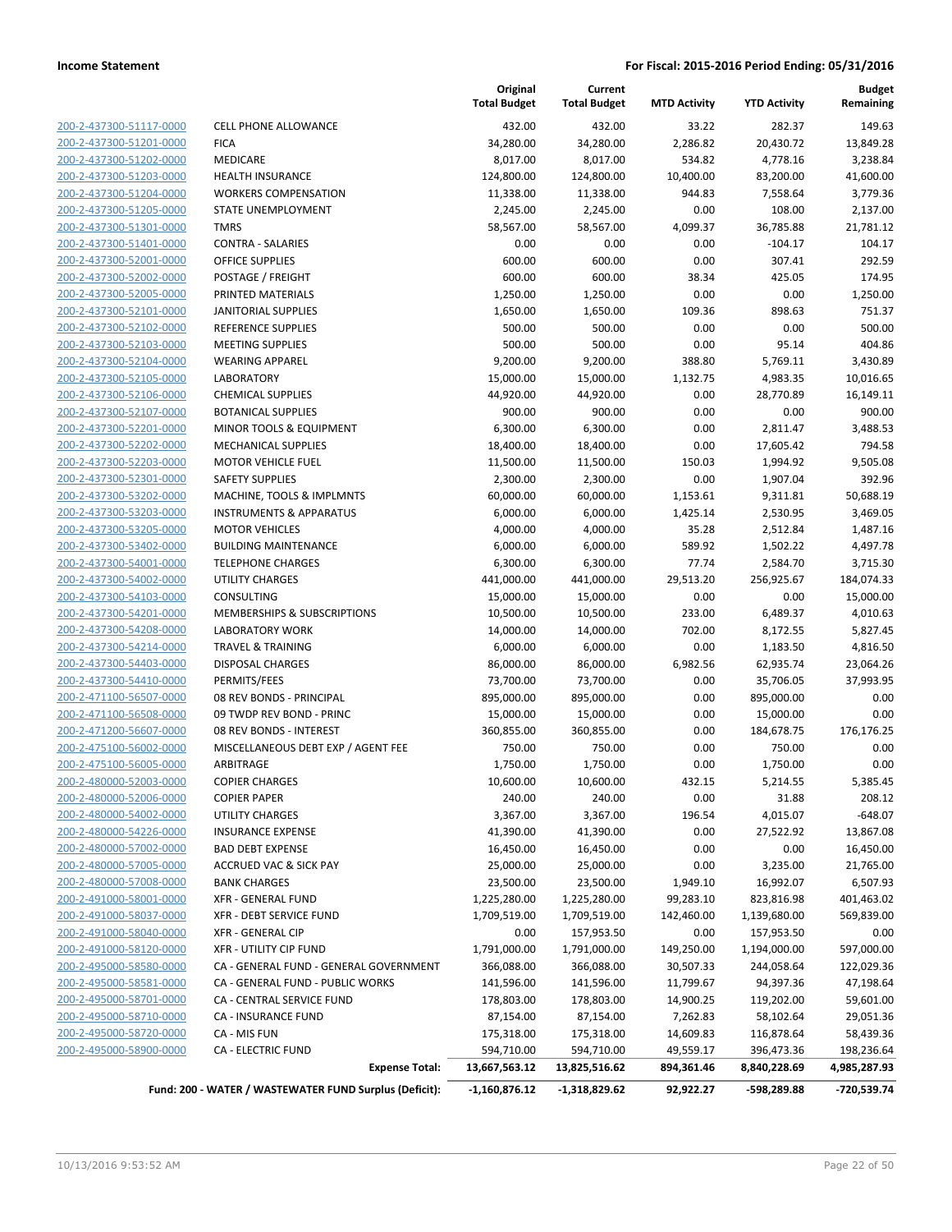**Income Statement** **For Fiscal: 2015-2016 Period Ending: 05/31/2016**

| | | Original Total Budget | Current Total Budget | MTD Activity | YTD Activity | Budget Remaining |
|---|---|---|---|---|---|---|
| 200-2-437300-51117-0000 | CELL PHONE ALLOWANCE | 432.00 | 432.00 | 33.22 | 282.37 | 149.63 |
| 200-2-437300-51201-0000 | FICA | 34,280.00 | 34,280.00 | 2,286.82 | 20,430.72 | 13,849.28 |
| 200-2-437300-51202-0000 | MEDICARE | 8,017.00 | 8,017.00 | 534.82 | 4,778.16 | 3,238.84 |
| 200-2-437300-51203-0000 | HEALTH INSURANCE | 124,800.00 | 124,800.00 | 10,400.00 | 83,200.00 | 41,600.00 |
| 200-2-437300-51204-0000 | WORKERS COMPENSATION | 11,338.00 | 11,338.00 | 944.83 | 7,558.64 | 3,779.36 |
| 200-2-437300-51205-0000 | STATE UNEMPLOYMENT | 2,245.00 | 2,245.00 | 0.00 | 108.00 | 2,137.00 |
| 200-2-437300-51301-0000 | TMRS | 58,567.00 | 58,567.00 | 4,099.37 | 36,785.88 | 21,781.12 |
| 200-2-437300-51401-0000 | CONTRA - SALARIES | 0.00 | 0.00 | 0.00 | -104.17 | 104.17 |
| 200-2-437300-52001-0000 | OFFICE SUPPLIES | 600.00 | 600.00 | 0.00 | 307.41 | 292.59 |
| 200-2-437300-52002-0000 | POSTAGE / FREIGHT | 600.00 | 600.00 | 38.34 | 425.05 | 174.95 |
| 200-2-437300-52005-0000 | PRINTED MATERIALS | 1,250.00 | 1,250.00 | 0.00 | 0.00 | 1,250.00 |
| 200-2-437300-52101-0000 | JANITORIAL SUPPLIES | 1,650.00 | 1,650.00 | 109.36 | 898.63 | 751.37 |
| 200-2-437300-52102-0000 | REFERENCE SUPPLIES | 500.00 | 500.00 | 0.00 | 0.00 | 500.00 |
| 200-2-437300-52103-0000 | MEETING SUPPLIES | 500.00 | 500.00 | 0.00 | 95.14 | 404.86 |
| 200-2-437300-52104-0000 | WEARING APPAREL | 9,200.00 | 9,200.00 | 388.80 | 5,769.11 | 3,430.89 |
| 200-2-437300-52105-0000 | LABORATORY | 15,000.00 | 15,000.00 | 1,132.75 | 4,983.35 | 10,016.65 |
| 200-2-437300-52106-0000 | CHEMICAL SUPPLIES | 44,920.00 | 44,920.00 | 0.00 | 28,770.89 | 16,149.11 |
| 200-2-437300-52107-0000 | BOTANICAL SUPPLIES | 900.00 | 900.00 | 0.00 | 0.00 | 900.00 |
| 200-2-437300-52201-0000 | MINOR TOOLS & EQUIPMENT | 6,300.00 | 6,300.00 | 0.00 | 2,811.47 | 3,488.53 |
| 200-2-437300-52202-0000 | MECHANICAL SUPPLIES | 18,400.00 | 18,400.00 | 0.00 | 17,605.42 | 794.58 |
| 200-2-437300-52203-0000 | MOTOR VEHICLE FUEL | 11,500.00 | 11,500.00 | 150.03 | 1,994.92 | 9,505.08 |
| 200-2-437300-52301-0000 | SAFETY SUPPLIES | 2,300.00 | 2,300.00 | 0.00 | 1,907.04 | 392.96 |
| 200-2-437300-53202-0000 | MACHINE, TOOLS & IMPLMNTS | 60,000.00 | 60,000.00 | 1,153.61 | 9,311.81 | 50,688.19 |
| 200-2-437300-53203-0000 | INSTRUMENTS & APPARATUS | 6,000.00 | 6,000.00 | 1,425.14 | 2,530.95 | 3,469.05 |
| 200-2-437300-53205-0000 | MOTOR VEHICLES | 4,000.00 | 4,000.00 | 35.28 | 2,512.84 | 1,487.16 |
| 200-2-437300-53402-0000 | BUILDING MAINTENANCE | 6,000.00 | 6,000.00 | 589.92 | 1,502.22 | 4,497.78 |
| 200-2-437300-54001-0000 | TELEPHONE CHARGES | 6,300.00 | 6,300.00 | 77.74 | 2,584.70 | 3,715.30 |
| 200-2-437300-54002-0000 | UTILITY CHARGES | 441,000.00 | 441,000.00 | 29,513.20 | 256,925.67 | 184,074.33 |
| 200-2-437300-54103-0000 | CONSULTING | 15,000.00 | 15,000.00 | 0.00 | 0.00 | 15,000.00 |
| 200-2-437300-54201-0000 | MEMBERSHIPS & SUBSCRIPTIONS | 10,500.00 | 10,500.00 | 233.00 | 6,489.37 | 4,010.63 |
| 200-2-437300-54208-0000 | LABORATORY WORK | 14,000.00 | 14,000.00 | 702.00 | 8,172.55 | 5,827.45 |
| 200-2-437300-54214-0000 | TRAVEL & TRAINING | 6,000.00 | 6,000.00 | 0.00 | 1,183.50 | 4,816.50 |
| 200-2-437300-54403-0000 | DISPOSAL CHARGES | 86,000.00 | 86,000.00 | 6,982.56 | 62,935.74 | 23,064.26 |
| 200-2-437300-54410-0000 | PERMITS/FEES | 73,700.00 | 73,700.00 | 0.00 | 35,706.05 | 37,993.95 |
| 200-2-471100-56507-0000 | 08 REV BONDS - PRINCIPAL | 895,000.00 | 895,000.00 | 0.00 | 895,000.00 | 0.00 |
| 200-2-471100-56508-0000 | 09 TWDP REV BOND - PRINC | 15,000.00 | 15,000.00 | 0.00 | 15,000.00 | 0.00 |
| 200-2-471200-56607-0000 | 08 REV BONDS - INTEREST | 360,855.00 | 360,855.00 | 0.00 | 184,678.75 | 176,176.25 |
| 200-2-475100-56002-0000 | MISCELLANEOUS DEBT EXP / AGENT FEE | 750.00 | 750.00 | 0.00 | 750.00 | 0.00 |
| 200-2-475100-56005-0000 | ARBITRAGE | 1,750.00 | 1,750.00 | 0.00 | 1,750.00 | 0.00 |
| 200-2-480000-52003-0000 | COPIER CHARGES | 10,600.00 | 10,600.00 | 432.15 | 5,214.55 | 5,385.45 |
| 200-2-480000-52006-0000 | COPIER PAPER | 240.00 | 240.00 | 0.00 | 31.88 | 208.12 |
| 200-2-480000-54002-0000 | UTILITY CHARGES | 3,367.00 | 3,367.00 | 196.54 | 4,015.07 | -648.07 |
| 200-2-480000-54226-0000 | INSURANCE EXPENSE | 41,390.00 | 41,390.00 | 0.00 | 27,522.92 | 13,867.08 |
| 200-2-480000-57002-0000 | BAD DEBT EXPENSE | 16,450.00 | 16,450.00 | 0.00 | 0.00 | 16,450.00 |
| 200-2-480000-57005-0000 | ACCRUED VAC & SICK PAY | 25,000.00 | 25,000.00 | 0.00 | 3,235.00 | 21,765.00 |
| 200-2-480000-57008-0000 | BANK CHARGES | 23,500.00 | 23,500.00 | 1,949.10 | 16,992.07 | 6,507.93 |
| 200-2-491000-58001-0000 | XFR - GENERAL FUND | 1,225,280.00 | 1,225,280.00 | 99,283.10 | 823,816.98 | 401,463.02 |
| 200-2-491000-58037-0000 | XFR - DEBT SERVICE FUND | 1,709,519.00 | 1,709,519.00 | 142,460.00 | 1,139,680.00 | 569,839.00 |
| 200-2-491000-58040-0000 | XFR - GENERAL CIP | 0.00 | 157,953.50 | 0.00 | 157,953.50 | 0.00 |
| 200-2-491000-58120-0000 | XFR - UTILITY CIP FUND | 1,791,000.00 | 1,791,000.00 | 149,250.00 | 1,194,000.00 | 597,000.00 |
| 200-2-495000-58580-0000 | CA - GENERAL FUND - GENERAL GOVERNMENT | 366,088.00 | 366,088.00 | 30,507.33 | 244,058.64 | 122,029.36 |
| 200-2-495000-58581-0000 | CA - GENERAL FUND - PUBLIC WORKS | 141,596.00 | 141,596.00 | 11,799.67 | 94,397.36 | 47,198.64 |
| 200-2-495000-58701-0000 | CA - CENTRAL SERVICE FUND | 178,803.00 | 178,803.00 | 14,900.25 | 119,202.00 | 59,601.00 |
| 200-2-495000-58710-0000 | CA - INSURANCE FUND | 87,154.00 | 87,154.00 | 7,262.83 | 58,102.64 | 29,051.36 |
| 200-2-495000-58720-0000 | CA - MIS FUN | 175,318.00 | 175,318.00 | 14,609.83 | 116,878.64 | 58,439.36 |
| 200-2-495000-58900-0000 | CA - ELECTRIC FUND | 594,710.00 | 594,710.00 | 49,559.17 | 396,473.36 | 198,236.64 |
| | **Expense Total:** | **13,667,563.12** | **13,825,516.62** | **894,361.46** | **8,840,228.69** | **4,985,287.93** |
| | **Fund: 200 - WATER / WASTEWATER FUND Surplus (Deficit):** | **-1,160,876.12** | **-1,318,829.62** | **92,922.27** | **-598,289.88** | **-720,539.74** |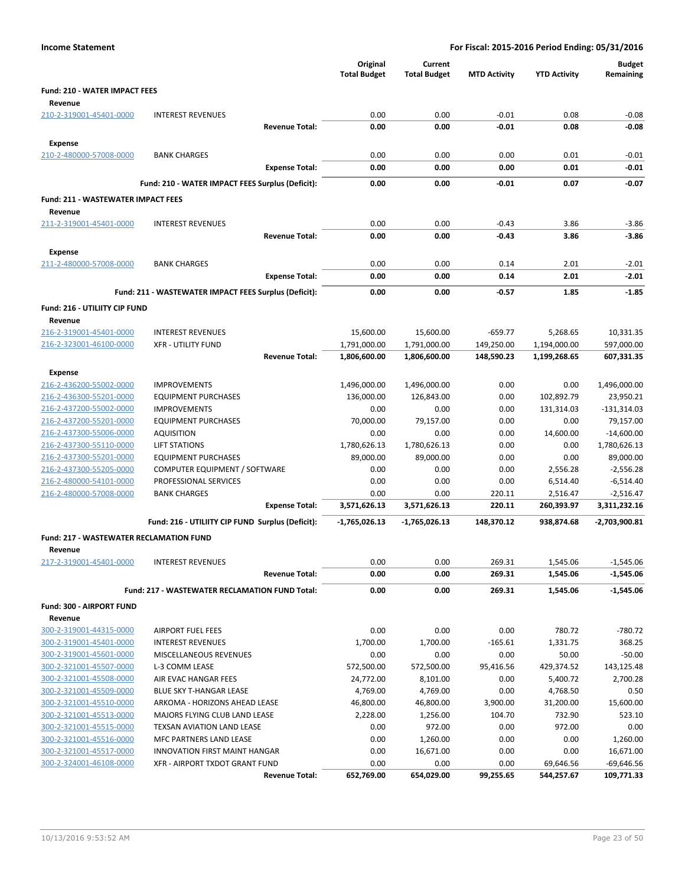**Income Statement** — For Fiscal: 2015-2016 Period Ending: 05/31/2016

| | | Original Total Budget | Current Total Budget | MTD Activity | YTD Activity | Budget Remaining |
|---|---|---|---|---|---|---|
| **Fund: 210 - WATER IMPACT FEES** | | | | | | |
| **Revenue** | | | | | | |
| 210-2-319001-45401-0000 | INTEREST REVENUES | 0.00 | 0.00 | -0.01 | 0.08 | -0.08 |
| | **Revenue Total:** | **0.00** | **0.00** | **-0.01** | **0.08** | **-0.08** |
| **Expense** | | | | | | |
| 210-2-480000-57008-0000 | BANK CHARGES | 0.00 | 0.00 | 0.00 | 0.01 | -0.01 |
| | **Expense Total:** | **0.00** | **0.00** | **0.00** | **0.01** | **-0.01** |
| | **Fund: 210 - WATER IMPACT FEES Surplus (Deficit):** | **0.00** | **0.00** | **-0.01** | **0.07** | **-0.07** |
| **Fund: 211 - WASTEWATER IMPACT FEES** | | | | | | |
| **Revenue** | | | | | | |
| 211-2-319001-45401-0000 | INTEREST REVENUES | 0.00 | 0.00 | -0.43 | 3.86 | -3.86 |
| | **Revenue Total:** | **0.00** | **0.00** | **-0.43** | **3.86** | **-3.86** |
| **Expense** | | | | | | |
| 211-2-480000-57008-0000 | BANK CHARGES | 0.00 | 0.00 | 0.14 | 2.01 | -2.01 |
| | **Expense Total:** | **0.00** | **0.00** | **0.14** | **2.01** | **-2.01** |
| | **Fund: 211 - WASTEWATER IMPACT FEES Surplus (Deficit):** | **0.00** | **0.00** | **-0.57** | **1.85** | **-1.85** |
| **Fund: 216 - UTILIITY CIP FUND** | | | | | | |
| **Revenue** | | | | | | |
| 216-2-319001-45401-0000 | INTEREST REVENUES | 15,600.00 | 15,600.00 | -659.77 | 5,268.65 | 10,331.35 |
| 216-2-323001-46100-0000 | XFR - UTILITY FUND | 1,791,000.00 | 1,791,000.00 | 149,250.00 | 1,194,000.00 | 597,000.00 |
| | **Revenue Total:** | **1,806,600.00** | **1,806,600.00** | **148,590.23** | **1,199,268.65** | **607,331.35** |
| **Expense** | | | | | | |
| 216-2-436200-55002-0000 | IMPROVEMENTS | 1,496,000.00 | 1,496,000.00 | 0.00 | 0.00 | 1,496,000.00 |
| 216-2-436300-55201-0000 | EQUIPMENT PURCHASES | 136,000.00 | 126,843.00 | 0.00 | 102,892.79 | 23,950.21 |
| 216-2-437200-55002-0000 | IMPROVEMENTS | 0.00 | 0.00 | 0.00 | 131,314.03 | -131,314.03 |
| 216-2-437200-55201-0000 | EQUIPMENT PURCHASES | 70,000.00 | 79,157.00 | 0.00 | 0.00 | 79,157.00 |
| 216-2-437300-55006-0000 | AQUISITION | 0.00 | 0.00 | 0.00 | 14,600.00 | -14,600.00 |
| 216-2-437300-55110-0000 | LIFT STATIONS | 1,780,626.13 | 1,780,626.13 | 0.00 | 0.00 | 1,780,626.13 |
| 216-2-437300-55201-0000 | EQUIPMENT PURCHASES | 89,000.00 | 89,000.00 | 0.00 | 0.00 | 89,000.00 |
| 216-2-437300-55205-0000 | COMPUTER EQUIPMENT / SOFTWARE | 0.00 | 0.00 | 0.00 | 2,556.28 | -2,556.28 |
| 216-2-480000-54101-0000 | PROFESSIONAL SERVICES | 0.00 | 0.00 | 0.00 | 6,514.40 | -6,514.40 |
| 216-2-480000-57008-0000 | BANK CHARGES | 0.00 | 0.00 | 220.11 | 2,516.47 | -2,516.47 |
| | **Expense Total:** | **3,571,626.13** | **3,571,626.13** | **220.11** | **260,393.97** | **3,311,232.16** |
| | **Fund: 216 - UTILIITY CIP FUND Surplus (Deficit):** | **-1,765,026.13** | **-1,765,026.13** | **148,370.12** | **938,874.68** | **-2,703,900.81** |
| **Fund: 217 - WASTEWATER RECLAMATION FUND** | | | | | | |
| **Revenue** | | | | | | |
| 217-2-319001-45401-0000 | INTEREST REVENUES | 0.00 | 0.00 | 269.31 | 1,545.06 | -1,545.06 |
| | **Revenue Total:** | **0.00** | **0.00** | **269.31** | **1,545.06** | **-1,545.06** |
| | **Fund: 217 - WASTEWATER RECLAMATION FUND Total:** | **0.00** | **0.00** | **269.31** | **1,545.06** | **-1,545.06** |
| **Fund: 300 - AIRPORT FUND** | | | | | | |
| **Revenue** | | | | | | |
| 300-2-319001-44315-0000 | AIRPORT FUEL FEES | 0.00 | 0.00 | 0.00 | 780.72 | -780.72 |
| 300-2-319001-45401-0000 | INTEREST REVENUES | 1,700.00 | 1,700.00 | -165.61 | 1,331.75 | 368.25 |
| 300-2-319001-45601-0000 | MISCELLANEOUS REVENUES | 0.00 | 0.00 | 0.00 | 50.00 | -50.00 |
| 300-2-321001-45507-0000 | L-3 COMM LEASE | 572,500.00 | 572,500.00 | 95,416.56 | 429,374.52 | 143,125.48 |
| 300-2-321001-45508-0000 | AIR EVAC HANGAR FEES | 24,772.00 | 8,101.00 | 0.00 | 5,400.72 | 2,700.28 |
| 300-2-321001-45509-0000 | BLUE SKY T-HANGAR LEASE | 4,769.00 | 4,769.00 | 0.00 | 4,768.50 | 0.50 |
| 300-2-321001-45510-0000 | ARKOMA - HORIZONS AHEAD LEASE | 46,800.00 | 46,800.00 | 3,900.00 | 31,200.00 | 15,600.00 |
| 300-2-321001-45513-0000 | MAJORS FLYING CLUB LAND LEASE | 2,228.00 | 1,256.00 | 104.70 | 732.90 | 523.10 |
| 300-2-321001-45515-0000 | TEXSAN AVIATION LAND LEASE | 0.00 | 972.00 | 0.00 | 972.00 | 0.00 |
| 300-2-321001-45516-0000 | MFC PARTNERS LAND LEASE | 0.00 | 1,260.00 | 0.00 | 0.00 | 1,260.00 |
| 300-2-321001-45517-0000 | INNOVATION FIRST MAINT HANGAR | 0.00 | 16,671.00 | 0.00 | 0.00 | 16,671.00 |
| 300-2-324001-46108-0000 | XFR - AIRPORT TXDOT GRANT FUND | 0.00 | 0.00 | 0.00 | 69,646.56 | -69,646.56 |
| | **Revenue Total:** | **652,769.00** | **654,029.00** | **99,255.65** | **544,257.67** | **109,771.33** |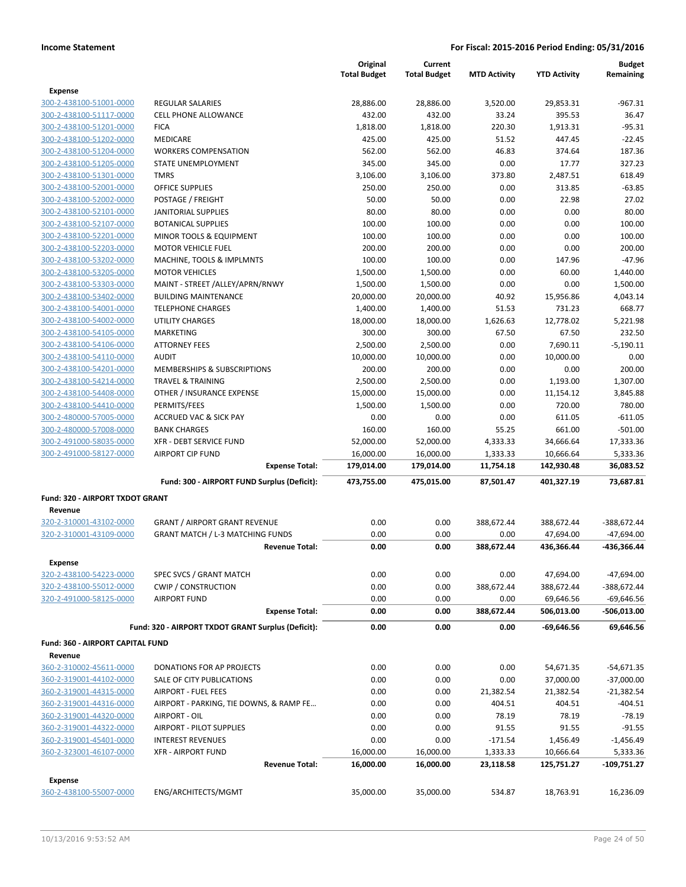| | | Original Total Budget | Current Total Budget | MTD Activity | YTD Activity | Budget Remaining |
|---|---|---|---|---|---|---|
| **Expense** | | | | | | |
| 300-2-438100-51001-0000 | REGULAR SALARIES | 28,886.00 | 28,886.00 | 3,520.00 | 29,853.31 | -967.31 |
| 300-2-438100-51117-0000 | CELL PHONE ALLOWANCE | 432.00 | 432.00 | 33.24 | 395.53 | 36.47 |
| 300-2-438100-51201-0000 | FICA | 1,818.00 | 1,818.00 | 220.30 | 1,913.31 | -95.31 |
| 300-2-438100-51202-0000 | MEDICARE | 425.00 | 425.00 | 51.52 | 447.45 | -22.45 |
| 300-2-438100-51204-0000 | WORKERS COMPENSATION | 562.00 | 562.00 | 46.83 | 374.64 | 187.36 |
| 300-2-438100-51205-0000 | STATE UNEMPLOYMENT | 345.00 | 345.00 | 0.00 | 17.77 | 327.23 |
| 300-2-438100-51301-0000 | TMRS | 3,106.00 | 3,106.00 | 373.80 | 2,487.51 | 618.49 |
| 300-2-438100-52001-0000 | OFFICE SUPPLIES | 250.00 | 250.00 | 0.00 | 313.85 | -63.85 |
| 300-2-438100-52002-0000 | POSTAGE / FREIGHT | 50.00 | 50.00 | 0.00 | 22.98 | 27.02 |
| 300-2-438100-52101-0000 | JANITORIAL SUPPLIES | 80.00 | 80.00 | 0.00 | 0.00 | 80.00 |
| 300-2-438100-52107-0000 | BOTANICAL SUPPLIES | 100.00 | 100.00 | 0.00 | 0.00 | 100.00 |
| 300-2-438100-52201-0000 | MINOR TOOLS & EQUIPMENT | 100.00 | 100.00 | 0.00 | 0.00 | 100.00 |
| 300-2-438100-52203-0000 | MOTOR VEHICLE FUEL | 200.00 | 200.00 | 0.00 | 0.00 | 200.00 |
| 300-2-438100-53202-0000 | MACHINE, TOOLS & IMPLMNTS | 100.00 | 100.00 | 0.00 | 147.96 | -47.96 |
| 300-2-438100-53205-0000 | MOTOR VEHICLES | 1,500.00 | 1,500.00 | 0.00 | 60.00 | 1,440.00 |
| 300-2-438100-53303-0000 | MAINT - STREET /ALLEY/APRN/RNWY | 1,500.00 | 1,500.00 | 0.00 | 0.00 | 1,500.00 |
| 300-2-438100-53402-0000 | BUILDING MAINTENANCE | 20,000.00 | 20,000.00 | 40.92 | 15,956.86 | 4,043.14 |
| 300-2-438100-54001-0000 | TELEPHONE CHARGES | 1,400.00 | 1,400.00 | 51.53 | 731.23 | 668.77 |
| 300-2-438100-54002-0000 | UTILITY CHARGES | 18,000.00 | 18,000.00 | 1,626.63 | 12,778.02 | 5,221.98 |
| 300-2-438100-54105-0000 | MARKETING | 300.00 | 300.00 | 67.50 | 67.50 | 232.50 |
| 300-2-438100-54106-0000 | ATTORNEY FEES | 2,500.00 | 2,500.00 | 0.00 | 7,690.11 | -5,190.11 |
| 300-2-438100-54110-0000 | AUDIT | 10,000.00 | 10,000.00 | 0.00 | 10,000.00 | 0.00 |
| 300-2-438100-54201-0000 | MEMBERSHIPS & SUBSCRIPTIONS | 200.00 | 200.00 | 0.00 | 0.00 | 200.00 |
| 300-2-438100-54214-0000 | TRAVEL & TRAINING | 2,500.00 | 2,500.00 | 0.00 | 1,193.00 | 1,307.00 |
| 300-2-438100-54408-0000 | OTHER / INSURANCE EXPENSE | 15,000.00 | 15,000.00 | 0.00 | 11,154.12 | 3,845.88 |
| 300-2-438100-54410-0000 | PERMITS/FEES | 1,500.00 | 1,500.00 | 0.00 | 720.00 | 780.00 |
| 300-2-480000-57005-0000 | ACCRUED VAC & SICK PAY | 0.00 | 0.00 | 0.00 | 611.05 | -611.05 |
| 300-2-480000-57008-0000 | BANK CHARGES | 160.00 | 160.00 | 55.25 | 661.00 | -501.00 |
| 300-2-491000-58035-0000 | XFR - DEBT SERVICE FUND | 52,000.00 | 52,000.00 | 4,333.33 | 34,666.64 | 17,333.36 |
| 300-2-491000-58127-0000 | AIRPORT CIP FUND | 16,000.00 | 16,000.00 | 1,333.33 | 10,666.64 | 5,333.36 |
| | **Expense Total:** | **179,014.00** | **179,014.00** | **11,754.18** | **142,930.48** | **36,083.52** |
| | **Fund: 300 - AIRPORT FUND Surplus (Deficit):** | **473,755.00** | **475,015.00** | **87,501.47** | **401,327.19** | **73,687.81** |
| **Fund: 320 - AIRPORT TXDOT GRANT** | | | | | | |
| **Revenue** | | | | | | |
| 320-2-310001-43102-0000 | GRANT / AIRPORT GRANT REVENUE | 0.00 | 0.00 | 388,672.44 | 388,672.44 | -388,672.44 |
| 320-2-310001-43109-0000 | GRANT MATCH / L-3 MATCHING FUNDS | 0.00 | 0.00 | 0.00 | 47,694.00 | -47,694.00 |
| | **Revenue Total:** | **0.00** | **0.00** | **388,672.44** | **436,366.44** | **-436,366.44** |
| **Expense** | | | | | | |
| 320-2-438100-54223-0000 | SPEC SVCS / GRANT MATCH | 0.00 | 0.00 | 0.00 | 47,694.00 | -47,694.00 |
| 320-2-438100-55012-0000 | CWIP / CONSTRUCTION | 0.00 | 0.00 | 388,672.44 | 388,672.44 | -388,672.44 |
| 320-2-491000-58125-0000 | AIRPORT FUND | 0.00 | 0.00 | 0.00 | 69,646.56 | -69,646.56 |
| | **Expense Total:** | **0.00** | **0.00** | **388,672.44** | **506,013.00** | **-506,013.00** |
| | **Fund: 320 - AIRPORT TXDOT GRANT Surplus (Deficit):** | **0.00** | **0.00** | **0.00** | **-69,646.56** | **69,646.56** |
| **Fund: 360 - AIRPORT CAPITAL FUND** | | | | | | |
| **Revenue** | | | | | | |
| 360-2-310002-45611-0000 | DONATIONS FOR AP PROJECTS | 0.00 | 0.00 | 0.00 | 54,671.35 | -54,671.35 |
| 360-2-319001-44102-0000 | SALE OF CITY PUBLICATIONS | 0.00 | 0.00 | 0.00 | 37,000.00 | -37,000.00 |
| 360-2-319001-44315-0000 | AIRPORT - FUEL FEES | 0.00 | 0.00 | 21,382.54 | 21,382.54 | -21,382.54 |
| 360-2-319001-44316-0000 | AIRPORT - PARKING, TIE DOWNS, & RAMP FE... | 0.00 | 0.00 | 404.51 | 404.51 | -404.51 |
| 360-2-319001-44320-0000 | AIRPORT - OIL | 0.00 | 0.00 | 78.19 | 78.19 | -78.19 |
| 360-2-319001-44322-0000 | AIRPORT - PILOT SUPPLIES | 0.00 | 0.00 | 91.55 | 91.55 | -91.55 |
| 360-2-319001-45401-0000 | INTEREST REVENUES | 0.00 | 0.00 | -171.54 | 1,456.49 | -1,456.49 |
| 360-2-323001-46107-0000 | XFR - AIRPORT FUND | 16,000.00 | 16,000.00 | 1,333.33 | 10,666.64 | 5,333.36 |
| | **Revenue Total:** | **16,000.00** | **16,000.00** | **23,118.58** | **125,751.27** | **-109,751.27** |
| **Expense** | | | | | | |
| 360-2-438100-55007-0000 | ENG/ARCHITECTS/MGMT | 35,000.00 | 35,000.00 | 534.87 | 18,763.91 | 16,236.09 |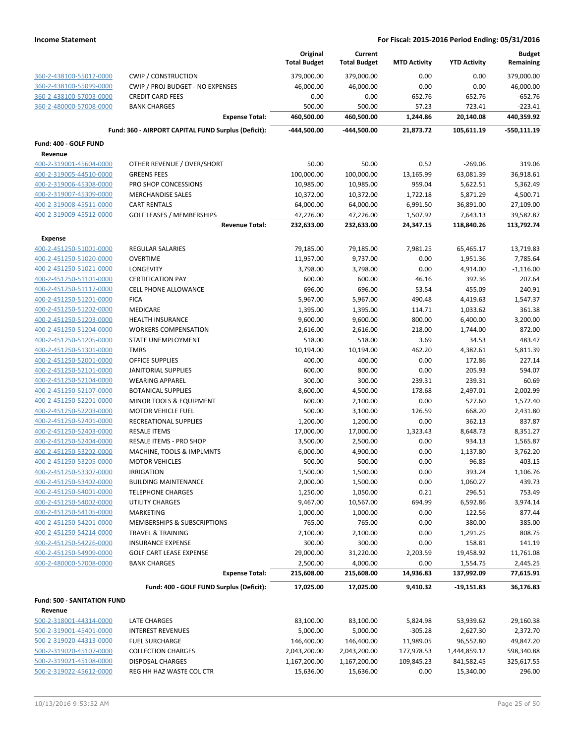| | | Original Total Budget | Current Total Budget | MTD Activity | YTD Activity | Budget Remaining |
|---|---|---|---|---|---|---|
| 360-2-438100-55012-0000 | CWIP / CONSTRUCTION | 379,000.00 | 379,000.00 | 0.00 | 0.00 | 379,000.00 |
| 360-2-438100-55099-0000 | CWIP / PROJ BUDGET - NO EXPENSES | 46,000.00 | 46,000.00 | 0.00 | 0.00 | 46,000.00 |
| 360-2-438100-57003-0000 | CREDIT CARD FEES | 0.00 | 0.00 | 652.76 | 652.76 | -652.76 |
| 360-2-480000-57008-0000 | BANK CHARGES | 500.00 | 500.00 | 57.23 | 723.41 | -223.41 |
| | **Expense Total:** | **460,500.00** | **460,500.00** | **1,244.86** | **20,140.08** | **440,359.92** |
| | **Fund: 360 - AIRPORT CAPITAL FUND Surplus (Deficit):** | **-444,500.00** | **-444,500.00** | **21,873.72** | **105,611.19** | **-550,111.19** |
| **Fund: 400 - GOLF FUND** | | | | | | |
| **Revenue** | | | | | | |
| 400-2-319001-45604-0000 | OTHER REVENUE / OVER/SHORT | 50.00 | 50.00 | 0.52 | -269.06 | 319.06 |
| 400-2-319005-44510-0000 | GREENS FEES | 100,000.00 | 100,000.00 | 13,165.99 | 63,081.39 | 36,918.61 |
| 400-2-319006-45308-0000 | PRO SHOP CONCESSIONS | 10,985.00 | 10,985.00 | 959.04 | 5,622.51 | 5,362.49 |
| 400-2-319007-45309-0000 | MERCHANDISE SALES | 10,372.00 | 10,372.00 | 1,722.18 | 5,871.29 | 4,500.71 |
| 400-2-319008-45511-0000 | CART RENTALS | 64,000.00 | 64,000.00 | 6,991.50 | 36,891.00 | 27,109.00 |
| 400-2-319009-45512-0000 | GOLF LEASES / MEMBERSHIPS | 47,226.00 | 47,226.00 | 1,507.92 | 7,643.13 | 39,582.87 |
| | **Revenue Total:** | **232,633.00** | **232,633.00** | **24,347.15** | **118,840.26** | **113,792.74** |
| **Expense** | | | | | | |
| 400-2-451250-51001-0000 | REGULAR SALARIES | 79,185.00 | 79,185.00 | 7,981.25 | 65,465.17 | 13,719.83 |
| 400-2-451250-51020-0000 | OVERTIME | 11,957.00 | 9,737.00 | 0.00 | 1,951.36 | 7,785.64 |
| 400-2-451250-51021-0000 | LONGEVITY | 3,798.00 | 3,798.00 | 0.00 | 4,914.00 | -1,116.00 |
| 400-2-451250-51101-0000 | CERTIFICATION PAY | 600.00 | 600.00 | 46.16 | 392.36 | 207.64 |
| 400-2-451250-51117-0000 | CELL PHONE ALLOWANCE | 696.00 | 696.00 | 53.54 | 455.09 | 240.91 |
| 400-2-451250-51201-0000 | FICA | 5,967.00 | 5,967.00 | 490.48 | 4,419.63 | 1,547.37 |
| 400-2-451250-51202-0000 | MEDICARE | 1,395.00 | 1,395.00 | 114.71 | 1,033.62 | 361.38 |
| 400-2-451250-51203-0000 | HEALTH INSURANCE | 9,600.00 | 9,600.00 | 800.00 | 6,400.00 | 3,200.00 |
| 400-2-451250-51204-0000 | WORKERS COMPENSATION | 2,616.00 | 2,616.00 | 218.00 | 1,744.00 | 872.00 |
| 400-2-451250-51205-0000 | STATE UNEMPLOYMENT | 518.00 | 518.00 | 3.69 | 34.53 | 483.47 |
| 400-2-451250-51301-0000 | TMRS | 10,194.00 | 10,194.00 | 462.20 | 4,382.61 | 5,811.39 |
| 400-2-451250-52001-0000 | OFFICE SUPPLIES | 400.00 | 400.00 | 0.00 | 172.86 | 227.14 |
| 400-2-451250-52101-0000 | JANITORIAL SUPPLIES | 600.00 | 800.00 | 0.00 | 205.93 | 594.07 |
| 400-2-451250-52104-0000 | WEARING APPAREL | 300.00 | 300.00 | 239.31 | 239.31 | 60.69 |
| 400-2-451250-52107-0000 | BOTANICAL SUPPLIES | 8,600.00 | 4,500.00 | 178.68 | 2,497.01 | 2,002.99 |
| 400-2-451250-52201-0000 | MINOR TOOLS & EQUIPMENT | 600.00 | 2,100.00 | 0.00 | 527.60 | 1,572.40 |
| 400-2-451250-52203-0000 | MOTOR VEHICLE FUEL | 500.00 | 3,100.00 | 126.59 | 668.20 | 2,431.80 |
| 400-2-451250-52401-0000 | RECREATIONAL SUPPLIES | 1,200.00 | 1,200.00 | 0.00 | 362.13 | 837.87 |
| 400-2-451250-52403-0000 | RESALE ITEMS | 17,000.00 | 17,000.00 | 1,323.43 | 8,648.73 | 8,351.27 |
| 400-2-451250-52404-0000 | RESALE ITEMS - PRO SHOP | 3,500.00 | 2,500.00 | 0.00 | 934.13 | 1,565.87 |
| 400-2-451250-53202-0000 | MACHINE, TOOLS & IMPLMNTS | 6,000.00 | 4,900.00 | 0.00 | 1,137.80 | 3,762.20 |
| 400-2-451250-53205-0000 | MOTOR VEHICLES | 500.00 | 500.00 | 0.00 | 96.85 | 403.15 |
| 400-2-451250-53307-0000 | IRRIGATION | 1,500.00 | 1,500.00 | 0.00 | 393.24 | 1,106.76 |
| 400-2-451250-53402-0000 | BUILDING MAINTENANCE | 2,000.00 | 1,500.00 | 0.00 | 1,060.27 | 439.73 |
| 400-2-451250-54001-0000 | TELEPHONE CHARGES | 1,250.00 | 1,050.00 | 0.21 | 296.51 | 753.49 |
| 400-2-451250-54002-0000 | UTILITY CHARGES | 9,467.00 | 10,567.00 | 694.99 | 6,592.86 | 3,974.14 |
| 400-2-451250-54105-0000 | MARKETING | 1,000.00 | 1,000.00 | 0.00 | 122.56 | 877.44 |
| 400-2-451250-54201-0000 | MEMBERSHIPS & SUBSCRIPTIONS | 765.00 | 765.00 | 0.00 | 380.00 | 385.00 |
| 400-2-451250-54214-0000 | TRAVEL & TRAINING | 2,100.00 | 2,100.00 | 0.00 | 1,291.25 | 808.75 |
| 400-2-451250-54226-0000 | INSURANCE EXPENSE | 300.00 | 300.00 | 0.00 | 158.81 | 141.19 |
| 400-2-451250-54909-0000 | GOLF CART LEASE EXPENSE | 29,000.00 | 31,220.00 | 2,203.59 | 19,458.92 | 11,761.08 |
| 400-2-480000-57008-0000 | BANK CHARGES | 2,500.00 | 4,000.00 | 0.00 | 1,554.75 | 2,445.25 |
| | **Expense Total:** | **215,608.00** | **215,608.00** | **14,936.83** | **137,992.09** | **77,615.91** |
| | **Fund: 400 - GOLF FUND Surplus (Deficit):** | **17,025.00** | **17,025.00** | **9,410.32** | **-19,151.83** | **36,176.83** |
| **Fund: 500 - SANITATION FUND** | | | | | | |
| **Revenue** | | | | | | |
| 500-2-318001-44314-0000 | LATE CHARGES | 83,100.00 | 83,100.00 | 5,824.98 | 53,939.62 | 29,160.38 |
| 500-2-319001-45401-0000 | INTEREST REVENUES | 5,000.00 | 5,000.00 | -305.28 | 2,627.30 | 2,372.70 |
| 500-2-319020-44313-0000 | FUEL SURCHARGE | 146,400.00 | 146,400.00 | 11,989.05 | 96,552.80 | 49,847.20 |
| 500-2-319020-45107-0000 | COLLECTION CHARGES | 2,043,200.00 | 2,043,200.00 | 177,978.53 | 1,444,859.12 | 598,340.88 |
| 500-2-319021-45108-0000 | DISPOSAL CHARGES | 1,167,200.00 | 1,167,200.00 | 109,845.23 | 841,582.45 | 325,617.55 |
| 500-2-319022-45612-0000 | REG HH HAZ WASTE COL CTR | 15,636.00 | 15,636.00 | 0.00 | 15,340.00 | 296.00 |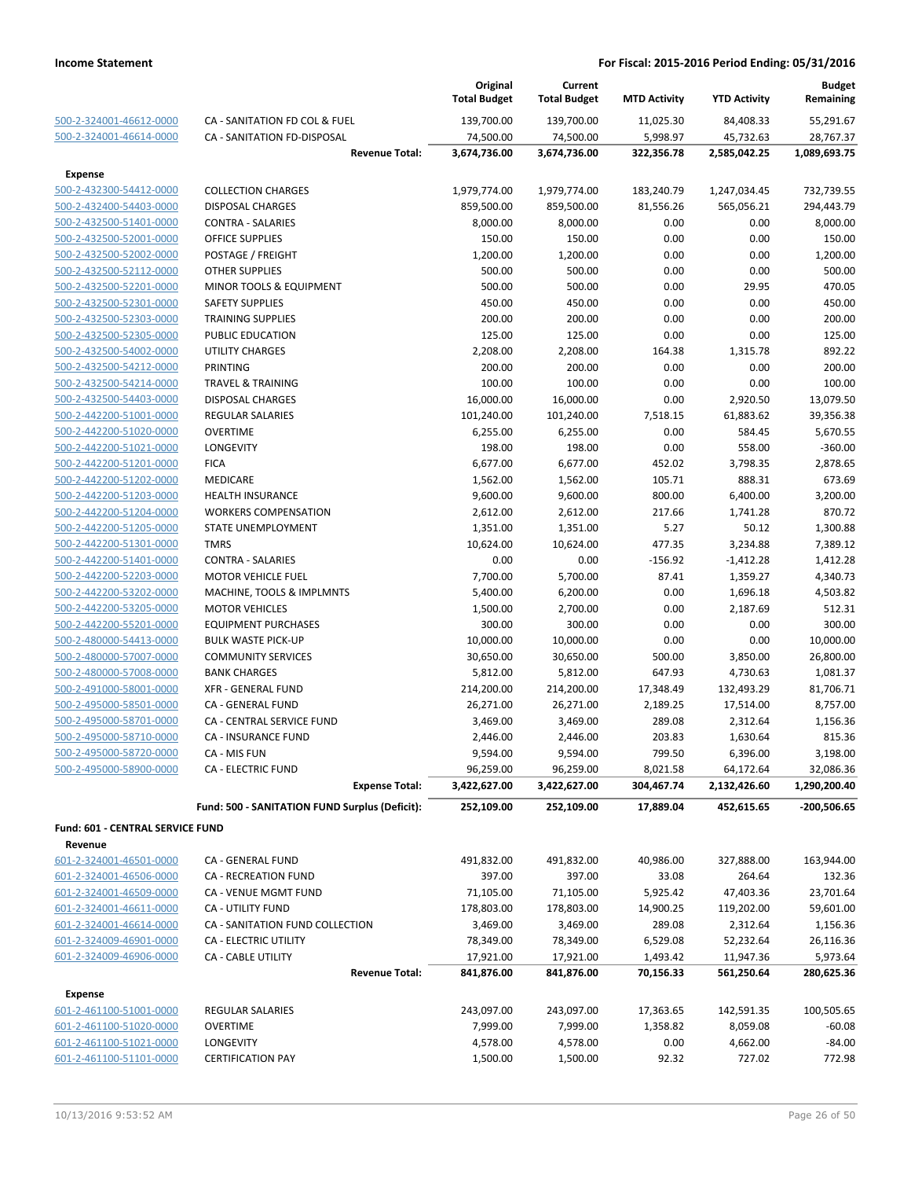| | | Original Total Budget | Current Total Budget | MTD Activity | YTD Activity | Budget Remaining |
|---|---|---|---|---|---|---|
| 500-2-324001-46612-0000 | CA - SANITATION FD COL & FUEL | 139,700.00 | 139,700.00 | 11,025.30 | 84,408.33 | 55,291.67 |
| 500-2-324001-46614-0000 | CA - SANITATION FD-DISPOSAL | 74,500.00 | 74,500.00 | 5,998.97 | 45,732.63 | 28,767.37 |
| | **Revenue Total:** | **3,674,736.00** | **3,674,736.00** | **322,356.78** | **2,585,042.25** | **1,089,693.75** |
| **Expense** | | | | | | |
| 500-2-432300-54412-0000 | COLLECTION CHARGES | 1,979,774.00 | 1,979,774.00 | 183,240.79 | 1,247,034.45 | 732,739.55 |
| 500-2-432400-54403-0000 | DISPOSAL CHARGES | 859,500.00 | 859,500.00 | 81,556.26 | 565,056.21 | 294,443.79 |
| 500-2-432500-51401-0000 | CONTRA - SALARIES | 8,000.00 | 8,000.00 | 0.00 | 0.00 | 8,000.00 |
| 500-2-432500-52001-0000 | OFFICE SUPPLIES | 150.00 | 150.00 | 0.00 | 0.00 | 150.00 |
| 500-2-432500-52002-0000 | POSTAGE / FREIGHT | 1,200.00 | 1,200.00 | 0.00 | 0.00 | 1,200.00 |
| 500-2-432500-52112-0000 | OTHER SUPPLIES | 500.00 | 500.00 | 0.00 | 0.00 | 500.00 |
| 500-2-432500-52201-0000 | MINOR TOOLS & EQUIPMENT | 500.00 | 500.00 | 0.00 | 29.95 | 470.05 |
| 500-2-432500-52301-0000 | SAFETY SUPPLIES | 450.00 | 450.00 | 0.00 | 0.00 | 450.00 |
| 500-2-432500-52303-0000 | TRAINING SUPPLIES | 200.00 | 200.00 | 0.00 | 0.00 | 200.00 |
| 500-2-432500-52305-0000 | PUBLIC EDUCATION | 125.00 | 125.00 | 0.00 | 0.00 | 125.00 |
| 500-2-432500-54002-0000 | UTILITY CHARGES | 2,208.00 | 2,208.00 | 164.38 | 1,315.78 | 892.22 |
| 500-2-432500-54212-0000 | PRINTING | 200.00 | 200.00 | 0.00 | 0.00 | 200.00 |
| 500-2-432500-54214-0000 | TRAVEL & TRAINING | 100.00 | 100.00 | 0.00 | 0.00 | 100.00 |
| 500-2-432500-54403-0000 | DISPOSAL CHARGES | 16,000.00 | 16,000.00 | 0.00 | 2,920.50 | 13,079.50 |
| 500-2-442200-51001-0000 | REGULAR SALARIES | 101,240.00 | 101,240.00 | 7,518.15 | 61,883.62 | 39,356.38 |
| 500-2-442200-51020-0000 | OVERTIME | 6,255.00 | 6,255.00 | 0.00 | 584.45 | 5,670.55 |
| 500-2-442200-51021-0000 | LONGEVITY | 198.00 | 198.00 | 0.00 | 558.00 | -360.00 |
| 500-2-442200-51201-0000 | FICA | 6,677.00 | 6,677.00 | 452.02 | 3,798.35 | 2,878.65 |
| 500-2-442200-51202-0000 | MEDICARE | 1,562.00 | 1,562.00 | 105.71 | 888.31 | 673.69 |
| 500-2-442200-51203-0000 | HEALTH INSURANCE | 9,600.00 | 9,600.00 | 800.00 | 6,400.00 | 3,200.00 |
| 500-2-442200-51204-0000 | WORKERS COMPENSATION | 2,612.00 | 2,612.00 | 217.66 | 1,741.28 | 870.72 |
| 500-2-442200-51205-0000 | STATE UNEMPLOYMENT | 1,351.00 | 1,351.00 | 5.27 | 50.12 | 1,300.88 |
| 500-2-442200-51301-0000 | TMRS | 10,624.00 | 10,624.00 | 477.35 | 3,234.88 | 7,389.12 |
| 500-2-442200-51401-0000 | CONTRA - SALARIES | 0.00 | 0.00 | -156.92 | -1,412.28 | 1,412.28 |
| 500-2-442200-52203-0000 | MOTOR VEHICLE FUEL | 7,700.00 | 5,700.00 | 87.41 | 1,359.27 | 4,340.73 |
| 500-2-442200-53202-0000 | MACHINE, TOOLS & IMPLMNTS | 5,400.00 | 6,200.00 | 0.00 | 1,696.18 | 4,503.82 |
| 500-2-442200-53205-0000 | MOTOR VEHICLES | 1,500.00 | 2,700.00 | 0.00 | 2,187.69 | 512.31 |
| 500-2-442200-55201-0000 | EQUIPMENT PURCHASES | 300.00 | 300.00 | 0.00 | 0.00 | 300.00 |
| 500-2-480000-54413-0000 | BULK WASTE PICK-UP | 10,000.00 | 10,000.00 | 0.00 | 0.00 | 10,000.00 |
| 500-2-480000-57007-0000 | COMMUNITY SERVICES | 30,650.00 | 30,650.00 | 500.00 | 3,850.00 | 26,800.00 |
| 500-2-480000-57008-0000 | BANK CHARGES | 5,812.00 | 5,812.00 | 647.93 | 4,730.63 | 1,081.37 |
| 500-2-491000-58001-0000 | XFR - GENERAL FUND | 214,200.00 | 214,200.00 | 17,348.49 | 132,493.29 | 81,706.71 |
| 500-2-495000-58501-0000 | CA - GENERAL FUND | 26,271.00 | 26,271.00 | 2,189.25 | 17,514.00 | 8,757.00 |
| 500-2-495000-58701-0000 | CA - CENTRAL SERVICE FUND | 3,469.00 | 3,469.00 | 289.08 | 2,312.64 | 1,156.36 |
| 500-2-495000-58710-0000 | CA - INSURANCE FUND | 2,446.00 | 2,446.00 | 203.83 | 1,630.64 | 815.36 |
| 500-2-495000-58720-0000 | CA - MIS FUN | 9,594.00 | 9,594.00 | 799.50 | 6,396.00 | 3,198.00 |
| 500-2-495000-58900-0000 | CA - ELECTRIC FUND | 96,259.00 | 96,259.00 | 8,021.58 | 64,172.64 | 32,086.36 |
| | **Expense Total:** | **3,422,627.00** | **3,422,627.00** | **304,467.74** | **2,132,426.60** | **1,290,200.40** |
| | **Fund: 500 - SANITATION FUND Surplus (Deficit):** | **252,109.00** | **252,109.00** | **17,889.04** | **452,615.65** | **-200,506.65** |
| **Fund: 601 - CENTRAL SERVICE FUND** | | | | | | |
| **Revenue** | | | | | | |
| 601-2-324001-46501-0000 | CA - GENERAL FUND | 491,832.00 | 491,832.00 | 40,986.00 | 327,888.00 | 163,944.00 |
| 601-2-324001-46506-0000 | CA - RECREATION FUND | 397.00 | 397.00 | 33.08 | 264.64 | 132.36 |
| 601-2-324001-46509-0000 | CA - VENUE MGMT FUND | 71,105.00 | 71,105.00 | 5,925.42 | 47,403.36 | 23,701.64 |
| 601-2-324001-46611-0000 | CA - UTILITY FUND | 178,803.00 | 178,803.00 | 14,900.25 | 119,202.00 | 59,601.00 |
| 601-2-324001-46614-0000 | CA - SANITATION FUND COLLECTION | 3,469.00 | 3,469.00 | 289.08 | 2,312.64 | 1,156.36 |
| 601-2-324009-46901-0000 | CA - ELECTRIC UTILITY | 78,349.00 | 78,349.00 | 6,529.08 | 52,232.64 | 26,116.36 |
| 601-2-324009-46906-0000 | CA - CABLE UTILITY | 17,921.00 | 17,921.00 | 1,493.42 | 11,947.36 | 5,973.64 |
| | **Revenue Total:** | **841,876.00** | **841,876.00** | **70,156.33** | **561,250.64** | **280,625.36** |
| **Expense** | | | | | | |
| 601-2-461100-51001-0000 | REGULAR SALARIES | 243,097.00 | 243,097.00 | 17,363.65 | 142,591.35 | 100,505.65 |
| 601-2-461100-51020-0000 | OVERTIME | 7,999.00 | 7,999.00 | 1,358.82 | 8,059.08 | -60.08 |
| 601-2-461100-51021-0000 | LONGEVITY | 4,578.00 | 4,578.00 | 0.00 | 4,662.00 | -84.00 |
| 601-2-461100-51101-0000 | CERTIFICATION PAY | 1,500.00 | 1,500.00 | 92.32 | 727.02 | 772.98 |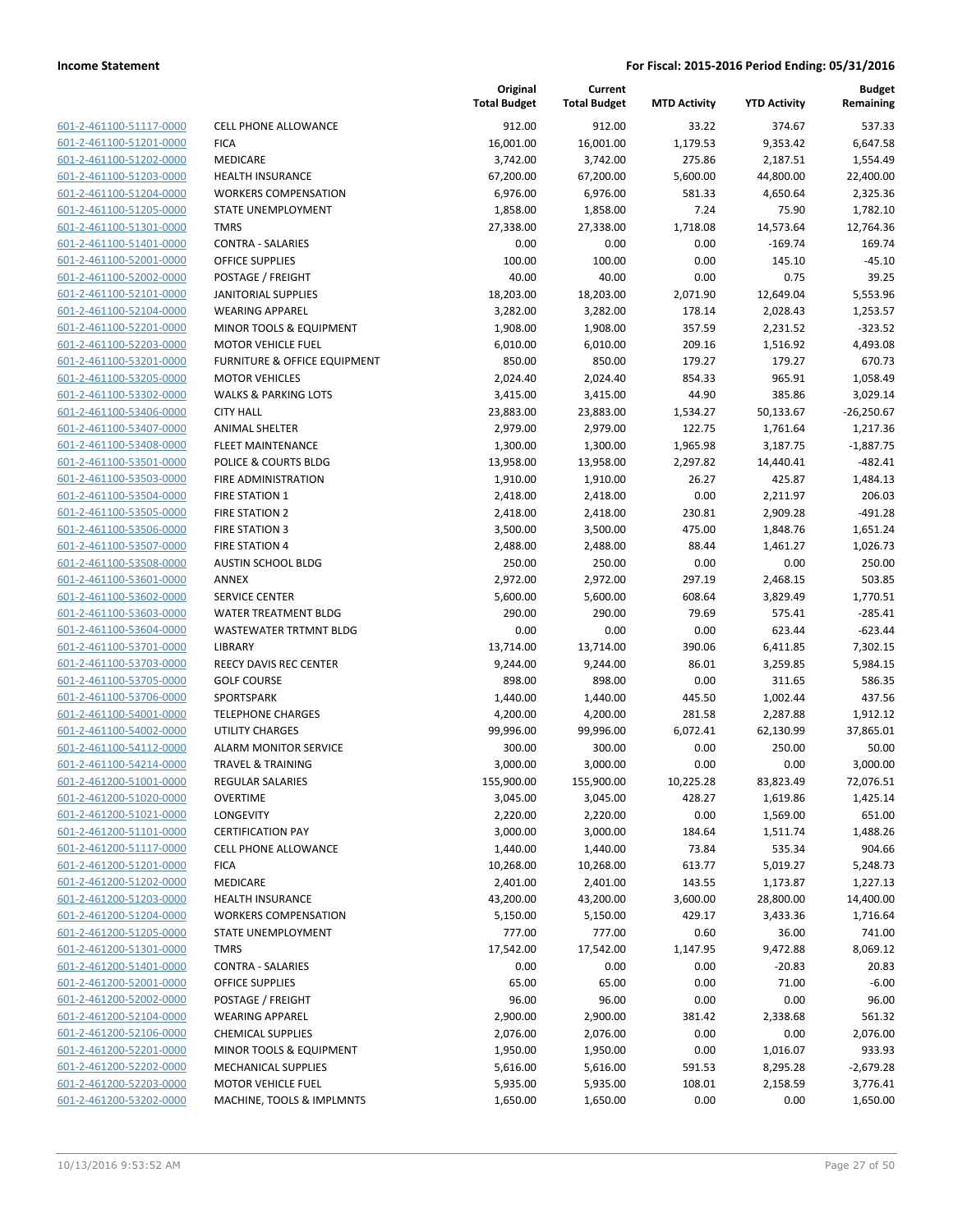**Income Statement** **For Fiscal: 2015-2016 Period Ending: 05/31/2016**

| | | Original Total Budget | Current Total Budget | MTD Activity | YTD Activity | Budget Remaining |
|---|---|---|---|---|---|---|
| 601-2-461100-51117-0000 | CELL PHONE ALLOWANCE | 912.00 | 912.00 | 33.22 | 374.67 | 537.33 |
| 601-2-461100-51201-0000 | FICA | 16,001.00 | 16,001.00 | 1,179.53 | 9,353.42 | 6,647.58 |
| 601-2-461100-51202-0000 | MEDICARE | 3,742.00 | 3,742.00 | 275.86 | 2,187.51 | 1,554.49 |
| 601-2-461100-51203-0000 | HEALTH INSURANCE | 67,200.00 | 67,200.00 | 5,600.00 | 44,800.00 | 22,400.00 |
| 601-2-461100-51204-0000 | WORKERS COMPENSATION | 6,976.00 | 6,976.00 | 581.33 | 4,650.64 | 2,325.36 |
| 601-2-461100-51205-0000 | STATE UNEMPLOYMENT | 1,858.00 | 1,858.00 | 7.24 | 75.90 | 1,782.10 |
| 601-2-461100-51301-0000 | TMRS | 27,338.00 | 27,338.00 | 1,718.08 | 14,573.64 | 12,764.36 |
| 601-2-461100-51401-0000 | CONTRA - SALARIES | 0.00 | 0.00 | 0.00 | -169.74 | 169.74 |
| 601-2-461100-52001-0000 | OFFICE SUPPLIES | 100.00 | 100.00 | 0.00 | 145.10 | -45.10 |
| 601-2-461100-52002-0000 | POSTAGE / FREIGHT | 40.00 | 40.00 | 0.00 | 0.75 | 39.25 |
| 601-2-461100-52101-0000 | JANITORIAL SUPPLIES | 18,203.00 | 18,203.00 | 2,071.90 | 12,649.04 | 5,553.96 |
| 601-2-461100-52104-0000 | WEARING APPAREL | 3,282.00 | 3,282.00 | 178.14 | 2,028.43 | 1,253.57 |
| 601-2-461100-52201-0000 | MINOR TOOLS & EQUIPMENT | 1,908.00 | 1,908.00 | 357.59 | 2,231.52 | -323.52 |
| 601-2-461100-52203-0000 | MOTOR VEHICLE FUEL | 6,010.00 | 6,010.00 | 209.16 | 1,516.92 | 4,493.08 |
| 601-2-461100-53201-0000 | FURNITURE & OFFICE EQUIPMENT | 850.00 | 850.00 | 179.27 | 179.27 | 670.73 |
| 601-2-461100-53205-0000 | MOTOR VEHICLES | 2,024.40 | 2,024.40 | 854.33 | 965.91 | 1,058.49 |
| 601-2-461100-53302-0000 | WALKS & PARKING LOTS | 3,415.00 | 3,415.00 | 44.90 | 385.86 | 3,029.14 |
| 601-2-461100-53406-0000 | CITY HALL | 23,883.00 | 23,883.00 | 1,534.27 | 50,133.67 | -26,250.67 |
| 601-2-461100-53407-0000 | ANIMAL SHELTER | 2,979.00 | 2,979.00 | 122.75 | 1,761.64 | 1,217.36 |
| 601-2-461100-53408-0000 | FLEET MAINTENANCE | 1,300.00 | 1,300.00 | 1,965.98 | 3,187.75 | -1,887.75 |
| 601-2-461100-53501-0000 | POLICE & COURTS BLDG | 13,958.00 | 13,958.00 | 2,297.82 | 14,440.41 | -482.41 |
| 601-2-461100-53503-0000 | FIRE ADMINISTRATION | 1,910.00 | 1,910.00 | 26.27 | 425.87 | 1,484.13 |
| 601-2-461100-53504-0000 | FIRE STATION 1 | 2,418.00 | 2,418.00 | 0.00 | 2,211.97 | 206.03 |
| 601-2-461100-53505-0000 | FIRE STATION 2 | 2,418.00 | 2,418.00 | 230.81 | 2,909.28 | -491.28 |
| 601-2-461100-53506-0000 | FIRE STATION 3 | 3,500.00 | 3,500.00 | 475.00 | 1,848.76 | 1,651.24 |
| 601-2-461100-53507-0000 | FIRE STATION 4 | 2,488.00 | 2,488.00 | 88.44 | 1,461.27 | 1,026.73 |
| 601-2-461100-53508-0000 | AUSTIN SCHOOL BLDG | 250.00 | 250.00 | 0.00 | 0.00 | 250.00 |
| 601-2-461100-53601-0000 | ANNEX | 2,972.00 | 2,972.00 | 297.19 | 2,468.15 | 503.85 |
| 601-2-461100-53602-0000 | SERVICE CENTER | 5,600.00 | 5,600.00 | 608.64 | 3,829.49 | 1,770.51 |
| 601-2-461100-53603-0000 | WATER TREATMENT BLDG | 290.00 | 290.00 | 79.69 | 575.41 | -285.41 |
| 601-2-461100-53604-0000 | WASTEWATER TRTMNT BLDG | 0.00 | 0.00 | 0.00 | 623.44 | -623.44 |
| 601-2-461100-53701-0000 | LIBRARY | 13,714.00 | 13,714.00 | 390.06 | 6,411.85 | 7,302.15 |
| 601-2-461100-53703-0000 | REECY DAVIS REC CENTER | 9,244.00 | 9,244.00 | 86.01 | 3,259.85 | 5,984.15 |
| 601-2-461100-53705-0000 | GOLF COURSE | 898.00 | 898.00 | 0.00 | 311.65 | 586.35 |
| 601-2-461100-53706-0000 | SPORTSPARK | 1,440.00 | 1,440.00 | 445.50 | 1,002.44 | 437.56 |
| 601-2-461100-54001-0000 | TELEPHONE CHARGES | 4,200.00 | 4,200.00 | 281.58 | 2,287.88 | 1,912.12 |
| 601-2-461100-54002-0000 | UTILITY CHARGES | 99,996.00 | 99,996.00 | 6,072.41 | 62,130.99 | 37,865.01 |
| 601-2-461100-54112-0000 | ALARM MONITOR SERVICE | 300.00 | 300.00 | 0.00 | 250.00 | 50.00 |
| 601-2-461100-54214-0000 | TRAVEL & TRAINING | 3,000.00 | 3,000.00 | 0.00 | 0.00 | 3,000.00 |
| 601-2-461200-51001-0000 | REGULAR SALARIES | 155,900.00 | 155,900.00 | 10,225.28 | 83,823.49 | 72,076.51 |
| 601-2-461200-51020-0000 | OVERTIME | 3,045.00 | 3,045.00 | 428.27 | 1,619.86 | 1,425.14 |
| 601-2-461200-51021-0000 | LONGEVITY | 2,220.00 | 2,220.00 | 0.00 | 1,569.00 | 651.00 |
| 601-2-461200-51101-0000 | CERTIFICATION PAY | 3,000.00 | 3,000.00 | 184.64 | 1,511.74 | 1,488.26 |
| 601-2-461200-51117-0000 | CELL PHONE ALLOWANCE | 1,440.00 | 1,440.00 | 73.84 | 535.34 | 904.66 |
| 601-2-461200-51201-0000 | FICA | 10,268.00 | 10,268.00 | 613.77 | 5,019.27 | 5,248.73 |
| 601-2-461200-51202-0000 | MEDICARE | 2,401.00 | 2,401.00 | 143.55 | 1,173.87 | 1,227.13 |
| 601-2-461200-51203-0000 | HEALTH INSURANCE | 43,200.00 | 43,200.00 | 3,600.00 | 28,800.00 | 14,400.00 |
| 601-2-461200-51204-0000 | WORKERS COMPENSATION | 5,150.00 | 5,150.00 | 429.17 | 3,433.36 | 1,716.64 |
| 601-2-461200-51205-0000 | STATE UNEMPLOYMENT | 777.00 | 777.00 | 0.60 | 36.00 | 741.00 |
| 601-2-461200-51301-0000 | TMRS | 17,542.00 | 17,542.00 | 1,147.95 | 9,472.88 | 8,069.12 |
| 601-2-461200-51401-0000 | CONTRA - SALARIES | 0.00 | 0.00 | 0.00 | -20.83 | 20.83 |
| 601-2-461200-52001-0000 | OFFICE SUPPLIES | 65.00 | 65.00 | 0.00 | 71.00 | -6.00 |
| 601-2-461200-52002-0000 | POSTAGE / FREIGHT | 96.00 | 96.00 | 0.00 | 0.00 | 96.00 |
| 601-2-461200-52104-0000 | WEARING APPAREL | 2,900.00 | 2,900.00 | 381.42 | 2,338.68 | 561.32 |
| 601-2-461200-52106-0000 | CHEMICAL SUPPLIES | 2,076.00 | 2,076.00 | 0.00 | 0.00 | 2,076.00 |
| 601-2-461200-52201-0000 | MINOR TOOLS & EQUIPMENT | 1,950.00 | 1,950.00 | 0.00 | 1,016.07 | 933.93 |
| 601-2-461200-52202-0000 | MECHANICAL SUPPLIES | 5,616.00 | 5,616.00 | 591.53 | 8,295.28 | -2,679.28 |
| 601-2-461200-52203-0000 | MOTOR VEHICLE FUEL | 5,935.00 | 5,935.00 | 108.01 | 2,158.59 | 3,776.41 |
| 601-2-461200-53202-0000 | MACHINE, TOOLS & IMPLMNTS | 1,650.00 | 1,650.00 | 0.00 | 0.00 | 1,650.00 |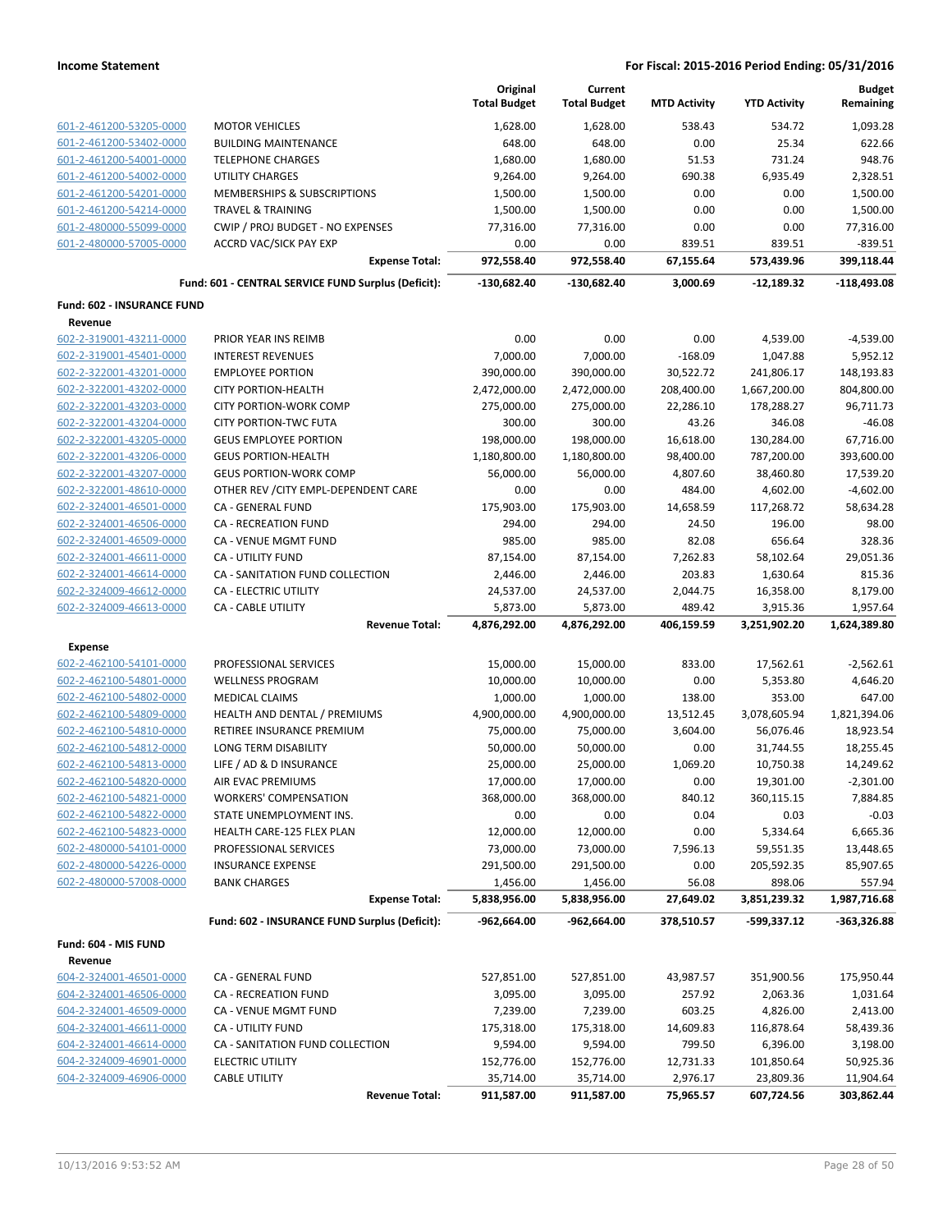**Income Statement** — **For Fiscal: 2015-2016 Period Ending: 05/31/2016**

| | | Original Total Budget | Current Total Budget | MTD Activity | YTD Activity | Budget Remaining |
|---|---|---|---|---|---|---|
| 601-2-461200-53205-0000 | MOTOR VEHICLES | 1,628.00 | 1,628.00 | 538.43 | 534.72 | 1,093.28 |
| 601-2-461200-53402-0000 | BUILDING MAINTENANCE | 648.00 | 648.00 | 0.00 | 25.34 | 622.66 |
| 601-2-461200-54001-0000 | TELEPHONE CHARGES | 1,680.00 | 1,680.00 | 51.53 | 731.24 | 948.76 |
| 601-2-461200-54002-0000 | UTILITY CHARGES | 9,264.00 | 9,264.00 | 690.38 | 6,935.49 | 2,328.51 |
| 601-2-461200-54201-0000 | MEMBERSHIPS & SUBSCRIPTIONS | 1,500.00 | 1,500.00 | 0.00 | 0.00 | 1,500.00 |
| 601-2-461200-54214-0000 | TRAVEL & TRAINING | 1,500.00 | 1,500.00 | 0.00 | 0.00 | 1,500.00 |
| 601-2-480000-55099-0000 | CWIP / PROJ BUDGET - NO EXPENSES | 77,316.00 | 77,316.00 | 0.00 | 0.00 | 77,316.00 |
| 601-2-480000-57005-0000 | ACCRD VAC/SICK PAY EXP | 0.00 | 0.00 | 839.51 | 839.51 | -839.51 |
| | **Expense Total:** | **972,558.40** | **972,558.40** | **67,155.64** | **573,439.96** | **399,118.44** |
| | **Fund: 601 - CENTRAL SERVICE FUND Surplus (Deficit):** | **-130,682.40** | **-130,682.40** | **3,000.69** | **-12,189.32** | **-118,493.08** |
| **Fund: 602 - INSURANCE FUND** | | | | | | |
| **Revenue** | | | | | | |
| 602-2-319001-43211-0000 | PRIOR YEAR INS REIMB | 0.00 | 0.00 | 0.00 | 4,539.00 | -4,539.00 |
| 602-2-319001-45401-0000 | INTEREST REVENUES | 7,000.00 | 7,000.00 | -168.09 | 1,047.88 | 5,952.12 |
| 602-2-322001-43201-0000 | EMPLOYEE PORTION | 390,000.00 | 390,000.00 | 30,522.72 | 241,806.17 | 148,193.83 |
| 602-2-322001-43202-0000 | CITY PORTION-HEALTH | 2,472,000.00 | 2,472,000.00 | 208,400.00 | 1,667,200.00 | 804,800.00 |
| 602-2-322001-43203-0000 | CITY PORTION-WORK COMP | 275,000.00 | 275,000.00 | 22,286.10 | 178,288.27 | 96,711.73 |
| 602-2-322001-43204-0000 | CITY PORTION-TWC FUTA | 300.00 | 300.00 | 43.26 | 346.08 | -46.08 |
| 602-2-322001-43205-0000 | GEUS EMPLOYEE PORTION | 198,000.00 | 198,000.00 | 16,618.00 | 130,284.00 | 67,716.00 |
| 602-2-322001-43206-0000 | GEUS PORTION-HEALTH | 1,180,800.00 | 1,180,800.00 | 98,400.00 | 787,200.00 | 393,600.00 |
| 602-2-322001-43207-0000 | GEUS PORTION-WORK COMP | 56,000.00 | 56,000.00 | 4,807.60 | 38,460.80 | 17,539.20 |
| 602-2-322001-48610-0000 | OTHER REV /CITY EMPL-DEPENDENT CARE | 0.00 | 0.00 | 484.00 | 4,602.00 | -4,602.00 |
| 602-2-324001-46501-0000 | CA - GENERAL FUND | 175,903.00 | 175,903.00 | 14,658.59 | 117,268.72 | 58,634.28 |
| 602-2-324001-46506-0000 | CA - RECREATION FUND | 294.00 | 294.00 | 24.50 | 196.00 | 98.00 |
| 602-2-324001-46509-0000 | CA - VENUE MGMT FUND | 985.00 | 985.00 | 82.08 | 656.64 | 328.36 |
| 602-2-324001-46611-0000 | CA - UTILITY FUND | 87,154.00 | 87,154.00 | 7,262.83 | 58,102.64 | 29,051.36 |
| 602-2-324001-46614-0000 | CA - SANITATION FUND COLLECTION | 2,446.00 | 2,446.00 | 203.83 | 1,630.64 | 815.36 |
| 602-2-324009-46612-0000 | CA - ELECTRIC UTILITY | 24,537.00 | 24,537.00 | 2,044.75 | 16,358.00 | 8,179.00 |
| 602-2-324009-46613-0000 | CA - CABLE UTILITY | 5,873.00 | 5,873.00 | 489.42 | 3,915.36 | 1,957.64 |
| | **Revenue Total:** | **4,876,292.00** | **4,876,292.00** | **406,159.59** | **3,251,902.20** | **1,624,389.80** |
| **Expense** | | | | | | |
| 602-2-462100-54101-0000 | PROFESSIONAL SERVICES | 15,000.00 | 15,000.00 | 833.00 | 17,562.61 | -2,562.61 |
| 602-2-462100-54801-0000 | WELLNESS PROGRAM | 10,000.00 | 10,000.00 | 0.00 | 5,353.80 | 4,646.20 |
| 602-2-462100-54802-0000 | MEDICAL CLAIMS | 1,000.00 | 1,000.00 | 138.00 | 353.00 | 647.00 |
| 602-2-462100-54809-0000 | HEALTH AND DENTAL / PREMIUMS | 4,900,000.00 | 4,900,000.00 | 13,512.45 | 3,078,605.94 | 1,821,394.06 |
| 602-2-462100-54810-0000 | RETIREE INSURANCE PREMIUM | 75,000.00 | 75,000.00 | 3,604.00 | 56,076.46 | 18,923.54 |
| 602-2-462100-54812-0000 | LONG TERM DISABILITY | 50,000.00 | 50,000.00 | 0.00 | 31,744.55 | 18,255.45 |
| 602-2-462100-54813-0000 | LIFE / AD & D INSURANCE | 25,000.00 | 25,000.00 | 1,069.20 | 10,750.38 | 14,249.62 |
| 602-2-462100-54820-0000 | AIR EVAC PREMIUMS | 17,000.00 | 17,000.00 | 0.00 | 19,301.00 | -2,301.00 |
| 602-2-462100-54821-0000 | WORKERS' COMPENSATION | 368,000.00 | 368,000.00 | 840.12 | 360,115.15 | 7,884.85 |
| 602-2-462100-54822-0000 | STATE UNEMPLOYMENT INS. | 0.00 | 0.00 | 0.04 | 0.03 | -0.03 |
| 602-2-462100-54823-0000 | HEALTH CARE-125 FLEX PLAN | 12,000.00 | 12,000.00 | 0.00 | 5,334.64 | 6,665.36 |
| 602-2-480000-54101-0000 | PROFESSIONAL SERVICES | 73,000.00 | 73,000.00 | 7,596.13 | 59,551.35 | 13,448.65 |
| 602-2-480000-54226-0000 | INSURANCE EXPENSE | 291,500.00 | 291,500.00 | 0.00 | 205,592.35 | 85,907.65 |
| 602-2-480000-57008-0000 | BANK CHARGES | 1,456.00 | 1,456.00 | 56.08 | 898.06 | 557.94 |
| | **Expense Total:** | **5,838,956.00** | **5,838,956.00** | **27,649.02** | **3,851,239.32** | **1,987,716.68** |
| | **Fund: 602 - INSURANCE FUND Surplus (Deficit):** | **-962,664.00** | **-962,664.00** | **378,510.57** | **-599,337.12** | **-363,326.88** |
| **Fund: 604 - MIS FUND** | | | | | | |
| **Revenue** | | | | | | |
| 604-2-324001-46501-0000 | CA - GENERAL FUND | 527,851.00 | 527,851.00 | 43,987.57 | 351,900.56 | 175,950.44 |
| 604-2-324001-46506-0000 | CA - RECREATION FUND | 3,095.00 | 3,095.00 | 257.92 | 2,063.36 | 1,031.64 |
| 604-2-324001-46509-0000 | CA - VENUE MGMT FUND | 7,239.00 | 7,239.00 | 603.25 | 4,826.00 | 2,413.00 |
| 604-2-324001-46611-0000 | CA - UTILITY FUND | 175,318.00 | 175,318.00 | 14,609.83 | 116,878.64 | 58,439.36 |
| 604-2-324001-46614-0000 | CA - SANITATION FUND COLLECTION | 9,594.00 | 9,594.00 | 799.50 | 6,396.00 | 3,198.00 |
| 604-2-324009-46901-0000 | ELECTRIC UTILITY | 152,776.00 | 152,776.00 | 12,731.33 | 101,850.64 | 50,925.36 |
| 604-2-324009-46906-0000 | CABLE UTILITY | 35,714.00 | 35,714.00 | 2,976.17 | 23,809.36 | 11,904.64 |
| | **Revenue Total:** | **911,587.00** | **911,587.00** | **75,965.57** | **607,724.56** | **303,862.44** |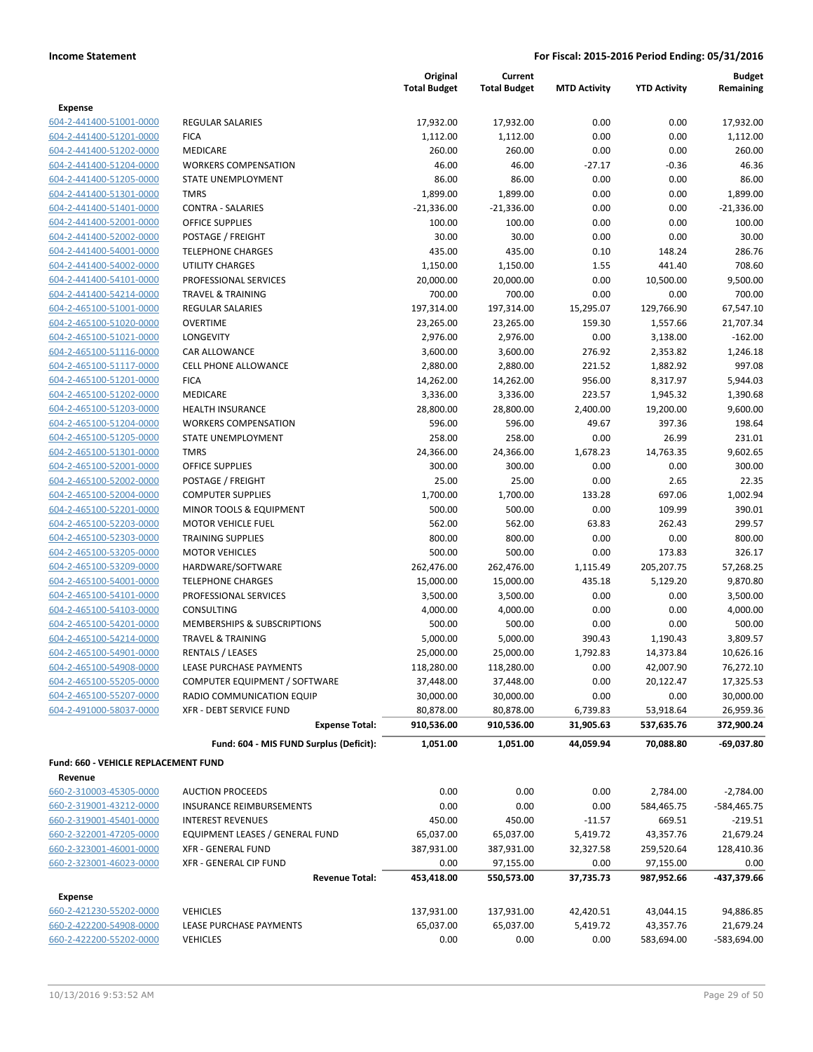**Income Statement** — **For Fiscal: 2015-2016 Period Ending: 05/31/2016**

| | | Original Total Budget | Current Total Budget | MTD Activity | YTD Activity | Budget Remaining |
|---|---|---|---|---|---|---|
| **Expense** | | | | | | |
| 604-2-441400-51001-0000 | REGULAR SALARIES | 17,932.00 | 17,932.00 | 0.00 | 0.00 | 17,932.00 |
| 604-2-441400-51201-0000 | FICA | 1,112.00 | 1,112.00 | 0.00 | 0.00 | 1,112.00 |
| 604-2-441400-51202-0000 | MEDICARE | 260.00 | 260.00 | 0.00 | 0.00 | 260.00 |
| 604-2-441400-51204-0000 | WORKERS COMPENSATION | 46.00 | 46.00 | -27.17 | -0.36 | 46.36 |
| 604-2-441400-51205-0000 | STATE UNEMPLOYMENT | 86.00 | 86.00 | 0.00 | 0.00 | 86.00 |
| 604-2-441400-51301-0000 | TMRS | 1,899.00 | 1,899.00 | 0.00 | 0.00 | 1,899.00 |
| 604-2-441400-51401-0000 | CONTRA - SALARIES | -21,336.00 | -21,336.00 | 0.00 | 0.00 | -21,336.00 |
| 604-2-441400-52001-0000 | OFFICE SUPPLIES | 100.00 | 100.00 | 0.00 | 0.00 | 100.00 |
| 604-2-441400-52002-0000 | POSTAGE / FREIGHT | 30.00 | 30.00 | 0.00 | 0.00 | 30.00 |
| 604-2-441400-54001-0000 | TELEPHONE CHARGES | 435.00 | 435.00 | 0.10 | 148.24 | 286.76 |
| 604-2-441400-54002-0000 | UTILITY CHARGES | 1,150.00 | 1,150.00 | 1.55 | 441.40 | 708.60 |
| 604-2-441400-54101-0000 | PROFESSIONAL SERVICES | 20,000.00 | 20,000.00 | 0.00 | 10,500.00 | 9,500.00 |
| 604-2-441400-54214-0000 | TRAVEL & TRAINING | 700.00 | 700.00 | 0.00 | 0.00 | 700.00 |
| 604-2-465100-51001-0000 | REGULAR SALARIES | 197,314.00 | 197,314.00 | 15,295.07 | 129,766.90 | 67,547.10 |
| 604-2-465100-51020-0000 | OVERTIME | 23,265.00 | 23,265.00 | 159.30 | 1,557.66 | 21,707.34 |
| 604-2-465100-51021-0000 | LONGEVITY | 2,976.00 | 2,976.00 | 0.00 | 3,138.00 | -162.00 |
| 604-2-465100-51116-0000 | CAR ALLOWANCE | 3,600.00 | 3,600.00 | 276.92 | 2,353.82 | 1,246.18 |
| 604-2-465100-51117-0000 | CELL PHONE ALLOWANCE | 2,880.00 | 2,880.00 | 221.52 | 1,882.92 | 997.08 |
| 604-2-465100-51201-0000 | FICA | 14,262.00 | 14,262.00 | 956.00 | 8,317.97 | 5,944.03 |
| 604-2-465100-51202-0000 | MEDICARE | 3,336.00 | 3,336.00 | 223.57 | 1,945.32 | 1,390.68 |
| 604-2-465100-51203-0000 | HEALTH INSURANCE | 28,800.00 | 28,800.00 | 2,400.00 | 19,200.00 | 9,600.00 |
| 604-2-465100-51204-0000 | WORKERS COMPENSATION | 596.00 | 596.00 | 49.67 | 397.36 | 198.64 |
| 604-2-465100-51205-0000 | STATE UNEMPLOYMENT | 258.00 | 258.00 | 0.00 | 26.99 | 231.01 |
| 604-2-465100-51301-0000 | TMRS | 24,366.00 | 24,366.00 | 1,678.23 | 14,763.35 | 9,602.65 |
| 604-2-465100-52001-0000 | OFFICE SUPPLIES | 300.00 | 300.00 | 0.00 | 0.00 | 300.00 |
| 604-2-465100-52002-0000 | POSTAGE / FREIGHT | 25.00 | 25.00 | 0.00 | 2.65 | 22.35 |
| 604-2-465100-52004-0000 | COMPUTER SUPPLIES | 1,700.00 | 1,700.00 | 133.28 | 697.06 | 1,002.94 |
| 604-2-465100-52201-0000 | MINOR TOOLS & EQUIPMENT | 500.00 | 500.00 | 0.00 | 109.99 | 390.01 |
| 604-2-465100-52203-0000 | MOTOR VEHICLE FUEL | 562.00 | 562.00 | 63.83 | 262.43 | 299.57 |
| 604-2-465100-52303-0000 | TRAINING SUPPLIES | 800.00 | 800.00 | 0.00 | 0.00 | 800.00 |
| 604-2-465100-53205-0000 | MOTOR VEHICLES | 500.00 | 500.00 | 0.00 | 173.83 | 326.17 |
| 604-2-465100-53209-0000 | HARDWARE/SOFTWARE | 262,476.00 | 262,476.00 | 1,115.49 | 205,207.75 | 57,268.25 |
| 604-2-465100-54001-0000 | TELEPHONE CHARGES | 15,000.00 | 15,000.00 | 435.18 | 5,129.20 | 9,870.80 |
| 604-2-465100-54101-0000 | PROFESSIONAL SERVICES | 3,500.00 | 3,500.00 | 0.00 | 0.00 | 3,500.00 |
| 604-2-465100-54103-0000 | CONSULTING | 4,000.00 | 4,000.00 | 0.00 | 0.00 | 4,000.00 |
| 604-2-465100-54201-0000 | MEMBERSHIPS & SUBSCRIPTIONS | 500.00 | 500.00 | 0.00 | 0.00 | 500.00 |
| 604-2-465100-54214-0000 | TRAVEL & TRAINING | 5,000.00 | 5,000.00 | 390.43 | 1,190.43 | 3,809.57 |
| 604-2-465100-54901-0000 | RENTALS / LEASES | 25,000.00 | 25,000.00 | 1,792.83 | 14,373.84 | 10,626.16 |
| 604-2-465100-54908-0000 | LEASE PURCHASE PAYMENTS | 118,280.00 | 118,280.00 | 0.00 | 42,007.90 | 76,272.10 |
| 604-2-465100-55205-0000 | COMPUTER EQUIPMENT / SOFTWARE | 37,448.00 | 37,448.00 | 0.00 | 20,122.47 | 17,325.53 |
| 604-2-465100-55207-0000 | RADIO COMMUNICATION EQUIP | 30,000.00 | 30,000.00 | 0.00 | 0.00 | 30,000.00 |
| 604-2-491000-58037-0000 | XFR - DEBT SERVICE FUND | 80,878.00 | 80,878.00 | 6,739.83 | 53,918.64 | 26,959.36 |
| | **Expense Total:** | **910,536.00** | **910,536.00** | **31,905.63** | **537,635.76** | **372,900.24** |
| | **Fund: 604 - MIS FUND Surplus (Deficit):** | **1,051.00** | **1,051.00** | **44,059.94** | **70,088.80** | **-69,037.80** |
| **Fund: 660 - VEHICLE REPLACEMENT FUND** | | | | | | |
| **Revenue** | | | | | | |
| 660-2-310003-45305-0000 | AUCTION PROCEEDS | 0.00 | 0.00 | 0.00 | 2,784.00 | -2,784.00 |
| 660-2-319001-43212-0000 | INSURANCE REIMBURSEMENTS | 0.00 | 0.00 | 0.00 | 584,465.75 | -584,465.75 |
| 660-2-319001-45401-0000 | INTEREST REVENUES | 450.00 | 450.00 | -11.57 | 669.51 | -219.51 |
| 660-2-322001-47205-0000 | EQUIPMENT LEASES / GENERAL FUND | 65,037.00 | 65,037.00 | 5,419.72 | 43,357.76 | 21,679.24 |
| 660-2-323001-46001-0000 | XFR - GENERAL FUND | 387,931.00 | 387,931.00 | 32,327.58 | 259,520.64 | 128,410.36 |
| 660-2-323001-46023-0000 | XFR - GENERAL CIP FUND | 0.00 | 97,155.00 | 0.00 | 97,155.00 | 0.00 |
| | **Revenue Total:** | **453,418.00** | **550,573.00** | **37,735.73** | **987,952.66** | **-437,379.66** |
| **Expense** | | | | | | |
| 660-2-421230-55202-0000 | VEHICLES | 137,931.00 | 137,931.00 | 42,420.51 | 43,044.15 | 94,886.85 |
| 660-2-422200-54908-0000 | LEASE PURCHASE PAYMENTS | 65,037.00 | 65,037.00 | 5,419.72 | 43,357.76 | 21,679.24 |
| 660-2-422200-55202-0000 | VEHICLES | 0.00 | 0.00 | 0.00 | 583,694.00 | -583,694.00 |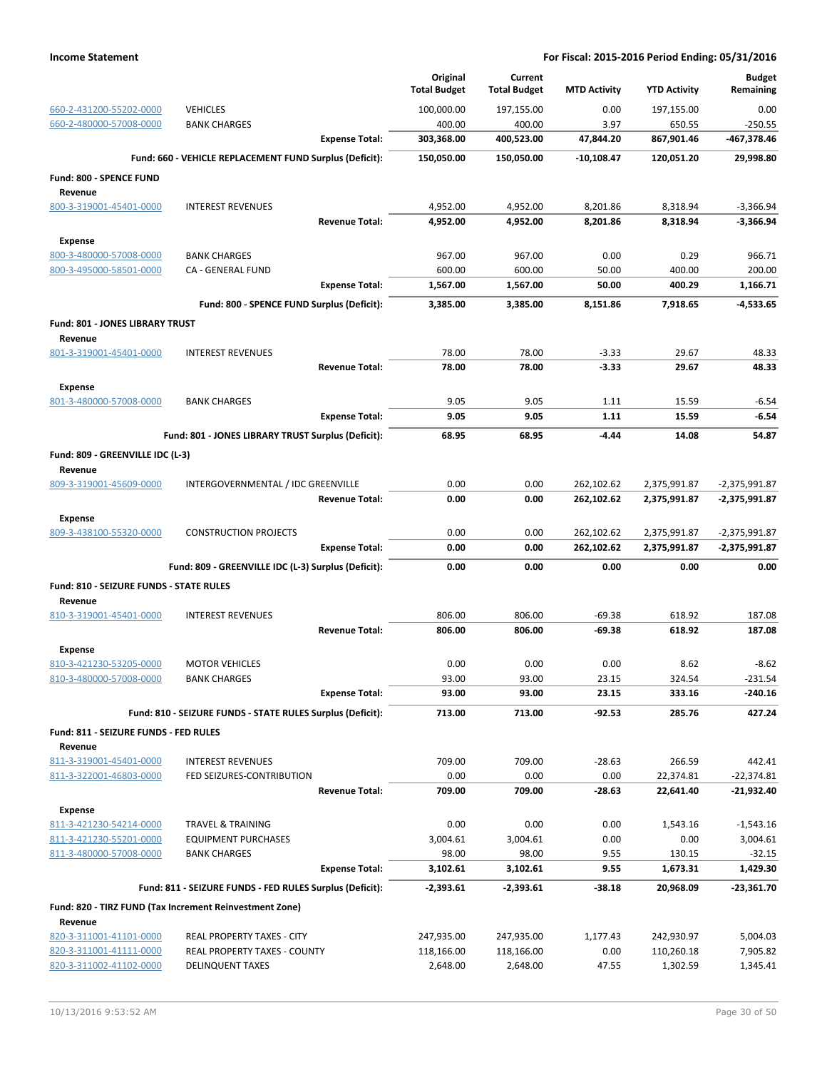**Income Statement** — For Fiscal: 2015-2016 Period Ending: 05/31/2016

| | | Original Total Budget | Current Total Budget | MTD Activity | YTD Activity | Budget Remaining |
|---|---|---|---|---|---|---|
| 660-2-431200-55202-0000 | VEHICLES | 100,000.00 | 197,155.00 | 0.00 | 197,155.00 | 0.00 |
| 660-2-480000-57008-0000 | BANK CHARGES | 400.00 | 400.00 | 3.97 | 650.55 | -250.55 |
| | **Expense Total:** | **303,368.00** | **400,523.00** | **47,844.20** | **867,901.46** | **-467,378.46** |
| | **Fund: 660 - VEHICLE REPLACEMENT FUND Surplus (Deficit):** | **150,050.00** | **150,050.00** | **-10,108.47** | **120,051.20** | **29,998.80** |
| **Fund: 800 - SPENCE FUND** | | | | | | |
| **Revenue** | | | | | | |
| 800-3-319001-45401-0000 | INTEREST REVENUES | 4,952.00 | 4,952.00 | 8,201.86 | 8,318.94 | -3,366.94 |
| | **Revenue Total:** | **4,952.00** | **4,952.00** | **8,201.86** | **8,318.94** | **-3,366.94** |
| **Expense** | | | | | | |
| 800-3-480000-57008-0000 | BANK CHARGES | 967.00 | 967.00 | 0.00 | 0.29 | 966.71 |
| 800-3-495000-58501-0000 | CA - GENERAL FUND | 600.00 | 600.00 | 50.00 | 400.00 | 200.00 |
| | **Expense Total:** | **1,567.00** | **1,567.00** | **50.00** | **400.29** | **1,166.71** |
| | **Fund: 800 - SPENCE FUND Surplus (Deficit):** | **3,385.00** | **3,385.00** | **8,151.86** | **7,918.65** | **-4,533.65** |
| **Fund: 801 - JONES LIBRARY TRUST** | | | | | | |
| **Revenue** | | | | | | |
| 801-3-319001-45401-0000 | INTEREST REVENUES | 78.00 | 78.00 | -3.33 | 29.67 | 48.33 |
| | **Revenue Total:** | **78.00** | **78.00** | **-3.33** | **29.67** | **48.33** |
| **Expense** | | | | | | |
| 801-3-480000-57008-0000 | BANK CHARGES | 9.05 | 9.05 | 1.11 | 15.59 | -6.54 |
| | **Expense Total:** | **9.05** | **9.05** | **1.11** | **15.59** | **-6.54** |
| | **Fund: 801 - JONES LIBRARY TRUST Surplus (Deficit):** | **68.95** | **68.95** | **-4.44** | **14.08** | **54.87** |
| **Fund: 809 - GREENVILLE IDC (L-3)** | | | | | | |
| **Revenue** | | | | | | |
| 809-3-319001-45609-0000 | INTERGOVERNMENTAL / IDC GREENVILLE | 0.00 | 0.00 | 262,102.62 | 2,375,991.87 | -2,375,991.87 |
| | **Revenue Total:** | **0.00** | **0.00** | **262,102.62** | **2,375,991.87** | **-2,375,991.87** |
| **Expense** | | | | | | |
| 809-3-438100-55320-0000 | CONSTRUCTION PROJECTS | 0.00 | 0.00 | 262,102.62 | 2,375,991.87 | -2,375,991.87 |
| | **Expense Total:** | **0.00** | **0.00** | **262,102.62** | **2,375,991.87** | **-2,375,991.87** |
| | **Fund: 809 - GREENVILLE IDC (L-3) Surplus (Deficit):** | **0.00** | **0.00** | **0.00** | **0.00** | **0.00** |
| **Fund: 810 - SEIZURE FUNDS - STATE RULES** | | | | | | |
| **Revenue** | | | | | | |
| 810-3-319001-45401-0000 | INTEREST REVENUES | 806.00 | 806.00 | -69.38 | 618.92 | 187.08 |
| | **Revenue Total:** | **806.00** | **806.00** | **-69.38** | **618.92** | **187.08** |
| **Expense** | | | | | | |
| 810-3-421230-53205-0000 | MOTOR VEHICLES | 0.00 | 0.00 | 0.00 | 8.62 | -8.62 |
| 810-3-480000-57008-0000 | BANK CHARGES | 93.00 | 93.00 | 23.15 | 324.54 | -231.54 |
| | **Expense Total:** | **93.00** | **93.00** | **23.15** | **333.16** | **-240.16** |
| | **Fund: 810 - SEIZURE FUNDS - STATE RULES Surplus (Deficit):** | **713.00** | **713.00** | **-92.53** | **285.76** | **427.24** |
| **Fund: 811 - SEIZURE FUNDS - FED RULES** | | | | | | |
| **Revenue** | | | | | | |
| 811-3-319001-45401-0000 | INTEREST REVENUES | 709.00 | 709.00 | -28.63 | 266.59 | 442.41 |
| 811-3-322001-46803-0000 | FED SEIZURES-CONTRIBUTION | 0.00 | 0.00 | 0.00 | 22,374.81 | -22,374.81 |
| | **Revenue Total:** | **709.00** | **709.00** | **-28.63** | **22,641.40** | **-21,932.40** |
| **Expense** | | | | | | |
| 811-3-421230-54214-0000 | TRAVEL & TRAINING | 0.00 | 0.00 | 0.00 | 1,543.16 | -1,543.16 |
| 811-3-421230-55201-0000 | EQUIPMENT PURCHASES | 3,004.61 | 3,004.61 | 0.00 | 0.00 | 3,004.61 |
| 811-3-480000-57008-0000 | BANK CHARGES | 98.00 | 98.00 | 9.55 | 130.15 | -32.15 |
| | **Expense Total:** | **3,102.61** | **3,102.61** | **9.55** | **1,673.31** | **1,429.30** |
| | **Fund: 811 - SEIZURE FUNDS - FED RULES Surplus (Deficit):** | **-2,393.61** | **-2,393.61** | **-38.18** | **20,968.09** | **-23,361.70** |
| **Fund: 820 - TIRZ FUND (Tax Increment Reinvestment Zone)** | | | | | | |
| **Revenue** | | | | | | |
| 820-3-311001-41101-0000 | REAL PROPERTY TAXES - CITY | 247,935.00 | 247,935.00 | 1,177.43 | 242,930.97 | 5,004.03 |
| 820-3-311001-41111-0000 | REAL PROPERTY TAXES - COUNTY | 118,166.00 | 118,166.00 | 0.00 | 110,260.18 | 7,905.82 |
| 820-3-311002-41102-0000 | DELINQUENT TAXES | 2,648.00 | 2,648.00 | 47.55 | 1,302.59 | 1,345.41 |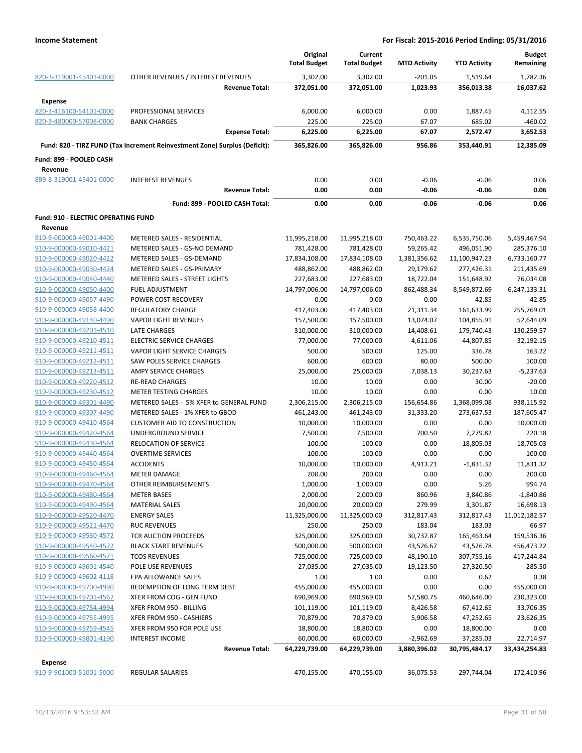**Income Statement** | **For Fiscal: 2015-2016 Period Ending: 05/31/2016**

| | | Original Total Budget | Current Total Budget | MTD Activity | YTD Activity | Budget Remaining |
|---|---|---|---|---|---|---|
| 820-3-319001-45401-0000 | OTHER REVENUES / INTEREST REVENUES | 3,302.00 | 3,302.00 | -201.05 | 1,519.64 | 1,782.36 |
| | **Revenue Total:** | **372,051.00** | **372,051.00** | **1,023.93** | **356,013.38** | **16,037.62** |
| **Expense** | | | | | | |
| 820-3-416100-54101-0000 | PROFESSIONAL SERVICES | 6,000.00 | 6,000.00 | 0.00 | 1,887.45 | 4,112.55 |
| 820-3-480000-57008-0000 | BANK CHARGES | 225.00 | 225.00 | 67.07 | 685.02 | -460.02 |
| | **Expense Total:** | **6,225.00** | **6,225.00** | **67.07** | **2,572.47** | **3,652.53** |
| | **Fund: 820 - TIRZ FUND (Tax Increment Reinvestment Zone) Surplus (Deficit):** | **365,826.00** | **365,826.00** | **956.86** | **353,440.91** | **12,385.09** |
| **Fund: 899 - POOLED CASH** | | | | | | |
| **Revenue** | | | | | | |
| 899-8-319001-45401-0000 | INTEREST REVENUES | 0.00 | 0.00 | -0.06 | -0.06 | 0.06 |
| | **Revenue Total:** | **0.00** | **0.00** | **-0.06** | **-0.06** | **0.06** |
| | **Fund: 899 - POOLED CASH Total:** | **0.00** | **0.00** | **-0.06** | **-0.06** | **0.06** |
| **Fund: 910 - ELECTRIC OPERATING FUND** | | | | | | |
| **Revenue** | | | | | | |
| 910-9-000000-49001-4400 | METERED SALES - RESIDENTIAL | 11,995,218.00 | 11,995,218.00 | 750,463.22 | 6,535,750.06 | 5,459,467.94 |
| 910-9-000000-49010-4421 | METERED SALES - GS-NO DEMAND | 781,428.00 | 781,428.00 | 59,265.42 | 496,051.90 | 285,376.10 |
| 910-9-000000-49020-4422 | METERED SALES - GS-DEMAND | 17,834,108.00 | 17,834,108.00 | 1,381,356.62 | 11,100,947.23 | 6,733,160.77 |
| 910-9-000000-49030-4424 | METERED SALES - GS-PRIMARY | 488,862.00 | 488,862.00 | 29,179.62 | 277,426.31 | 211,435.69 |
| 910-9-000000-49040-4440 | METERED SALES - STREET LIGHTS | 227,683.00 | 227,683.00 | 18,722.04 | 151,648.92 | 76,034.08 |
| 910-9-000000-49050-4400 | FUEL ADJUSTMENT | 14,797,006.00 | 14,797,006.00 | 862,488.34 | 8,549,872.69 | 6,247,133.31 |
| 910-9-000000-49057-4490 | POWER COST RECOVERY | 0.00 | 0.00 | 0.00 | 42.85 | -42.85 |
| 910-9-000000-49058-4400 | REGULATORY CHARGE | 417,403.00 | 417,403.00 | 21,311.34 | 161,633.99 | 255,769.01 |
| 910-9-000000-49140-4490 | VAPOR LIGHT REVENUES | 157,500.00 | 157,500.00 | 13,074.07 | 104,855.91 | 52,644.09 |
| 910-9-000000-49201-4510 | LATE CHARGES | 310,000.00 | 310,000.00 | 14,408.61 | 179,740.43 | 130,259.57 |
| 910-9-000000-49210-4511 | ELECTRIC SERVICE CHARGES | 77,000.00 | 77,000.00 | 4,611.06 | 44,807.85 | 32,192.15 |
| 910-9-000000-49211-4511 | VAPOR LIGHT SERVICE CHARGES | 500.00 | 500.00 | 125.00 | 336.78 | 163.22 |
| 910-9-000000-49212-4511 | SAW POLES SERVICE CHARGES | 600.00 | 600.00 | 80.00 | 500.00 | 100.00 |
| 910-9-000000-49213-4511 | AMPY SERVICE CHARGES | 25,000.00 | 25,000.00 | 7,038.13 | 30,237.63 | -5,237.63 |
| 910-9-000000-49220-4512 | RE-READ CHARGES | 10.00 | 10.00 | 0.00 | 30.00 | -20.00 |
| 910-9-000000-49230-4512 | METER TESTING CHARGES | 10.00 | 10.00 | 0.00 | 0.00 | 10.00 |
| 910-9-000000-49301-4490 | METERED SALES - 5% XFER to GENERAL FUND | 2,306,215.00 | 2,306,215.00 | 156,654.86 | 1,368,099.08 | 938,115.92 |
| 910-9-000000-49307-4490 | METERED SALES - 1% XFER to GBOD | 461,243.00 | 461,243.00 | 31,333.20 | 273,637.53 | 187,605.47 |
| 910-9-000000-49410-4564 | CUSTOMER AID TO CONSTRUCTION | 10,000.00 | 10,000.00 | 0.00 | 0.00 | 10,000.00 |
| 910-9-000000-49420-4564 | UNDERGROUND SERVICE | 7,500.00 | 7,500.00 | 700.50 | 7,279.82 | 220.18 |
| 910-9-000000-49430-4564 | RELOCATION OF SERVICE | 100.00 | 100.00 | 0.00 | 18,805.03 | -18,705.03 |
| 910-9-000000-49440-4564 | OVERTIME SERVICES | 100.00 | 100.00 | 0.00 | 0.00 | 100.00 |
| 910-9-000000-49450-4564 | ACCIDENTS | 10,000.00 | 10,000.00 | 4,913.21 | -1,831.32 | 11,831.32 |
| 910-9-000000-49460-4564 | METER DAMAGE | 200.00 | 200.00 | 0.00 | 0.00 | 200.00 |
| 910-9-000000-49470-4564 | OTHER REIMBURSEMENTS | 1,000.00 | 1,000.00 | 0.00 | 5.26 | 994.74 |
| 910-9-000000-49480-4564 | METER BASES | 2,000.00 | 2,000.00 | 860.96 | 3,840.86 | -1,840.86 |
| 910-9-000000-49490-4564 | MATERIAL SALES | 20,000.00 | 20,000.00 | 279.99 | 3,301.87 | 16,698.13 |
| 910-9-000000-49520-4470 | ENERGY SALES | 11,325,000.00 | 11,325,000.00 | 312,817.43 | 312,817.43 | 11,012,182.57 |
| 910-9-000000-49521-4470 | RUC REVENUES | 250.00 | 250.00 | 183.04 | 183.03 | 66.97 |
| 910-9-000000-49530-4572 | TCR AUCTION PROCEEDS | 325,000.00 | 325,000.00 | 30,737.87 | 165,463.64 | 159,536.36 |
| 910-9-000000-49540-4572 | BLACK START REVENUES | 500,000.00 | 500,000.00 | 43,526.67 | 43,526.78 | 456,473.22 |
| 910-9-000000-49560-4571 | TCOS REVENUES | 725,000.00 | 725,000.00 | 48,190.10 | 307,755.16 | 417,244.84 |
| 910-9-000000-49601-4540 | POLE USE REVENUES | 27,035.00 | 27,035.00 | 19,123.50 | 27,320.50 | -285.50 |
| 910-9-000000-49602-4118 | EPA ALLOWANCE SALES | 1.00 | 1.00 | 0.00 | 0.62 | 0.38 |
| 910-9-000000-49700-4990 | REDEMPTION OF LONG TERM DEBT | 455,000.00 | 455,000.00 | 0.00 | 0.00 | 455,000.00 |
| 910-9-000000-49701-4567 | XFER FROM COG - GEN FUND | 690,969.00 | 690,969.00 | 57,580.75 | 460,646.00 | 230,323.00 |
| 910-9-000000-49754-4994 | XFER FROM 950 - BILLING | 101,119.00 | 101,119.00 | 8,426.58 | 67,412.65 | 33,706.35 |
| 910-9-000000-49755-4995 | XFER FROM 950 - CASHIERS | 70,879.00 | 70,879.00 | 5,906.58 | 47,252.65 | 23,626.35 |
| 910-9-000000-49759-4545 | XFER FROM 950 FOR POLE USE | 18,800.00 | 18,800.00 | 0.00 | 18,800.00 | 0.00 |
| 910-9-000000-49801-4190 | INTEREST INCOME | 60,000.00 | 60,000.00 | -2,962.69 | 37,285.03 | 22,714.97 |
| | **Revenue Total:** | **64,229,739.00** | **64,229,739.00** | **3,880,396.02** | **30,795,484.17** | **33,434,254.83** |
| **Expense** | | | | | | |
| 910-9-901000-51001-5000 | REGULAR SALARIES | 470,155.00 | 470,155.00 | 36,075.53 | 297,744.04 | 172,410.96 |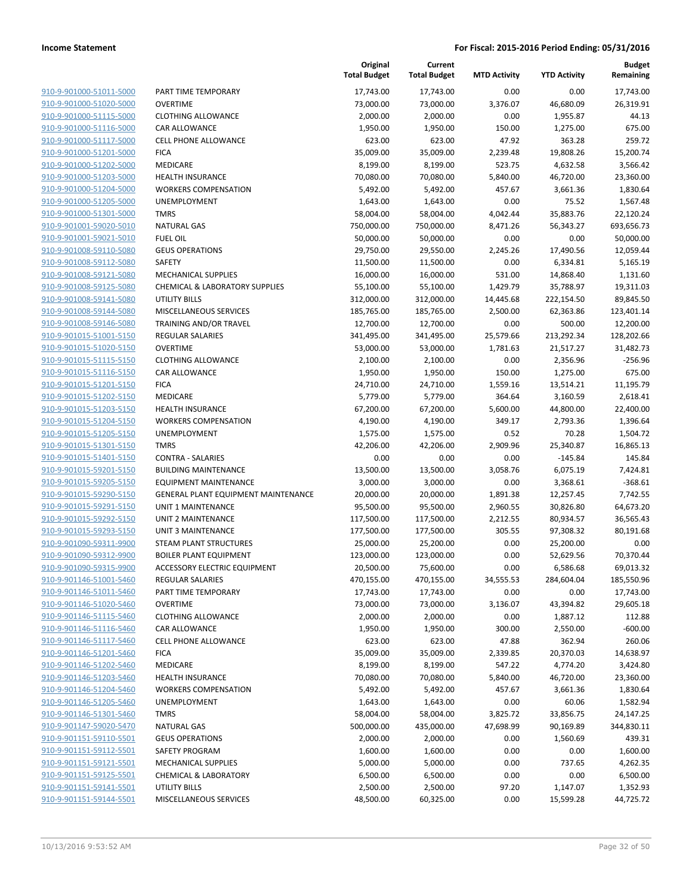**Income Statement** **For Fiscal: 2015-2016 Period Ending: 05/31/2016**

| | | Original Total Budget | Current Total Budget | MTD Activity | YTD Activity | Budget Remaining |
|---|---|---|---|---|---|---|
| 910-9-901000-51011-5000 | PART TIME TEMPORARY | 17,743.00 | 17,743.00 | 0.00 | 0.00 | 17,743.00 |
| 910-9-901000-51020-5000 | OVERTIME | 73,000.00 | 73,000.00 | 3,376.07 | 46,680.09 | 26,319.91 |
| 910-9-901000-51115-5000 | CLOTHING ALLOWANCE | 2,000.00 | 2,000.00 | 0.00 | 1,955.87 | 44.13 |
| 910-9-901000-51116-5000 | CAR ALLOWANCE | 1,950.00 | 1,950.00 | 150.00 | 1,275.00 | 675.00 |
| 910-9-901000-51117-5000 | CELL PHONE ALLOWANCE | 623.00 | 623.00 | 47.92 | 363.28 | 259.72 |
| 910-9-901000-51201-5000 | FICA | 35,009.00 | 35,009.00 | 2,239.48 | 19,808.26 | 15,200.74 |
| 910-9-901000-51202-5000 | MEDICARE | 8,199.00 | 8,199.00 | 523.75 | 4,632.58 | 3,566.42 |
| 910-9-901000-51203-5000 | HEALTH INSURANCE | 70,080.00 | 70,080.00 | 5,840.00 | 46,720.00 | 23,360.00 |
| 910-9-901000-51204-5000 | WORKERS COMPENSATION | 5,492.00 | 5,492.00 | 457.67 | 3,661.36 | 1,830.64 |
| 910-9-901000-51205-5000 | UNEMPLOYMENT | 1,643.00 | 1,643.00 | 0.00 | 75.52 | 1,567.48 |
| 910-9-901000-51301-5000 | TMRS | 58,004.00 | 58,004.00 | 4,042.44 | 35,883.76 | 22,120.24 |
| 910-9-901001-59020-5010 | NATURAL GAS | 750,000.00 | 750,000.00 | 8,471.26 | 56,343.27 | 693,656.73 |
| 910-9-901001-59021-5010 | FUEL OIL | 50,000.00 | 50,000.00 | 0.00 | 0.00 | 50,000.00 |
| 910-9-901008-59110-5080 | GEUS OPERATIONS | 29,750.00 | 29,550.00 | 2,245.26 | 17,490.56 | 12,059.44 |
| 910-9-901008-59112-5080 | SAFETY | 11,500.00 | 11,500.00 | 0.00 | 6,334.81 | 5,165.19 |
| 910-9-901008-59121-5080 | MECHANICAL SUPPLIES | 16,000.00 | 16,000.00 | 531.00 | 14,868.40 | 1,131.60 |
| 910-9-901008-59125-5080 | CHEMICAL & LABORATORY SUPPLIES | 55,100.00 | 55,100.00 | 1,429.79 | 35,788.97 | 19,311.03 |
| 910-9-901008-59141-5080 | UTILITY BILLS | 312,000.00 | 312,000.00 | 14,445.68 | 222,154.50 | 89,845.50 |
| 910-9-901008-59144-5080 | MISCELLANEOUS SERVICES | 185,765.00 | 185,765.00 | 2,500.00 | 62,363.86 | 123,401.14 |
| 910-9-901008-59146-5080 | TRAINING AND/OR TRAVEL | 12,700.00 | 12,700.00 | 0.00 | 500.00 | 12,200.00 |
| 910-9-901015-51001-5150 | REGULAR SALARIES | 341,495.00 | 341,495.00 | 25,579.66 | 213,292.34 | 128,202.66 |
| 910-9-901015-51020-5150 | OVERTIME | 53,000.00 | 53,000.00 | 1,781.63 | 21,517.27 | 31,482.73 |
| 910-9-901015-51115-5150 | CLOTHING ALLOWANCE | 2,100.00 | 2,100.00 | 0.00 | 2,356.96 | -256.96 |
| 910-9-901015-51116-5150 | CAR ALLOWANCE | 1,950.00 | 1,950.00 | 150.00 | 1,275.00 | 675.00 |
| 910-9-901015-51201-5150 | FICA | 24,710.00 | 24,710.00 | 1,559.16 | 13,514.21 | 11,195.79 |
| 910-9-901015-51202-5150 | MEDICARE | 5,779.00 | 5,779.00 | 364.64 | 3,160.59 | 2,618.41 |
| 910-9-901015-51203-5150 | HEALTH INSURANCE | 67,200.00 | 67,200.00 | 5,600.00 | 44,800.00 | 22,400.00 |
| 910-9-901015-51204-5150 | WORKERS COMPENSATION | 4,190.00 | 4,190.00 | 349.17 | 2,793.36 | 1,396.64 |
| 910-9-901015-51205-5150 | UNEMPLOYMENT | 1,575.00 | 1,575.00 | 0.52 | 70.28 | 1,504.72 |
| 910-9-901015-51301-5150 | TMRS | 42,206.00 | 42,206.00 | 2,909.96 | 25,340.87 | 16,865.13 |
| 910-9-901015-51401-5150 | CONTRA - SALARIES | 0.00 | 0.00 | 0.00 | -145.84 | 145.84 |
| 910-9-901015-59201-5150 | BUILDING MAINTENANCE | 13,500.00 | 13,500.00 | 3,058.76 | 6,075.19 | 7,424.81 |
| 910-9-901015-59205-5150 | EQUIPMENT MAINTENANCE | 3,000.00 | 3,000.00 | 0.00 | 3,368.61 | -368.61 |
| 910-9-901015-59290-5150 | GENERAL PLANT EQUIPMENT MAINTENANCE | 20,000.00 | 20,000.00 | 1,891.38 | 12,257.45 | 7,742.55 |
| 910-9-901015-59291-5150 | UNIT 1 MAINTENANCE | 95,500.00 | 95,500.00 | 2,960.55 | 30,826.80 | 64,673.20 |
| 910-9-901015-59292-5150 | UNIT 2 MAINTENANCE | 117,500.00 | 117,500.00 | 2,212.55 | 80,934.57 | 36,565.43 |
| 910-9-901015-59293-5150 | UNIT 3 MAINTENANCE | 177,500.00 | 177,500.00 | 305.55 | 97,308.32 | 80,191.68 |
| 910-9-901090-59311-9900 | STEAM PLANT STRUCTURES | 25,000.00 | 25,200.00 | 0.00 | 25,200.00 | 0.00 |
| 910-9-901090-59312-9900 | BOILER PLANT EQUIPMENT | 123,000.00 | 123,000.00 | 0.00 | 52,629.56 | 70,370.44 |
| 910-9-901090-59315-9900 | ACCESSORY ELECTRIC EQUIPMENT | 20,500.00 | 75,600.00 | 0.00 | 6,586.68 | 69,013.32 |
| 910-9-901146-51001-5460 | REGULAR SALARIES | 470,155.00 | 470,155.00 | 34,555.53 | 284,604.04 | 185,550.96 |
| 910-9-901146-51011-5460 | PART TIME TEMPORARY | 17,743.00 | 17,743.00 | 0.00 | 0.00 | 17,743.00 |
| 910-9-901146-51020-5460 | OVERTIME | 73,000.00 | 73,000.00 | 3,136.07 | 43,394.82 | 29,605.18 |
| 910-9-901146-51115-5460 | CLOTHING ALLOWANCE | 2,000.00 | 2,000.00 | 0.00 | 1,887.12 | 112.88 |
| 910-9-901146-51116-5460 | CAR ALLOWANCE | 1,950.00 | 1,950.00 | 300.00 | 2,550.00 | -600.00 |
| 910-9-901146-51117-5460 | CELL PHONE ALLOWANCE | 623.00 | 623.00 | 47.88 | 362.94 | 260.06 |
| 910-9-901146-51201-5460 | FICA | 35,009.00 | 35,009.00 | 2,339.85 | 20,370.03 | 14,638.97 |
| 910-9-901146-51202-5460 | MEDICARE | 8,199.00 | 8,199.00 | 547.22 | 4,774.20 | 3,424.80 |
| 910-9-901146-51203-5460 | HEALTH INSURANCE | 70,080.00 | 70,080.00 | 5,840.00 | 46,720.00 | 23,360.00 |
| 910-9-901146-51204-5460 | WORKERS COMPENSATION | 5,492.00 | 5,492.00 | 457.67 | 3,661.36 | 1,830.64 |
| 910-9-901146-51205-5460 | UNEMPLOYMENT | 1,643.00 | 1,643.00 | 0.00 | 60.06 | 1,582.94 |
| 910-9-901146-51301-5460 | TMRS | 58,004.00 | 58,004.00 | 3,825.72 | 33,856.75 | 24,147.25 |
| 910-9-901147-59020-5470 | NATURAL GAS | 500,000.00 | 435,000.00 | 47,698.99 | 90,169.89 | 344,830.11 |
| 910-9-901151-59110-5501 | GEUS OPERATIONS | 2,000.00 | 2,000.00 | 0.00 | 1,560.69 | 439.31 |
| 910-9-901151-59112-5501 | SAFETY PROGRAM | 1,600.00 | 1,600.00 | 0.00 | 0.00 | 1,600.00 |
| 910-9-901151-59121-5501 | MECHANICAL SUPPLIES | 5,000.00 | 5,000.00 | 0.00 | 737.65 | 4,262.35 |
| 910-9-901151-59125-5501 | CHEMICAL & LABORATORY | 6,500.00 | 6,500.00 | 0.00 | 0.00 | 6,500.00 |
| 910-9-901151-59141-5501 | UTILITY BILLS | 2,500.00 | 2,500.00 | 97.20 | 1,147.07 | 1,352.93 |
| 910-9-901151-59144-5501 | MISCELLANEOUS SERVICES | 48,500.00 | 60,325.00 | 0.00 | 15,599.28 | 44,725.72 |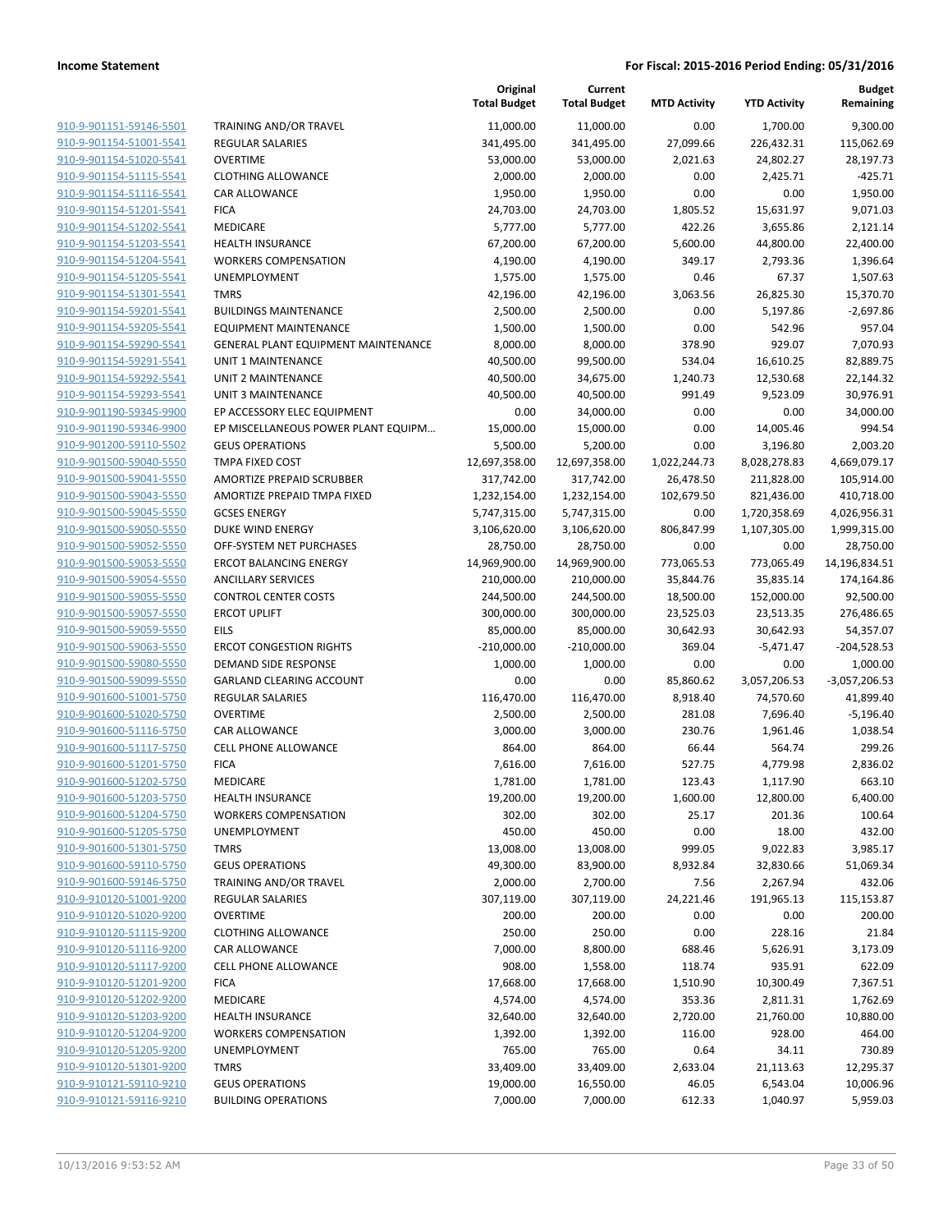**Income Statement** | **For Fiscal: 2015-2016 Period Ending: 05/31/2016**

| | | Original Total Budget | Current Total Budget | MTD Activity | YTD Activity | Budget Remaining |
|---|---|---|---|---|---|---|
| 910-9-901151-59146-5501 | TRAINING AND/OR TRAVEL | 11,000.00 | 11,000.00 | 0.00 | 1,700.00 | 9,300.00 |
| 910-9-901154-51001-5541 | REGULAR SALARIES | 341,495.00 | 341,495.00 | 27,099.66 | 226,432.31 | 115,062.69 |
| 910-9-901154-51020-5541 | OVERTIME | 53,000.00 | 53,000.00 | 2,021.63 | 24,802.27 | 28,197.73 |
| 910-9-901154-51115-5541 | CLOTHING ALLOWANCE | 2,000.00 | 2,000.00 | 0.00 | 2,425.71 | -425.71 |
| 910-9-901154-51116-5541 | CAR ALLOWANCE | 1,950.00 | 1,950.00 | 0.00 | 0.00 | 1,950.00 |
| 910-9-901154-51201-5541 | FICA | 24,703.00 | 24,703.00 | 1,805.52 | 15,631.97 | 9,071.03 |
| 910-9-901154-51202-5541 | MEDICARE | 5,777.00 | 5,777.00 | 422.26 | 3,655.86 | 2,121.14 |
| 910-9-901154-51203-5541 | HEALTH INSURANCE | 67,200.00 | 67,200.00 | 5,600.00 | 44,800.00 | 22,400.00 |
| 910-9-901154-51204-5541 | WORKERS COMPENSATION | 4,190.00 | 4,190.00 | 349.17 | 2,793.36 | 1,396.64 |
| 910-9-901154-51205-5541 | UNEMPLOYMENT | 1,575.00 | 1,575.00 | 0.46 | 67.37 | 1,507.63 |
| 910-9-901154-51301-5541 | TMRS | 42,196.00 | 42,196.00 | 3,063.56 | 26,825.30 | 15,370.70 |
| 910-9-901154-59201-5541 | BUILDINGS MAINTENANCE | 2,500.00 | 2,500.00 | 0.00 | 5,197.86 | -2,697.86 |
| 910-9-901154-59205-5541 | EQUIPMENT MAINTENANCE | 1,500.00 | 1,500.00 | 0.00 | 542.96 | 957.04 |
| 910-9-901154-59290-5541 | GENERAL PLANT EQUIPMENT MAINTENANCE | 8,000.00 | 8,000.00 | 378.90 | 929.07 | 7,070.93 |
| 910-9-901154-59291-5541 | UNIT 1 MAINTENANCE | 40,500.00 | 99,500.00 | 534.04 | 16,610.25 | 82,889.75 |
| 910-9-901154-59292-5541 | UNIT 2 MAINTENANCE | 40,500.00 | 34,675.00 | 1,240.73 | 12,530.68 | 22,144.32 |
| 910-9-901154-59293-5541 | UNIT 3 MAINTENANCE | 40,500.00 | 40,500.00 | 991.49 | 9,523.09 | 30,976.91 |
| 910-9-901190-59345-9900 | EP ACCESSORY ELEC EQUIPMENT | 0.00 | 34,000.00 | 0.00 | 0.00 | 34,000.00 |
| 910-9-901190-59346-9900 | EP MISCELLANEOUS POWER PLANT EQUIPM… | 15,000.00 | 15,000.00 | 0.00 | 14,005.46 | 994.54 |
| 910-9-901200-59110-5502 | GEUS OPERATIONS | 5,500.00 | 5,200.00 | 0.00 | 3,196.80 | 2,003.20 |
| 910-9-901500-59040-5550 | TMPA FIXED COST | 12,697,358.00 | 12,697,358.00 | 1,022,244.73 | 8,028,278.83 | 4,669,079.17 |
| 910-9-901500-59041-5550 | AMORTIZE PREPAID SCRUBBER | 317,742.00 | 317,742.00 | 26,478.50 | 211,828.00 | 105,914.00 |
| 910-9-901500-59043-5550 | AMORTIZE PREPAID TMPA FIXED | 1,232,154.00 | 1,232,154.00 | 102,679.50 | 821,436.00 | 410,718.00 |
| 910-9-901500-59045-5550 | GCSES ENERGY | 5,747,315.00 | 5,747,315.00 | 0.00 | 1,720,358.69 | 4,026,956.31 |
| 910-9-901500-59050-5550 | DUKE WIND ENERGY | 3,106,620.00 | 3,106,620.00 | 806,847.99 | 1,107,305.00 | 1,999,315.00 |
| 910-9-901500-59052-5550 | OFF-SYSTEM NET PURCHASES | 28,750.00 | 28,750.00 | 0.00 | 0.00 | 28,750.00 |
| 910-9-901500-59053-5550 | ERCOT BALANCING ENERGY | 14,969,900.00 | 14,969,900.00 | 773,065.53 | 773,065.49 | 14,196,834.51 |
| 910-9-901500-59054-5550 | ANCILLARY SERVICES | 210,000.00 | 210,000.00 | 35,844.76 | 35,835.14 | 174,164.86 |
| 910-9-901500-59055-5550 | CONTROL CENTER COSTS | 244,500.00 | 244,500.00 | 18,500.00 | 152,000.00 | 92,500.00 |
| 910-9-901500-59057-5550 | ERCOT UPLIFT | 300,000.00 | 300,000.00 | 23,525.03 | 23,513.35 | 276,486.65 |
| 910-9-901500-59059-5550 | EILS | 85,000.00 | 85,000.00 | 30,642.93 | 30,642.93 | 54,357.07 |
| 910-9-901500-59063-5550 | ERCOT CONGESTION RIGHTS | -210,000.00 | -210,000.00 | 369.04 | -5,471.47 | -204,528.53 |
| 910-9-901500-59080-5550 | DEMAND SIDE RESPONSE | 1,000.00 | 1,000.00 | 0.00 | 0.00 | 1,000.00 |
| 910-9-901500-59099-5550 | GARLAND CLEARING ACCOUNT | 0.00 | 0.00 | 85,860.62 | 3,057,206.53 | -3,057,206.53 |
| 910-9-901600-51001-5750 | REGULAR SALARIES | 116,470.00 | 116,470.00 | 8,918.40 | 74,570.60 | 41,899.40 |
| 910-9-901600-51020-5750 | OVERTIME | 2,500.00 | 2,500.00 | 281.08 | 7,696.40 | -5,196.40 |
| 910-9-901600-51116-5750 | CAR ALLOWANCE | 3,000.00 | 3,000.00 | 230.76 | 1,961.46 | 1,038.54 |
| 910-9-901600-51117-5750 | CELL PHONE ALLOWANCE | 864.00 | 864.00 | 66.44 | 564.74 | 299.26 |
| 910-9-901600-51201-5750 | FICA | 7,616.00 | 7,616.00 | 527.75 | 4,779.98 | 2,836.02 |
| 910-9-901600-51202-5750 | MEDICARE | 1,781.00 | 1,781.00 | 123.43 | 1,117.90 | 663.10 |
| 910-9-901600-51203-5750 | HEALTH INSURANCE | 19,200.00 | 19,200.00 | 1,600.00 | 12,800.00 | 6,400.00 |
| 910-9-901600-51204-5750 | WORKERS COMPENSATION | 302.00 | 302.00 | 25.17 | 201.36 | 100.64 |
| 910-9-901600-51205-5750 | UNEMPLOYMENT | 450.00 | 450.00 | 0.00 | 18.00 | 432.00 |
| 910-9-901600-51301-5750 | TMRS | 13,008.00 | 13,008.00 | 999.05 | 9,022.83 | 3,985.17 |
| 910-9-901600-59110-5750 | GEUS OPERATIONS | 49,300.00 | 83,900.00 | 8,932.84 | 32,830.66 | 51,069.34 |
| 910-9-901600-59146-5750 | TRAINING AND/OR TRAVEL | 2,000.00 | 2,700.00 | 7.56 | 2,267.94 | 432.06 |
| 910-9-910120-51001-9200 | REGULAR SALARIES | 307,119.00 | 307,119.00 | 24,221.46 | 191,965.13 | 115,153.87 |
| 910-9-910120-51020-9200 | OVERTIME | 200.00 | 200.00 | 0.00 | 0.00 | 200.00 |
| 910-9-910120-51115-9200 | CLOTHING ALLOWANCE | 250.00 | 250.00 | 0.00 | 228.16 | 21.84 |
| 910-9-910120-51116-9200 | CAR ALLOWANCE | 7,000.00 | 8,800.00 | 688.46 | 5,626.91 | 3,173.09 |
| 910-9-910120-51117-9200 | CELL PHONE ALLOWANCE | 908.00 | 1,558.00 | 118.74 | 935.91 | 622.09 |
| 910-9-910120-51201-9200 | FICA | 17,668.00 | 17,668.00 | 1,510.90 | 10,300.49 | 7,367.51 |
| 910-9-910120-51202-9200 | MEDICARE | 4,574.00 | 4,574.00 | 353.36 | 2,811.31 | 1,762.69 |
| 910-9-910120-51203-9200 | HEALTH INSURANCE | 32,640.00 | 32,640.00 | 2,720.00 | 21,760.00 | 10,880.00 |
| 910-9-910120-51204-9200 | WORKERS COMPENSATION | 1,392.00 | 1,392.00 | 116.00 | 928.00 | 464.00 |
| 910-9-910120-51205-9200 | UNEMPLOYMENT | 765.00 | 765.00 | 0.64 | 34.11 | 730.89 |
| 910-9-910120-51301-9200 | TMRS | 33,409.00 | 33,409.00 | 2,633.04 | 21,113.63 | 12,295.37 |
| 910-9-910121-59110-9210 | GEUS OPERATIONS | 19,000.00 | 16,550.00 | 46.05 | 6,543.04 | 10,006.96 |
| 910-9-910121-59116-9210 | BUILDING OPERATIONS | 7,000.00 | 7,000.00 | 612.33 | 1,040.97 | 5,959.03 |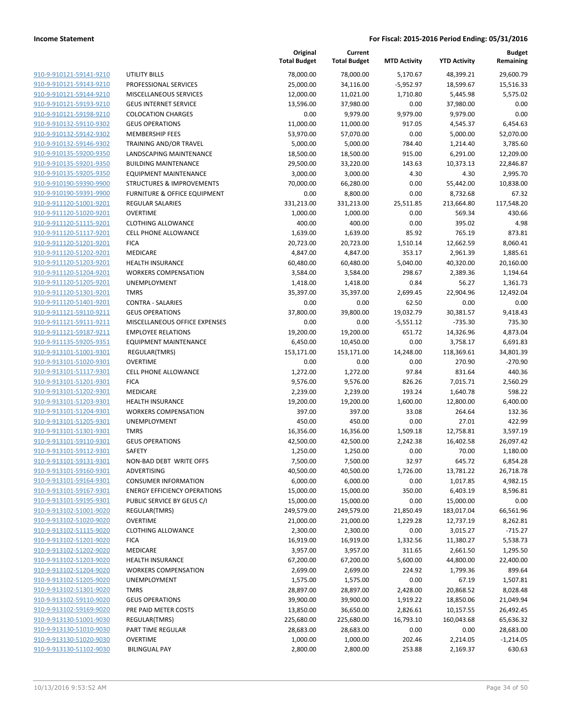**Income Statement** — **For Fiscal: 2015-2016 Period Ending: 05/31/2016**

| | | Original Total Budget | Current Total Budget | MTD Activity | YTD Activity | Budget Remaining |
|---|---|---|---|---|---|---|
| 910-9-910121-59141-9210 | UTILITY BILLS | 78,000.00 | 78,000.00 | 5,170.67 | 48,399.21 | 29,600.79 |
| 910-9-910121-59143-9210 | PROFESSIONAL SERVICES | 25,000.00 | 34,116.00 | -5,952.97 | 18,599.67 | 15,516.33 |
| 910-9-910121-59144-9210 | MISCELLANEOUS SERVICES | 12,000.00 | 11,021.00 | 1,710.80 | 5,445.98 | 5,575.02 |
| 910-9-910121-59193-9210 | GEUS INTERNET SERVICE | 13,596.00 | 37,980.00 | 0.00 | 37,980.00 | 0.00 |
| 910-9-910121-59198-9210 | COLOCATION CHARGES | 0.00 | 9,979.00 | 9,979.00 | 9,979.00 | 0.00 |
| 910-9-910132-59110-9302 | GEUS OPERATIONS | 11,000.00 | 11,000.00 | 917.05 | 4,545.37 | 6,454.63 |
| 910-9-910132-59142-9302 | MEMBERSHIP FEES | 53,970.00 | 57,070.00 | 0.00 | 5,000.00 | 52,070.00 |
| 910-9-910132-59146-9302 | TRAINING AND/OR TRAVEL | 5,000.00 | 5,000.00 | 784.40 | 1,214.40 | 3,785.60 |
| 910-9-910135-59200-9350 | LANDSCAPING MAINTENANCE | 18,500.00 | 18,500.00 | 915.00 | 6,291.00 | 12,209.00 |
| 910-9-910135-59201-9350 | BUILDING MAINTENANCE | 29,500.00 | 33,220.00 | 143.63 | 10,373.13 | 22,846.87 |
| 910-9-910135-59205-9350 | EQUIPMENT MAINTENANCE | 3,000.00 | 3,000.00 | 4.30 | 4.30 | 2,995.70 |
| 910-9-910190-59390-9900 | STRUCTURES & IMPROVEMENTS | 70,000.00 | 66,280.00 | 0.00 | 55,442.00 | 10,838.00 |
| 910-9-910190-59391-9900 | FURNITURE & OFFICE EQUIPMENT | 0.00 | 8,800.00 | 0.00 | 8,732.68 | 67.32 |
| 910-9-911120-51001-9201 | REGULAR SALARIES | 331,213.00 | 331,213.00 | 25,511.85 | 213,664.80 | 117,548.20 |
| 910-9-911120-51020-9201 | OVERTIME | 1,000.00 | 1,000.00 | 0.00 | 569.34 | 430.66 |
| 910-9-911120-51115-9201 | CLOTHING ALLOWANCE | 400.00 | 400.00 | 0.00 | 395.02 | 4.98 |
| 910-9-911120-51117-9201 | CELL PHONE ALLOWANCE | 1,639.00 | 1,639.00 | 85.92 | 765.19 | 873.81 |
| 910-9-911120-51201-9201 | FICA | 20,723.00 | 20,723.00 | 1,510.14 | 12,662.59 | 8,060.41 |
| 910-9-911120-51202-9201 | MEDICARE | 4,847.00 | 4,847.00 | 353.17 | 2,961.39 | 1,885.61 |
| 910-9-911120-51203-9201 | HEALTH INSURANCE | 60,480.00 | 60,480.00 | 5,040.00 | 40,320.00 | 20,160.00 |
| 910-9-911120-51204-9201 | WORKERS COMPENSATION | 3,584.00 | 3,584.00 | 298.67 | 2,389.36 | 1,194.64 |
| 910-9-911120-51205-9201 | UNEMPLOYMENT | 1,418.00 | 1,418.00 | 0.84 | 56.27 | 1,361.73 |
| 910-9-911120-51301-9201 | TMRS | 35,397.00 | 35,397.00 | 2,699.45 | 22,904.96 | 12,492.04 |
| 910-9-911120-51401-9201 | CONTRA - SALARIES | 0.00 | 0.00 | 62.50 | 0.00 | 0.00 |
| 910-9-911121-59110-9211 | GEUS OPERATIONS | 37,800.00 | 39,800.00 | 19,032.79 | 30,381.57 | 9,418.43 |
| 910-9-911121-59111-9211 | MISCELLANEOUS OFFICE EXPENSES | 0.00 | 0.00 | -5,551.12 | -735.30 | 735.30 |
| 910-9-911121-59187-9211 | EMPLOYEE RELATIONS | 19,200.00 | 19,200.00 | 651.72 | 14,326.96 | 4,873.04 |
| 910-9-911135-59205-9351 | EQUIPMENT MAINTENANCE | 6,450.00 | 10,450.00 | 0.00 | 3,758.17 | 6,691.83 |
| 910-9-913101-51001-9301 | REGULAR(TMRS) | 153,171.00 | 153,171.00 | 14,248.00 | 118,369.61 | 34,801.39 |
| 910-9-913101-51020-9301 | OVERTIME | 0.00 | 0.00 | 0.00 | 270.90 | -270.90 |
| 910-9-913101-51117-9301 | CELL PHONE ALLOWANCE | 1,272.00 | 1,272.00 | 97.84 | 831.64 | 440.36 |
| 910-9-913101-51201-9301 | FICA | 9,576.00 | 9,576.00 | 826.26 | 7,015.71 | 2,560.29 |
| 910-9-913101-51202-9301 | MEDICARE | 2,239.00 | 2,239.00 | 193.24 | 1,640.78 | 598.22 |
| 910-9-913101-51203-9301 | HEALTH INSURANCE | 19,200.00 | 19,200.00 | 1,600.00 | 12,800.00 | 6,400.00 |
| 910-9-913101-51204-9301 | WORKERS COMPENSATION | 397.00 | 397.00 | 33.08 | 264.64 | 132.36 |
| 910-9-913101-51205-9301 | UNEMPLOYMENT | 450.00 | 450.00 | 0.00 | 27.01 | 422.99 |
| 910-9-913101-51301-9301 | TMRS | 16,356.00 | 16,356.00 | 1,509.18 | 12,758.81 | 3,597.19 |
| 910-9-913101-59110-9301 | GEUS OPERATIONS | 42,500.00 | 42,500.00 | 2,242.38 | 16,402.58 | 26,097.42 |
| 910-9-913101-59112-9301 | SAFETY | 1,250.00 | 1,250.00 | 0.00 | 70.00 | 1,180.00 |
| 910-9-913101-59131-9301 | NON-BAD DEBT WRITE OFFS | 7,500.00 | 7,500.00 | 32.97 | 645.72 | 6,854.28 |
| 910-9-913101-59160-9301 | ADVERTISING | 40,500.00 | 40,500.00 | 1,726.00 | 13,781.22 | 26,718.78 |
| 910-9-913101-59164-9301 | CONSUMER INFORMATION | 6,000.00 | 6,000.00 | 0.00 | 1,017.85 | 4,982.15 |
| 910-9-913101-59167-9301 | ENERGY EFFICIENCY OPERATIONS | 15,000.00 | 15,000.00 | 350.00 | 6,403.19 | 8,596.81 |
| 910-9-913101-59195-9301 | PUBLIC SERVICE BY GEUS C/I | 15,000.00 | 15,000.00 | 0.00 | 15,000.00 | 0.00 |
| 910-9-913102-51001-9020 | REGULAR(TMRS) | 249,579.00 | 249,579.00 | 21,850.49 | 183,017.04 | 66,561.96 |
| 910-9-913102-51020-9020 | OVERTIME | 21,000.00 | 21,000.00 | 1,229.28 | 12,737.19 | 8,262.81 |
| 910-9-913102-51115-9020 | CLOTHING ALLOWANCE | 2,300.00 | 2,300.00 | 0.00 | 3,015.27 | -715.27 |
| 910-9-913102-51201-9020 | FICA | 16,919.00 | 16,919.00 | 1,332.56 | 11,380.27 | 5,538.73 |
| 910-9-913102-51202-9020 | MEDICARE | 3,957.00 | 3,957.00 | 311.65 | 2,661.50 | 1,295.50 |
| 910-9-913102-51203-9020 | HEALTH INSURANCE | 67,200.00 | 67,200.00 | 5,600.00 | 44,800.00 | 22,400.00 |
| 910-9-913102-51204-9020 | WORKERS COMPENSATION | 2,699.00 | 2,699.00 | 224.92 | 1,799.36 | 899.64 |
| 910-9-913102-51205-9020 | UNEMPLOYMENT | 1,575.00 | 1,575.00 | 0.00 | 67.19 | 1,507.81 |
| 910-9-913102-51301-9020 | TMRS | 28,897.00 | 28,897.00 | 2,428.00 | 20,868.52 | 8,028.48 |
| 910-9-913102-59110-9020 | GEUS OPERATIONS | 39,900.00 | 39,900.00 | 1,919.22 | 18,850.06 | 21,049.94 |
| 910-9-913102-59169-9020 | PRE PAID METER COSTS | 13,850.00 | 36,650.00 | 2,826.61 | 10,157.55 | 26,492.45 |
| 910-9-913130-51001-9030 | REGULAR(TMRS) | 225,680.00 | 225,680.00 | 16,793.10 | 160,043.68 | 65,636.32 |
| 910-9-913130-51010-9030 | PART TIME REGULAR | 28,683.00 | 28,683.00 | 0.00 | 0.00 | 28,683.00 |
| 910-9-913130-51020-9030 | OVERTIME | 1,000.00 | 1,000.00 | 202.46 | 2,214.05 | -1,214.05 |
| 910-9-913130-51102-9030 | BILINGUAL PAY | 2,800.00 | 2,800.00 | 253.88 | 2,169.37 | 630.63 |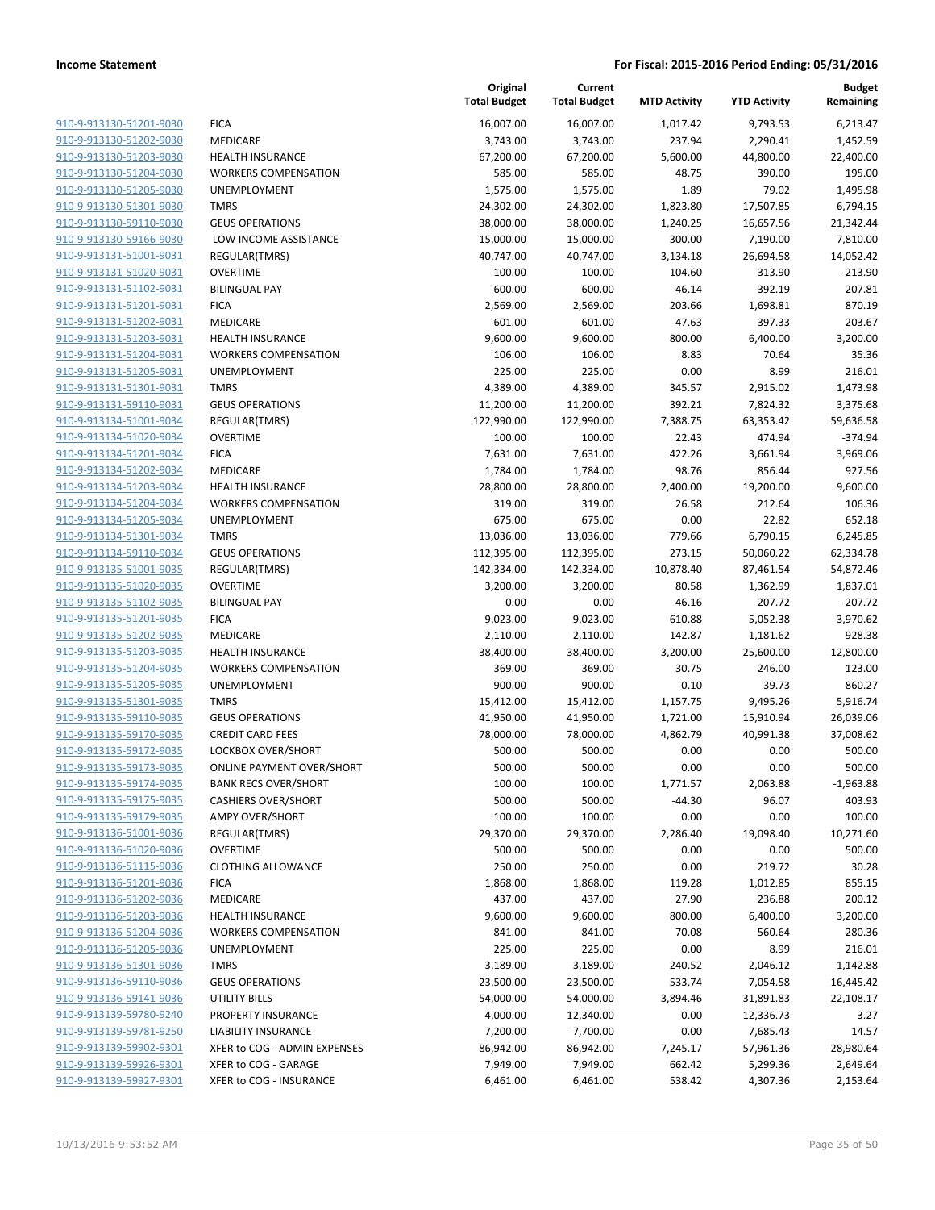| | | Original Total Budget | Current Total Budget | MTD Activity | YTD Activity | Budget Remaining |
|---|---|---|---|---|---|---|
| 910-9-913130-51201-9030 | FICA | 16,007.00 | 16,007.00 | 1,017.42 | 9,793.53 | 6,213.47 |
| 910-9-913130-51202-9030 | MEDICARE | 3,743.00 | 3,743.00 | 237.94 | 2,290.41 | 1,452.59 |
| 910-9-913130-51203-9030 | HEALTH INSURANCE | 67,200.00 | 67,200.00 | 5,600.00 | 44,800.00 | 22,400.00 |
| 910-9-913130-51204-9030 | WORKERS COMPENSATION | 585.00 | 585.00 | 48.75 | 390.00 | 195.00 |
| 910-9-913130-51205-9030 | UNEMPLOYMENT | 1,575.00 | 1,575.00 | 1.89 | 79.02 | 1,495.98 |
| 910-9-913130-51301-9030 | TMRS | 24,302.00 | 24,302.00 | 1,823.80 | 17,507.85 | 6,794.15 |
| 910-9-913130-59110-9030 | GEUS OPERATIONS | 38,000.00 | 38,000.00 | 1,240.25 | 16,657.56 | 21,342.44 |
| 910-9-913130-59166-9030 | LOW INCOME ASSISTANCE | 15,000.00 | 15,000.00 | 300.00 | 7,190.00 | 7,810.00 |
| 910-9-913131-51001-9031 | REGULAR(TMRS) | 40,747.00 | 40,747.00 | 3,134.18 | 26,694.58 | 14,052.42 |
| 910-9-913131-51020-9031 | OVERTIME | 100.00 | 100.00 | 104.60 | 313.90 | -213.90 |
| 910-9-913131-51102-9031 | BILINGUAL PAY | 600.00 | 600.00 | 46.14 | 392.19 | 207.81 |
| 910-9-913131-51201-9031 | FICA | 2,569.00 | 2,569.00 | 203.66 | 1,698.81 | 870.19 |
| 910-9-913131-51202-9031 | MEDICARE | 601.00 | 601.00 | 47.63 | 397.33 | 203.67 |
| 910-9-913131-51203-9031 | HEALTH INSURANCE | 9,600.00 | 9,600.00 | 800.00 | 6,400.00 | 3,200.00 |
| 910-9-913131-51204-9031 | WORKERS COMPENSATION | 106.00 | 106.00 | 8.83 | 70.64 | 35.36 |
| 910-9-913131-51205-9031 | UNEMPLOYMENT | 225.00 | 225.00 | 0.00 | 8.99 | 216.01 |
| 910-9-913131-51301-9031 | TMRS | 4,389.00 | 4,389.00 | 345.57 | 2,915.02 | 1,473.98 |
| 910-9-913131-59110-9031 | GEUS OPERATIONS | 11,200.00 | 11,200.00 | 392.21 | 7,824.32 | 3,375.68 |
| 910-9-913134-51001-9034 | REGULAR(TMRS) | 122,990.00 | 122,990.00 | 7,388.75 | 63,353.42 | 59,636.58 |
| 910-9-913134-51020-9034 | OVERTIME | 100.00 | 100.00 | 22.43 | 474.94 | -374.94 |
| 910-9-913134-51201-9034 | FICA | 7,631.00 | 7,631.00 | 422.26 | 3,661.94 | 3,969.06 |
| 910-9-913134-51202-9034 | MEDICARE | 1,784.00 | 1,784.00 | 98.76 | 856.44 | 927.56 |
| 910-9-913134-51203-9034 | HEALTH INSURANCE | 28,800.00 | 28,800.00 | 2,400.00 | 19,200.00 | 9,600.00 |
| 910-9-913134-51204-9034 | WORKERS COMPENSATION | 319.00 | 319.00 | 26.58 | 212.64 | 106.36 |
| 910-9-913134-51205-9034 | UNEMPLOYMENT | 675.00 | 675.00 | 0.00 | 22.82 | 652.18 |
| 910-9-913134-51301-9034 | TMRS | 13,036.00 | 13,036.00 | 779.66 | 6,790.15 | 6,245.85 |
| 910-9-913134-59110-9034 | GEUS OPERATIONS | 112,395.00 | 112,395.00 | 273.15 | 50,060.22 | 62,334.78 |
| 910-9-913135-51001-9035 | REGULAR(TMRS) | 142,334.00 | 142,334.00 | 10,878.40 | 87,461.54 | 54,872.46 |
| 910-9-913135-51020-9035 | OVERTIME | 3,200.00 | 3,200.00 | 80.58 | 1,362.99 | 1,837.01 |
| 910-9-913135-51102-9035 | BILINGUAL PAY | 0.00 | 0.00 | 46.16 | 207.72 | -207.72 |
| 910-9-913135-51201-9035 | FICA | 9,023.00 | 9,023.00 | 610.88 | 5,052.38 | 3,970.62 |
| 910-9-913135-51202-9035 | MEDICARE | 2,110.00 | 2,110.00 | 142.87 | 1,181.62 | 928.38 |
| 910-9-913135-51203-9035 | HEALTH INSURANCE | 38,400.00 | 38,400.00 | 3,200.00 | 25,600.00 | 12,800.00 |
| 910-9-913135-51204-9035 | WORKERS COMPENSATION | 369.00 | 369.00 | 30.75 | 246.00 | 123.00 |
| 910-9-913135-51205-9035 | UNEMPLOYMENT | 900.00 | 900.00 | 0.10 | 39.73 | 860.27 |
| 910-9-913135-51301-9035 | TMRS | 15,412.00 | 15,412.00 | 1,157.75 | 9,495.26 | 5,916.74 |
| 910-9-913135-59110-9035 | GEUS OPERATIONS | 41,950.00 | 41,950.00 | 1,721.00 | 15,910.94 | 26,039.06 |
| 910-9-913135-59170-9035 | CREDIT CARD FEES | 78,000.00 | 78,000.00 | 4,862.79 | 40,991.38 | 37,008.62 |
| 910-9-913135-59172-9035 | LOCKBOX OVER/SHORT | 500.00 | 500.00 | 0.00 | 0.00 | 500.00 |
| 910-9-913135-59173-9035 | ONLINE PAYMENT OVER/SHORT | 500.00 | 500.00 | 0.00 | 0.00 | 500.00 |
| 910-9-913135-59174-9035 | BANK RECS OVER/SHORT | 100.00 | 100.00 | 1,771.57 | 2,063.88 | -1,963.88 |
| 910-9-913135-59175-9035 | CASHIERS OVER/SHORT | 500.00 | 500.00 | -44.30 | 96.07 | 403.93 |
| 910-9-913135-59179-9035 | AMPY OVER/SHORT | 100.00 | 100.00 | 0.00 | 0.00 | 100.00 |
| 910-9-913136-51001-9036 | REGULAR(TMRS) | 29,370.00 | 29,370.00 | 2,286.40 | 19,098.40 | 10,271.60 |
| 910-9-913136-51020-9036 | OVERTIME | 500.00 | 500.00 | 0.00 | 0.00 | 500.00 |
| 910-9-913136-51115-9036 | CLOTHING ALLOWANCE | 250.00 | 250.00 | 0.00 | 219.72 | 30.28 |
| 910-9-913136-51201-9036 | FICA | 1,868.00 | 1,868.00 | 119.28 | 1,012.85 | 855.15 |
| 910-9-913136-51202-9036 | MEDICARE | 437.00 | 437.00 | 27.90 | 236.88 | 200.12 |
| 910-9-913136-51203-9036 | HEALTH INSURANCE | 9,600.00 | 9,600.00 | 800.00 | 6,400.00 | 3,200.00 |
| 910-9-913136-51204-9036 | WORKERS COMPENSATION | 841.00 | 841.00 | 70.08 | 560.64 | 280.36 |
| 910-9-913136-51205-9036 | UNEMPLOYMENT | 225.00 | 225.00 | 0.00 | 8.99 | 216.01 |
| 910-9-913136-51301-9036 | TMRS | 3,189.00 | 3,189.00 | 240.52 | 2,046.12 | 1,142.88 |
| 910-9-913136-59110-9036 | GEUS OPERATIONS | 23,500.00 | 23,500.00 | 533.74 | 7,054.58 | 16,445.42 |
| 910-9-913136-59141-9036 | UTILITY BILLS | 54,000.00 | 54,000.00 | 3,894.46 | 31,891.83 | 22,108.17 |
| 910-9-913139-59780-9240 | PROPERTY INSURANCE | 4,000.00 | 12,340.00 | 0.00 | 12,336.73 | 3.27 |
| 910-9-913139-59781-9250 | LIABILITY INSURANCE | 7,200.00 | 7,700.00 | 0.00 | 7,685.43 | 14.57 |
| 910-9-913139-59902-9301 | XFER to COG - ADMIN EXPENSES | 86,942.00 | 86,942.00 | 7,245.17 | 57,961.36 | 28,980.64 |
| 910-9-913139-59926-9301 | XFER to COG - GARAGE | 7,949.00 | 7,949.00 | 662.42 | 5,299.36 | 2,649.64 |
| 910-9-913139-59927-9301 | XFER to COG - INSURANCE | 6,461.00 | 6,461.00 | 538.42 | 4,307.36 | 2,153.64 |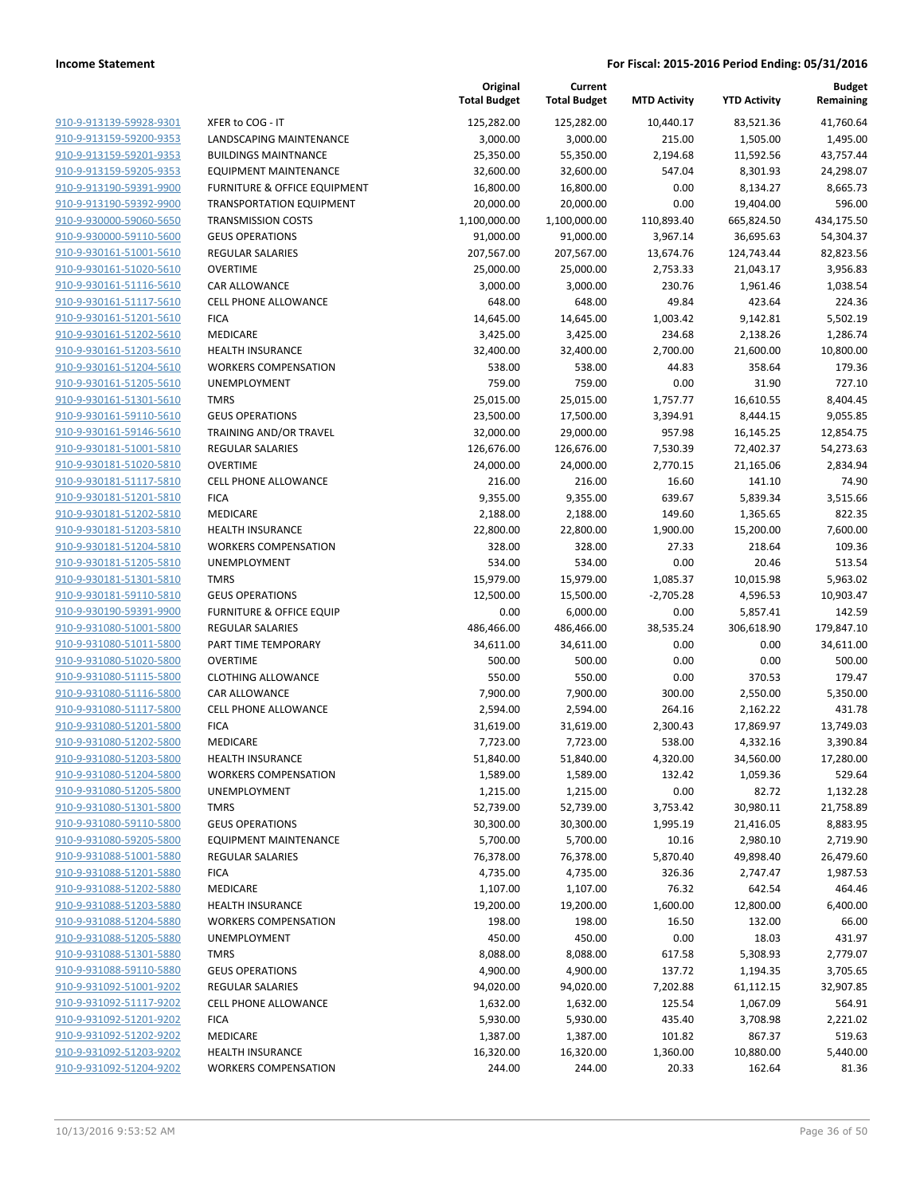**Income Statement** **For Fiscal: 2015-2016 Period Ending: 05/31/2016**

| | | Original Total Budget | Current Total Budget | MTD Activity | YTD Activity | Budget Remaining |
|---|---|---|---|---|---|---|
| 910-9-913139-59928-9301 | XFER to COG - IT | 125,282.00 | 125,282.00 | 10,440.17 | 83,521.36 | 41,760.64 |
| 910-9-913159-59200-9353 | LANDSCAPING MAINTENANCE | 3,000.00 | 3,000.00 | 215.00 | 1,505.00 | 1,495.00 |
| 910-9-913159-59201-9353 | BUILDINGS MAINTNANCE | 25,350.00 | 55,350.00 | 2,194.68 | 11,592.56 | 43,757.44 |
| 910-9-913159-59205-9353 | EQUIPMENT MAINTENANCE | 32,600.00 | 32,600.00 | 547.04 | 8,301.93 | 24,298.07 |
| 910-9-913190-59391-9900 | FURNITURE & OFFICE EQUIPMENT | 16,800.00 | 16,800.00 | 0.00 | 8,134.27 | 8,665.73 |
| 910-9-913190-59392-9900 | TRANSPORTATION EQUIPMENT | 20,000.00 | 20,000.00 | 0.00 | 19,404.00 | 596.00 |
| 910-9-930000-59060-5650 | TRANSMISSION COSTS | 1,100,000.00 | 1,100,000.00 | 110,893.40 | 665,824.50 | 434,175.50 |
| 910-9-930000-59110-5600 | GEUS OPERATIONS | 91,000.00 | 91,000.00 | 3,967.14 | 36,695.63 | 54,304.37 |
| 910-9-930161-51001-5610 | REGULAR SALARIES | 207,567.00 | 207,567.00 | 13,674.76 | 124,743.44 | 82,823.56 |
| 910-9-930161-51020-5610 | OVERTIME | 25,000.00 | 25,000.00 | 2,753.33 | 21,043.17 | 3,956.83 |
| 910-9-930161-51116-5610 | CAR ALLOWANCE | 3,000.00 | 3,000.00 | 230.76 | 1,961.46 | 1,038.54 |
| 910-9-930161-51117-5610 | CELL PHONE ALLOWANCE | 648.00 | 648.00 | 49.84 | 423.64 | 224.36 |
| 910-9-930161-51201-5610 | FICA | 14,645.00 | 14,645.00 | 1,003.42 | 9,142.81 | 5,502.19 |
| 910-9-930161-51202-5610 | MEDICARE | 3,425.00 | 3,425.00 | 234.68 | 2,138.26 | 1,286.74 |
| 910-9-930161-51203-5610 | HEALTH INSURANCE | 32,400.00 | 32,400.00 | 2,700.00 | 21,600.00 | 10,800.00 |
| 910-9-930161-51204-5610 | WORKERS COMPENSATION | 538.00 | 538.00 | 44.83 | 358.64 | 179.36 |
| 910-9-930161-51205-5610 | UNEMPLOYMENT | 759.00 | 759.00 | 0.00 | 31.90 | 727.10 |
| 910-9-930161-51301-5610 | TMRS | 25,015.00 | 25,015.00 | 1,757.77 | 16,610.55 | 8,404.45 |
| 910-9-930161-59110-5610 | GEUS OPERATIONS | 23,500.00 | 17,500.00 | 3,394.91 | 8,444.15 | 9,055.85 |
| 910-9-930161-59146-5610 | TRAINING AND/OR TRAVEL | 32,000.00 | 29,000.00 | 957.98 | 16,145.25 | 12,854.75 |
| 910-9-930181-51001-5810 | REGULAR SALARIES | 126,676.00 | 126,676.00 | 7,530.39 | 72,402.37 | 54,273.63 |
| 910-9-930181-51020-5810 | OVERTIME | 24,000.00 | 24,000.00 | 2,770.15 | 21,165.06 | 2,834.94 |
| 910-9-930181-51117-5810 | CELL PHONE ALLOWANCE | 216.00 | 216.00 | 16.60 | 141.10 | 74.90 |
| 910-9-930181-51201-5810 | FICA | 9,355.00 | 9,355.00 | 639.67 | 5,839.34 | 3,515.66 |
| 910-9-930181-51202-5810 | MEDICARE | 2,188.00 | 2,188.00 | 149.60 | 1,365.65 | 822.35 |
| 910-9-930181-51203-5810 | HEALTH INSURANCE | 22,800.00 | 22,800.00 | 1,900.00 | 15,200.00 | 7,600.00 |
| 910-9-930181-51204-5810 | WORKERS COMPENSATION | 328.00 | 328.00 | 27.33 | 218.64 | 109.36 |
| 910-9-930181-51205-5810 | UNEMPLOYMENT | 534.00 | 534.00 | 0.00 | 20.46 | 513.54 |
| 910-9-930181-51301-5810 | TMRS | 15,979.00 | 15,979.00 | 1,085.37 | 10,015.98 | 5,963.02 |
| 910-9-930181-59110-5810 | GEUS OPERATIONS | 12,500.00 | 15,500.00 | -2,705.28 | 4,596.53 | 10,903.47 |
| 910-9-930190-59391-9900 | FURNITURE & OFFICE EQUIP | 0.00 | 6,000.00 | 0.00 | 5,857.41 | 142.59 |
| 910-9-931080-51001-5800 | REGULAR SALARIES | 486,466.00 | 486,466.00 | 38,535.24 | 306,618.90 | 179,847.10 |
| 910-9-931080-51011-5800 | PART TIME TEMPORARY | 34,611.00 | 34,611.00 | 0.00 | 0.00 | 34,611.00 |
| 910-9-931080-51020-5800 | OVERTIME | 500.00 | 500.00 | 0.00 | 0.00 | 500.00 |
| 910-9-931080-51115-5800 | CLOTHING ALLOWANCE | 550.00 | 550.00 | 0.00 | 370.53 | 179.47 |
| 910-9-931080-51116-5800 | CAR ALLOWANCE | 7,900.00 | 7,900.00 | 300.00 | 2,550.00 | 5,350.00 |
| 910-9-931080-51117-5800 | CELL PHONE ALLOWANCE | 2,594.00 | 2,594.00 | 264.16 | 2,162.22 | 431.78 |
| 910-9-931080-51201-5800 | FICA | 31,619.00 | 31,619.00 | 2,300.43 | 17,869.97 | 13,749.03 |
| 910-9-931080-51202-5800 | MEDICARE | 7,723.00 | 7,723.00 | 538.00 | 4,332.16 | 3,390.84 |
| 910-9-931080-51203-5800 | HEALTH INSURANCE | 51,840.00 | 51,840.00 | 4,320.00 | 34,560.00 | 17,280.00 |
| 910-9-931080-51204-5800 | WORKERS COMPENSATION | 1,589.00 | 1,589.00 | 132.42 | 1,059.36 | 529.64 |
| 910-9-931080-51205-5800 | UNEMPLOYMENT | 1,215.00 | 1,215.00 | 0.00 | 82.72 | 1,132.28 |
| 910-9-931080-51301-5800 | TMRS | 52,739.00 | 52,739.00 | 3,753.42 | 30,980.11 | 21,758.89 |
| 910-9-931080-59110-5800 | GEUS OPERATIONS | 30,300.00 | 30,300.00 | 1,995.19 | 21,416.05 | 8,883.95 |
| 910-9-931080-59205-5800 | EQUIPMENT MAINTENANCE | 5,700.00 | 5,700.00 | 10.16 | 2,980.10 | 2,719.90 |
| 910-9-931088-51001-5880 | REGULAR SALARIES | 76,378.00 | 76,378.00 | 5,870.40 | 49,898.40 | 26,479.60 |
| 910-9-931088-51201-5880 | FICA | 4,735.00 | 4,735.00 | 326.36 | 2,747.47 | 1,987.53 |
| 910-9-931088-51202-5880 | MEDICARE | 1,107.00 | 1,107.00 | 76.32 | 642.54 | 464.46 |
| 910-9-931088-51203-5880 | HEALTH INSURANCE | 19,200.00 | 19,200.00 | 1,600.00 | 12,800.00 | 6,400.00 |
| 910-9-931088-51204-5880 | WORKERS COMPENSATION | 198.00 | 198.00 | 16.50 | 132.00 | 66.00 |
| 910-9-931088-51205-5880 | UNEMPLOYMENT | 450.00 | 450.00 | 0.00 | 18.03 | 431.97 |
| 910-9-931088-51301-5880 | TMRS | 8,088.00 | 8,088.00 | 617.58 | 5,308.93 | 2,779.07 |
| 910-9-931088-59110-5880 | GEUS OPERATIONS | 4,900.00 | 4,900.00 | 137.72 | 1,194.35 | 3,705.65 |
| 910-9-931092-51001-9202 | REGULAR SALARIES | 94,020.00 | 94,020.00 | 7,202.88 | 61,112.15 | 32,907.85 |
| 910-9-931092-51117-9202 | CELL PHONE ALLOWANCE | 1,632.00 | 1,632.00 | 125.54 | 1,067.09 | 564.91 |
| 910-9-931092-51201-9202 | FICA | 5,930.00 | 5,930.00 | 435.40 | 3,708.98 | 2,221.02 |
| 910-9-931092-51202-9202 | MEDICARE | 1,387.00 | 1,387.00 | 101.82 | 867.37 | 519.63 |
| 910-9-931092-51203-9202 | HEALTH INSURANCE | 16,320.00 | 16,320.00 | 1,360.00 | 10,880.00 | 5,440.00 |
| 910-9-931092-51204-9202 | WORKERS COMPENSATION | 244.00 | 244.00 | 20.33 | 162.64 | 81.36 |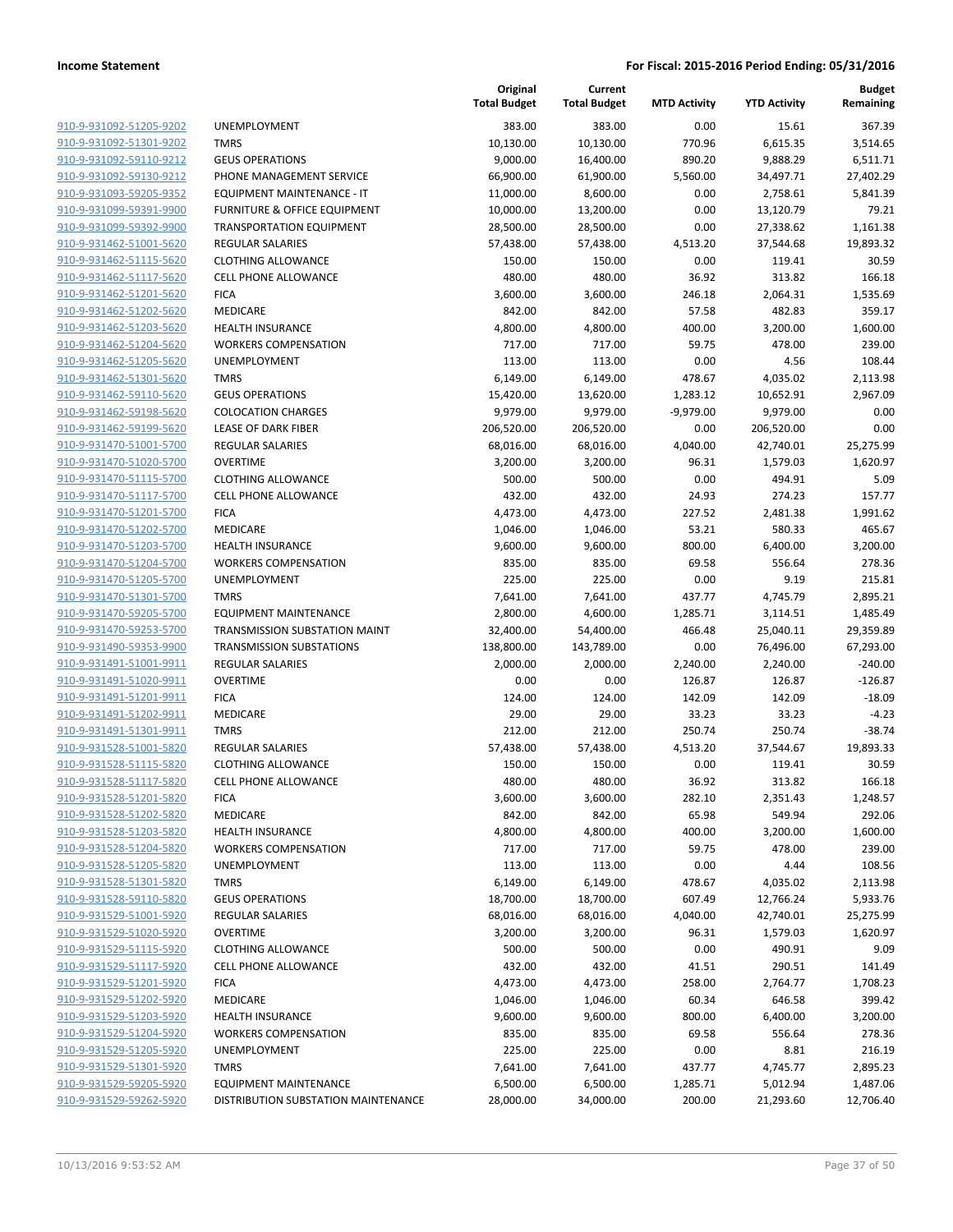**Income Statement** — **For Fiscal: 2015-2016 Period Ending: 05/31/2016**

| | | Original Total Budget | Current Total Budget | MTD Activity | YTD Activity | Budget Remaining |
|---|---|---|---|---|---|---|
| 910-9-931092-51205-9202 | UNEMPLOYMENT | 383.00 | 383.00 | 0.00 | 15.61 | 367.39 |
| 910-9-931092-51301-9202 | TMRS | 10,130.00 | 10,130.00 | 770.96 | 6,615.35 | 3,514.65 |
| 910-9-931092-59110-9212 | GEUS OPERATIONS | 9,000.00 | 16,400.00 | 890.20 | 9,888.29 | 6,511.71 |
| 910-9-931092-59130-9212 | PHONE MANAGEMENT SERVICE | 66,900.00 | 61,900.00 | 5,560.00 | 34,497.71 | 27,402.29 |
| 910-9-931093-59205-9352 | EQUIPMENT MAINTENANCE - IT | 11,000.00 | 8,600.00 | 0.00 | 2,758.61 | 5,841.39 |
| 910-9-931099-59391-9900 | FURNITURE & OFFICE EQUIPMENT | 10,000.00 | 13,200.00 | 0.00 | 13,120.79 | 79.21 |
| 910-9-931099-59392-9900 | TRANSPORTATION EQUIPMENT | 28,500.00 | 28,500.00 | 0.00 | 27,338.62 | 1,161.38 |
| 910-9-931462-51001-5620 | REGULAR SALARIES | 57,438.00 | 57,438.00 | 4,513.20 | 37,544.68 | 19,893.32 |
| 910-9-931462-51115-5620 | CLOTHING ALLOWANCE | 150.00 | 150.00 | 0.00 | 119.41 | 30.59 |
| 910-9-931462-51117-5620 | CELL PHONE ALLOWANCE | 480.00 | 480.00 | 36.92 | 313.82 | 166.18 |
| 910-9-931462-51201-5620 | FICA | 3,600.00 | 3,600.00 | 246.18 | 2,064.31 | 1,535.69 |
| 910-9-931462-51202-5620 | MEDICARE | 842.00 | 842.00 | 57.58 | 482.83 | 359.17 |
| 910-9-931462-51203-5620 | HEALTH INSURANCE | 4,800.00 | 4,800.00 | 400.00 | 3,200.00 | 1,600.00 |
| 910-9-931462-51204-5620 | WORKERS COMPENSATION | 717.00 | 717.00 | 59.75 | 478.00 | 239.00 |
| 910-9-931462-51205-5620 | UNEMPLOYMENT | 113.00 | 113.00 | 0.00 | 4.56 | 108.44 |
| 910-9-931462-51301-5620 | TMRS | 6,149.00 | 6,149.00 | 478.67 | 4,035.02 | 2,113.98 |
| 910-9-931462-59110-5620 | GEUS OPERATIONS | 15,420.00 | 13,620.00 | 1,283.12 | 10,652.91 | 2,967.09 |
| 910-9-931462-59198-5620 | COLOCATION CHARGES | 9,979.00 | 9,979.00 | -9,979.00 | 9,979.00 | 0.00 |
| 910-9-931462-59199-5620 | LEASE OF DARK FIBER | 206,520.00 | 206,520.00 | 0.00 | 206,520.00 | 0.00 |
| 910-9-931470-51001-5700 | REGULAR SALARIES | 68,016.00 | 68,016.00 | 4,040.00 | 42,740.01 | 25,275.99 |
| 910-9-931470-51020-5700 | OVERTIME | 3,200.00 | 3,200.00 | 96.31 | 1,579.03 | 1,620.97 |
| 910-9-931470-51115-5700 | CLOTHING ALLOWANCE | 500.00 | 500.00 | 0.00 | 494.91 | 5.09 |
| 910-9-931470-51117-5700 | CELL PHONE ALLOWANCE | 432.00 | 432.00 | 24.93 | 274.23 | 157.77 |
| 910-9-931470-51201-5700 | FICA | 4,473.00 | 4,473.00 | 227.52 | 2,481.38 | 1,991.62 |
| 910-9-931470-51202-5700 | MEDICARE | 1,046.00 | 1,046.00 | 53.21 | 580.33 | 465.67 |
| 910-9-931470-51203-5700 | HEALTH INSURANCE | 9,600.00 | 9,600.00 | 800.00 | 6,400.00 | 3,200.00 |
| 910-9-931470-51204-5700 | WORKERS COMPENSATION | 835.00 | 835.00 | 69.58 | 556.64 | 278.36 |
| 910-9-931470-51205-5700 | UNEMPLOYMENT | 225.00 | 225.00 | 0.00 | 9.19 | 215.81 |
| 910-9-931470-51301-5700 | TMRS | 7,641.00 | 7,641.00 | 437.77 | 4,745.79 | 2,895.21 |
| 910-9-931470-59205-5700 | EQUIPMENT MAINTENANCE | 2,800.00 | 4,600.00 | 1,285.71 | 3,114.51 | 1,485.49 |
| 910-9-931470-59253-5700 | TRANSMISSION SUBSTATION MAINT | 32,400.00 | 54,400.00 | 466.48 | 25,040.11 | 29,359.89 |
| 910-9-931490-59353-9900 | TRANSMISSION SUBSTATIONS | 138,800.00 | 143,789.00 | 0.00 | 76,496.00 | 67,293.00 |
| 910-9-931491-51001-9911 | REGULAR SALARIES | 2,000.00 | 2,000.00 | 2,240.00 | 2,240.00 | -240.00 |
| 910-9-931491-51020-9911 | OVERTIME | 0.00 | 0.00 | 126.87 | 126.87 | -126.87 |
| 910-9-931491-51201-9911 | FICA | 124.00 | 124.00 | 142.09 | 142.09 | -18.09 |
| 910-9-931491-51202-9911 | MEDICARE | 29.00 | 29.00 | 33.23 | 33.23 | -4.23 |
| 910-9-931491-51301-9911 | TMRS | 212.00 | 212.00 | 250.74 | 250.74 | -38.74 |
| 910-9-931528-51001-5820 | REGULAR SALARIES | 57,438.00 | 57,438.00 | 4,513.20 | 37,544.67 | 19,893.33 |
| 910-9-931528-51115-5820 | CLOTHING ALLOWANCE | 150.00 | 150.00 | 0.00 | 119.41 | 30.59 |
| 910-9-931528-51117-5820 | CELL PHONE ALLOWANCE | 480.00 | 480.00 | 36.92 | 313.82 | 166.18 |
| 910-9-931528-51201-5820 | FICA | 3,600.00 | 3,600.00 | 282.10 | 2,351.43 | 1,248.57 |
| 910-9-931528-51202-5820 | MEDICARE | 842.00 | 842.00 | 65.98 | 549.94 | 292.06 |
| 910-9-931528-51203-5820 | HEALTH INSURANCE | 4,800.00 | 4,800.00 | 400.00 | 3,200.00 | 1,600.00 |
| 910-9-931528-51204-5820 | WORKERS COMPENSATION | 717.00 | 717.00 | 59.75 | 478.00 | 239.00 |
| 910-9-931528-51205-5820 | UNEMPLOYMENT | 113.00 | 113.00 | 0.00 | 4.44 | 108.56 |
| 910-9-931528-51301-5820 | TMRS | 6,149.00 | 6,149.00 | 478.67 | 4,035.02 | 2,113.98 |
| 910-9-931528-59110-5820 | GEUS OPERATIONS | 18,700.00 | 18,700.00 | 607.49 | 12,766.24 | 5,933.76 |
| 910-9-931529-51001-5920 | REGULAR SALARIES | 68,016.00 | 68,016.00 | 4,040.00 | 42,740.01 | 25,275.99 |
| 910-9-931529-51020-5920 | OVERTIME | 3,200.00 | 3,200.00 | 96.31 | 1,579.03 | 1,620.97 |
| 910-9-931529-51115-5920 | CLOTHING ALLOWANCE | 500.00 | 500.00 | 0.00 | 490.91 | 9.09 |
| 910-9-931529-51117-5920 | CELL PHONE ALLOWANCE | 432.00 | 432.00 | 41.51 | 290.51 | 141.49 |
| 910-9-931529-51201-5920 | FICA | 4,473.00 | 4,473.00 | 258.00 | 2,764.77 | 1,708.23 |
| 910-9-931529-51202-5920 | MEDICARE | 1,046.00 | 1,046.00 | 60.34 | 646.58 | 399.42 |
| 910-9-931529-51203-5920 | HEALTH INSURANCE | 9,600.00 | 9,600.00 | 800.00 | 6,400.00 | 3,200.00 |
| 910-9-931529-51204-5920 | WORKERS COMPENSATION | 835.00 | 835.00 | 69.58 | 556.64 | 278.36 |
| 910-9-931529-51205-5920 | UNEMPLOYMENT | 225.00 | 225.00 | 0.00 | 8.81 | 216.19 |
| 910-9-931529-51301-5920 | TMRS | 7,641.00 | 7,641.00 | 437.77 | 4,745.77 | 2,895.23 |
| 910-9-931529-59205-5920 | EQUIPMENT MAINTENANCE | 6,500.00 | 6,500.00 | 1,285.71 | 5,012.94 | 1,487.06 |
| 910-9-931529-59262-5920 | DISTRIBUTION SUBSTATION MAINTENANCE | 28,000.00 | 34,000.00 | 200.00 | 21,293.60 | 12,706.40 |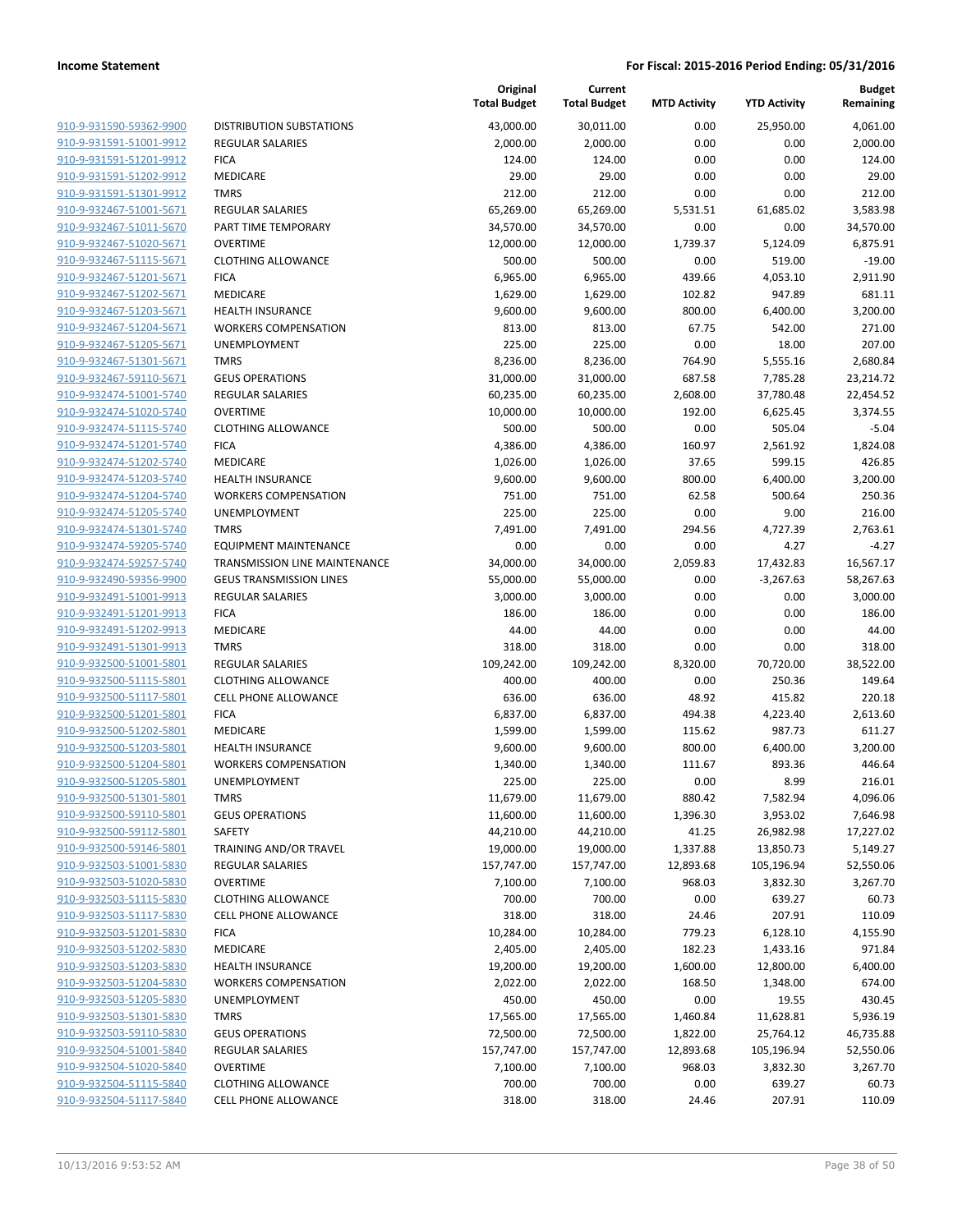| | | Original Total Budget | Current Total Budget | MTD Activity | YTD Activity | Budget Remaining |
|---|---|---|---|---|---|---|
| 910-9-931590-59362-9900 | DISTRIBUTION SUBSTATIONS | 43,000.00 | 30,011.00 | 0.00 | 25,950.00 | 4,061.00 |
| 910-9-931591-51001-9912 | REGULAR SALARIES | 2,000.00 | 2,000.00 | 0.00 | 0.00 | 2,000.00 |
| 910-9-931591-51201-9912 | FICA | 124.00 | 124.00 | 0.00 | 0.00 | 124.00 |
| 910-9-931591-51202-9912 | MEDICARE | 29.00 | 29.00 | 0.00 | 0.00 | 29.00 |
| 910-9-931591-51301-9912 | TMRS | 212.00 | 212.00 | 0.00 | 0.00 | 212.00 |
| 910-9-932467-51001-5671 | REGULAR SALARIES | 65,269.00 | 65,269.00 | 5,531.51 | 61,685.02 | 3,583.98 |
| 910-9-932467-51011-5670 | PART TIME TEMPORARY | 34,570.00 | 34,570.00 | 0.00 | 0.00 | 34,570.00 |
| 910-9-932467-51020-5671 | OVERTIME | 12,000.00 | 12,000.00 | 1,739.37 | 5,124.09 | 6,875.91 |
| 910-9-932467-51115-5671 | CLOTHING ALLOWANCE | 500.00 | 500.00 | 0.00 | 519.00 | -19.00 |
| 910-9-932467-51201-5671 | FICA | 6,965.00 | 6,965.00 | 439.66 | 4,053.10 | 2,911.90 |
| 910-9-932467-51202-5671 | MEDICARE | 1,629.00 | 1,629.00 | 102.82 | 947.89 | 681.11 |
| 910-9-932467-51203-5671 | HEALTH INSURANCE | 9,600.00 | 9,600.00 | 800.00 | 6,400.00 | 3,200.00 |
| 910-9-932467-51204-5671 | WORKERS COMPENSATION | 813.00 | 813.00 | 67.75 | 542.00 | 271.00 |
| 910-9-932467-51205-5671 | UNEMPLOYMENT | 225.00 | 225.00 | 0.00 | 18.00 | 207.00 |
| 910-9-932467-51301-5671 | TMRS | 8,236.00 | 8,236.00 | 764.90 | 5,555.16 | 2,680.84 |
| 910-9-932467-59110-5671 | GEUS OPERATIONS | 31,000.00 | 31,000.00 | 687.58 | 7,785.28 | 23,214.72 |
| 910-9-932474-51001-5740 | REGULAR SALARIES | 60,235.00 | 60,235.00 | 2,608.00 | 37,780.48 | 22,454.52 |
| 910-9-932474-51020-5740 | OVERTIME | 10,000.00 | 10,000.00 | 192.00 | 6,625.45 | 3,374.55 |
| 910-9-932474-51115-5740 | CLOTHING ALLOWANCE | 500.00 | 500.00 | 0.00 | 505.04 | -5.04 |
| 910-9-932474-51201-5740 | FICA | 4,386.00 | 4,386.00 | 160.97 | 2,561.92 | 1,824.08 |
| 910-9-932474-51202-5740 | MEDICARE | 1,026.00 | 1,026.00 | 37.65 | 599.15 | 426.85 |
| 910-9-932474-51203-5740 | HEALTH INSURANCE | 9,600.00 | 9,600.00 | 800.00 | 6,400.00 | 3,200.00 |
| 910-9-932474-51204-5740 | WORKERS COMPENSATION | 751.00 | 751.00 | 62.58 | 500.64 | 250.36 |
| 910-9-932474-51205-5740 | UNEMPLOYMENT | 225.00 | 225.00 | 0.00 | 9.00 | 216.00 |
| 910-9-932474-51301-5740 | TMRS | 7,491.00 | 7,491.00 | 294.56 | 4,727.39 | 2,763.61 |
| 910-9-932474-59205-5740 | EQUIPMENT MAINTENANCE | 0.00 | 0.00 | 0.00 | 4.27 | -4.27 |
| 910-9-932474-59257-5740 | TRANSMISSION LINE MAINTENANCE | 34,000.00 | 34,000.00 | 2,059.83 | 17,432.83 | 16,567.17 |
| 910-9-932490-59356-9900 | GEUS TRANSMISSION LINES | 55,000.00 | 55,000.00 | 0.00 | -3,267.63 | 58,267.63 |
| 910-9-932491-51001-9913 | REGULAR SALARIES | 3,000.00 | 3,000.00 | 0.00 | 0.00 | 3,000.00 |
| 910-9-932491-51201-9913 | FICA | 186.00 | 186.00 | 0.00 | 0.00 | 186.00 |
| 910-9-932491-51202-9913 | MEDICARE | 44.00 | 44.00 | 0.00 | 0.00 | 44.00 |
| 910-9-932491-51301-9913 | TMRS | 318.00 | 318.00 | 0.00 | 0.00 | 318.00 |
| 910-9-932500-51001-5801 | REGULAR SALARIES | 109,242.00 | 109,242.00 | 8,320.00 | 70,720.00 | 38,522.00 |
| 910-9-932500-51115-5801 | CLOTHING ALLOWANCE | 400.00 | 400.00 | 0.00 | 250.36 | 149.64 |
| 910-9-932500-51117-5801 | CELL PHONE ALLOWANCE | 636.00 | 636.00 | 48.92 | 415.82 | 220.18 |
| 910-9-932500-51201-5801 | FICA | 6,837.00 | 6,837.00 | 494.38 | 4,223.40 | 2,613.60 |
| 910-9-932500-51202-5801 | MEDICARE | 1,599.00 | 1,599.00 | 115.62 | 987.73 | 611.27 |
| 910-9-932500-51203-5801 | HEALTH INSURANCE | 9,600.00 | 9,600.00 | 800.00 | 6,400.00 | 3,200.00 |
| 910-9-932500-51204-5801 | WORKERS COMPENSATION | 1,340.00 | 1,340.00 | 111.67 | 893.36 | 446.64 |
| 910-9-932500-51205-5801 | UNEMPLOYMENT | 225.00 | 225.00 | 0.00 | 8.99 | 216.01 |
| 910-9-932500-51301-5801 | TMRS | 11,679.00 | 11,679.00 | 880.42 | 7,582.94 | 4,096.06 |
| 910-9-932500-59110-5801 | GEUS OPERATIONS | 11,600.00 | 11,600.00 | 1,396.30 | 3,953.02 | 7,646.98 |
| 910-9-932500-59112-5801 | SAFETY | 44,210.00 | 44,210.00 | 41.25 | 26,982.98 | 17,227.02 |
| 910-9-932500-59146-5801 | TRAINING AND/OR TRAVEL | 19,000.00 | 19,000.00 | 1,337.88 | 13,850.73 | 5,149.27 |
| 910-9-932503-51001-5830 | REGULAR SALARIES | 157,747.00 | 157,747.00 | 12,893.68 | 105,196.94 | 52,550.06 |
| 910-9-932503-51020-5830 | OVERTIME | 7,100.00 | 7,100.00 | 968.03 | 3,832.30 | 3,267.70 |
| 910-9-932503-51115-5830 | CLOTHING ALLOWANCE | 700.00 | 700.00 | 0.00 | 639.27 | 60.73 |
| 910-9-932503-51117-5830 | CELL PHONE ALLOWANCE | 318.00 | 318.00 | 24.46 | 207.91 | 110.09 |
| 910-9-932503-51201-5830 | FICA | 10,284.00 | 10,284.00 | 779.23 | 6,128.10 | 4,155.90 |
| 910-9-932503-51202-5830 | MEDICARE | 2,405.00 | 2,405.00 | 182.23 | 1,433.16 | 971.84 |
| 910-9-932503-51203-5830 | HEALTH INSURANCE | 19,200.00 | 19,200.00 | 1,600.00 | 12,800.00 | 6,400.00 |
| 910-9-932503-51204-5830 | WORKERS COMPENSATION | 2,022.00 | 2,022.00 | 168.50 | 1,348.00 | 674.00 |
| 910-9-932503-51205-5830 | UNEMPLOYMENT | 450.00 | 450.00 | 0.00 | 19.55 | 430.45 |
| 910-9-932503-51301-5830 | TMRS | 17,565.00 | 17,565.00 | 1,460.84 | 11,628.81 | 5,936.19 |
| 910-9-932503-59110-5830 | GEUS OPERATIONS | 72,500.00 | 72,500.00 | 1,822.00 | 25,764.12 | 46,735.88 |
| 910-9-932504-51001-5840 | REGULAR SALARIES | 157,747.00 | 157,747.00 | 12,893.68 | 105,196.94 | 52,550.06 |
| 910-9-932504-51020-5840 | OVERTIME | 7,100.00 | 7,100.00 | 968.03 | 3,832.30 | 3,267.70 |
| 910-9-932504-51115-5840 | CLOTHING ALLOWANCE | 700.00 | 700.00 | 0.00 | 639.27 | 60.73 |
| 910-9-932504-51117-5840 | CELL PHONE ALLOWANCE | 318.00 | 318.00 | 24.46 | 207.91 | 110.09 |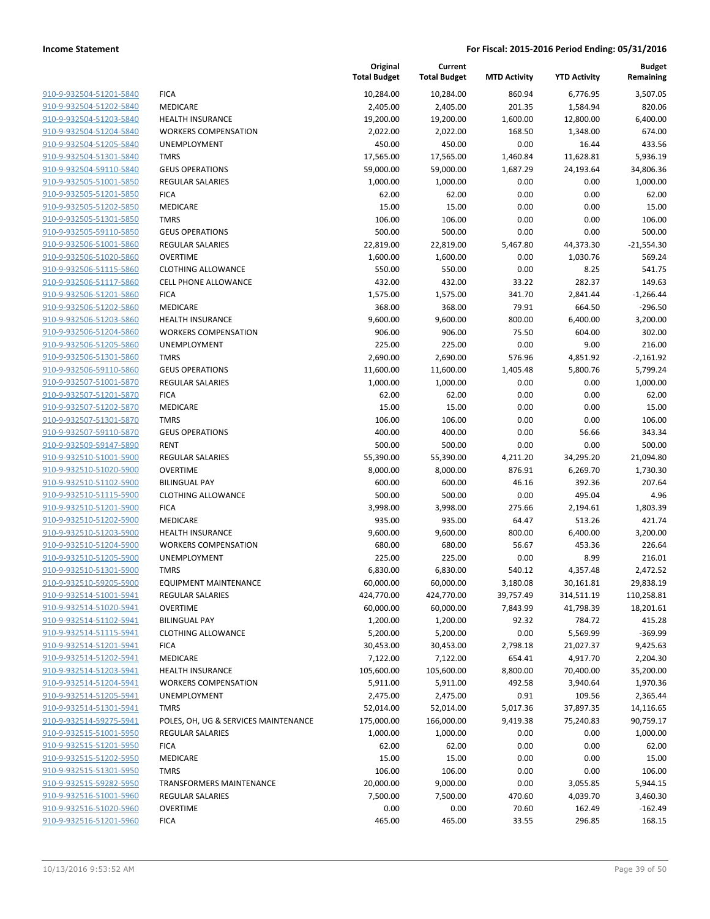**Income Statement** — **For Fiscal: 2015-2016 Period Ending: 05/31/2016**

| | | Original Total Budget | Current Total Budget | MTD Activity | YTD Activity | Budget Remaining |
|---|---|---|---|---|---|---|
| 910-9-932504-51201-5840 | FICA | 10,284.00 | 10,284.00 | 860.94 | 6,776.95 | 3,507.05 |
| 910-9-932504-51202-5840 | MEDICARE | 2,405.00 | 2,405.00 | 201.35 | 1,584.94 | 820.06 |
| 910-9-932504-51203-5840 | HEALTH INSURANCE | 19,200.00 | 19,200.00 | 1,600.00 | 12,800.00 | 6,400.00 |
| 910-9-932504-51204-5840 | WORKERS COMPENSATION | 2,022.00 | 2,022.00 | 168.50 | 1,348.00 | 674.00 |
| 910-9-932504-51205-5840 | UNEMPLOYMENT | 450.00 | 450.00 | 0.00 | 16.44 | 433.56 |
| 910-9-932504-51301-5840 | TMRS | 17,565.00 | 17,565.00 | 1,460.84 | 11,628.81 | 5,936.19 |
| 910-9-932504-59110-5840 | GEUS OPERATIONS | 59,000.00 | 59,000.00 | 1,687.29 | 24,193.64 | 34,806.36 |
| 910-9-932505-51001-5850 | REGULAR SALARIES | 1,000.00 | 1,000.00 | 0.00 | 0.00 | 1,000.00 |
| 910-9-932505-51201-5850 | FICA | 62.00 | 62.00 | 0.00 | 0.00 | 62.00 |
| 910-9-932505-51202-5850 | MEDICARE | 15.00 | 15.00 | 0.00 | 0.00 | 15.00 |
| 910-9-932505-51301-5850 | TMRS | 106.00 | 106.00 | 0.00 | 0.00 | 106.00 |
| 910-9-932505-59110-5850 | GEUS OPERATIONS | 500.00 | 500.00 | 0.00 | 0.00 | 500.00 |
| 910-9-932506-51001-5860 | REGULAR SALARIES | 22,819.00 | 22,819.00 | 5,467.80 | 44,373.30 | -21,554.30 |
| 910-9-932506-51020-5860 | OVERTIME | 1,600.00 | 1,600.00 | 0.00 | 1,030.76 | 569.24 |
| 910-9-932506-51115-5860 | CLOTHING ALLOWANCE | 550.00 | 550.00 | 0.00 | 8.25 | 541.75 |
| 910-9-932506-51117-5860 | CELL PHONE ALLOWANCE | 432.00 | 432.00 | 33.22 | 282.37 | 149.63 |
| 910-9-932506-51201-5860 | FICA | 1,575.00 | 1,575.00 | 341.70 | 2,841.44 | -1,266.44 |
| 910-9-932506-51202-5860 | MEDICARE | 368.00 | 368.00 | 79.91 | 664.50 | -296.50 |
| 910-9-932506-51203-5860 | HEALTH INSURANCE | 9,600.00 | 9,600.00 | 800.00 | 6,400.00 | 3,200.00 |
| 910-9-932506-51204-5860 | WORKERS COMPENSATION | 906.00 | 906.00 | 75.50 | 604.00 | 302.00 |
| 910-9-932506-51205-5860 | UNEMPLOYMENT | 225.00 | 225.00 | 0.00 | 9.00 | 216.00 |
| 910-9-932506-51301-5860 | TMRS | 2,690.00 | 2,690.00 | 576.96 | 4,851.92 | -2,161.92 |
| 910-9-932506-59110-5860 | GEUS OPERATIONS | 11,600.00 | 11,600.00 | 1,405.48 | 5,800.76 | 5,799.24 |
| 910-9-932507-51001-5870 | REGULAR SALARIES | 1,000.00 | 1,000.00 | 0.00 | 0.00 | 1,000.00 |
| 910-9-932507-51201-5870 | FICA | 62.00 | 62.00 | 0.00 | 0.00 | 62.00 |
| 910-9-932507-51202-5870 | MEDICARE | 15.00 | 15.00 | 0.00 | 0.00 | 15.00 |
| 910-9-932507-51301-5870 | TMRS | 106.00 | 106.00 | 0.00 | 0.00 | 106.00 |
| 910-9-932507-59110-5870 | GEUS OPERATIONS | 400.00 | 400.00 | 0.00 | 56.66 | 343.34 |
| 910-9-932509-59147-5890 | RENT | 500.00 | 500.00 | 0.00 | 0.00 | 500.00 |
| 910-9-932510-51001-5900 | REGULAR SALARIES | 55,390.00 | 55,390.00 | 4,211.20 | 34,295.20 | 21,094.80 |
| 910-9-932510-51020-5900 | OVERTIME | 8,000.00 | 8,000.00 | 876.91 | 6,269.70 | 1,730.30 |
| 910-9-932510-51102-5900 | BILINGUAL PAY | 600.00 | 600.00 | 46.16 | 392.36 | 207.64 |
| 910-9-932510-51115-5900 | CLOTHING ALLOWANCE | 500.00 | 500.00 | 0.00 | 495.04 | 4.96 |
| 910-9-932510-51201-5900 | FICA | 3,998.00 | 3,998.00 | 275.66 | 2,194.61 | 1,803.39 |
| 910-9-932510-51202-5900 | MEDICARE | 935.00 | 935.00 | 64.47 | 513.26 | 421.74 |
| 910-9-932510-51203-5900 | HEALTH INSURANCE | 9,600.00 | 9,600.00 | 800.00 | 6,400.00 | 3,200.00 |
| 910-9-932510-51204-5900 | WORKERS COMPENSATION | 680.00 | 680.00 | 56.67 | 453.36 | 226.64 |
| 910-9-932510-51205-5900 | UNEMPLOYMENT | 225.00 | 225.00 | 0.00 | 8.99 | 216.01 |
| 910-9-932510-51301-5900 | TMRS | 6,830.00 | 6,830.00 | 540.12 | 4,357.48 | 2,472.52 |
| 910-9-932510-59205-5900 | EQUIPMENT MAINTENANCE | 60,000.00 | 60,000.00 | 3,180.08 | 30,161.81 | 29,838.19 |
| 910-9-932514-51001-5941 | REGULAR SALARIES | 424,770.00 | 424,770.00 | 39,757.49 | 314,511.19 | 110,258.81 |
| 910-9-932514-51020-5941 | OVERTIME | 60,000.00 | 60,000.00 | 7,843.99 | 41,798.39 | 18,201.61 |
| 910-9-932514-51102-5941 | BILINGUAL PAY | 1,200.00 | 1,200.00 | 92.32 | 784.72 | 415.28 |
| 910-9-932514-51115-5941 | CLOTHING ALLOWANCE | 5,200.00 | 5,200.00 | 0.00 | 5,569.99 | -369.99 |
| 910-9-932514-51201-5941 | FICA | 30,453.00 | 30,453.00 | 2,798.18 | 21,027.37 | 9,425.63 |
| 910-9-932514-51202-5941 | MEDICARE | 7,122.00 | 7,122.00 | 654.41 | 4,917.70 | 2,204.30 |
| 910-9-932514-51203-5941 | HEALTH INSURANCE | 105,600.00 | 105,600.00 | 8,800.00 | 70,400.00 | 35,200.00 |
| 910-9-932514-51204-5941 | WORKERS COMPENSATION | 5,911.00 | 5,911.00 | 492.58 | 3,940.64 | 1,970.36 |
| 910-9-932514-51205-5941 | UNEMPLOYMENT | 2,475.00 | 2,475.00 | 0.91 | 109.56 | 2,365.44 |
| 910-9-932514-51301-5941 | TMRS | 52,014.00 | 52,014.00 | 5,017.36 | 37,897.35 | 14,116.65 |
| 910-9-932514-59275-5941 | POLES, OH, UG & SERVICES MAINTENANCE | 175,000.00 | 166,000.00 | 9,419.38 | 75,240.83 | 90,759.17 |
| 910-9-932515-51001-5950 | REGULAR SALARIES | 1,000.00 | 1,000.00 | 0.00 | 0.00 | 1,000.00 |
| 910-9-932515-51201-5950 | FICA | 62.00 | 62.00 | 0.00 | 0.00 | 62.00 |
| 910-9-932515-51202-5950 | MEDICARE | 15.00 | 15.00 | 0.00 | 0.00 | 15.00 |
| 910-9-932515-51301-5950 | TMRS | 106.00 | 106.00 | 0.00 | 0.00 | 106.00 |
| 910-9-932515-59282-5950 | TRANSFORMERS MAINTENANCE | 20,000.00 | 9,000.00 | 0.00 | 3,055.85 | 5,944.15 |
| 910-9-932516-51001-5960 | REGULAR SALARIES | 7,500.00 | 7,500.00 | 470.60 | 4,039.70 | 3,460.30 |
| 910-9-932516-51020-5960 | OVERTIME | 0.00 | 0.00 | 70.60 | 162.49 | -162.49 |
| 910-9-932516-51201-5960 | FICA | 465.00 | 465.00 | 33.55 | 296.85 | 168.15 |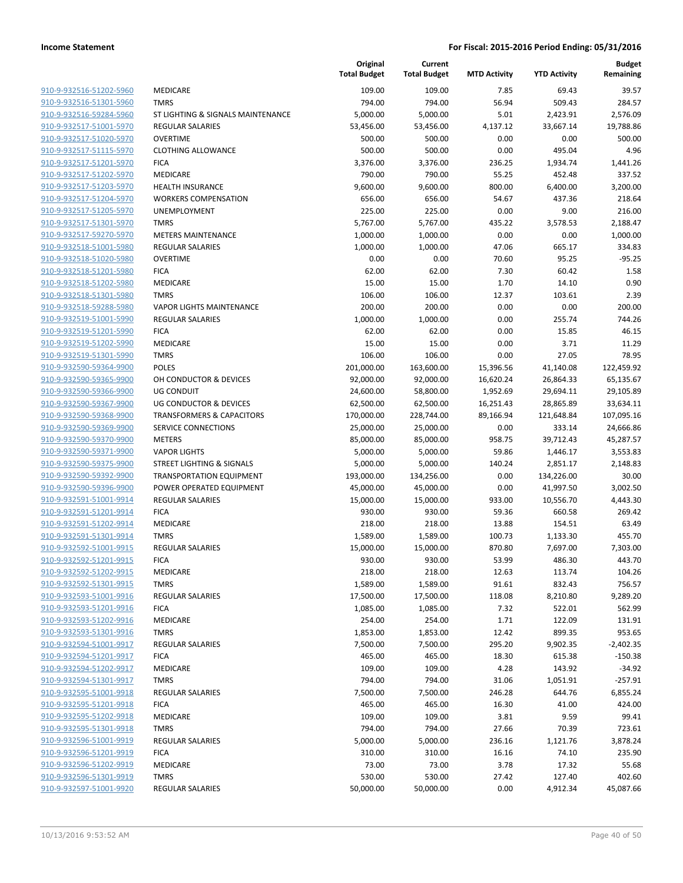| | | Original Total Budget | Current Total Budget | MTD Activity | YTD Activity | Budget Remaining |
|---|---|---|---|---|---|---|
| 910-9-932516-51202-5960 | MEDICARE | 109.00 | 109.00 | 7.85 | 69.43 | 39.57 |
| 910-9-932516-51301-5960 | TMRS | 794.00 | 794.00 | 56.94 | 509.43 | 284.57 |
| 910-9-932516-59284-5960 | ST LIGHTING & SIGNALS MAINTENANCE | 5,000.00 | 5,000.00 | 5.01 | 2,423.91 | 2,576.09 |
| 910-9-932517-51001-5970 | REGULAR SALARIES | 53,456.00 | 53,456.00 | 4,137.12 | 33,667.14 | 19,788.86 |
| 910-9-932517-51020-5970 | OVERTIME | 500.00 | 500.00 | 0.00 | 0.00 | 500.00 |
| 910-9-932517-51115-5970 | CLOTHING ALLOWANCE | 500.00 | 500.00 | 0.00 | 495.04 | 4.96 |
| 910-9-932517-51201-5970 | FICA | 3,376.00 | 3,376.00 | 236.25 | 1,934.74 | 1,441.26 |
| 910-9-932517-51202-5970 | MEDICARE | 790.00 | 790.00 | 55.25 | 452.48 | 337.52 |
| 910-9-932517-51203-5970 | HEALTH INSURANCE | 9,600.00 | 9,600.00 | 800.00 | 6,400.00 | 3,200.00 |
| 910-9-932517-51204-5970 | WORKERS COMPENSATION | 656.00 | 656.00 | 54.67 | 437.36 | 218.64 |
| 910-9-932517-51205-5970 | UNEMPLOYMENT | 225.00 | 225.00 | 0.00 | 9.00 | 216.00 |
| 910-9-932517-51301-5970 | TMRS | 5,767.00 | 5,767.00 | 435.22 | 3,578.53 | 2,188.47 |
| 910-9-932517-59270-5970 | METERS MAINTENANCE | 1,000.00 | 1,000.00 | 0.00 | 0.00 | 1,000.00 |
| 910-9-932518-51001-5980 | REGULAR SALARIES | 1,000.00 | 1,000.00 | 47.06 | 665.17 | 334.83 |
| 910-9-932518-51020-5980 | OVERTIME | 0.00 | 0.00 | 70.60 | 95.25 | -95.25 |
| 910-9-932518-51201-5980 | FICA | 62.00 | 62.00 | 7.30 | 60.42 | 1.58 |
| 910-9-932518-51202-5980 | MEDICARE | 15.00 | 15.00 | 1.70 | 14.10 | 0.90 |
| 910-9-932518-51301-5980 | TMRS | 106.00 | 106.00 | 12.37 | 103.61 | 2.39 |
| 910-9-932518-59288-5980 | VAPOR LIGHTS MAINTENANCE | 200.00 | 200.00 | 0.00 | 0.00 | 200.00 |
| 910-9-932519-51001-5990 | REGULAR SALARIES | 1,000.00 | 1,000.00 | 0.00 | 255.74 | 744.26 |
| 910-9-932519-51201-5990 | FICA | 62.00 | 62.00 | 0.00 | 15.85 | 46.15 |
| 910-9-932519-51202-5990 | MEDICARE | 15.00 | 15.00 | 0.00 | 3.71 | 11.29 |
| 910-9-932519-51301-5990 | TMRS | 106.00 | 106.00 | 0.00 | 27.05 | 78.95 |
| 910-9-932590-59364-9900 | POLES | 201,000.00 | 163,600.00 | 15,396.56 | 41,140.08 | 122,459.92 |
| 910-9-932590-59365-9900 | OH CONDUCTOR & DEVICES | 92,000.00 | 92,000.00 | 16,620.24 | 26,864.33 | 65,135.67 |
| 910-9-932590-59366-9900 | UG CONDUIT | 24,600.00 | 58,800.00 | 1,952.69 | 29,694.11 | 29,105.89 |
| 910-9-932590-59367-9900 | UG CONDUCTOR & DEVICES | 62,500.00 | 62,500.00 | 16,251.43 | 28,865.89 | 33,634.11 |
| 910-9-932590-59368-9900 | TRANSFORMERS & CAPACITORS | 170,000.00 | 228,744.00 | 89,166.94 | 121,648.84 | 107,095.16 |
| 910-9-932590-59369-9900 | SERVICE CONNECTIONS | 25,000.00 | 25,000.00 | 0.00 | 333.14 | 24,666.86 |
| 910-9-932590-59370-9900 | METERS | 85,000.00 | 85,000.00 | 958.75 | 39,712.43 | 45,287.57 |
| 910-9-932590-59371-9900 | VAPOR LIGHTS | 5,000.00 | 5,000.00 | 59.86 | 1,446.17 | 3,553.83 |
| 910-9-932590-59375-9900 | STREET LIGHTING & SIGNALS | 5,000.00 | 5,000.00 | 140.24 | 2,851.17 | 2,148.83 |
| 910-9-932590-59392-9900 | TRANSPORTATION EQUIPMENT | 193,000.00 | 134,256.00 | 0.00 | 134,226.00 | 30.00 |
| 910-9-932590-59396-9900 | POWER OPERATED EQUIPMENT | 45,000.00 | 45,000.00 | 0.00 | 41,997.50 | 3,002.50 |
| 910-9-932591-51001-9914 | REGULAR SALARIES | 15,000.00 | 15,000.00 | 933.00 | 10,556.70 | 4,443.30 |
| 910-9-932591-51201-9914 | FICA | 930.00 | 930.00 | 59.36 | 660.58 | 269.42 |
| 910-9-932591-51202-9914 | MEDICARE | 218.00 | 218.00 | 13.88 | 154.51 | 63.49 |
| 910-9-932591-51301-9914 | TMRS | 1,589.00 | 1,589.00 | 100.73 | 1,133.30 | 455.70 |
| 910-9-932592-51001-9915 | REGULAR SALARIES | 15,000.00 | 15,000.00 | 870.80 | 7,697.00 | 7,303.00 |
| 910-9-932592-51201-9915 | FICA | 930.00 | 930.00 | 53.99 | 486.30 | 443.70 |
| 910-9-932592-51202-9915 | MEDICARE | 218.00 | 218.00 | 12.63 | 113.74 | 104.26 |
| 910-9-932592-51301-9915 | TMRS | 1,589.00 | 1,589.00 | 91.61 | 832.43 | 756.57 |
| 910-9-932593-51001-9916 | REGULAR SALARIES | 17,500.00 | 17,500.00 | 118.08 | 8,210.80 | 9,289.20 |
| 910-9-932593-51201-9916 | FICA | 1,085.00 | 1,085.00 | 7.32 | 522.01 | 562.99 |
| 910-9-932593-51202-9916 | MEDICARE | 254.00 | 254.00 | 1.71 | 122.09 | 131.91 |
| 910-9-932593-51301-9916 | TMRS | 1,853.00 | 1,853.00 | 12.42 | 899.35 | 953.65 |
| 910-9-932594-51001-9917 | REGULAR SALARIES | 7,500.00 | 7,500.00 | 295.20 | 9,902.35 | -2,402.35 |
| 910-9-932594-51201-9917 | FICA | 465.00 | 465.00 | 18.30 | 615.38 | -150.38 |
| 910-9-932594-51202-9917 | MEDICARE | 109.00 | 109.00 | 4.28 | 143.92 | -34.92 |
| 910-9-932594-51301-9917 | TMRS | 794.00 | 794.00 | 31.06 | 1,051.91 | -257.91 |
| 910-9-932595-51001-9918 | REGULAR SALARIES | 7,500.00 | 7,500.00 | 246.28 | 644.76 | 6,855.24 |
| 910-9-932595-51201-9918 | FICA | 465.00 | 465.00 | 16.30 | 41.00 | 424.00 |
| 910-9-932595-51202-9918 | MEDICARE | 109.00 | 109.00 | 3.81 | 9.59 | 99.41 |
| 910-9-932595-51301-9918 | TMRS | 794.00 | 794.00 | 27.66 | 70.39 | 723.61 |
| 910-9-932596-51001-9919 | REGULAR SALARIES | 5,000.00 | 5,000.00 | 236.16 | 1,121.76 | 3,878.24 |
| 910-9-932596-51201-9919 | FICA | 310.00 | 310.00 | 16.16 | 74.10 | 235.90 |
| 910-9-932596-51202-9919 | MEDICARE | 73.00 | 73.00 | 3.78 | 17.32 | 55.68 |
| 910-9-932596-51301-9919 | TMRS | 530.00 | 530.00 | 27.42 | 127.40 | 402.60 |
| 910-9-932597-51001-9920 | REGULAR SALARIES | 50,000.00 | 50,000.00 | 0.00 | 4,912.34 | 45,087.66 |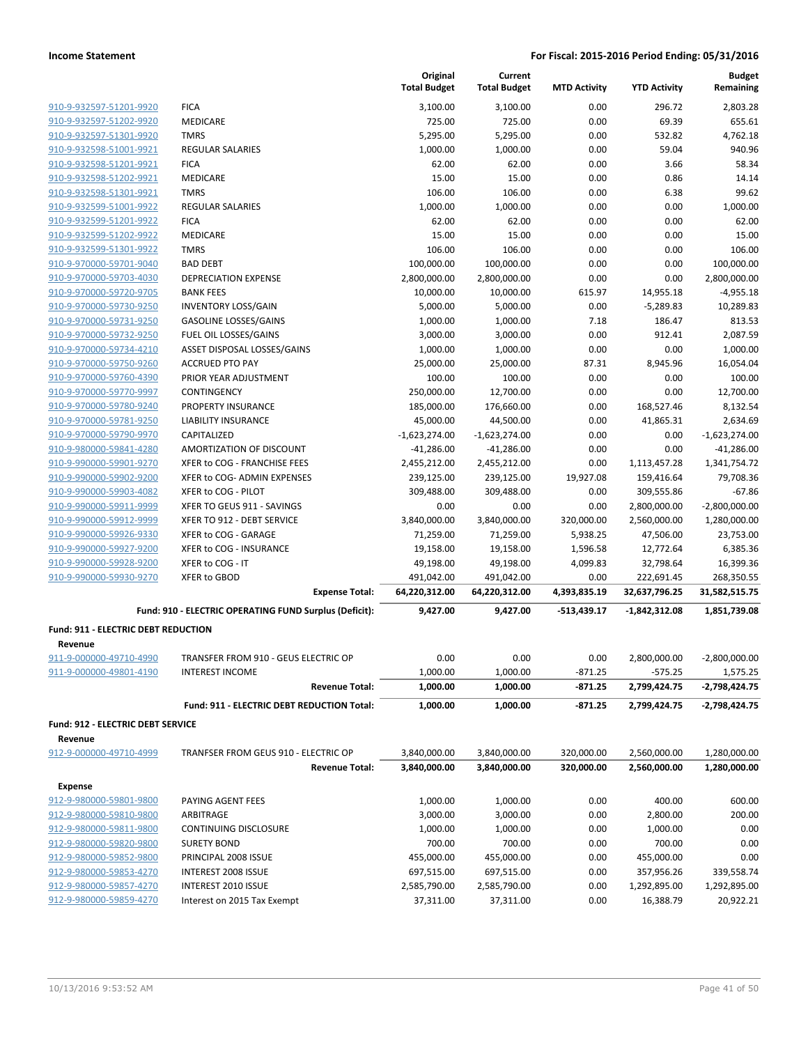## Income Statement

**For Fiscal: 2015-2016 Period Ending: 05/31/2016**

| | | Original Total Budget | Current Total Budget | MTD Activity | YTD Activity | Budget Remaining |
|---|---|---|---|---|---|---|
| 910-9-932597-51201-9920 | FICA | 3,100.00 | 3,100.00 | 0.00 | 296.72 | 2,803.28 |
| 910-9-932597-51202-9920 | MEDICARE | 725.00 | 725.00 | 0.00 | 69.39 | 655.61 |
| 910-9-932597-51301-9920 | TMRS | 5,295.00 | 5,295.00 | 0.00 | 532.82 | 4,762.18 |
| 910-9-932598-51001-9921 | REGULAR SALARIES | 1,000.00 | 1,000.00 | 0.00 | 59.04 | 940.96 |
| 910-9-932598-51201-9921 | FICA | 62.00 | 62.00 | 0.00 | 3.66 | 58.34 |
| 910-9-932598-51202-9921 | MEDICARE | 15.00 | 15.00 | 0.00 | 0.86 | 14.14 |
| 910-9-932598-51301-9921 | TMRS | 106.00 | 106.00 | 0.00 | 6.38 | 99.62 |
| 910-9-932599-51001-9922 | REGULAR SALARIES | 1,000.00 | 1,000.00 | 0.00 | 0.00 | 1,000.00 |
| 910-9-932599-51201-9922 | FICA | 62.00 | 62.00 | 0.00 | 0.00 | 62.00 |
| 910-9-932599-51202-9922 | MEDICARE | 15.00 | 15.00 | 0.00 | 0.00 | 15.00 |
| 910-9-932599-51301-9922 | TMRS | 106.00 | 106.00 | 0.00 | 0.00 | 106.00 |
| 910-9-970000-59701-9040 | BAD DEBT | 100,000.00 | 100,000.00 | 0.00 | 0.00 | 100,000.00 |
| 910-9-970000-59703-4030 | DEPRECIATION EXPENSE | 2,800,000.00 | 2,800,000.00 | 0.00 | 0.00 | 2,800,000.00 |
| 910-9-970000-59720-9705 | BANK FEES | 10,000.00 | 10,000.00 | 615.97 | 14,955.18 | -4,955.18 |
| 910-9-970000-59730-9250 | INVENTORY LOSS/GAIN | 5,000.00 | 5,000.00 | 0.00 | -5,289.83 | 10,289.83 |
| 910-9-970000-59731-9250 | GASOLINE LOSSES/GAINS | 1,000.00 | 1,000.00 | 7.18 | 186.47 | 813.53 |
| 910-9-970000-59732-9250 | FUEL OIL LOSSES/GAINS | 3,000.00 | 3,000.00 | 0.00 | 912.41 | 2,087.59 |
| 910-9-970000-59734-4210 | ASSET DISPOSAL LOSSES/GAINS | 1,000.00 | 1,000.00 | 0.00 | 0.00 | 1,000.00 |
| 910-9-970000-59750-9260 | ACCRUED PTO PAY | 25,000.00 | 25,000.00 | 87.31 | 8,945.96 | 16,054.04 |
| 910-9-970000-59760-4390 | PRIOR YEAR ADJUSTMENT | 100.00 | 100.00 | 0.00 | 0.00 | 100.00 |
| 910-9-970000-59770-9997 | CONTINGENCY | 250,000.00 | 12,700.00 | 0.00 | 0.00 | 12,700.00 |
| 910-9-970000-59780-9240 | PROPERTY INSURANCE | 185,000.00 | 176,660.00 | 0.00 | 168,527.46 | 8,132.54 |
| 910-9-970000-59781-9250 | LIABILITY INSURANCE | 45,000.00 | 44,500.00 | 0.00 | 41,865.31 | 2,634.69 |
| 910-9-970000-59790-9970 | CAPITALIZED | -1,623,274.00 | -1,623,274.00 | 0.00 | 0.00 | -1,623,274.00 |
| 910-9-980000-59841-4280 | AMORTIZATION OF DISCOUNT | -41,286.00 | -41,286.00 | 0.00 | 0.00 | -41,286.00 |
| 910-9-990000-59901-9270 | XFER to COG - FRANCHISE FEES | 2,455,212.00 | 2,455,212.00 | 0.00 | 1,113,457.28 | 1,341,754.72 |
| 910-9-990000-59902-9200 | XFER to COG- ADMIN EXPENSES | 239,125.00 | 239,125.00 | 19,927.08 | 159,416.64 | 79,708.36 |
| 910-9-990000-59903-4082 | XFER to COG - PILOT | 309,488.00 | 309,488.00 | 0.00 | 309,555.86 | -67.86 |
| 910-9-990000-59911-9999 | XFER TO GEUS 911 - SAVINGS | 0.00 | 0.00 | 0.00 | 2,800,000.00 | -2,800,000.00 |
| 910-9-990000-59912-9999 | XFER TO 912 - DEBT SERVICE | 3,840,000.00 | 3,840,000.00 | 320,000.00 | 2,560,000.00 | 1,280,000.00 |
| 910-9-990000-59926-9330 | XFER to COG - GARAGE | 71,259.00 | 71,259.00 | 5,938.25 | 47,506.00 | 23,753.00 |
| 910-9-990000-59927-9200 | XFER to COG - INSURANCE | 19,158.00 | 19,158.00 | 1,596.58 | 12,772.64 | 6,385.36 |
| 910-9-990000-59928-9200 | XFER to COG - IT | 49,198.00 | 49,198.00 | 4,099.83 | 32,798.64 | 16,399.36 |
| 910-9-990000-59930-9270 | XFER to GBOD | 491,042.00 | 491,042.00 | 0.00 | 222,691.45 | 268,350.55 |
| | **Expense Total:** | **64,220,312.00** | **64,220,312.00** | **4,393,835.19** | **32,637,796.25** | **31,582,515.75** |
| | **Fund: 910 - ELECTRIC OPERATING FUND Surplus (Deficit):** | **9,427.00** | **9,427.00** | **-513,439.17** | **-1,842,312.08** | **1,851,739.08** |
| **Fund: 911 - ELECTRIC DEBT REDUCTION** | | | | | | |
| **Revenue** | | | | | | |
| 911-9-000000-49710-4990 | TRANSFER FROM 910 - GEUS ELECTRIC OP | 0.00 | 0.00 | 0.00 | 2,800,000.00 | -2,800,000.00 |
| 911-9-000000-49801-4190 | INTEREST INCOME | 1,000.00 | 1,000.00 | -871.25 | -575.25 | 1,575.25 |
| | **Revenue Total:** | **1,000.00** | **1,000.00** | **-871.25** | **2,799,424.75** | **-2,798,424.75** |
| | **Fund: 911 - ELECTRIC DEBT REDUCTION Total:** | **1,000.00** | **1,000.00** | **-871.25** | **2,799,424.75** | **-2,798,424.75** |
| **Fund: 912 - ELECTRIC DEBT SERVICE** | | | | | | |
| **Revenue** | | | | | | |
| 912-9-000000-49710-4999 | TRANFSER FROM GEUS 910 - ELECTRIC OP | 3,840,000.00 | 3,840,000.00 | 320,000.00 | 2,560,000.00 | 1,280,000.00 |
| | **Revenue Total:** | **3,840,000.00** | **3,840,000.00** | **320,000.00** | **2,560,000.00** | **1,280,000.00** |
| **Expense** | | | | | | |
| 912-9-980000-59801-9800 | PAYING AGENT FEES | 1,000.00 | 1,000.00 | 0.00 | 400.00 | 600.00 |
| 912-9-980000-59810-9800 | ARBITRAGE | 3,000.00 | 3,000.00 | 0.00 | 2,800.00 | 200.00 |
| 912-9-980000-59811-9800 | CONTINUING DISCLOSURE | 1,000.00 | 1,000.00 | 0.00 | 1,000.00 | 0.00 |
| 912-9-980000-59820-9800 | SURETY BOND | 700.00 | 700.00 | 0.00 | 700.00 | 0.00 |
| 912-9-980000-59852-9800 | PRINCIPAL 2008 ISSUE | 455,000.00 | 455,000.00 | 0.00 | 455,000.00 | 0.00 |
| 912-9-980000-59853-4270 | INTEREST 2008 ISSUE | 697,515.00 | 697,515.00 | 0.00 | 357,956.26 | 339,558.74 |
| 912-9-980000-59857-4270 | INTEREST 2010 ISSUE | 2,585,790.00 | 2,585,790.00 | 0.00 | 1,292,895.00 | 1,292,895.00 |
| 912-9-980000-59859-4270 | Interest on 2015 Tax Exempt | 37,311.00 | 37,311.00 | 0.00 | 16,388.79 | 20,922.21 |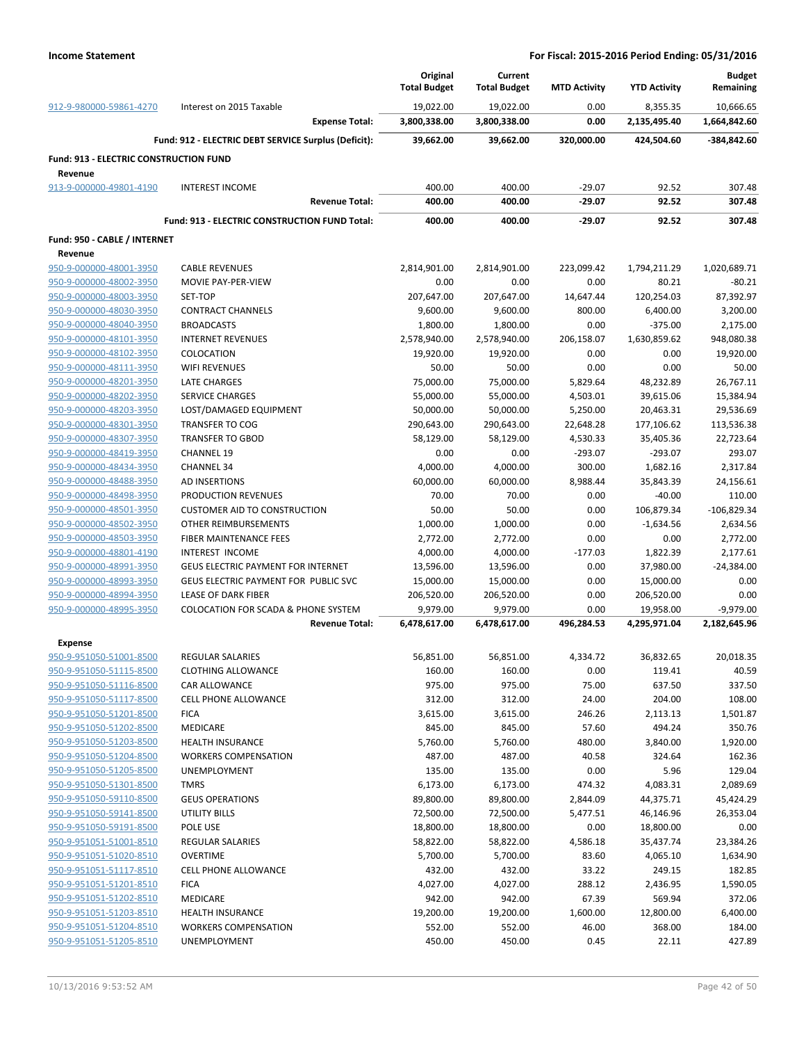**Income Statement** | **For Fiscal: 2015-2016 Period Ending: 05/31/2016**

| | | Original Total Budget | Current Total Budget | MTD Activity | YTD Activity | Budget Remaining |
|---|---|---|---|---|---|---|
| 912-9-980000-59861-4270 | Interest on 2015 Taxable | 19,022.00 | 19,022.00 | 0.00 | 8,355.35 | 10,666.65 |
| | **Expense Total:** | **3,800,338.00** | **3,800,338.00** | **0.00** | **2,135,495.40** | **1,664,842.60** |
| | **Fund: 912 - ELECTRIC DEBT SERVICE Surplus (Deficit):** | **39,662.00** | **39,662.00** | **320,000.00** | **424,504.60** | **-384,842.60** |
| **Fund: 913 - ELECTRIC CONSTRUCTION FUND** | | | | | | |
| **Revenue** | | | | | | |
| 913-9-000000-49801-4190 | INTEREST INCOME | 400.00 | 400.00 | -29.07 | 92.52 | 307.48 |
| | **Revenue Total:** | **400.00** | **400.00** | **-29.07** | **92.52** | **307.48** |
| | **Fund: 913 - ELECTRIC CONSTRUCTION FUND Total:** | **400.00** | **400.00** | **-29.07** | **92.52** | **307.48** |
| **Fund: 950 - CABLE / INTERNET** | | | | | | |
| **Revenue** | | | | | | |
| 950-9-000000-48001-3950 | CABLE REVENUES | 2,814,901.00 | 2,814,901.00 | 223,099.42 | 1,794,211.29 | 1,020,689.71 |
| 950-9-000000-48002-3950 | MOVIE PAY-PER-VIEW | 0.00 | 0.00 | 0.00 | 80.21 | -80.21 |
| 950-9-000000-48003-3950 | SET-TOP | 207,647.00 | 207,647.00 | 14,647.44 | 120,254.03 | 87,392.97 |
| 950-9-000000-48030-3950 | CONTRACT CHANNELS | 9,600.00 | 9,600.00 | 800.00 | 6,400.00 | 3,200.00 |
| 950-9-000000-48040-3950 | BROADCASTS | 1,800.00 | 1,800.00 | 0.00 | -375.00 | 2,175.00 |
| 950-9-000000-48101-3950 | INTERNET REVENUES | 2,578,940.00 | 2,578,940.00 | 206,158.07 | 1,630,859.62 | 948,080.38 |
| 950-9-000000-48102-3950 | COLOCATION | 19,920.00 | 19,920.00 | 0.00 | 0.00 | 19,920.00 |
| 950-9-000000-48111-3950 | WIFI REVENUES | 50.00 | 50.00 | 0.00 | 0.00 | 50.00 |
| 950-9-000000-48201-3950 | LATE CHARGES | 75,000.00 | 75,000.00 | 5,829.64 | 48,232.89 | 26,767.11 |
| 950-9-000000-48202-3950 | SERVICE CHARGES | 55,000.00 | 55,000.00 | 4,503.01 | 39,615.06 | 15,384.94 |
| 950-9-000000-48203-3950 | LOST/DAMAGED EQUIPMENT | 50,000.00 | 50,000.00 | 5,250.00 | 20,463.31 | 29,536.69 |
| 950-9-000000-48301-3950 | TRANSFER TO COG | 290,643.00 | 290,643.00 | 22,648.28 | 177,106.62 | 113,536.38 |
| 950-9-000000-48307-3950 | TRANSFER TO GBOD | 58,129.00 | 58,129.00 | 4,530.33 | 35,405.36 | 22,723.64 |
| 950-9-000000-48419-3950 | CHANNEL 19 | 0.00 | 0.00 | -293.07 | -293.07 | 293.07 |
| 950-9-000000-48434-3950 | CHANNEL 34 | 4,000.00 | 4,000.00 | 300.00 | 1,682.16 | 2,317.84 |
| 950-9-000000-48488-3950 | AD INSERTIONS | 60,000.00 | 60,000.00 | 8,988.44 | 35,843.39 | 24,156.61 |
| 950-9-000000-48498-3950 | PRODUCTION REVENUES | 70.00 | 70.00 | 0.00 | -40.00 | 110.00 |
| 950-9-000000-48501-3950 | CUSTOMER AID TO CONSTRUCTION | 50.00 | 50.00 | 0.00 | 106,879.34 | -106,829.34 |
| 950-9-000000-48502-3950 | OTHER REIMBURSEMENTS | 1,000.00 | 1,000.00 | 0.00 | -1,634.56 | 2,634.56 |
| 950-9-000000-48503-3950 | FIBER MAINTENANCE FEES | 2,772.00 | 2,772.00 | 0.00 | 0.00 | 2,772.00 |
| 950-9-000000-48801-4190 | INTEREST INCOME | 4,000.00 | 4,000.00 | -177.03 | 1,822.39 | 2,177.61 |
| 950-9-000000-48991-3950 | GEUS ELECTRIC PAYMENT FOR INTERNET | 13,596.00 | 13,596.00 | 0.00 | 37,980.00 | -24,384.00 |
| 950-9-000000-48993-3950 | GEUS ELECTRIC PAYMENT FOR PUBLIC SVC | 15,000.00 | 15,000.00 | 0.00 | 15,000.00 | 0.00 |
| 950-9-000000-48994-3950 | LEASE OF DARK FIBER | 206,520.00 | 206,520.00 | 0.00 | 206,520.00 | 0.00 |
| 950-9-000000-48995-3950 | COLOCATION FOR SCADA & PHONE SYSTEM | 9,979.00 | 9,979.00 | 0.00 | 19,958.00 | -9,979.00 |
| | **Revenue Total:** | **6,478,617.00** | **6,478,617.00** | **496,284.53** | **4,295,971.04** | **2,182,645.96** |
| **Expense** | | | | | | |
| 950-9-951050-51001-8500 | REGULAR SALARIES | 56,851.00 | 56,851.00 | 4,334.72 | 36,832.65 | 20,018.35 |
| 950-9-951050-51115-8500 | CLOTHING ALLOWANCE | 160.00 | 160.00 | 0.00 | 119.41 | 40.59 |
| 950-9-951050-51116-8500 | CAR ALLOWANCE | 975.00 | 975.00 | 75.00 | 637.50 | 337.50 |
| 950-9-951050-51117-8500 | CELL PHONE ALLOWANCE | 312.00 | 312.00 | 24.00 | 204.00 | 108.00 |
| 950-9-951050-51201-8500 | FICA | 3,615.00 | 3,615.00 | 246.26 | 2,113.13 | 1,501.87 |
| 950-9-951050-51202-8500 | MEDICARE | 845.00 | 845.00 | 57.60 | 494.24 | 350.76 |
| 950-9-951050-51203-8500 | HEALTH INSURANCE | 5,760.00 | 5,760.00 | 480.00 | 3,840.00 | 1,920.00 |
| 950-9-951050-51204-8500 | WORKERS COMPENSATION | 487.00 | 487.00 | 40.58 | 324.64 | 162.36 |
| 950-9-951050-51205-8500 | UNEMPLOYMENT | 135.00 | 135.00 | 0.00 | 5.96 | 129.04 |
| 950-9-951050-51301-8500 | TMRS | 6,173.00 | 6,173.00 | 474.32 | 4,083.31 | 2,089.69 |
| 950-9-951050-59110-8500 | GEUS OPERATIONS | 89,800.00 | 89,800.00 | 2,844.09 | 44,375.71 | 45,424.29 |
| 950-9-951050-59141-8500 | UTILITY BILLS | 72,500.00 | 72,500.00 | 5,477.51 | 46,146.96 | 26,353.04 |
| 950-9-951050-59191-8500 | POLE USE | 18,800.00 | 18,800.00 | 0.00 | 18,800.00 | 0.00 |
| 950-9-951051-51001-8510 | REGULAR SALARIES | 58,822.00 | 58,822.00 | 4,586.18 | 35,437.74 | 23,384.26 |
| 950-9-951051-51020-8510 | OVERTIME | 5,700.00 | 5,700.00 | 83.60 | 4,065.10 | 1,634.90 |
| 950-9-951051-51117-8510 | CELL PHONE ALLOWANCE | 432.00 | 432.00 | 33.22 | 249.15 | 182.85 |
| 950-9-951051-51201-8510 | FICA | 4,027.00 | 4,027.00 | 288.12 | 2,436.95 | 1,590.05 |
| 950-9-951051-51202-8510 | MEDICARE | 942.00 | 942.00 | 67.39 | 569.94 | 372.06 |
| 950-9-951051-51203-8510 | HEALTH INSURANCE | 19,200.00 | 19,200.00 | 1,600.00 | 12,800.00 | 6,400.00 |
| 950-9-951051-51204-8510 | WORKERS COMPENSATION | 552.00 | 552.00 | 46.00 | 368.00 | 184.00 |
| 950-9-951051-51205-8510 | UNEMPLOYMENT | 450.00 | 450.00 | 0.45 | 22.11 | 427.89 |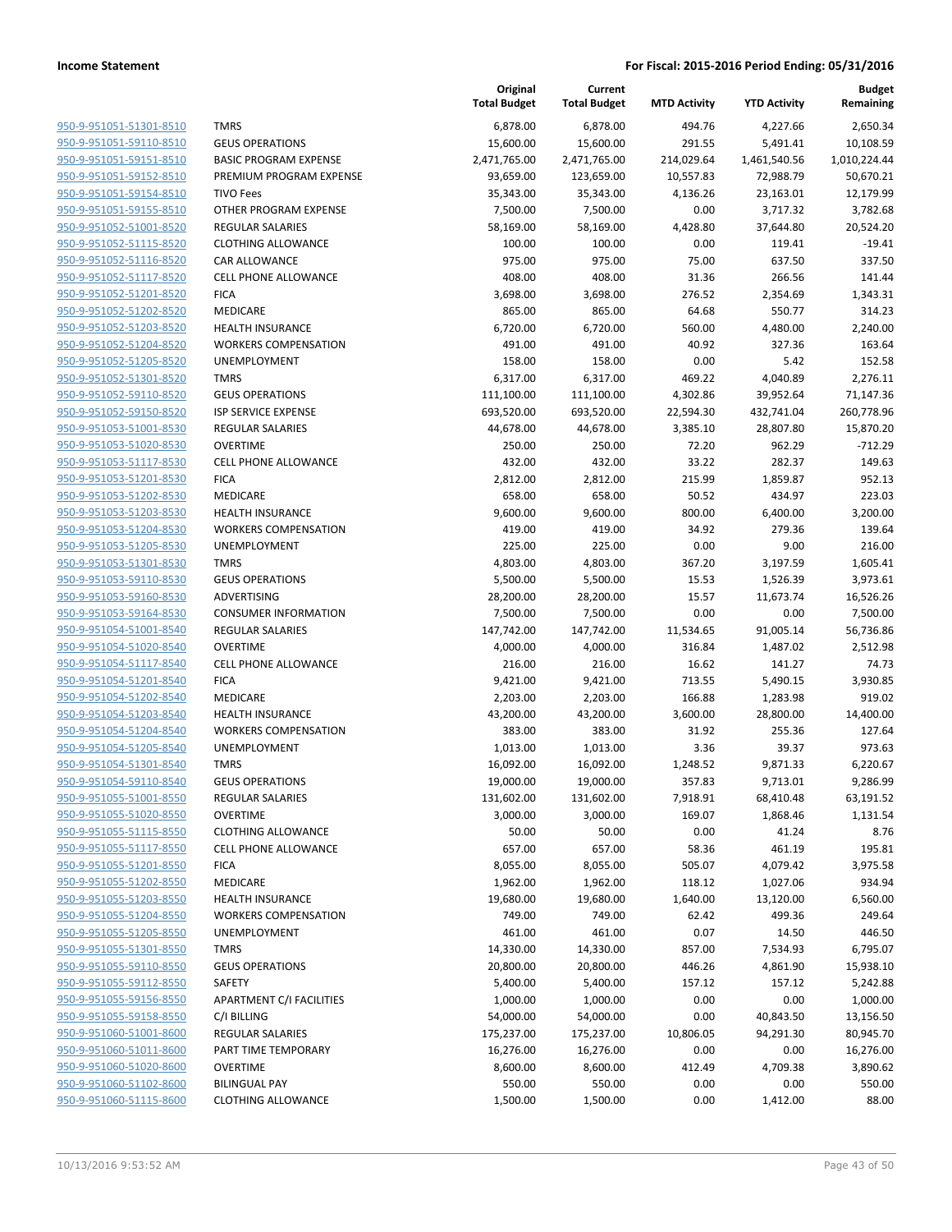| | | Original Total Budget | Current Total Budget | MTD Activity | YTD Activity | Budget Remaining |
|---|---|---|---|---|---|---|
| 950-9-951051-51301-8510 | TMRS | 6,878.00 | 6,878.00 | 494.76 | 4,227.66 | 2,650.34 |
| 950-9-951051-59110-8510 | GEUS OPERATIONS | 15,600.00 | 15,600.00 | 291.55 | 5,491.41 | 10,108.59 |
| 950-9-951051-59151-8510 | BASIC PROGRAM EXPENSE | 2,471,765.00 | 2,471,765.00 | 214,029.64 | 1,461,540.56 | 1,010,224.44 |
| 950-9-951051-59152-8510 | PREMIUM PROGRAM EXPENSE | 93,659.00 | 123,659.00 | 10,557.83 | 72,988.79 | 50,670.21 |
| 950-9-951051-59154-8510 | TIVO Fees | 35,343.00 | 35,343.00 | 4,136.26 | 23,163.01 | 12,179.99 |
| 950-9-951051-59155-8510 | OTHER PROGRAM EXPENSE | 7,500.00 | 7,500.00 | 0.00 | 3,717.32 | 3,782.68 |
| 950-9-951052-51001-8520 | REGULAR SALARIES | 58,169.00 | 58,169.00 | 4,428.80 | 37,644.80 | 20,524.20 |
| 950-9-951052-51115-8520 | CLOTHING ALLOWANCE | 100.00 | 100.00 | 0.00 | 119.41 | -19.41 |
| 950-9-951052-51116-8520 | CAR ALLOWANCE | 975.00 | 975.00 | 75.00 | 637.50 | 337.50 |
| 950-9-951052-51117-8520 | CELL PHONE ALLOWANCE | 408.00 | 408.00 | 31.36 | 266.56 | 141.44 |
| 950-9-951052-51201-8520 | FICA | 3,698.00 | 3,698.00 | 276.52 | 2,354.69 | 1,343.31 |
| 950-9-951052-51202-8520 | MEDICARE | 865.00 | 865.00 | 64.68 | 550.77 | 314.23 |
| 950-9-951052-51203-8520 | HEALTH INSURANCE | 6,720.00 | 6,720.00 | 560.00 | 4,480.00 | 2,240.00 |
| 950-9-951052-51204-8520 | WORKERS COMPENSATION | 491.00 | 491.00 | 40.92 | 327.36 | 163.64 |
| 950-9-951052-51205-8520 | UNEMPLOYMENT | 158.00 | 158.00 | 0.00 | 5.42 | 152.58 |
| 950-9-951052-51301-8520 | TMRS | 6,317.00 | 6,317.00 | 469.22 | 4,040.89 | 2,276.11 |
| 950-9-951052-59110-8520 | GEUS OPERATIONS | 111,100.00 | 111,100.00 | 4,302.86 | 39,952.64 | 71,147.36 |
| 950-9-951052-59150-8520 | ISP SERVICE EXPENSE | 693,520.00 | 693,520.00 | 22,594.30 | 432,741.04 | 260,778.96 |
| 950-9-951053-51001-8530 | REGULAR SALARIES | 44,678.00 | 44,678.00 | 3,385.10 | 28,807.80 | 15,870.20 |
| 950-9-951053-51020-8530 | OVERTIME | 250.00 | 250.00 | 72.20 | 962.29 | -712.29 |
| 950-9-951053-51117-8530 | CELL PHONE ALLOWANCE | 432.00 | 432.00 | 33.22 | 282.37 | 149.63 |
| 950-9-951053-51201-8530 | FICA | 2,812.00 | 2,812.00 | 215.99 | 1,859.87 | 952.13 |
| 950-9-951053-51202-8530 | MEDICARE | 658.00 | 658.00 | 50.52 | 434.97 | 223.03 |
| 950-9-951053-51203-8530 | HEALTH INSURANCE | 9,600.00 | 9,600.00 | 800.00 | 6,400.00 | 3,200.00 |
| 950-9-951053-51204-8530 | WORKERS COMPENSATION | 419.00 | 419.00 | 34.92 | 279.36 | 139.64 |
| 950-9-951053-51205-8530 | UNEMPLOYMENT | 225.00 | 225.00 | 0.00 | 9.00 | 216.00 |
| 950-9-951053-51301-8530 | TMRS | 4,803.00 | 4,803.00 | 367.20 | 3,197.59 | 1,605.41 |
| 950-9-951053-59110-8530 | GEUS OPERATIONS | 5,500.00 | 5,500.00 | 15.53 | 1,526.39 | 3,973.61 |
| 950-9-951053-59160-8530 | ADVERTISING | 28,200.00 | 28,200.00 | 15.57 | 11,673.74 | 16,526.26 |
| 950-9-951053-59164-8530 | CONSUMER INFORMATION | 7,500.00 | 7,500.00 | 0.00 | 0.00 | 7,500.00 |
| 950-9-951054-51001-8540 | REGULAR SALARIES | 147,742.00 | 147,742.00 | 11,534.65 | 91,005.14 | 56,736.86 |
| 950-9-951054-51020-8540 | OVERTIME | 4,000.00 | 4,000.00 | 316.84 | 1,487.02 | 2,512.98 |
| 950-9-951054-51117-8540 | CELL PHONE ALLOWANCE | 216.00 | 216.00 | 16.62 | 141.27 | 74.73 |
| 950-9-951054-51201-8540 | FICA | 9,421.00 | 9,421.00 | 713.55 | 5,490.15 | 3,930.85 |
| 950-9-951054-51202-8540 | MEDICARE | 2,203.00 | 2,203.00 | 166.88 | 1,283.98 | 919.02 |
| 950-9-951054-51203-8540 | HEALTH INSURANCE | 43,200.00 | 43,200.00 | 3,600.00 | 28,800.00 | 14,400.00 |
| 950-9-951054-51204-8540 | WORKERS COMPENSATION | 383.00 | 383.00 | 31.92 | 255.36 | 127.64 |
| 950-9-951054-51205-8540 | UNEMPLOYMENT | 1,013.00 | 1,013.00 | 3.36 | 39.37 | 973.63 |
| 950-9-951054-51301-8540 | TMRS | 16,092.00 | 16,092.00 | 1,248.52 | 9,871.33 | 6,220.67 |
| 950-9-951054-59110-8540 | GEUS OPERATIONS | 19,000.00 | 19,000.00 | 357.83 | 9,713.01 | 9,286.99 |
| 950-9-951055-51001-8550 | REGULAR SALARIES | 131,602.00 | 131,602.00 | 7,918.91 | 68,410.48 | 63,191.52 |
| 950-9-951055-51020-8550 | OVERTIME | 3,000.00 | 3,000.00 | 169.07 | 1,868.46 | 1,131.54 |
| 950-9-951055-51115-8550 | CLOTHING ALLOWANCE | 50.00 | 50.00 | 0.00 | 41.24 | 8.76 |
| 950-9-951055-51117-8550 | CELL PHONE ALLOWANCE | 657.00 | 657.00 | 58.36 | 461.19 | 195.81 |
| 950-9-951055-51201-8550 | FICA | 8,055.00 | 8,055.00 | 505.07 | 4,079.42 | 3,975.58 |
| 950-9-951055-51202-8550 | MEDICARE | 1,962.00 | 1,962.00 | 118.12 | 1,027.06 | 934.94 |
| 950-9-951055-51203-8550 | HEALTH INSURANCE | 19,680.00 | 19,680.00 | 1,640.00 | 13,120.00 | 6,560.00 |
| 950-9-951055-51204-8550 | WORKERS COMPENSATION | 749.00 | 749.00 | 62.42 | 499.36 | 249.64 |
| 950-9-951055-51205-8550 | UNEMPLOYMENT | 461.00 | 461.00 | 0.07 | 14.50 | 446.50 |
| 950-9-951055-51301-8550 | TMRS | 14,330.00 | 14,330.00 | 857.00 | 7,534.93 | 6,795.07 |
| 950-9-951055-59110-8550 | GEUS OPERATIONS | 20,800.00 | 20,800.00 | 446.26 | 4,861.90 | 15,938.10 |
| 950-9-951055-59112-8550 | SAFETY | 5,400.00 | 5,400.00 | 157.12 | 157.12 | 5,242.88 |
| 950-9-951055-59156-8550 | APARTMENT C/I FACILITIES | 1,000.00 | 1,000.00 | 0.00 | 0.00 | 1,000.00 |
| 950-9-951055-59158-8550 | C/I BILLING | 54,000.00 | 54,000.00 | 0.00 | 40,843.50 | 13,156.50 |
| 950-9-951060-51001-8600 | REGULAR SALARIES | 175,237.00 | 175,237.00 | 10,806.05 | 94,291.30 | 80,945.70 |
| 950-9-951060-51011-8600 | PART TIME TEMPORARY | 16,276.00 | 16,276.00 | 0.00 | 0.00 | 16,276.00 |
| 950-9-951060-51020-8600 | OVERTIME | 8,600.00 | 8,600.00 | 412.49 | 4,709.38 | 3,890.62 |
| 950-9-951060-51102-8600 | BILINGUAL PAY | 550.00 | 550.00 | 0.00 | 0.00 | 550.00 |
| 950-9-951060-51115-8600 | CLOTHING ALLOWANCE | 1,500.00 | 1,500.00 | 0.00 | 1,412.00 | 88.00 |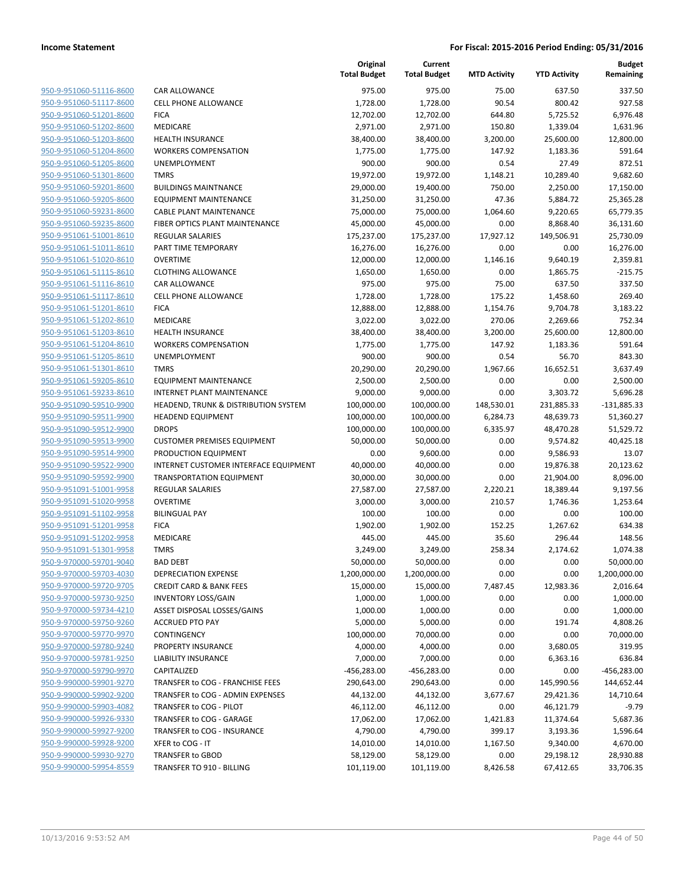| | | Original Total Budget | Current Total Budget | MTD Activity | YTD Activity | Budget Remaining |
|---|---|---|---|---|---|---|
| 950-9-951060-51116-8600 | CAR ALLOWANCE | 975.00 | 975.00 | 75.00 | 637.50 | 337.50 |
| 950-9-951060-51117-8600 | CELL PHONE ALLOWANCE | 1,728.00 | 1,728.00 | 90.54 | 800.42 | 927.58 |
| 950-9-951060-51201-8600 | FICA | 12,702.00 | 12,702.00 | 644.80 | 5,725.52 | 6,976.48 |
| 950-9-951060-51202-8600 | MEDICARE | 2,971.00 | 2,971.00 | 150.80 | 1,339.04 | 1,631.96 |
| 950-9-951060-51203-8600 | HEALTH INSURANCE | 38,400.00 | 38,400.00 | 3,200.00 | 25,600.00 | 12,800.00 |
| 950-9-951060-51204-8600 | WORKERS COMPENSATION | 1,775.00 | 1,775.00 | 147.92 | 1,183.36 | 591.64 |
| 950-9-951060-51205-8600 | UNEMPLOYMENT | 900.00 | 900.00 | 0.54 | 27.49 | 872.51 |
| 950-9-951060-51301-8600 | TMRS | 19,972.00 | 19,972.00 | 1,148.21 | 10,289.40 | 9,682.60 |
| 950-9-951060-59201-8600 | BUILDINGS MAINTNANCE | 29,000.00 | 19,400.00 | 750.00 | 2,250.00 | 17,150.00 |
| 950-9-951060-59205-8600 | EQUIPMENT MAINTENANCE | 31,250.00 | 31,250.00 | 47.36 | 5,884.72 | 25,365.28 |
| 950-9-951060-59231-8600 | CABLE PLANT MAINTENANCE | 75,000.00 | 75,000.00 | 1,064.60 | 9,220.65 | 65,779.35 |
| 950-9-951060-59235-8600 | FIBER OPTICS PLANT MAINTENANCE | 45,000.00 | 45,000.00 | 0.00 | 8,868.40 | 36,131.60 |
| 950-9-951061-51001-8610 | REGULAR SALARIES | 175,237.00 | 175,237.00 | 17,927.12 | 149,506.91 | 25,730.09 |
| 950-9-951061-51011-8610 | PART TIME TEMPORARY | 16,276.00 | 16,276.00 | 0.00 | 0.00 | 16,276.00 |
| 950-9-951061-51020-8610 | OVERTIME | 12,000.00 | 12,000.00 | 1,146.16 | 9,640.19 | 2,359.81 |
| 950-9-951061-51115-8610 | CLOTHING ALLOWANCE | 1,650.00 | 1,650.00 | 0.00 | 1,865.75 | -215.75 |
| 950-9-951061-51116-8610 | CAR ALLOWANCE | 975.00 | 975.00 | 75.00 | 637.50 | 337.50 |
| 950-9-951061-51117-8610 | CELL PHONE ALLOWANCE | 1,728.00 | 1,728.00 | 175.22 | 1,458.60 | 269.40 |
| 950-9-951061-51201-8610 | FICA | 12,888.00 | 12,888.00 | 1,154.76 | 9,704.78 | 3,183.22 |
| 950-9-951061-51202-8610 | MEDICARE | 3,022.00 | 3,022.00 | 270.06 | 2,269.66 | 752.34 |
| 950-9-951061-51203-8610 | HEALTH INSURANCE | 38,400.00 | 38,400.00 | 3,200.00 | 25,600.00 | 12,800.00 |
| 950-9-951061-51204-8610 | WORKERS COMPENSATION | 1,775.00 | 1,775.00 | 147.92 | 1,183.36 | 591.64 |
| 950-9-951061-51205-8610 | UNEMPLOYMENT | 900.00 | 900.00 | 0.54 | 56.70 | 843.30 |
| 950-9-951061-51301-8610 | TMRS | 20,290.00 | 20,290.00 | 1,967.66 | 16,652.51 | 3,637.49 |
| 950-9-951061-59205-8610 | EQUIPMENT MAINTENANCE | 2,500.00 | 2,500.00 | 0.00 | 0.00 | 2,500.00 |
| 950-9-951061-59233-8610 | INTERNET PLANT MAINTENANCE | 9,000.00 | 9,000.00 | 0.00 | 3,303.72 | 5,696.28 |
| 950-9-951090-59510-9900 | HEADEND, TRUNK & DISTRIBUTION SYSTEM | 100,000.00 | 100,000.00 | 148,530.01 | 231,885.33 | -131,885.33 |
| 950-9-951090-59511-9900 | HEADEND EQUIPMENT | 100,000.00 | 100,000.00 | 6,284.73 | 48,639.73 | 51,360.27 |
| 950-9-951090-59512-9900 | DROPS | 100,000.00 | 100,000.00 | 6,335.97 | 48,470.28 | 51,529.72 |
| 950-9-951090-59513-9900 | CUSTOMER PREMISES EQUIPMENT | 50,000.00 | 50,000.00 | 0.00 | 9,574.82 | 40,425.18 |
| 950-9-951090-59514-9900 | PRODUCTION EQUIPMENT | 0.00 | 9,600.00 | 0.00 | 9,586.93 | 13.07 |
| 950-9-951090-59522-9900 | INTERNET CUSTOMER INTERFACE EQUIPMENT | 40,000.00 | 40,000.00 | 0.00 | 19,876.38 | 20,123.62 |
| 950-9-951090-59592-9900 | TRANSPORTATION EQUIPMENT | 30,000.00 | 30,000.00 | 0.00 | 21,904.00 | 8,096.00 |
| 950-9-951091-51001-9958 | REGULAR SALARIES | 27,587.00 | 27,587.00 | 2,220.21 | 18,389.44 | 9,197.56 |
| 950-9-951091-51020-9958 | OVERTIME | 3,000.00 | 3,000.00 | 210.57 | 1,746.36 | 1,253.64 |
| 950-9-951091-51102-9958 | BILINGUAL PAY | 100.00 | 100.00 | 0.00 | 0.00 | 100.00 |
| 950-9-951091-51201-9958 | FICA | 1,902.00 | 1,902.00 | 152.25 | 1,267.62 | 634.38 |
| 950-9-951091-51202-9958 | MEDICARE | 445.00 | 445.00 | 35.60 | 296.44 | 148.56 |
| 950-9-951091-51301-9958 | TMRS | 3,249.00 | 3,249.00 | 258.34 | 2,174.62 | 1,074.38 |
| 950-9-970000-59701-9040 | BAD DEBT | 50,000.00 | 50,000.00 | 0.00 | 0.00 | 50,000.00 |
| 950-9-970000-59703-4030 | DEPRECIATION EXPENSE | 1,200,000.00 | 1,200,000.00 | 0.00 | 0.00 | 1,200,000.00 |
| 950-9-970000-59720-9705 | CREDIT CARD & BANK FEES | 15,000.00 | 15,000.00 | 7,487.45 | 12,983.36 | 2,016.64 |
| 950-9-970000-59730-9250 | INVENTORY LOSS/GAIN | 1,000.00 | 1,000.00 | 0.00 | 0.00 | 1,000.00 |
| 950-9-970000-59734-4210 | ASSET DISPOSAL LOSSES/GAINS | 1,000.00 | 1,000.00 | 0.00 | 0.00 | 1,000.00 |
| 950-9-970000-59750-9260 | ACCRUED PTO PAY | 5,000.00 | 5,000.00 | 0.00 | 191.74 | 4,808.26 |
| 950-9-970000-59770-9970 | CONTINGENCY | 100,000.00 | 70,000.00 | 0.00 | 0.00 | 70,000.00 |
| 950-9-970000-59780-9240 | PROPERTY INSURANCE | 4,000.00 | 4,000.00 | 0.00 | 3,680.05 | 319.95 |
| 950-9-970000-59781-9250 | LIABILITY INSURANCE | 7,000.00 | 7,000.00 | 0.00 | 6,363.16 | 636.84 |
| 950-9-970000-59790-9970 | CAPITALIZED | -456,283.00 | -456,283.00 | 0.00 | 0.00 | -456,283.00 |
| 950-9-990000-59901-9270 | TRANSFER to COG - FRANCHISE FEES | 290,643.00 | 290,643.00 | 0.00 | 145,990.56 | 144,652.44 |
| 950-9-990000-59902-9200 | TRANSFER to COG - ADMIN EXPENSES | 44,132.00 | 44,132.00 | 3,677.67 | 29,421.36 | 14,710.64 |
| 950-9-990000-59903-4082 | TRANSFER to COG - PILOT | 46,112.00 | 46,112.00 | 0.00 | 46,121.79 | -9.79 |
| 950-9-990000-59926-9330 | TRANSFER to COG - GARAGE | 17,062.00 | 17,062.00 | 1,421.83 | 11,374.64 | 5,687.36 |
| 950-9-990000-59927-9200 | TRANSFER to COG - INSURANCE | 4,790.00 | 4,790.00 | 399.17 | 3,193.36 | 1,596.64 |
| 950-9-990000-59928-9200 | XFER to COG - IT | 14,010.00 | 14,010.00 | 1,167.50 | 9,340.00 | 4,670.00 |
| 950-9-990000-59930-9270 | TRANSFER to GBOD | 58,129.00 | 58,129.00 | 0.00 | 29,198.12 | 28,930.88 |
| 950-9-990000-59954-8559 | TRANSFER TO 910 - BILLING | 101,119.00 | 101,119.00 | 8,426.58 | 67,412.65 | 33,706.35 |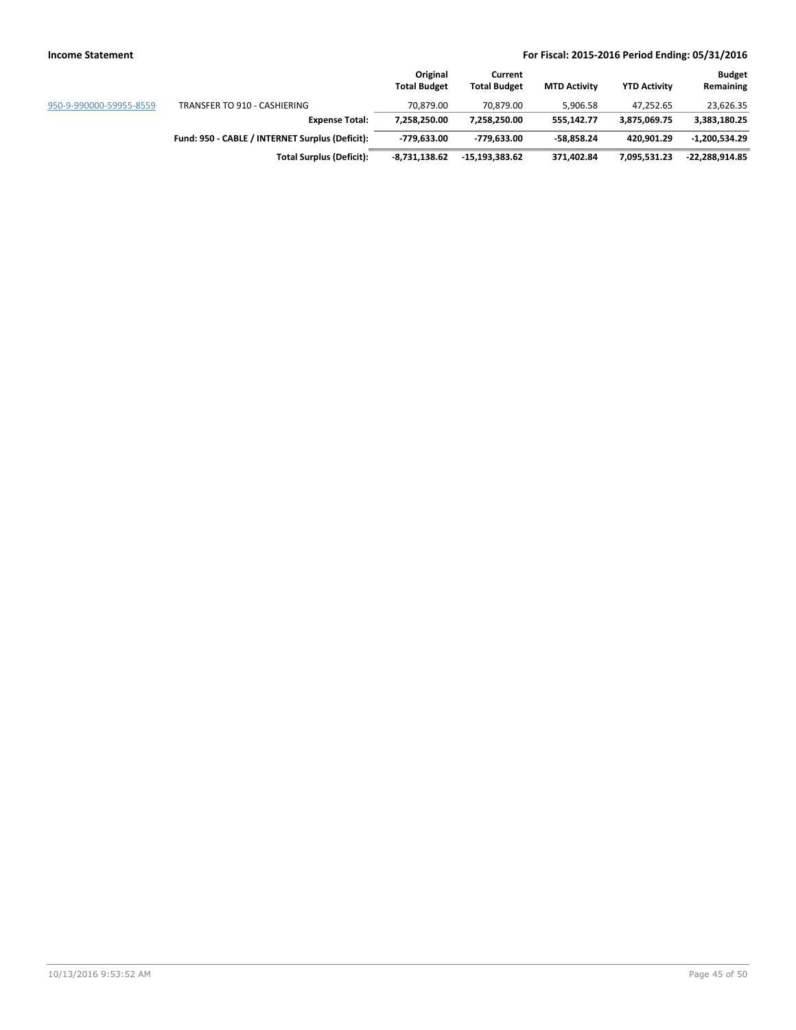| | | Original Total Budget | Current Total Budget | MTD Activity | YTD Activity | Budget Remaining |
|---|---|---|---|---|---|---|
| 950-9-990000-59955-8559 | TRANSFER TO 910 - CASHIERING | 70,879.00 | 70,879.00 | 5,906.58 | 47,252.65 | 23,626.35 |
| | **Expense Total:** | **7,258,250.00** | **7,258,250.00** | **555,142.77** | **3,875,069.75** | **3,383,180.25** |
| | **Fund: 950 - CABLE / INTERNET Surplus (Deficit):** | **-779,633.00** | **-779,633.00** | **-58,858.24** | **420,901.29** | **-1,200,534.29** |
| | **Total Surplus (Deficit):** | **-8,731,138.62** | **-15,193,383.62** | **371,402.84** | **7,095,531.23** | **-22,288,914.85** |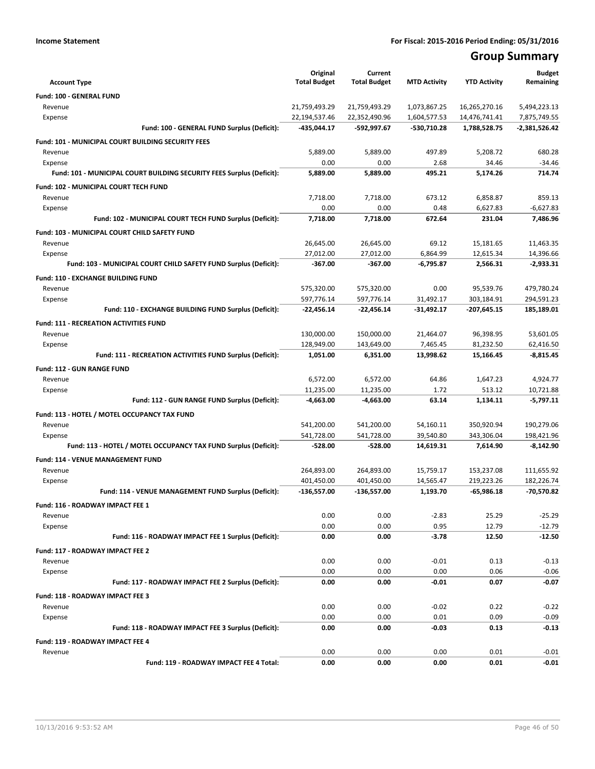**Income Statement** | **For Fiscal: 2015-2016 Period Ending: 05/31/2016**

# Group Summary

| Account Type | Original Total Budget | Current Total Budget | MTD Activity | YTD Activity | Budget Remaining |
|---|---|---|---|---|---|
| **Fund: 100 - GENERAL FUND** | | | | | |
| Revenue | 21,759,493.29 | 21,759,493.29 | 1,073,867.25 | 16,265,270.16 | 5,494,223.13 |
| Expense | 22,194,537.46 | 22,352,490.96 | 1,604,577.53 | 14,476,741.41 | 7,875,749.55 |
| **Fund: 100 - GENERAL FUND Surplus (Deficit):** | **-435,044.17** | **-592,997.67** | **-530,710.28** | **1,788,528.75** | **-2,381,526.42** |
| **Fund: 101 - MUNICIPAL COURT BUILDING SECURITY FEES** | | | | | |
| Revenue | 5,889.00 | 5,889.00 | 497.89 | 5,208.72 | 680.28 |
| Expense | 0.00 | 0.00 | 2.68 | 34.46 | -34.46 |
| **Fund: 101 - MUNICIPAL COURT BUILDING SECURITY FEES Surplus (Deficit):** | **5,889.00** | **5,889.00** | **495.21** | **5,174.26** | **714.74** |
| **Fund: 102 - MUNICIPAL COURT TECH FUND** | | | | | |
| Revenue | 7,718.00 | 7,718.00 | 673.12 | 6,858.87 | 859.13 |
| Expense | 0.00 | 0.00 | 0.48 | 6,627.83 | -6,627.83 |
| **Fund: 102 - MUNICIPAL COURT TECH FUND Surplus (Deficit):** | **7,718.00** | **7,718.00** | **672.64** | **231.04** | **7,486.96** |
| **Fund: 103 - MUNICIPAL COURT CHILD SAFETY FUND** | | | | | |
| Revenue | 26,645.00 | 26,645.00 | 69.12 | 15,181.65 | 11,463.35 |
| Expense | 27,012.00 | 27,012.00 | 6,864.99 | 12,615.34 | 14,396.66 |
| **Fund: 103 - MUNICIPAL COURT CHILD SAFETY FUND Surplus (Deficit):** | **-367.00** | **-367.00** | **-6,795.87** | **2,566.31** | **-2,933.31** |
| **Fund: 110 - EXCHANGE BUILDING FUND** | | | | | |
| Revenue | 575,320.00 | 575,320.00 | 0.00 | 95,539.76 | 479,780.24 |
| Expense | 597,776.14 | 597,776.14 | 31,492.17 | 303,184.91 | 294,591.23 |
| **Fund: 110 - EXCHANGE BUILDING FUND Surplus (Deficit):** | **-22,456.14** | **-22,456.14** | **-31,492.17** | **-207,645.15** | **185,189.01** |
| **Fund: 111 - RECREATION ACTIVITIES FUND** | | | | | |
| Revenue | 130,000.00 | 150,000.00 | 21,464.07 | 96,398.95 | 53,601.05 |
| Expense | 128,949.00 | 143,649.00 | 7,465.45 | 81,232.50 | 62,416.50 |
| **Fund: 111 - RECREATION ACTIVITIES FUND Surplus (Deficit):** | **1,051.00** | **6,351.00** | **13,998.62** | **15,166.45** | **-8,815.45** |
| **Fund: 112 - GUN RANGE FUND** | | | | | |
| Revenue | 6,572.00 | 6,572.00 | 64.86 | 1,647.23 | 4,924.77 |
| Expense | 11,235.00 | 11,235.00 | 1.72 | 513.12 | 10,721.88 |
| **Fund: 112 - GUN RANGE FUND Surplus (Deficit):** | **-4,663.00** | **-4,663.00** | **63.14** | **1,134.11** | **-5,797.11** |
| **Fund: 113 - HOTEL / MOTEL OCCUPANCY TAX FUND** | | | | | |
| Revenue | 541,200.00 | 541,200.00 | 54,160.11 | 350,920.94 | 190,279.06 |
| Expense | 541,728.00 | 541,728.00 | 39,540.80 | 343,306.04 | 198,421.96 |
| **Fund: 113 - HOTEL / MOTEL OCCUPANCY TAX FUND Surplus (Deficit):** | **-528.00** | **-528.00** | **14,619.31** | **7,614.90** | **-8,142.90** |
| **Fund: 114 - VENUE MANAGEMENT FUND** | | | | | |
| Revenue | 264,893.00 | 264,893.00 | 15,759.17 | 153,237.08 | 111,655.92 |
| Expense | 401,450.00 | 401,450.00 | 14,565.47 | 219,223.26 | 182,226.74 |
| **Fund: 114 - VENUE MANAGEMENT FUND Surplus (Deficit):** | **-136,557.00** | **-136,557.00** | **1,193.70** | **-65,986.18** | **-70,570.82** |
| **Fund: 116 - ROADWAY IMPACT FEE 1** | | | | | |
| Revenue | 0.00 | 0.00 | -2.83 | 25.29 | -25.29 |
| Expense | 0.00 | 0.00 | 0.95 | 12.79 | -12.79 |
| **Fund: 116 - ROADWAY IMPACT FEE 1 Surplus (Deficit):** | **0.00** | **0.00** | **-3.78** | **12.50** | **-12.50** |
| **Fund: 117 - ROADWAY IMPACT FEE 2** | | | | | |
| Revenue | 0.00 | 0.00 | -0.01 | 0.13 | -0.13 |
| Expense | 0.00 | 0.00 | 0.00 | 0.06 | -0.06 |
| **Fund: 117 - ROADWAY IMPACT FEE 2 Surplus (Deficit):** | **0.00** | **0.00** | **-0.01** | **0.07** | **-0.07** |
| **Fund: 118 - ROADWAY IMPACT FEE 3** | | | | | |
| Revenue | 0.00 | 0.00 | -0.02 | 0.22 | -0.22 |
| Expense | 0.00 | 0.00 | 0.01 | 0.09 | -0.09 |
| **Fund: 118 - ROADWAY IMPACT FEE 3 Surplus (Deficit):** | **0.00** | **0.00** | **-0.03** | **0.13** | **-0.13** |
| **Fund: 119 - ROADWAY IMPACT FEE 4** | | | | | |
| Revenue | 0.00 | 0.00 | 0.00 | 0.01 | -0.01 |
| **Fund: 119 - ROADWAY IMPACT FEE 4 Total:** | **0.00** | **0.00** | **0.00** | **0.01** | **-0.01** |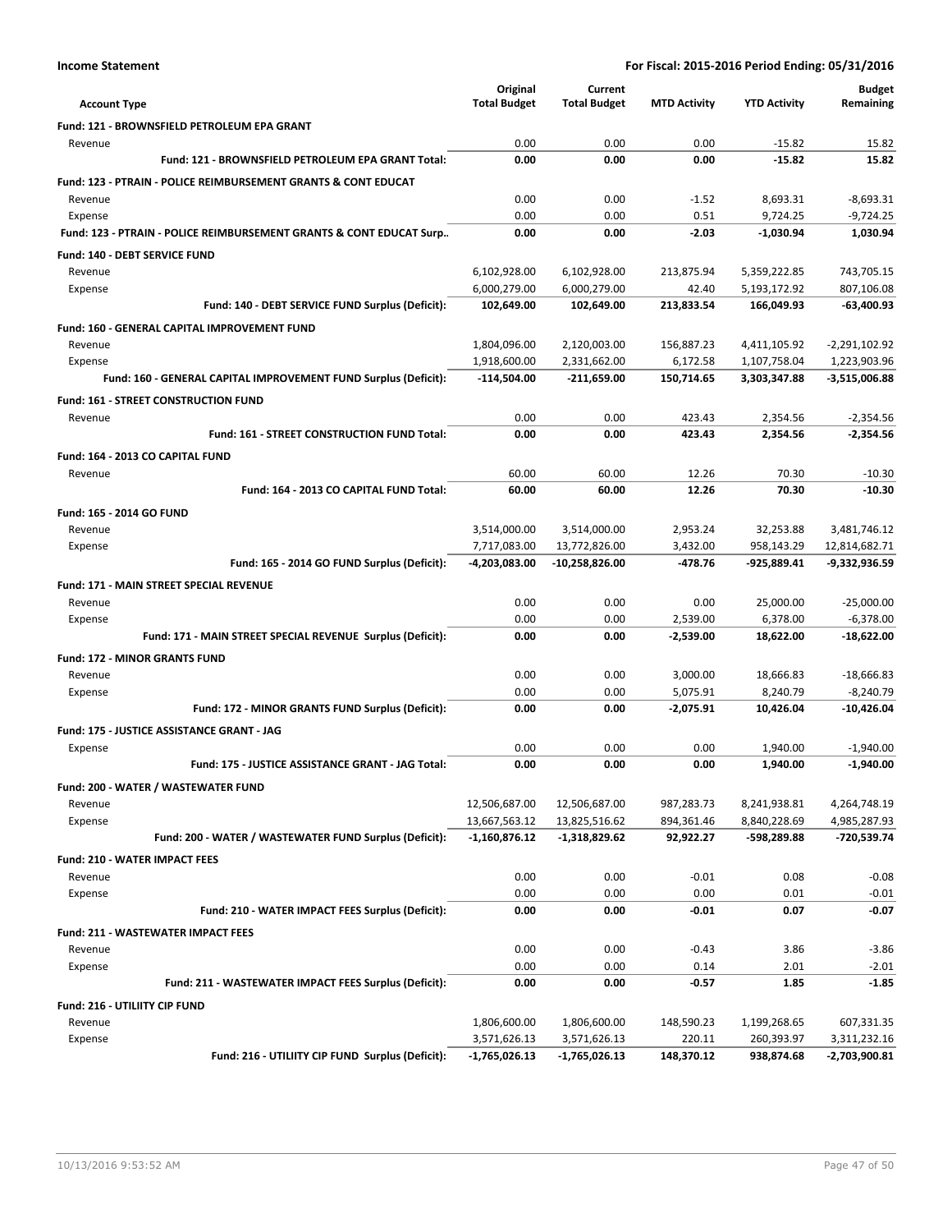**Income Statement** **For Fiscal: 2015-2016 Period Ending: 05/31/2016**

| Account Type | Original Total Budget | Current Total Budget | MTD Activity | YTD Activity | Budget Remaining |
|---|---|---|---|---|---|
| **Fund: 121 - BROWNSFIELD PETROLEUM EPA GRANT** | | | | | |
| Revenue | 0.00 | 0.00 | 0.00 | -15.82 | 15.82 |
| **Fund: 121 - BROWNSFIELD PETROLEUM EPA GRANT Total:** | **0.00** | **0.00** | **0.00** | **-15.82** | **15.82** |
| **Fund: 123 - PTRAIN - POLICE REIMBURSEMENT GRANTS & CONT EDUCAT** | | | | | |
| Revenue | 0.00 | 0.00 | -1.52 | 8,693.31 | -8,693.31 |
| Expense | 0.00 | 0.00 | 0.51 | 9,724.25 | -9,724.25 |
| **Fund: 123 - PTRAIN - POLICE REIMBURSEMENT GRANTS & CONT EDUCAT Surp..** | **0.00** | **0.00** | **-2.03** | **-1,030.94** | **1,030.94** |
| **Fund: 140 - DEBT SERVICE FUND** | | | | | |
| Revenue | 6,102,928.00 | 6,102,928.00 | 213,875.94 | 5,359,222.85 | 743,705.15 |
| Expense | 6,000,279.00 | 6,000,279.00 | 42.40 | 5,193,172.92 | 807,106.08 |
| **Fund: 140 - DEBT SERVICE FUND Surplus (Deficit):** | **102,649.00** | **102,649.00** | **213,833.54** | **166,049.93** | **-63,400.93** |
| **Fund: 160 - GENERAL CAPITAL IMPROVEMENT FUND** | | | | | |
| Revenue | 1,804,096.00 | 2,120,003.00 | 156,887.23 | 4,411,105.92 | -2,291,102.92 |
| Expense | 1,918,600.00 | 2,331,662.00 | 6,172.58 | 1,107,758.04 | 1,223,903.96 |
| **Fund: 160 - GENERAL CAPITAL IMPROVEMENT FUND Surplus (Deficit):** | **-114,504.00** | **-211,659.00** | **150,714.65** | **3,303,347.88** | **-3,515,006.88** |
| **Fund: 161 - STREET CONSTRUCTION FUND** | | | | | |
| Revenue | 0.00 | 0.00 | 423.43 | 2,354.56 | -2,354.56 |
| **Fund: 161 - STREET CONSTRUCTION FUND Total:** | **0.00** | **0.00** | **423.43** | **2,354.56** | **-2,354.56** |
| **Fund: 164 - 2013 CO CAPITAL FUND** | | | | | |
| Revenue | 60.00 | 60.00 | 12.26 | 70.30 | -10.30 |
| **Fund: 164 - 2013 CO CAPITAL FUND Total:** | **60.00** | **60.00** | **12.26** | **70.30** | **-10.30** |
| **Fund: 165 - 2014 GO FUND** | | | | | |
| Revenue | 3,514,000.00 | 3,514,000.00 | 2,953.24 | 32,253.88 | 3,481,746.12 |
| Expense | 7,717,083.00 | 13,772,826.00 | 3,432.00 | 958,143.29 | 12,814,682.71 |
| **Fund: 165 - 2014 GO FUND Surplus (Deficit):** | **-4,203,083.00** | **-10,258,826.00** | **-478.76** | **-925,889.41** | **-9,332,936.59** |
| **Fund: 171 - MAIN STREET SPECIAL REVENUE** | | | | | |
| Revenue | 0.00 | 0.00 | 0.00 | 25,000.00 | -25,000.00 |
| Expense | 0.00 | 0.00 | 2,539.00 | 6,378.00 | -6,378.00 |
| **Fund: 171 - MAIN STREET SPECIAL REVENUE Surplus (Deficit):** | **0.00** | **0.00** | **-2,539.00** | **18,622.00** | **-18,622.00** |
| **Fund: 172 - MINOR GRANTS FUND** | | | | | |
| Revenue | 0.00 | 0.00 | 3,000.00 | 18,666.83 | -18,666.83 |
| Expense | 0.00 | 0.00 | 5,075.91 | 8,240.79 | -8,240.79 |
| **Fund: 172 - MINOR GRANTS FUND Surplus (Deficit):** | **0.00** | **0.00** | **-2,075.91** | **10,426.04** | **-10,426.04** |
| **Fund: 175 - JUSTICE ASSISTANCE GRANT - JAG** | | | | | |
| Expense | 0.00 | 0.00 | 0.00 | 1,940.00 | -1,940.00 |
| **Fund: 175 - JUSTICE ASSISTANCE GRANT - JAG Total:** | **0.00** | **0.00** | **0.00** | **1,940.00** | **-1,940.00** |
| **Fund: 200 - WATER / WASTEWATER FUND** | | | | | |
| Revenue | 12,506,687.00 | 12,506,687.00 | 987,283.73 | 8,241,938.81 | 4,264,748.19 |
| Expense | 13,667,563.12 | 13,825,516.62 | 894,361.46 | 8,840,228.69 | 4,985,287.93 |
| **Fund: 200 - WATER / WASTEWATER FUND Surplus (Deficit):** | **-1,160,876.12** | **-1,318,829.62** | **92,922.27** | **-598,289.88** | **-720,539.74** |
| **Fund: 210 - WATER IMPACT FEES** | | | | | |
| Revenue | 0.00 | 0.00 | -0.01 | 0.08 | -0.08 |
| Expense | 0.00 | 0.00 | 0.00 | 0.01 | -0.01 |
| **Fund: 210 - WATER IMPACT FEES Surplus (Deficit):** | **0.00** | **0.00** | **-0.01** | **0.07** | **-0.07** |
| **Fund: 211 - WASTEWATER IMPACT FEES** | | | | | |
| Revenue | 0.00 | 0.00 | -0.43 | 3.86 | -3.86 |
| Expense | 0.00 | 0.00 | 0.14 | 2.01 | -2.01 |
| **Fund: 211 - WASTEWATER IMPACT FEES Surplus (Deficit):** | **0.00** | **0.00** | **-0.57** | **1.85** | **-1.85** |
| **Fund: 216 - UTILIITY CIP FUND** | | | | | |
| Revenue | 1,806,600.00 | 1,806,600.00 | 148,590.23 | 1,199,268.65 | 607,331.35 |
| Expense | 3,571,626.13 | 3,571,626.13 | 220.11 | 260,393.97 | 3,311,232.16 |
| **Fund: 216 - UTILIITY CIP FUND Surplus (Deficit):** | **-1,765,026.13** | **-1,765,026.13** | **148,370.12** | **938,874.68** | **-2,703,900.81** |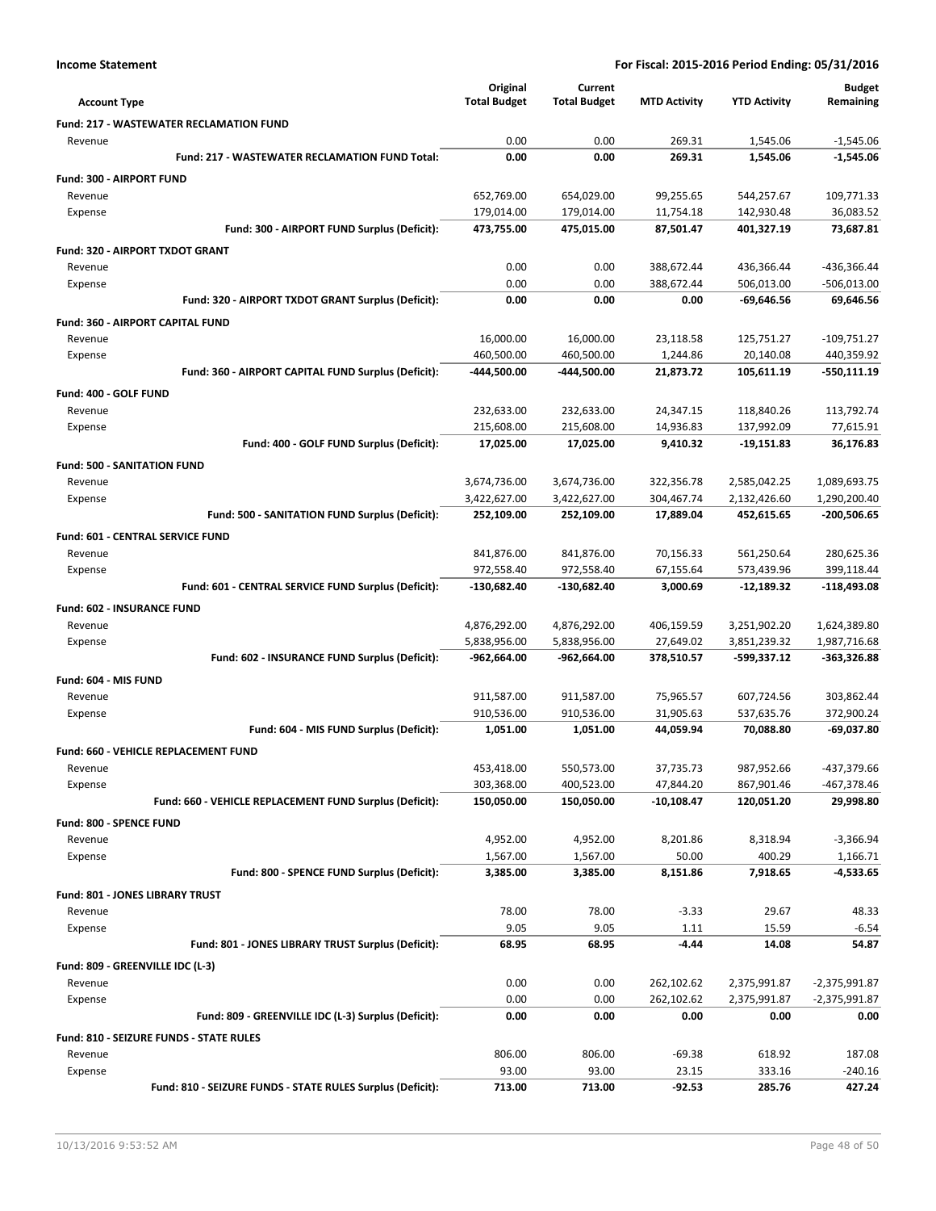**Income Statement** — For Fiscal: 2015-2016 Period Ending: 05/31/2016

| Account Type | Original Total Budget | Current Total Budget | MTD Activity | YTD Activity | Budget Remaining |
|---|---|---|---|---|---|
| **Fund: 217 - WASTEWATER RECLAMATION FUND** | | | | | |
| Revenue | 0.00 | 0.00 | 269.31 | 1,545.06 | -1,545.06 |
| **Fund: 217 - WASTEWATER RECLAMATION FUND Total:** | **0.00** | **0.00** | **269.31** | **1,545.06** | **-1,545.06** |
| **Fund: 300 - AIRPORT FUND** | | | | | |
| Revenue | 652,769.00 | 654,029.00 | 99,255.65 | 544,257.67 | 109,771.33 |
| Expense | 179,014.00 | 179,014.00 | 11,754.18 | 142,930.48 | 36,083.52 |
| **Fund: 300 - AIRPORT FUND Surplus (Deficit):** | **473,755.00** | **475,015.00** | **87,501.47** | **401,327.19** | **73,687.81** |
| **Fund: 320 - AIRPORT TXDOT GRANT** | | | | | |
| Revenue | 0.00 | 0.00 | 388,672.44 | 436,366.44 | -436,366.44 |
| Expense | 0.00 | 0.00 | 388,672.44 | 506,013.00 | -506,013.00 |
| **Fund: 320 - AIRPORT TXDOT GRANT Surplus (Deficit):** | **0.00** | **0.00** | **0.00** | **-69,646.56** | **69,646.56** |
| **Fund: 360 - AIRPORT CAPITAL FUND** | | | | | |
| Revenue | 16,000.00 | 16,000.00 | 23,118.58 | 125,751.27 | -109,751.27 |
| Expense | 460,500.00 | 460,500.00 | 1,244.86 | 20,140.08 | 440,359.92 |
| **Fund: 360 - AIRPORT CAPITAL FUND Surplus (Deficit):** | **-444,500.00** | **-444,500.00** | **21,873.72** | **105,611.19** | **-550,111.19** |
| **Fund: 400 - GOLF FUND** | | | | | |
| Revenue | 232,633.00 | 232,633.00 | 24,347.15 | 118,840.26 | 113,792.74 |
| Expense | 215,608.00 | 215,608.00 | 14,936.83 | 137,992.09 | 77,615.91 |
| **Fund: 400 - GOLF FUND Surplus (Deficit):** | **17,025.00** | **17,025.00** | **9,410.32** | **-19,151.83** | **36,176.83** |
| **Fund: 500 - SANITATION FUND** | | | | | |
| Revenue | 3,674,736.00 | 3,674,736.00 | 322,356.78 | 2,585,042.25 | 1,089,693.75 |
| Expense | 3,422,627.00 | 3,422,627.00 | 304,467.74 | 2,132,426.60 | 1,290,200.40 |
| **Fund: 500 - SANITATION FUND Surplus (Deficit):** | **252,109.00** | **252,109.00** | **17,889.04** | **452,615.65** | **-200,506.65** |
| **Fund: 601 - CENTRAL SERVICE FUND** | | | | | |
| Revenue | 841,876.00 | 841,876.00 | 70,156.33 | 561,250.64 | 280,625.36 |
| Expense | 972,558.40 | 972,558.40 | 67,155.64 | 573,439.96 | 399,118.44 |
| **Fund: 601 - CENTRAL SERVICE FUND Surplus (Deficit):** | **-130,682.40** | **-130,682.40** | **3,000.69** | **-12,189.32** | **-118,493.08** |
| **Fund: 602 - INSURANCE FUND** | | | | | |
| Revenue | 4,876,292.00 | 4,876,292.00 | 406,159.59 | 3,251,902.20 | 1,624,389.80 |
| Expense | 5,838,956.00 | 5,838,956.00 | 27,649.02 | 3,851,239.32 | 1,987,716.68 |
| **Fund: 602 - INSURANCE FUND Surplus (Deficit):** | **-962,664.00** | **-962,664.00** | **378,510.57** | **-599,337.12** | **-363,326.88** |
| **Fund: 604 - MIS FUND** | | | | | |
| Revenue | 911,587.00 | 911,587.00 | 75,965.57 | 607,724.56 | 303,862.44 |
| Expense | 910,536.00 | 910,536.00 | 31,905.63 | 537,635.76 | 372,900.24 |
| **Fund: 604 - MIS FUND Surplus (Deficit):** | **1,051.00** | **1,051.00** | **44,059.94** | **70,088.80** | **-69,037.80** |
| **Fund: 660 - VEHICLE REPLACEMENT FUND** | | | | | |
| Revenue | 453,418.00 | 550,573.00 | 37,735.73 | 987,952.66 | -437,379.66 |
| Expense | 303,368.00 | 400,523.00 | 47,844.20 | 867,901.46 | -467,378.46 |
| **Fund: 660 - VEHICLE REPLACEMENT FUND Surplus (Deficit):** | **150,050.00** | **150,050.00** | **-10,108.47** | **120,051.20** | **29,998.80** |
| **Fund: 800 - SPENCE FUND** | | | | | |
| Revenue | 4,952.00 | 4,952.00 | 8,201.86 | 8,318.94 | -3,366.94 |
| Expense | 1,567.00 | 1,567.00 | 50.00 | 400.29 | 1,166.71 |
| **Fund: 800 - SPENCE FUND Surplus (Deficit):** | **3,385.00** | **3,385.00** | **8,151.86** | **7,918.65** | **-4,533.65** |
| **Fund: 801 - JONES LIBRARY TRUST** | | | | | |
| Revenue | 78.00 | 78.00 | -3.33 | 29.67 | 48.33 |
| Expense | 9.05 | 9.05 | 1.11 | 15.59 | -6.54 |
| **Fund: 801 - JONES LIBRARY TRUST Surplus (Deficit):** | **68.95** | **68.95** | **-4.44** | **14.08** | **54.87** |
| **Fund: 809 - GREENVILLE IDC (L-3)** | | | | | |
| Revenue | 0.00 | 0.00 | 262,102.62 | 2,375,991.87 | -2,375,991.87 |
| Expense | 0.00 | 0.00 | 262,102.62 | 2,375,991.87 | -2,375,991.87 |
| **Fund: 809 - GREENVILLE IDC (L-3) Surplus (Deficit):** | **0.00** | **0.00** | **0.00** | **0.00** | **0.00** |
| **Fund: 810 - SEIZURE FUNDS - STATE RULES** | | | | | |
| Revenue | 806.00 | 806.00 | -69.38 | 618.92 | 187.08 |
| Expense | 93.00 | 93.00 | 23.15 | 333.16 | -240.16 |
| **Fund: 810 - SEIZURE FUNDS - STATE RULES Surplus (Deficit):** | **713.00** | **713.00** | **-92.53** | **285.76** | **427.24** |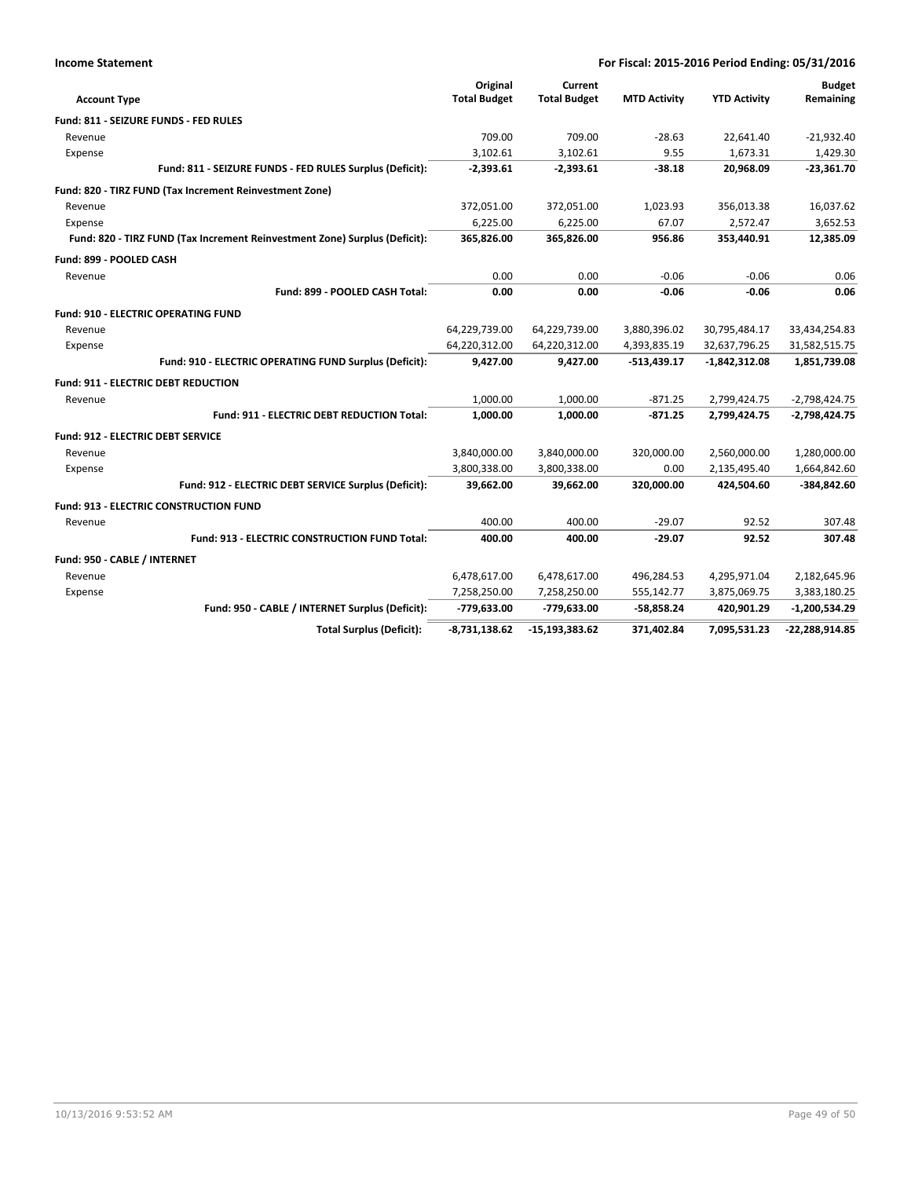**Income Statement** | **For Fiscal: 2015-2016 Period Ending: 05/31/2016**

| Account Type | Original Total Budget | Current Total Budget | MTD Activity | YTD Activity | Budget Remaining |
|---|---|---|---|---|---|
| **Fund: 811 - SEIZURE FUNDS - FED RULES** | | | | | |
| Revenue | 709.00 | 709.00 | -28.63 | 22,641.40 | -21,932.40 |
| Expense | 3,102.61 | 3,102.61 | 9.55 | 1,673.31 | 1,429.30 |
| **Fund: 811 - SEIZURE FUNDS - FED RULES Surplus (Deficit):** | **-2,393.61** | **-2,393.61** | **-38.18** | **20,968.09** | **-23,361.70** |
| **Fund: 820 - TIRZ FUND (Tax Increment Reinvestment Zone)** | | | | | |
| Revenue | 372,051.00 | 372,051.00 | 1,023.93 | 356,013.38 | 16,037.62 |
| Expense | 6,225.00 | 6,225.00 | 67.07 | 2,572.47 | 3,652.53 |
| **Fund: 820 - TIRZ FUND (Tax Increment Reinvestment Zone) Surplus (Deficit):** | **365,826.00** | **365,826.00** | **956.86** | **353,440.91** | **12,385.09** |
| **Fund: 899 - POOLED CASH** | | | | | |
| Revenue | 0.00 | 0.00 | -0.06 | -0.06 | 0.06 |
| **Fund: 899 - POOLED CASH Total:** | **0.00** | **0.00** | **-0.06** | **-0.06** | **0.06** |
| **Fund: 910 - ELECTRIC OPERATING FUND** | | | | | |
| Revenue | 64,229,739.00 | 64,229,739.00 | 3,880,396.02 | 30,795,484.17 | 33,434,254.83 |
| Expense | 64,220,312.00 | 64,220,312.00 | 4,393,835.19 | 32,637,796.25 | 31,582,515.75 |
| **Fund: 910 - ELECTRIC OPERATING FUND Surplus (Deficit):** | **9,427.00** | **9,427.00** | **-513,439.17** | **-1,842,312.08** | **1,851,739.08** |
| **Fund: 911 - ELECTRIC DEBT REDUCTION** | | | | | |
| Revenue | 1,000.00 | 1,000.00 | -871.25 | 2,799,424.75 | -2,798,424.75 |
| **Fund: 911 - ELECTRIC DEBT REDUCTION Total:** | **1,000.00** | **1,000.00** | **-871.25** | **2,799,424.75** | **-2,798,424.75** |
| **Fund: 912 - ELECTRIC DEBT SERVICE** | | | | | |
| Revenue | 3,840,000.00 | 3,840,000.00 | 320,000.00 | 2,560,000.00 | 1,280,000.00 |
| Expense | 3,800,338.00 | 3,800,338.00 | 0.00 | 2,135,495.40 | 1,664,842.60 |
| **Fund: 912 - ELECTRIC DEBT SERVICE Surplus (Deficit):** | **39,662.00** | **39,662.00** | **320,000.00** | **424,504.60** | **-384,842.60** |
| **Fund: 913 - ELECTRIC CONSTRUCTION FUND** | | | | | |
| Revenue | 400.00 | 400.00 | -29.07 | 92.52 | 307.48 |
| **Fund: 913 - ELECTRIC CONSTRUCTION FUND Total:** | **400.00** | **400.00** | **-29.07** | **92.52** | **307.48** |
| **Fund: 950 - CABLE / INTERNET** | | | | | |
| Revenue | 6,478,617.00 | 6,478,617.00 | 496,284.53 | 4,295,971.04 | 2,182,645.96 |
| Expense | 7,258,250.00 | 7,258,250.00 | 555,142.77 | 3,875,069.75 | 3,383,180.25 |
| **Fund: 950 - CABLE / INTERNET Surplus (Deficit):** | **-779,633.00** | **-779,633.00** | **-58,858.24** | **420,901.29** | **-1,200,534.29** |
| **Total Surplus (Deficit):** | **-8,731,138.62** | **-15,193,383.62** | **371,402.84** | **7,095,531.23** | **-22,288,914.85** |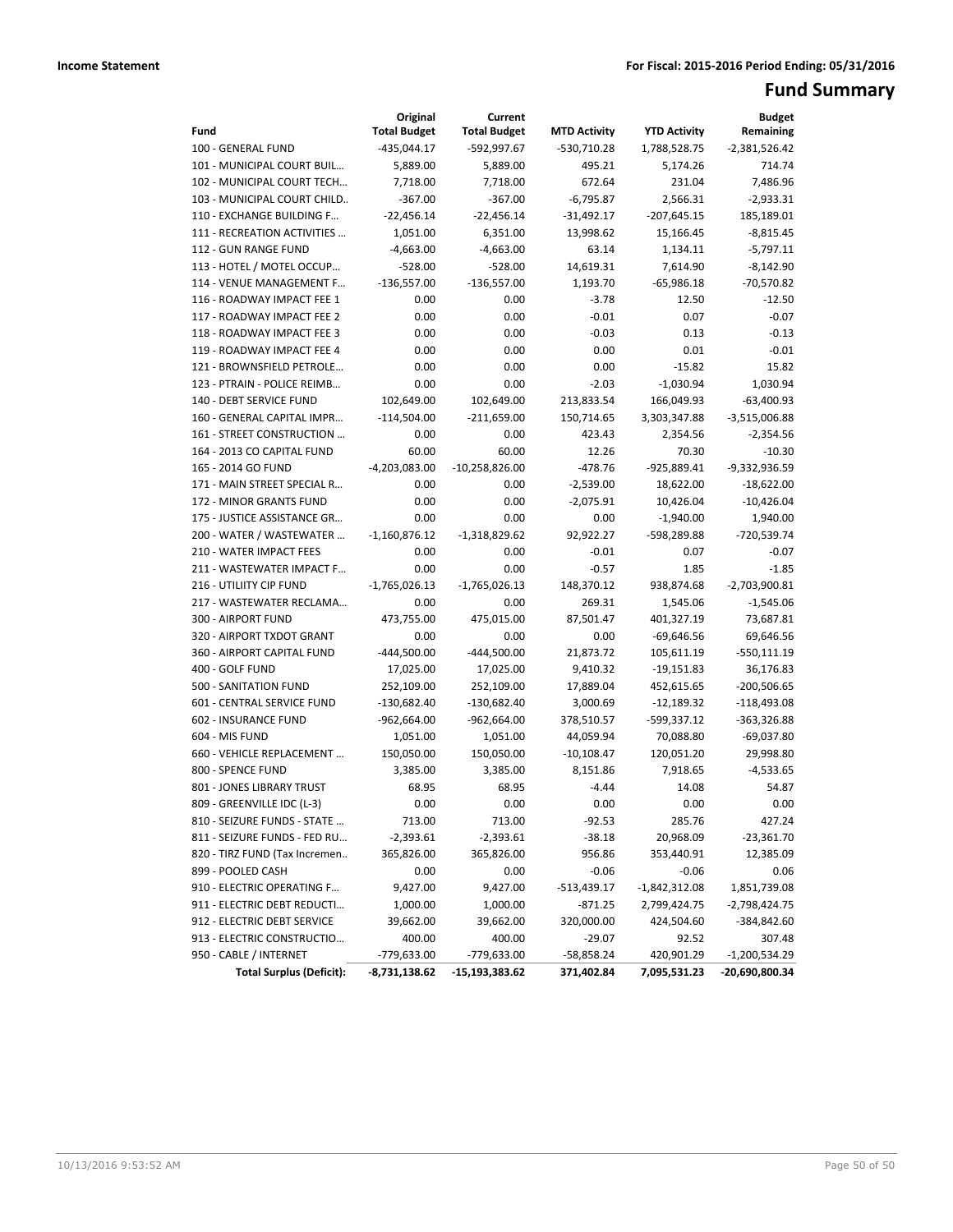**Income Statement** **For Fiscal: 2015-2016 Period Ending: 05/31/2016**

# Fund Summary

| Fund | Original Total Budget | Current Total Budget | MTD Activity | YTD Activity | Budget Remaining |
|---|---|---|---|---|---|
| 100 - GENERAL FUND | -435,044.17 | -592,997.67 | -530,710.28 | 1,788,528.75 | -2,381,526.42 |
| 101 - MUNICIPAL COURT BUIL… | 5,889.00 | 5,889.00 | 495.21 | 5,174.26 | 714.74 |
| 102 - MUNICIPAL COURT TECH… | 7,718.00 | 7,718.00 | 672.64 | 231.04 | 7,486.96 |
| 103 - MUNICIPAL COURT CHILD.. | -367.00 | -367.00 | -6,795.87 | 2,566.31 | -2,933.31 |
| 110 - EXCHANGE BUILDING F… | -22,456.14 | -22,456.14 | -31,492.17 | -207,645.15 | 185,189.01 |
| 111 - RECREATION ACTIVITIES … | 1,051.00 | 6,351.00 | 13,998.62 | 15,166.45 | -8,815.45 |
| 112 - GUN RANGE FUND | -4,663.00 | -4,663.00 | 63.14 | 1,134.11 | -5,797.11 |
| 113 - HOTEL / MOTEL OCCUP… | -528.00 | -528.00 | 14,619.31 | 7,614.90 | -8,142.90 |
| 114 - VENUE MANAGEMENT F… | -136,557.00 | -136,557.00 | 1,193.70 | -65,986.18 | -70,570.82 |
| 116 - ROADWAY IMPACT FEE 1 | 0.00 | 0.00 | -3.78 | 12.50 | -12.50 |
| 117 - ROADWAY IMPACT FEE 2 | 0.00 | 0.00 | -0.01 | 0.07 | -0.07 |
| 118 - ROADWAY IMPACT FEE 3 | 0.00 | 0.00 | -0.03 | 0.13 | -0.13 |
| 119 - ROADWAY IMPACT FEE 4 | 0.00 | 0.00 | 0.00 | 0.01 | -0.01 |
| 121 - BROWNSFIELD PETROLE… | 0.00 | 0.00 | 0.00 | -15.82 | 15.82 |
| 123 - PTRAIN - POLICE REIMB… | 0.00 | 0.00 | -2.03 | -1,030.94 | 1,030.94 |
| 140 - DEBT SERVICE FUND | 102,649.00 | 102,649.00 | 213,833.54 | 166,049.93 | -63,400.93 |
| 160 - GENERAL CAPITAL IMPR… | -114,504.00 | -211,659.00 | 150,714.65 | 3,303,347.88 | -3,515,006.88 |
| 161 - STREET CONSTRUCTION … | 0.00 | 0.00 | 423.43 | 2,354.56 | -2,354.56 |
| 164 - 2013 CO CAPITAL FUND | 60.00 | 60.00 | 12.26 | 70.30 | -10.30 |
| 165 - 2014 GO FUND | -4,203,083.00 | -10,258,826.00 | -478.76 | -925,889.41 | -9,332,936.59 |
| 171 - MAIN STREET SPECIAL R… | 0.00 | 0.00 | -2,539.00 | 18,622.00 | -18,622.00 |
| 172 - MINOR GRANTS FUND | 0.00 | 0.00 | -2,075.91 | 10,426.04 | -10,426.04 |
| 175 - JUSTICE ASSISTANCE GR… | 0.00 | 0.00 | 0.00 | -1,940.00 | 1,940.00 |
| 200 - WATER / WASTEWATER … | -1,160,876.12 | -1,318,829.62 | 92,922.27 | -598,289.88 | -720,539.74 |
| 210 - WATER IMPACT FEES | 0.00 | 0.00 | -0.01 | 0.07 | -0.07 |
| 211 - WASTEWATER IMPACT F… | 0.00 | 0.00 | -0.57 | 1.85 | -1.85 |
| 216 - UTILIITY CIP FUND | -1,765,026.13 | -1,765,026.13 | 148,370.12 | 938,874.68 | -2,703,900.81 |
| 217 - WASTEWATER RECLAMA… | 0.00 | 0.00 | 269.31 | 1,545.06 | -1,545.06 |
| 300 - AIRPORT FUND | 473,755.00 | 475,015.00 | 87,501.47 | 401,327.19 | 73,687.81 |
| 320 - AIRPORT TXDOT GRANT | 0.00 | 0.00 | 0.00 | -69,646.56 | 69,646.56 |
| 360 - AIRPORT CAPITAL FUND | -444,500.00 | -444,500.00 | 21,873.72 | 105,611.19 | -550,111.19 |
| 400 - GOLF FUND | 17,025.00 | 17,025.00 | 9,410.32 | -19,151.83 | 36,176.83 |
| 500 - SANITATION FUND | 252,109.00 | 252,109.00 | 17,889.04 | 452,615.65 | -200,506.65 |
| 601 - CENTRAL SERVICE FUND | -130,682.40 | -130,682.40 | 3,000.69 | -12,189.32 | -118,493.08 |
| 602 - INSURANCE FUND | -962,664.00 | -962,664.00 | 378,510.57 | -599,337.12 | -363,326.88 |
| 604 - MIS FUND | 1,051.00 | 1,051.00 | 44,059.94 | 70,088.80 | -69,037.80 |
| 660 - VEHICLE REPLACEMENT … | 150,050.00 | 150,050.00 | -10,108.47 | 120,051.20 | 29,998.80 |
| 800 - SPENCE FUND | 3,385.00 | 3,385.00 | 8,151.86 | 7,918.65 | -4,533.65 |
| 801 - JONES LIBRARY TRUST | 68.95 | 68.95 | -4.44 | 14.08 | 54.87 |
| 809 - GREENVILLE IDC (L-3) | 0.00 | 0.00 | 0.00 | 0.00 | 0.00 |
| 810 - SEIZURE FUNDS - STATE … | 713.00 | 713.00 | -92.53 | 285.76 | 427.24 |
| 811 - SEIZURE FUNDS - FED RU… | -2,393.61 | -2,393.61 | -38.18 | 20,968.09 | -23,361.70 |
| 820 - TIRZ FUND (Tax Incremen.. | 365,826.00 | 365,826.00 | 956.86 | 353,440.91 | 12,385.09 |
| 899 - POOLED CASH | 0.00 | 0.00 | -0.06 | -0.06 | 0.06 |
| 910 - ELECTRIC OPERATING F… | 9,427.00 | 9,427.00 | -513,439.17 | -1,842,312.08 | 1,851,739.08 |
| 911 - ELECTRIC DEBT REDUCTI… | 1,000.00 | 1,000.00 | -871.25 | 2,799,424.75 | -2,798,424.75 |
| 912 - ELECTRIC DEBT SERVICE | 39,662.00 | 39,662.00 | 320,000.00 | 424,504.60 | -384,842.60 |
| 913 - ELECTRIC CONSTRUCTIO… | 400.00 | 400.00 | -29.07 | 92.52 | 307.48 |
| 950 - CABLE / INTERNET | -779,633.00 | -779,633.00 | -58,858.24 | 420,901.29 | -1,200,534.29 |
| **Total Surplus (Deficit):** | **-8,731,138.62** | **-15,193,383.62** | **371,402.84** | **7,095,531.23** | **-20,690,800.34** |